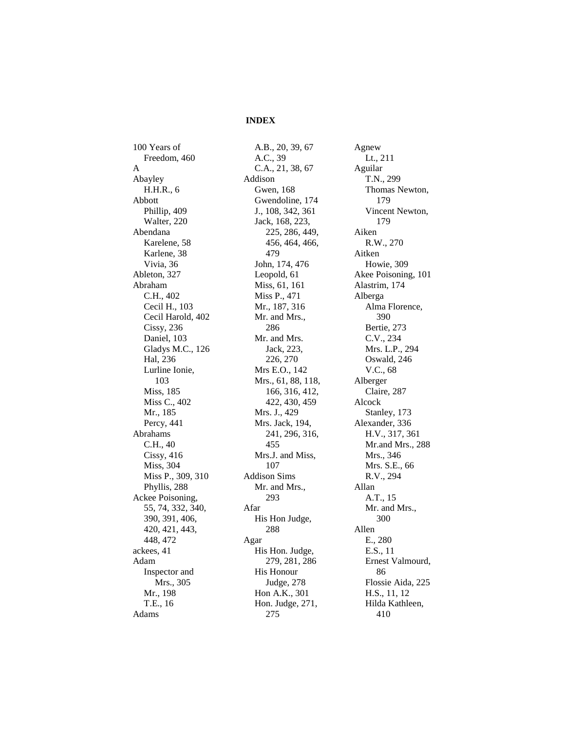# INDEX

100 Years of Freedom, 460
A
Abayley
- H.H.R., 6

Abbott
- Phillip, 409
- Walter, 220

Abendana
- Karelene, 58
- Karlene, 38
- Vivia, 36

Ableton, 327
Abraham
- C.H., 402
- Cecil H., 103
- Cecil Harold, 402
- Cissy, 236
- Daniel, 103
- Gladys M.C., 126
- Hal, 236
- Lurline Ionie, 103
- Miss, 185
- Miss C., 402
- Mr., 185
- Percy, 441

Abrahams
- C.H., 40
- Cissy, 416
- Miss, 304
- Miss P., 309, 310
- Phyllis, 288

Ackee Poisoning, 55, 74, 332, 340, 390, 391, 406, 420, 421, 443, 448, 472
ackees, 41
Adam
- Inspector and Mrs., 305
- Mr., 198
- T.E., 16

Adams
- A.B., 20, 39, 67
- A.C., 39
- C.A., 21, 38, 67

Addison
- Gwen, 168
- Gwendoline, 174
- J., 108, 342, 361
- Jack, 168, 223, 225, 286, 449, 456, 464, 466, 479
- John, 174, 476
- Leopold, 61
- Miss, 61, 161
- Miss P., 471
- Mr., 187, 316
- Mr. and Mrs., 286
- Mr. and Mrs. Jack, 223, 226, 270
- Mrs E.O., 142
- Mrs., 61, 88, 118, 166, 316, 412, 422, 430, 459
- Mrs. J., 429
- Mrs. Jack, 194, 241, 296, 316, 455
- Mrs.J. and Miss, 107

Addison Sims
- Mr. and Mrs., 293

Afar
- His Hon Judge, 288

Agar
- His Hon. Judge, 279, 281, 286
- His Honour Judge, 278
- Hon A.K., 301
- Hon. Judge, 271, 275

Agnew
- Lt., 211

Aguilar
- T.N., 299
- Thomas Newton, 179
- Vincent Newton, 179

Aiken
- R.W., 270

Aitken
- Howie, 309

Akee Poisoning, 101
Alastrim, 174
Alberga
- Alma Florence, 390
- Bertie, 273
- C.V., 234
- Mrs. L.P., 294
- Oswald, 246
- V.C., 68

Alberger
- Claire, 287

Alcock
- Stanley, 173

Alexander, 336
- H.V., 317, 361
- Mr.and Mrs., 288
- Mrs., 346
- Mrs. S.E., 66
- R.V., 294

Allan
- A.T., 15
- Mr. and Mrs., 300

Allen
- E., 280
- E.S., 11
- Ernest Valmourd, 86
- Flossie Aida, 225
- H.S., 11, 12
- Hilda Kathleen, 410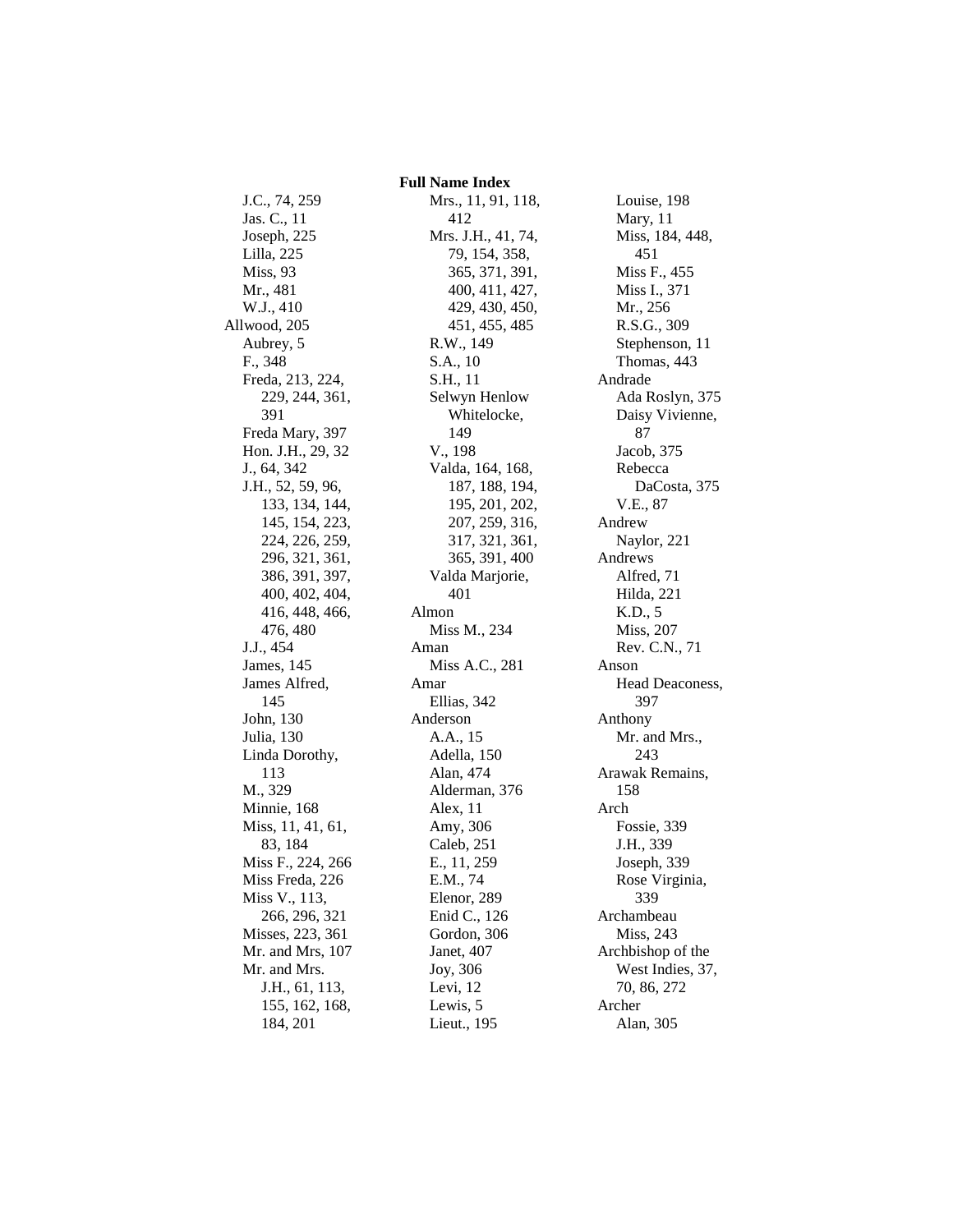# Full Name Index

J.C., 74, 259
Jas. C., 11
Joseph, 225
Lilla, 225
Miss, 93
Mr., 481
W.J., 410

Allwood, 205
Aubrey, 5
F., 348
Freda, 213, 224, 229, 244, 361, 391
Freda Mary, 397
Hon. J.H., 29, 32
J., 64, 342
J.H., 52, 59, 96, 133, 134, 144, 145, 154, 223, 224, 226, 259, 296, 321, 361, 386, 391, 397, 400, 402, 404, 416, 448, 466, 476, 480
J.J., 454
James, 145
James Alfred, 145
John, 130
Julia, 130
Linda Dorothy, 113
M., 329
Minnie, 168
Miss, 11, 41, 61, 83, 184
Miss F., 224, 266
Miss Freda, 226
Miss V., 113, 266, 296, 321
Misses, 223, 361
Mr. and Mrs, 107
Mr. and Mrs. J.H., 61, 113, 155, 162, 168, 184, 201
Mrs., 11, 91, 118, 412
Mrs. J.H., 41, 74, 79, 154, 358, 365, 371, 391, 400, 411, 427, 429, 430, 450, 451, 455, 485
R.W., 149
S.A., 10
S.H., 11
Selwyn Henlow Whitelocke, 149
V., 198
Valda, 164, 168, 187, 188, 194, 195, 201, 202, 207, 259, 316, 317, 321, 361, 365, 391, 400
Valda Marjorie, 401

Almon
Miss M., 234

Aman
Miss A.C., 281

Amar
Ellias, 342

Anderson
A.A., 15
Adella, 150
Alan, 474
Alderman, 376
Alex, 11
Amy, 306
Caleb, 251
E., 11, 259
E.M., 74
Elenor, 289
Enid C., 126
Gordon, 306
Janet, 407
Joy, 306
Levi, 12
Lewis, 5
Lieut., 195
Louise, 198
Mary, 11
Miss, 184, 448, 451
Miss F., 455
Miss I., 371
Mr., 256
R.S.G., 309
Stephenson, 11
Thomas, 443

Andrade
Ada Roslyn, 375
Daisy Vivienne, 87
Jacob, 375
Rebecca DaCosta, 375
V.E., 87

Andrew
Naylor, 221

Andrews
Alfred, 71
Hilda, 221
K.D., 5
Miss, 207
Rev. C.N., 71

Anson
Head Deaconess, 397

Anthony
Mr. and Mrs., 243

Arawak Remains, 158

Arch
Fossie, 339
J.H., 339
Joseph, 339
Rose Virginia, 339

Archambeau
Miss, 243

Archbishop of the West Indies, 37, 70, 86, 272

Archer
Alan, 305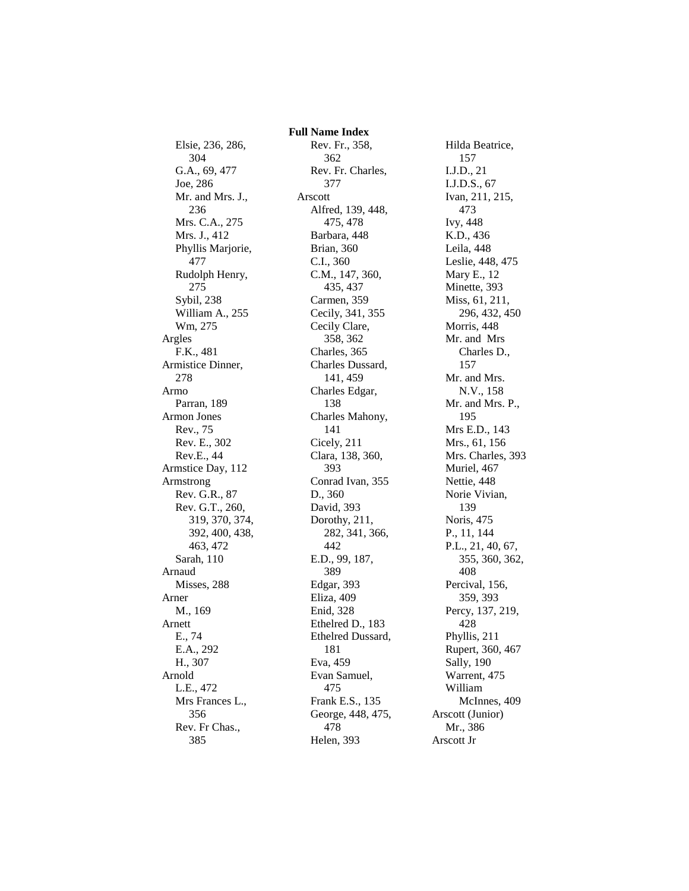# Full Name Index

Elsie, 236, 286, 304
G.A., 69, 477
Joe, 286
Mr. and Mrs. J., 236
Mrs. C.A., 275
Mrs. J., 412
Phyllis Marjorie, 477
Rudolph Henry, 275
Sybil, 238
William A., 255
Wm, 275

Argles
- F.K., 481

Armistice Dinner, 278

Armo
- Parran, 189

Armon Jones
- Rev., 75
- Rev. E., 302
- Rev.E., 44

Armstice Day, 112

Armstrong
- Rev. G.R., 87
- Rev. G.T., 260, 319, 370, 374, 392, 400, 438, 463, 472
- Sarah, 110

Arnaud
- Misses, 288

Arner
- M., 169

Arnett
- E., 74
- E.A., 292
- H., 307

Arnold
- L.E., 472
- Mrs Frances L., 356
- Rev. Fr Chas., 385
- Rev. Fr., 358, 362
- Rev. Fr. Charles, 377

Arscott
- Alfred, 139, 448, 475, 478
- Barbara, 448
- Brian, 360
- C.I., 360
- C.M., 147, 360, 435, 437
- Carmen, 359
- Cecily, 341, 355
- Cecily Clare, 358, 362
- Charles, 365
- Charles Dussard, 141, 459
- Charles Edgar, 138
- Charles Mahony, 141
- Cicely, 211
- Clara, 138, 360, 393
- Conrad Ivan, 355
- D., 360
- David, 393
- Dorothy, 211, 282, 341, 366, 442
- E.D., 99, 187, 389
- Edgar, 393
- Eliza, 409
- Enid, 328
- Ethelred D., 183
- Ethelred Dussard, 181
- Eva, 459
- Evan Samuel, 475
- Frank E.S., 135
- George, 448, 475, 478
- Helen, 393
- Hilda Beatrice, 157
- I.J.D., 21
- I.J.D.S., 67
- Ivan, 211, 215, 473
- Ivy, 448
- K.D., 436
- Leila, 448
- Leslie, 448, 475
- Mary E., 12
- Minette, 393
- Miss, 61, 211, 296, 432, 450
- Morris, 448
- Mr. and Mrs Charles D., 157
- Mr. and Mrs. N.V., 158
- Mr. and Mrs. P., 195
- Mrs E.D., 143
- Mrs., 61, 156
- Mrs. Charles, 393
- Muriel, 467
- Nettie, 448
- Norie Vivian, 139
- Noris, 475
- P., 11, 144
- P.L., 21, 40, 67, 355, 360, 362, 408
- Percival, 156, 359, 393
- Percy, 137, 219, 428
- Phyllis, 211
- Rupert, 360, 467
- Sally, 190
- Warrent, 475
- William McInnes, 409

Arscott (Junior)
- Mr., 386

Arscott Jr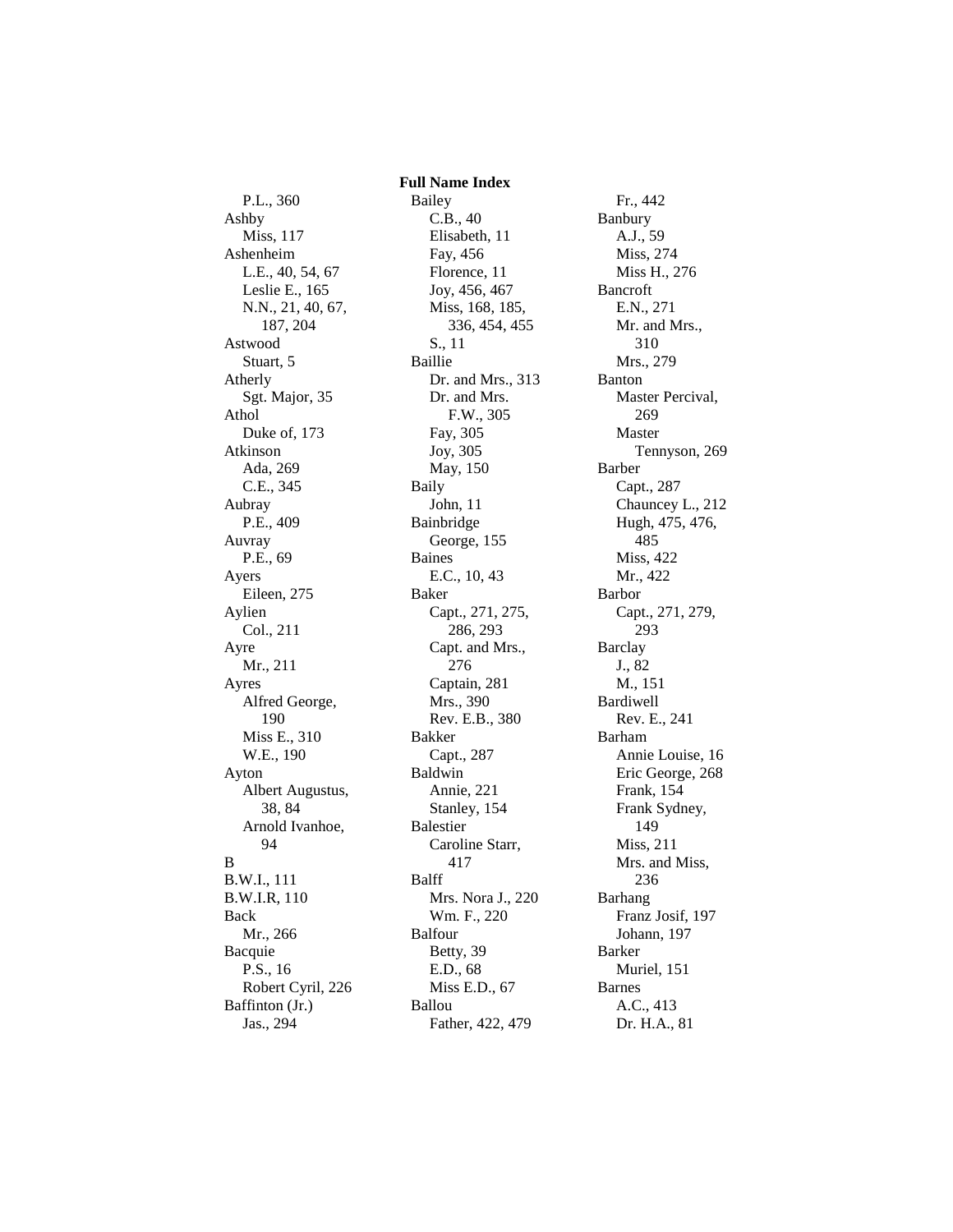## Full Name Index

P.L., 360
Ashby
  Miss, 117
Ashenheim
  L.E., 40, 54, 67
  Leslie E., 165
  N.N., 21, 40, 67, 187, 204
Astwood
  Stuart, 5
Atherly
  Sgt. Major, 35
Athol
  Duke of, 173
Atkinson
  Ada, 269
  C.E., 345
Aubray
  P.E., 409
Auvray
  P.E., 69
Ayers
  Eileen, 275
Aylien
  Col., 211
Ayre
  Mr., 211
Ayres
  Alfred George, 190
  Miss E., 310
  W.E., 190
Ayton
  Albert Augustus, 38, 84
  Arnold Ivanhoe, 94
B
B.W.I., 111
B.W.I.R, 110
Back
  Mr., 266
Bacquie
  P.S., 16
  Robert Cyril, 226
Baffinton (Jr.)
  Jas., 294
Bailey
  C.B., 40
  Elisabeth, 11
  Fay, 456
  Florence, 11
  Joy, 456, 467
  Miss, 168, 185, 336, 454, 455
  S., 11
Baillie
  Dr. and Mrs., 313
  Dr. and Mrs. F.W., 305
  Fay, 305
  Joy, 305
  May, 150
Baily
  John, 11
Bainbridge
  George, 155
Baines
  E.C., 10, 43
Baker
  Capt., 271, 275, 286, 293
  Capt. and Mrs., 276
  Captain, 281
  Mrs., 390
  Rev. E.B., 380
Bakker
  Capt., 287
Baldwin
  Annie, 221
  Stanley, 154
Balestier
  Caroline Starr, 417
Balff
  Mrs. Nora J., 220
  Wm. F., 220
Balfour
  Betty, 39
  E.D., 68
  Miss E.D., 67
Ballou
  Father, 422, 479
  Fr., 442
Banbury
  A.J., 59
  Miss, 274
  Miss H., 276
Bancroft
  E.N., 271
  Mr. and Mrs., 310
  Mrs., 279
Banton
  Master Percival, 269
  Master Tennyson, 269
Barber
  Capt., 287
  Chauncey L., 212
  Hugh, 475, 476, 485
  Miss, 422
  Mr., 422
Barbor
  Capt., 271, 279, 293
Barclay
  J., 82
  M., 151
Bardiwell
  Rev. E., 241
Barham
  Annie Louise, 16
  Eric George, 268
  Frank, 154
  Frank Sydney, 149
  Miss, 211
  Mrs. and Miss, 236
Barhang
  Franz Josif, 197
  Johann, 197
Barker
  Muriel, 151
Barnes
  A.C., 413
  Dr. H.A., 81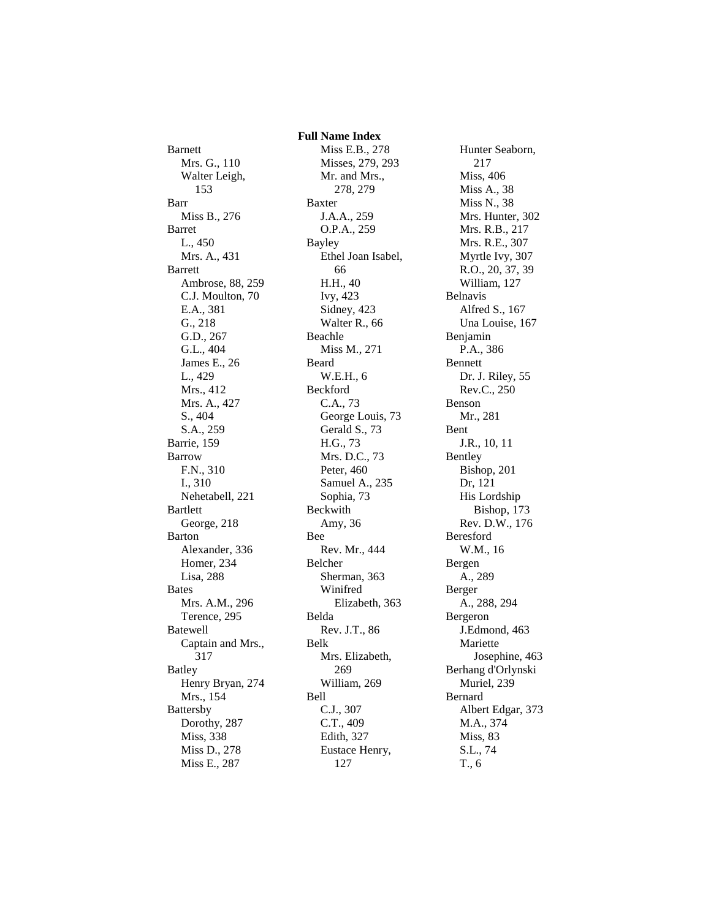**Full Name Index**

Barnett
- Mrs. G., 110
- Walter Leigh, 153

Barr
- Miss B., 276

Barret
- L., 450
- Mrs. A., 431

Barrett
- Ambrose, 88, 259
- C.J. Moulton, 70
- E.A., 381
- G., 218
- G.D., 267
- G.L., 404
- James E., 26
- L., 429
- Mrs., 412
- Mrs. A., 427
- S., 404
- S.A., 259

Barrie, 159

Barrow
- F.N., 310
- I., 310
- Nehetabell, 221

Bartlett
- George, 218

Barton
- Alexander, 336
- Homer, 234
- Lisa, 288

Bates
- Mrs. A.M., 296
- Terence, 295

Batewell
- Captain and Mrs., 317

Batley
- Henry Bryan, 274
- Mrs., 154

Battersby
- Dorothy, 287
- Miss, 338
- Miss D., 278
- Miss E., 287
- Miss E.B., 278
- Misses, 279, 293
- Mr. and Mrs., 278, 279

Baxter
- J.A.A., 259
- O.P.A., 259

Bayley
- Ethel Joan Isabel, 66
- H.H., 40
- Ivy, 423
- Sidney, 423
- Walter R., 66

Beachle
- Miss M., 271

Beard
- W.E.H., 6

Beckford
- C.A., 73
- George Louis, 73
- Gerald S., 73
- H.G., 73
- Mrs. D.C., 73
- Peter, 460
- Samuel A., 235
- Sophia, 73

Beckwith
- Amy, 36

Bee
- Rev. Mr., 444

Belcher
- Sherman, 363
- Winifred Elizabeth, 363

Belda
- Rev. J.T., 86

Belk
- Mrs. Elizabeth, 269
- William, 269

Bell
- C.J., 307
- C.T., 409
- Edith, 327
- Eustace Henry, 127
- Hunter Seaborn, 217
- Miss, 406
- Miss A., 38
- Miss N., 38
- Mrs. Hunter, 302
- Mrs. R.B., 217
- Mrs. R.E., 307
- Myrtle Ivy, 307
- R.O., 20, 37, 39
- William, 127

Belnavis
- Alfred S., 167
- Una Louise, 167

Benjamin
- P.A., 386

Bennett
- Dr. J. Riley, 55
- Rev.C., 250

Benson
- Mr., 281

Bent
- J.R., 10, 11

Bentley
- Bishop, 201
- Dr, 121
- His Lordship Bishop, 173
- Rev. D.W., 176

Beresford
- W.M., 16

Bergen
- A., 289

Berger
- A., 288, 294

Bergeron
- J.Edmond, 463
- Mariette Josephine, 463

Berhang d'Orlynski
- Muriel, 239

Bernard
- Albert Edgar, 373
- M.A., 374
- Miss, 83
- S.L., 74
- T., 6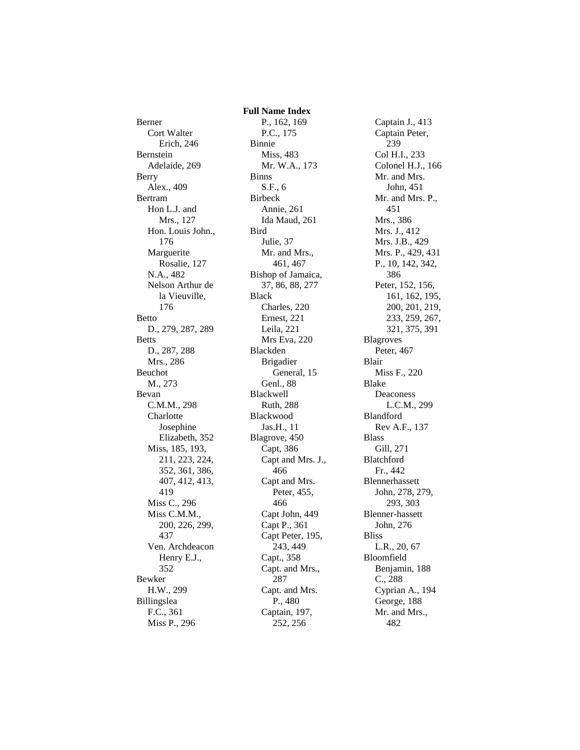**Full Name Index**

Berner
- Cort Walter Erich, 246

Bernstein
- Adelaide, 269

Berry
- Alex., 409

Bertram
- Hon L.J. and Mrs., 127
- Hon. Louis John., 176
- Marguerite Rosalie, 127
- N.A., 482
- Nelson Arthur de la Vieuville, 176

Betto
- D., 279, 287, 289

Betts
- D., 287, 288
- Mrs., 286

Beuchot
- M., 273

Bevan
- C.M.M., 298
- Charlotte Josephine Elizabeth, 352
- Miss, 185, 193, 211, 223, 224, 352, 361, 386, 407, 412, 413, 419
- Miss C., 296
- Miss C.M.M., 200, 226, 299, 437
- Ven. Archdeacon Henry E.J., 352

Bewker
- H.W., 299

Billingslea
- F.C., 361
- Miss P., 296
- P., 162, 169
- P.C., 175

Binnie
- Miss, 483
- Mr. W.A., 173

Binns
- S.F., 6

Birbeck
- Annie, 261
- Ida Maud, 261

Bird
- Julie, 37
- Mr. and Mrs., 461, 467

Bishop of Jamaica, 37, 86, 88, 277

Black
- Charles, 220
- Ernest, 221
- Leila, 221
- Mrs Eva, 220

Blackden
- Brigadier General, 15
- Genl., 88

Blackwell
- Ruth, 288

Blackwood
- Jas.H., 11

Blagrove, 450
- Capt, 386
- Capt and Mrs. J., 466
- Capt and Mrs. Peter, 455, 466
- Capt John, 449
- Capt P., 361
- Capt Peter, 195, 243, 449
- Capt., 358
- Capt. and Mrs., 287
- Capt. and Mrs. P., 480
- Captain, 197, 252, 256
- Captain J., 413
- Captain Peter, 239
- Col H.I., 233
- Colonel H.J., 166
- Mr. and Mrs. John, 451
- Mr. and Mrs. P., 451
- Mrs., 386
- Mrs. J., 412
- Mrs. J.B., 429
- Mrs. P., 429, 431
- P., 10, 142, 342, 386
- Peter, 152, 156, 161, 162, 195, 200, 201, 219, 233, 259, 267, 321, 375, 391

Blagroves
- Peter, 467

Blair
- Miss F., 220

Blake
- Deaconess L.C.M., 299

Blandford
- Rev A.F., 137

Blass
- Gill, 271

Blatchford
- Fr., 442

Blennerhassett
- John, 278, 279, 293, 303

Blenner-hassett
- John, 276

Bliss
- L.R., 20, 67

Bloomfield
- Benjamin, 188
- C., 288
- Cyprian A., 194
- George, 188
- Mr. and Mrs., 482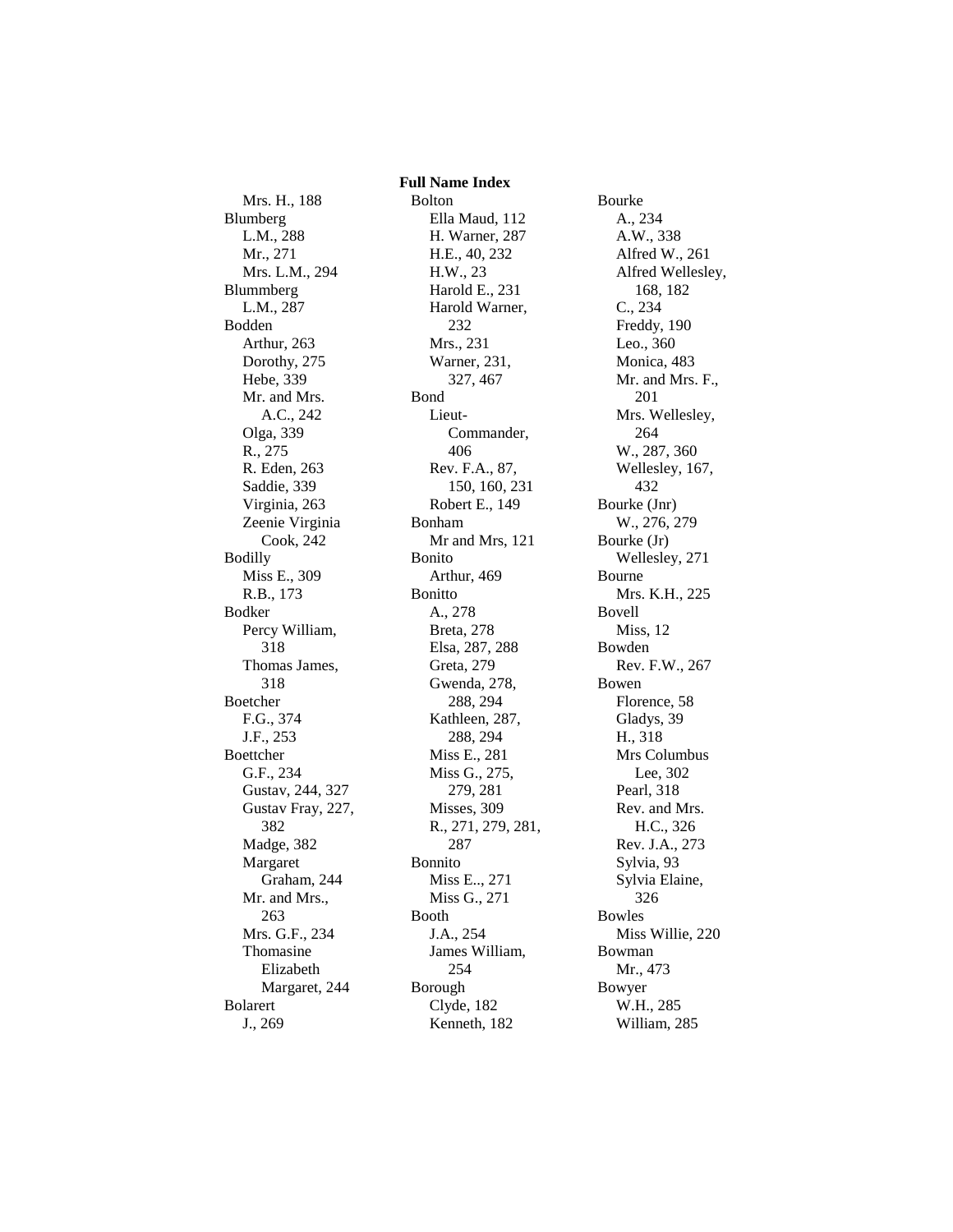## Full Name Index

Mrs. H., 188
Blumberg
L.M., 288
Mr., 271
Mrs. L.M., 294
Blummberg
L.M., 287
Bodden
Arthur, 263
Dorothy, 275
Hebe, 339
Mr. and Mrs. A.C., 242
Olga, 339
R., 275
R. Eden, 263
Saddie, 339
Virginia, 263
Zeenie Virginia Cook, 242
Bodilly
Miss E., 309
R.B., 173
Bodker
Percy William, 318
Thomas James, 318
Boetcher
F.G., 374
J.F., 253
Boettcher
G.F., 234
Gustav, 244, 327
Gustav Fray, 227, 382
Madge, 382
Margaret Graham, 244
Mr. and Mrs., 263
Mrs. G.F., 234
Thomasine Elizabeth Margaret, 244
Bolarert
J., 269

Bolton
Ella Maud, 112
H. Warner, 287
H.E., 40, 232
H.W., 23
Harold E., 231
Harold Warner, 232
Mrs., 231
Warner, 231, 327, 467
Bond
Lieut-Commander, 406
Rev. F.A., 87, 150, 160, 231
Robert E., 149
Bonham
Mr and Mrs, 121
Bonito
Arthur, 469
Bonitto
A., 278
Breta, 278
Elsa, 287, 288
Greta, 279
Gwenda, 278, 288, 294
Kathleen, 287, 288, 294
Miss E., 281
Miss G., 275, 279, 281
Misses, 309
R., 271, 279, 281, 287
Bonnito
Miss E.., 271
Miss G., 271
Booth
J.A., 254
James William, 254
Borough
Clyde, 182
Kenneth, 182

Bourke
A., 234
A.W., 338
Alfred W., 261
Alfred Wellesley, 168, 182
C., 234
Freddy, 190
Leo., 360
Monica, 483
Mr. and Mrs. F., 201
Mrs. Wellesley, 264
W., 287, 360
Wellesley, 167, 432
Bourke (Jnr)
W., 276, 279
Bourke (Jr)
Wellesley, 271
Bourne
Mrs. K.H., 225
Bovell
Miss, 12
Bowden
Rev. F.W., 267
Bowen
Florence, 58
Gladys, 39
H., 318
Mrs Columbus Lee, 302
Pearl, 318
Rev. and Mrs. H.C., 326
Rev. J.A., 273
Sylvia, 93
Sylvia Elaine, 326
Bowles
Miss Willie, 220
Bowman
Mr., 473
Bowyer
W.H., 285
William, 285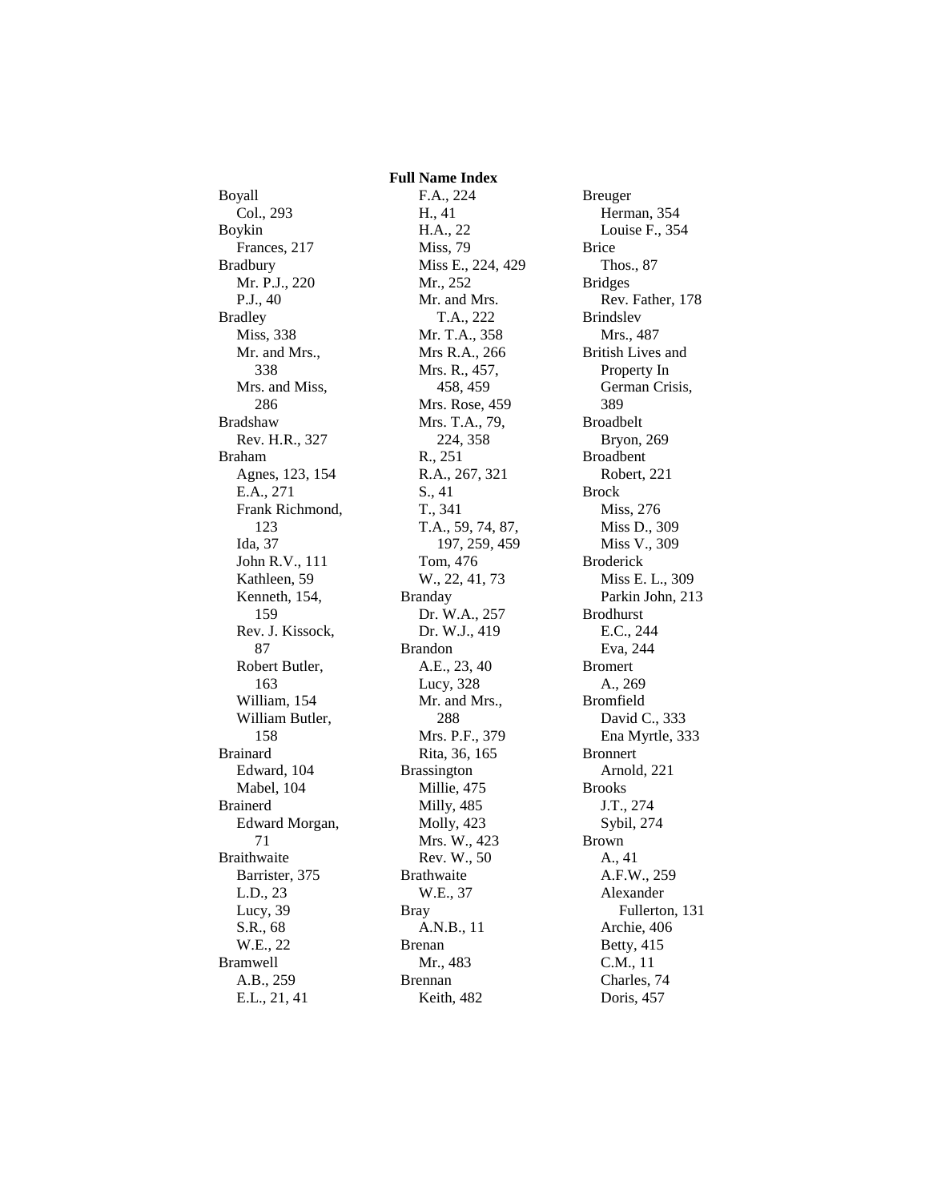**Full Name Index**

Boyall
- Col., 293

Boykin
- Frances, 217

Bradbury
- Mr. P.J., 220
- P.J., 40

Bradley
- Miss, 338
- Mr. and Mrs., 338
- Mrs. and Miss, 286

Bradshaw
- Rev. H.R., 327

Braham
- Agnes, 123, 154
- E.A., 271
- Frank Richmond, 123
- Ida, 37
- John R.V., 111
- Kathleen, 59
- Kenneth, 154, 159
- Rev. J. Kissock, 87
- Robert Butler, 163
- William, 154
- William Butler, 158

Brainard
- Edward, 104
- Mabel, 104

Brainerd
- Edward Morgan, 71

Braithwaite
- Barrister, 375
- L.D., 23
- Lucy, 39
- S.R., 68
- W.E., 22

Bramwell
- A.B., 259
- E.L., 21, 41
- F.A., 224
- H., 41
- H.A., 22
- Miss, 79
- Miss E., 224, 429
- Mr., 252
- Mr. and Mrs. T.A., 222
- Mr. T.A., 358
- Mrs R.A., 266
- Mrs. R., 457, 458, 459
- Mrs. Rose, 459
- Mrs. T.A., 79, 224, 358
- R., 251
- R.A., 267, 321
- S., 41
- T., 341
- T.A., 59, 74, 87, 197, 259, 459
- Tom, 476
- W., 22, 41, 73

Branday
- Dr. W.A., 257
- Dr. W.J., 419

Brandon
- A.E., 23, 40
- Lucy, 328
- Mr. and Mrs., 288
- Mrs. P.F., 379
- Rita, 36, 165

Brassington
- Millie, 475
- Milly, 485
- Molly, 423
- Mrs. W., 423
- Rev. W., 50

Brathwaite
- W.E., 37

Bray
- A.N.B., 11

Brenan
- Mr., 483

Brennan
- Keith, 482

Breuger
- Herman, 354
- Louise F., 354

Brice
- Thos., 87

Bridges
- Rev. Father, 178

Brindslev
- Mrs., 487

British Lives and Property In German Crisis, 389

Broadbelt
- Bryon, 269

Broadbent
- Robert, 221

Brock
- Miss, 276
- Miss D., 309
- Miss V., 309

Broderick
- Miss E. L., 309
- Parkin John, 213

Brodhurst
- E.C., 244
- Eva, 244

Bromert
- A., 269

Bromfield
- David C., 333
- Ena Myrtle, 333

Bronnert
- Arnold, 221

Brooks
- J.T., 274
- Sybil, 274

Brown
- A., 41
- A.F.W., 259
- Alexander Fullerton, 131
- Archie, 406
- Betty, 415
- C.M., 11
- Charles, 74
- Doris, 457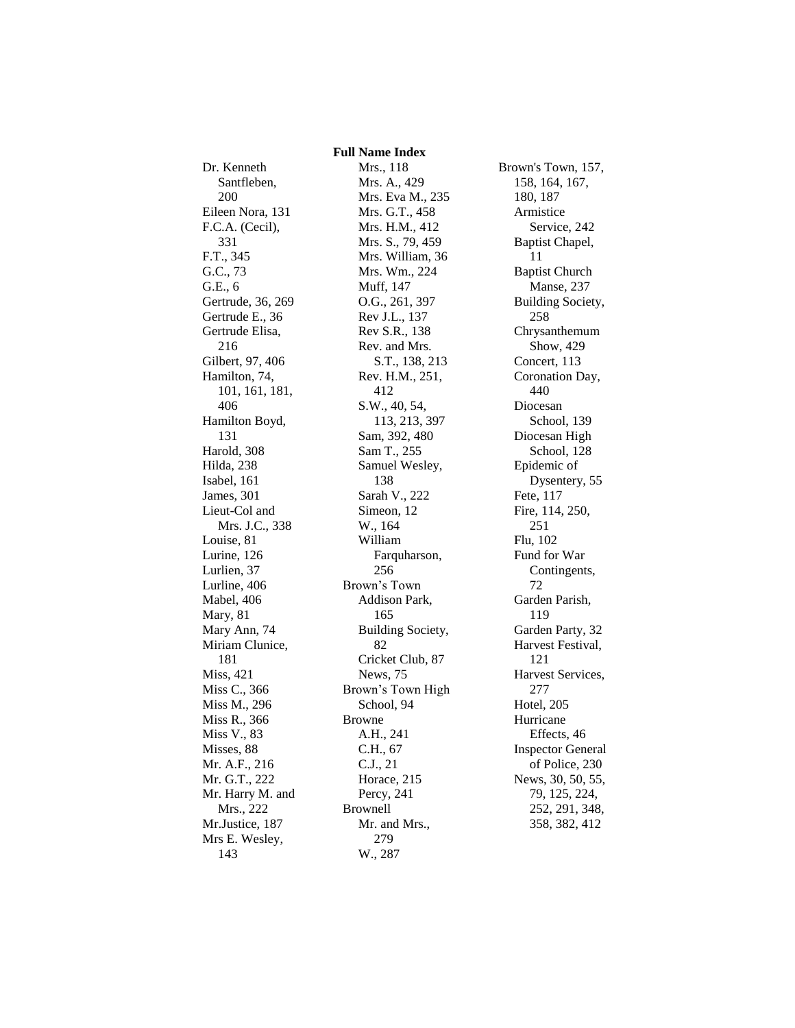**Full Name Index**

Dr. Kenneth Santfleben, 200
Eileen Nora, 131
F.C.A. (Cecil), 331
F.T., 345
G.C., 73
G.E., 6
Gertrude, 36, 269
Gertrude E., 36
Gertrude Elisa, 216
Gilbert, 97, 406
Hamilton, 74, 101, 161, 181, 406
Hamilton Boyd, 131
Harold, 308
Hilda, 238
Isabel, 161
James, 301
Lieut-Col and Mrs. J.C., 338
Louise, 81
Lurine, 126
Lurlien, 37
Lurline, 406
Mabel, 406
Mary, 81
Mary Ann, 74
Miriam Clunice, 181
Miss, 421
Miss C., 366
Miss M., 296
Miss R., 366
Miss V., 83
Misses, 88
Mr. A.F., 216
Mr. G.T., 222
Mr. Harry M. and Mrs., 222
Mr.Justice, 187
Mrs E. Wesley, 143

Mrs., 118
Mrs. A., 429
Mrs. Eva M., 235
Mrs. G.T., 458
Mrs. H.M., 412
Mrs. S., 79, 459
Mrs. William, 36
Mrs. Wm., 224
Muff, 147
O.G., 261, 397
Rev J.L., 137
Rev S.R., 138
Rev. and Mrs. S.T., 138, 213
Rev. H.M., 251, 412
S.W., 40, 54, 113, 213, 397
Sam, 392, 480
Sam T., 255
Samuel Wesley, 138
Sarah V., 222
Simeon, 12
W., 164
William Farquharson, 256

Brown's Town
- Addison Park, 165
- Building Society, 82
- Cricket Club, 87
- News, 75

Brown's Town High School, 94

Browne
- A.H., 241
- C.H., 67
- C.J., 21
- Horace, 215
- Percy, 241

Brownell
- Mr. and Mrs., 279
- W., 287

Brown's Town, 157, 158, 164, 167, 180, 187
- Armistice Service, 242
- Baptist Chapel, 11
- Baptist Church Manse, 237
- Building Society, 258
- Chrysanthemum Show, 429
- Concert, 113
- Coronation Day, 440
- Diocesan School, 139
- Diocesan High School, 128
- Epidemic of Dysentery, 55
- Fete, 117
- Fire, 114, 250, 251
- Flu, 102
- Fund for War Contingents, 72
- Garden Parish, 119
- Garden Party, 32
- Harvest Festival, 121
- Harvest Services, 277
- Hotel, 205
- Hurricane Effects, 46
- Inspector General of Police, 230
- News, 30, 50, 55, 79, 125, 224, 252, 291, 348, 358, 382, 412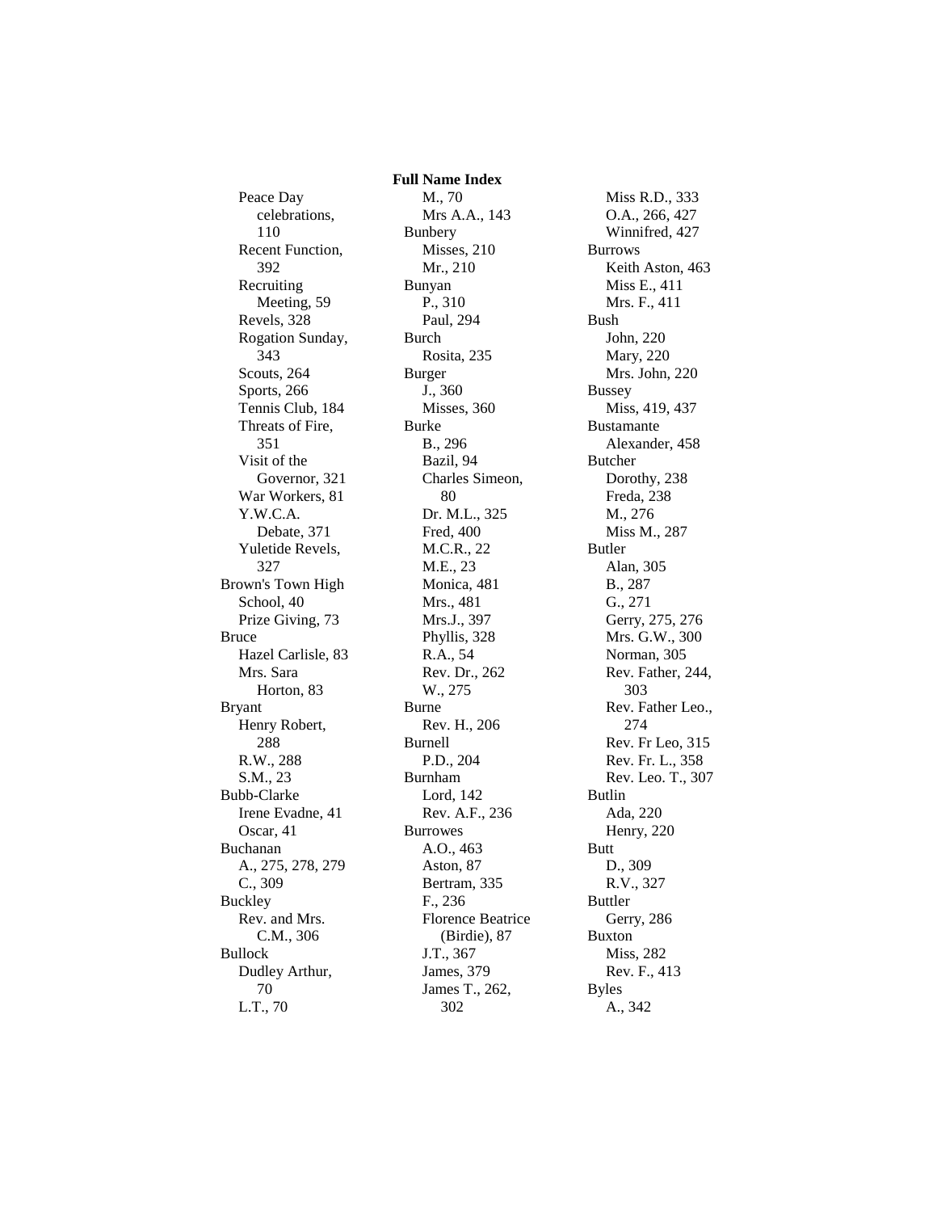## Full Name Index

- Peace Day celebrations, 110
- Recent Function, 392
- Recruiting Meeting, 59
- Revels, 328
- Rogation Sunday, 343
- Scouts, 264
- Sports, 266
- Tennis Club, 184
- Threats of Fire, 351
- Visit of the Governor, 321
- War Workers, 81
- Y.W.C.A. Debate, 371
- Yuletide Revels, 327

Brown's Town High School, 40
- Prize Giving, 73

Bruce
- Hazel Carlisle, 83
- Mrs. Sara Horton, 83

Bryant
- Henry Robert, 288
- R.W., 288
- S.M., 23

Bubb-Clarke
- Irene Evadne, 41
- Oscar, 41

Buchanan
- A., 275, 278, 279
- C., 309

Buckley
- Rev. and Mrs. C.M., 306

Bullock
- Dudley Arthur, 70
- L.T., 70
- M., 70
- Mrs A.A., 143

Bunbery
- Misses, 210
- Mr., 210

Bunyan
- P., 310
- Paul, 294

Burch
- Rosita, 235

Burger
- J., 360
- Misses, 360

Burke
- B., 296
- Bazil, 94
- Charles Simeon, 80
- Dr. M.L., 325
- Fred, 400
- M.C.R., 22
- M.E., 23
- Monica, 481
- Mrs., 481
- Mrs.J., 397
- Phyllis, 328
- R.A., 54
- Rev. Dr., 262
- W., 275

Burne
- Rev. H., 206

Burnell
- P.D., 204

Burnham
- Lord, 142
- Rev. A.F., 236

Burrowes
- A.O., 463
- Aston, 87
- Bertram, 335
- F., 236
- Florence Beatrice (Birdie), 87
- J.T., 367
- James, 379
- James T., 262, 302
- Miss R.D., 333
- O.A., 266, 427
- Winnifred, 427

Burrows
- Keith Aston, 463
- Miss E., 411
- Mrs. F., 411

Bush
- John, 220
- Mary, 220
- Mrs. John, 220

Bussey
- Miss, 419, 437

Bustamante
- Alexander, 458

Butcher
- Dorothy, 238
- Freda, 238
- M., 276
- Miss M., 287

Butler
- Alan, 305
- B., 287
- G., 271
- Gerry, 275, 276
- Mrs. G.W., 300
- Norman, 305
- Rev. Father, 244, 303
- Rev. Father Leo., 274
- Rev. Fr Leo, 315
- Rev. Fr. L., 358
- Rev. Leo. T., 307

Butlin
- Ada, 220
- Henry, 220

Butt
- D., 309
- R.V., 327

Buttler
- Gerry, 286

Buxton
- Miss, 282
- Rev. F., 413

Byles
- A., 342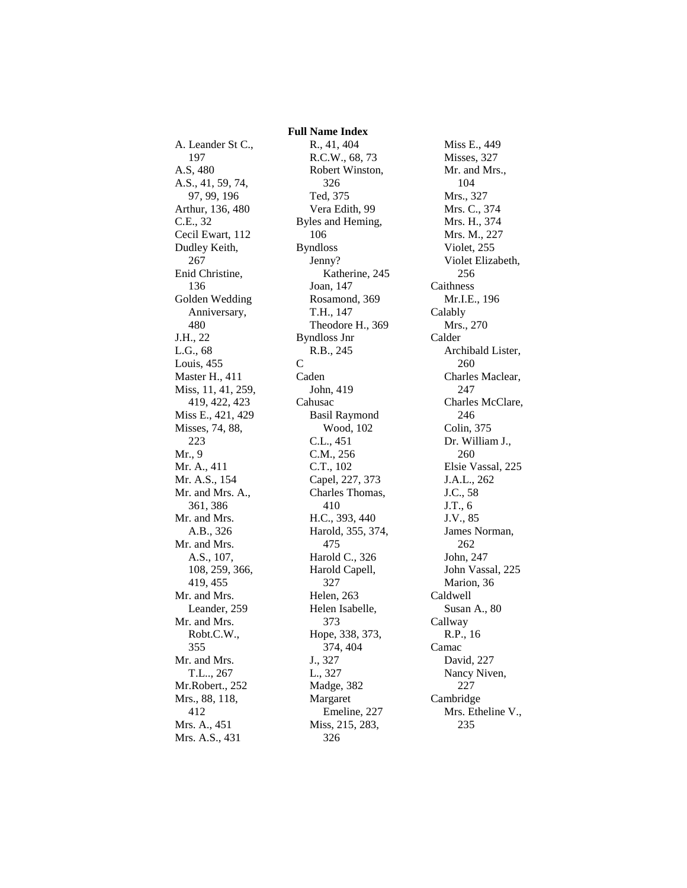**Full Name Index**

A. Leander St C., 197
A.S, 480
A.S., 41, 59, 74, 97, 99, 196
Arthur, 136, 480
C.E., 32
Cecil Ewart, 112
Dudley Keith, 267
Enid Christine, 136
Golden Wedding Anniversary, 480
J.H., 22
L.G., 68
Louis, 455
Master H., 411
Miss, 11, 41, 259, 419, 422, 423
Miss E., 421, 429
Misses, 74, 88, 223
Mr., 9
Mr. A., 411
Mr. A.S., 154
Mr. and Mrs. A., 361, 386
Mr. and Mrs. A.B., 326
Mr. and Mrs. A.S., 107, 108, 259, 366, 419, 455
Mr. and Mrs. Leander, 259
Mr. and Mrs. Robt.C.W., 355
Mr. and Mrs. T.L.., 267
Mr.Robert., 252
Mrs., 88, 118, 412
Mrs. A., 451
Mrs. A.S., 431

R., 41, 404
R.C.W., 68, 73
Robert Winston, 326
Ted, 375
Vera Edith, 99

Byles and Heming, 106

Byndloss
- Jenny? Katherine, 245
- Joan, 147
- Rosamond, 369
- T.H., 147
- Theodore H., 369

Byndloss Jnr
- R.B., 245

C

Caden
- John, 419

Cahusac
- Basil Raymond Wood, 102
- C.L., 451
- C.M., 256
- C.T., 102
- Capel, 227, 373
- Charles Thomas, 410
- H.C., 393, 440
- Harold, 355, 374, 475
- Harold C., 326
- Harold Capell, 327
- Helen, 263
- Helen Isabelle, 373
- Hope, 338, 373, 374, 404
- J., 327
- L., 327
- Madge, 382
- Margaret Emeline, 227
- Miss, 215, 283, 326
- Miss E., 449
- Misses, 327
- Mr. and Mrs., 104
- Mrs., 327
- Mrs. C., 374
- Mrs. H., 374
- Mrs. M., 227
- Violet, 255
- Violet Elizabeth, 256

Caithness
- Mr.I.E., 196

Calably
- Mrs., 270

Calder
- Archibald Lister, 260
- Charles Maclear, 247
- Charles McClare, 246
- Colin, 375
- Dr. William J., 260
- Elsie Vassal, 225
- J.A.L., 262
- J.C., 58
- J.T., 6
- J.V., 85
- James Norman, 262
- John, 247
- John Vassal, 225
- Marion, 36

Caldwell
- Susan A., 80

Callway
- R.P., 16

Camac
- David, 227
- Nancy Niven, 227

Cambridge
- Mrs. Etheline V., 235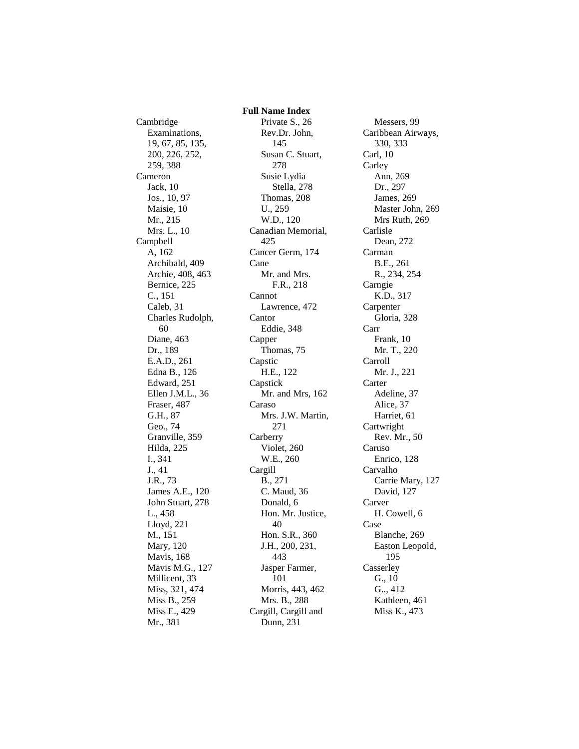**Full Name Index**

Cambridge
  Examinations, 19, 67, 85, 135, 200, 226, 252, 259, 388
Cameron
  Jack, 10
  Jos., 10, 97
  Maisie, 10
  Mr., 215
  Mrs. L., 10
Campbell
  A, 162
  Archibald, 409
  Archie, 408, 463
  Bernice, 225
  C., 151
  Caleb, 31
  Charles Rudolph, 60
  Diane, 463
  Dr., 189
  E.A.D., 261
  Edna B., 126
  Edward, 251
  Ellen J.M.L., 36
  Fraser, 487
  G.H., 87
  Geo., 74
  Granville, 359
  Hilda, 225
  I., 341
  J., 41
  J.R., 73
  James A.E., 120
  John Stuart, 278
  L., 458
  Lloyd, 221
  M., 151
  Mary, 120
  Mavis, 168
  Mavis M.G., 127
  Millicent, 33
  Miss, 321, 474
  Miss B., 259
  Miss E., 429
  Mr., 381
  Private S., 26
  Rev.Dr. John, 145
  Susan C. Stuart, 278
  Susie Lydia Stella, 278
  Thomas, 208
  U., 259
  W.D., 120
Canadian Memorial, 425
Cancer Germ, 174
Cane
  Mr. and Mrs. F.R., 218
Cannot
  Lawrence, 472
Cantor
  Eddie, 348
Capper
  Thomas, 75
Capstic
  H.E., 122
Capstick
  Mr. and Mrs, 162
Caraso
  Mrs. J.W. Martin, 271
Carberry
  Violet, 260
  W.E., 260
Cargill
  B., 271
  C. Maud, 36
  Donald, 6
  Hon. Mr. Justice, 40
  Hon. S.R., 360
  J.H., 200, 231, 443
  Jasper Farmer, 101
  Morris, 443, 462
  Mrs. B., 288
Cargill, Cargill and Dunn, 231
  Messers, 99
Caribbean Airways, 330, 333
Carl, 10
Carley
  Ann, 269
  Dr., 297
  James, 269
  Master John, 269
  Mrs Ruth, 269
Carlisle
  Dean, 272
Carman
  B.E., 261
  R., 234, 254
Carngie
  K.D., 317
Carpenter
  Gloria, 328
Carr
  Frank, 10
  Mr. T., 220
Carroll
  Mr. J., 221
Carter
  Adeline, 37
  Alice, 37
  Harriet, 61
Cartwright
  Rev. Mr., 50
Caruso
  Enrico, 128
Carvalho
  Carrie Mary, 127
  David, 127
Carver
  H. Cowell, 6
Case
  Blanche, 269
  Easton Leopold, 195
Casserley
  G., 10
  G.., 412
  Kathleen, 461
  Miss K., 473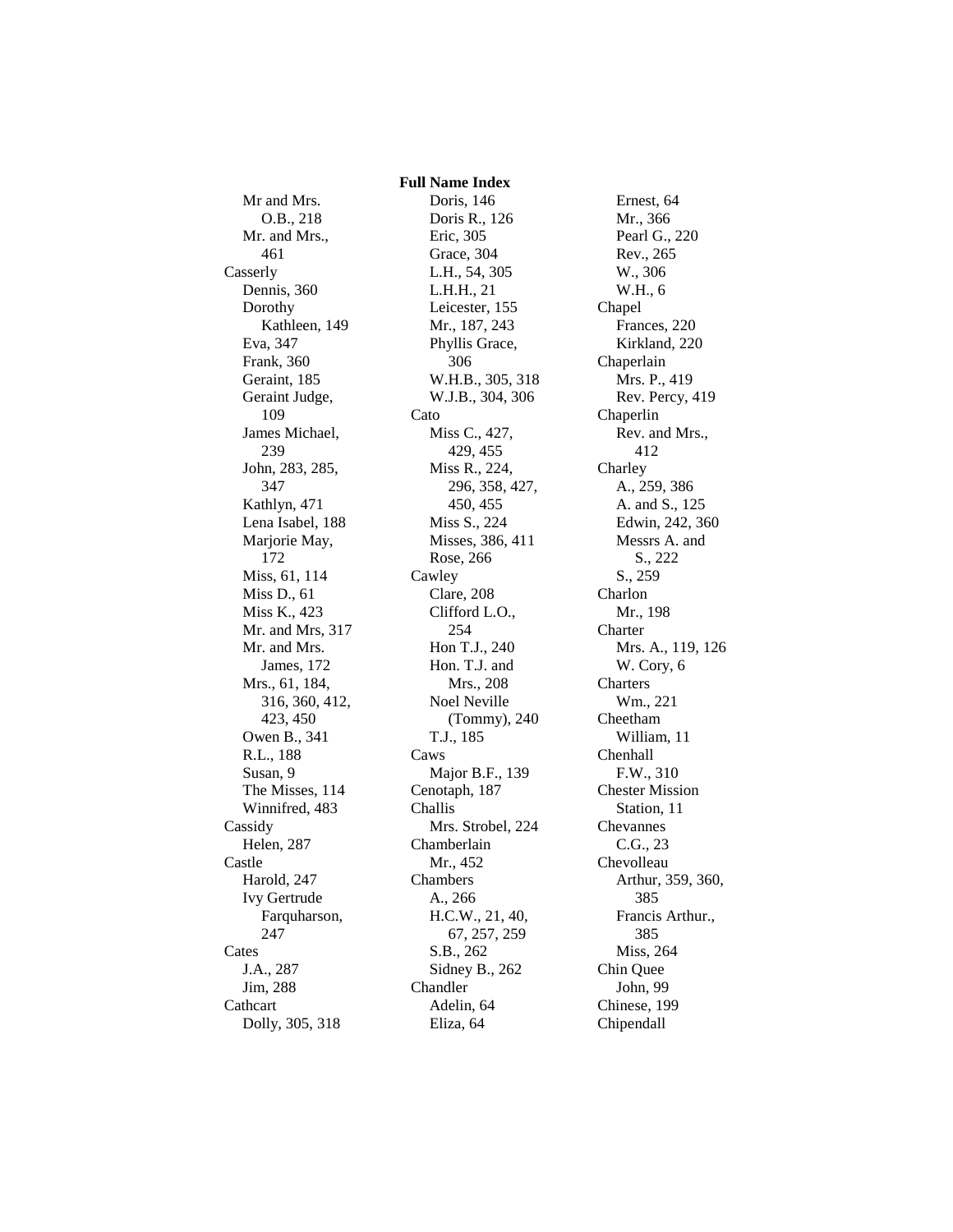# Full Name Index

Mr and Mrs. O.B., 218
Mr. and Mrs., 461

Casserly
- Dennis, 360
- Dorothy Kathleen, 149
- Eva, 347
- Frank, 360
- Geraint, 185
- Geraint Judge, 109
- James Michael, 239
- John, 283, 285, 347
- Kathlyn, 471
- Lena Isabel, 188
- Marjorie May, 172
- Miss, 61, 114
- Miss D., 61
- Miss K., 423
- Mr. and Mrs, 317
- Mr. and Mrs. James, 172
- Mrs., 61, 184, 316, 360, 412, 423, 450
- Owen B., 341
- R.L., 188
- Susan, 9
- The Misses, 114
- Winnifred, 483

Cassidy
- Helen, 287

Castle
- Harold, 247
- Ivy Gertrude Farquharson, 247

Cates
- J.A., 287
- Jim, 288

Cathcart
- Dolly, 305, 318
- Doris, 146
- Doris R., 126
- Eric, 305
- Grace, 304
- L.H., 54, 305
- L.H.H., 21
- Leicester, 155
- Mr., 187, 243
- Phyllis Grace, 306
- W.H.B., 305, 318
- W.J.B., 304, 306

Cato
- Miss C., 427, 429, 455
- Miss R., 224, 296, 358, 427, 450, 455
- Miss S., 224
- Misses, 386, 411
- Rose, 266

Cawley
- Clare, 208
- Clifford L.O., 254
- Hon T.J., 240
- Hon. T.J. and Mrs., 208
- Noel Neville (Tommy), 240
- T.J., 185

Caws
- Major B.F., 139

Cenotaph, 187

Challis
- Mrs. Strobel, 224

Chamberlain
- Mr., 452

Chambers
- A., 266
- H.C.W., 21, 40, 67, 257, 259
- S.B., 262
- Sidney B., 262

Chandler
- Adelin, 64
- Eliza, 64
- Ernest, 64
- Mr., 366
- Pearl G., 220
- Rev., 265
- W., 306
- W.H., 6

Chapel
- Frances, 220
- Kirkland, 220

Chaperlain
- Mrs. P., 419
- Rev. Percy, 419

Chaperlin
- Rev. and Mrs., 412

Charley
- A., 259, 386
- A. and S., 125
- Edwin, 242, 360
- Messrs A. and S., 222
- S., 259

Charlon
- Mr., 198

Charter
- Mrs. A., 119, 126
- W. Cory, 6

Charters
- Wm., 221

Cheetham
- William, 11

Chenhall
- F.W., 310

Chester Mission Station, 11

Chevannes
- C.G., 23

Chevolleau
- Arthur, 359, 360, 385
- Francis Arthur., 385
- Miss, 264

Chin Quee
- John, 99

Chinese, 199

Chipendall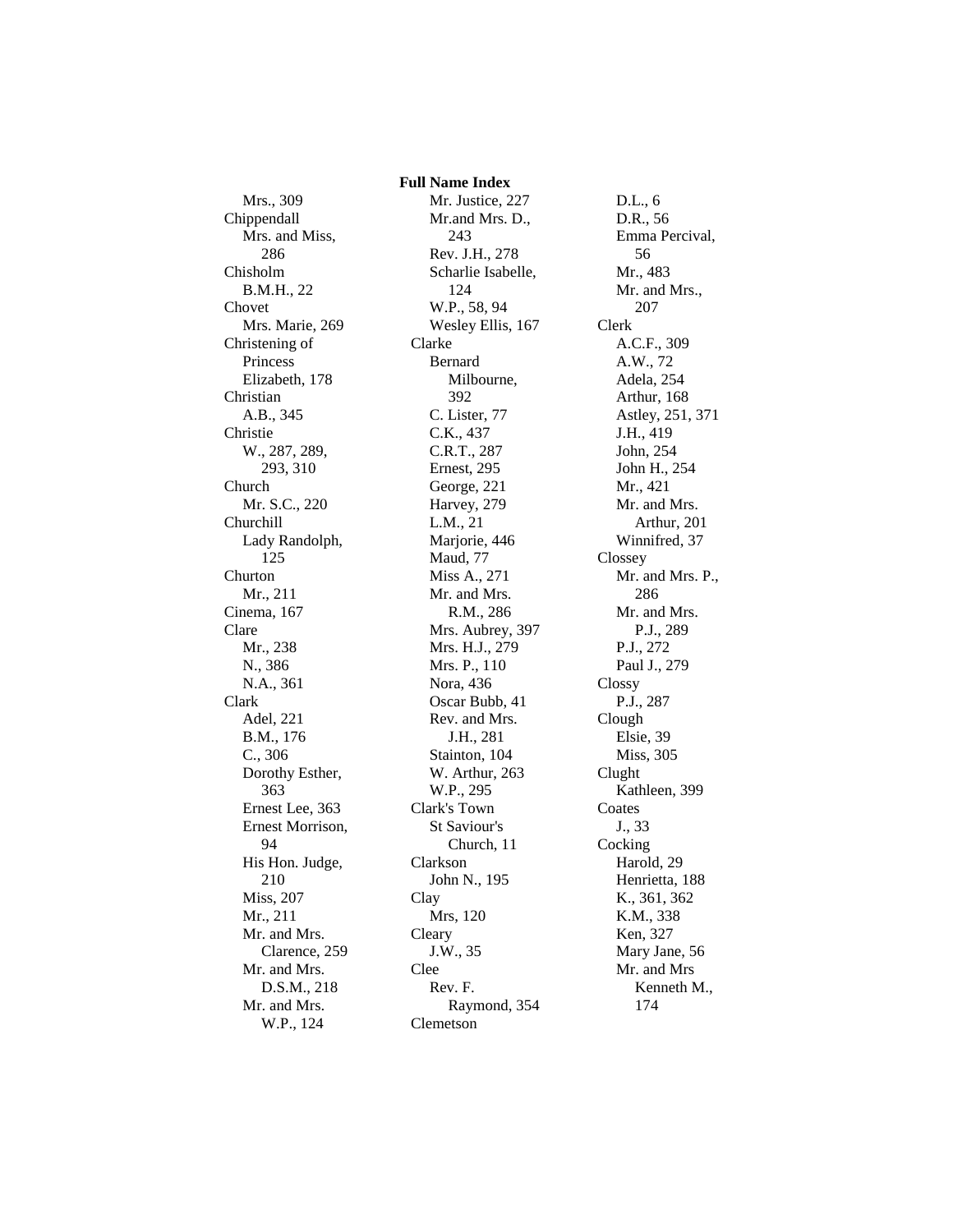# Full Name Index

Mrs., 309

Chippendall
- Mrs. and Miss, 286

Chisholm
- B.M.H., 22

Chovet
- Mrs. Marie, 269

Christening of Princess Elizabeth, 178

Christian
- A.B., 345

Christie
- W., 287, 289, 293, 310

Church
- Mr. S.C., 220

Churchill
- Lady Randolph, 125

Churton
- Mr., 211

Cinema, 167

Clare
- Mr., 238
- N., 386
- N.A., 361

Clark
- Adel, 221
- B.M., 176
- C., 306
- Dorothy Esther, 363
- Ernest Lee, 363
- Ernest Morrison, 94
- His Hon. Judge, 210
- Miss, 207
- Mr., 211
- Mr. and Mrs. Clarence, 259
- Mr. and Mrs. D.S.M., 218
- Mr. and Mrs. W.P., 124
- Mr. Justice, 227
- Mr.and Mrs. D., 243
- Rev. J.H., 278
- Scharlie Isabelle, 124
- W.P., 58, 94
- Wesley Ellis, 167

Clarke
- Bernard Milbourne, 392
- C. Lister, 77
- C.K., 437
- C.R.T., 287
- Ernest, 295
- George, 221
- Harvey, 279
- L.M., 21
- Marjorie, 446
- Maud, 77
- Miss A., 271
- Mr. and Mrs. R.M., 286
- Mrs. Aubrey, 397
- Mrs. H.J., 279
- Mrs. P., 110
- Nora, 436
- Oscar Bubb, 41
- Rev. and Mrs. J.H., 281
- Stainton, 104
- W. Arthur, 263
- W.P., 295

Clark's Town
- St Saviour's Church, 11

Clarkson
- John N., 195

Clay
- Mrs, 120

Cleary
- J.W., 35

Clee
- Rev. F. Raymond, 354

Clemetson
- D.L., 6
- D.R., 56
- Emma Percival, 56
- Mr., 483
- Mr. and Mrs., 207

Clerk
- A.C.F., 309
- A.W., 72
- Adela, 254
- Arthur, 168
- Astley, 251, 371
- J.H., 419
- John, 254
- John H., 254
- Mr., 421
- Mr. and Mrs. Arthur, 201
- Winnifred, 37

Clossey
- Mr. and Mrs. P., 286
- Mr. and Mrs. P.J., 289
- P.J., 272
- Paul J., 279

Clossy
- P.J., 287

Clough
- Elsie, 39
- Miss, 305

Clught
- Kathleen, 399

Coates
- J., 33

Cocking
- Harold, 29
- Henrietta, 188
- K., 361, 362
- K.M., 338
- Ken, 327
- Mary Jane, 56
- Mr. and Mrs Kenneth M., 174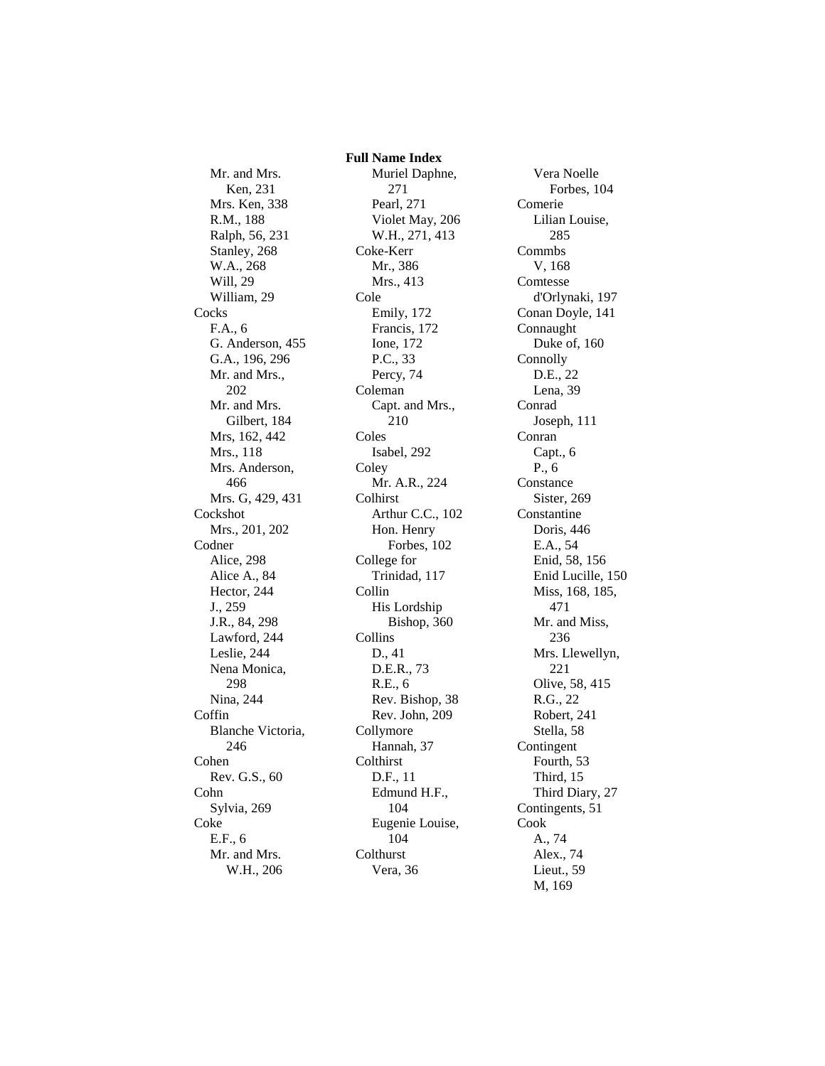**Full Name Index**

Mr. and Mrs. Ken, 231
Mrs. Ken, 338
R.M., 188
Ralph, 56, 231
Stanley, 268
W.A., 268
Will, 29
William, 29

Cocks
- F.A., 6
- G. Anderson, 455
- G.A., 196, 296
- Mr. and Mrs., 202
- Mr. and Mrs. Gilbert, 184
- Mrs, 162, 442
- Mrs., 118
- Mrs. Anderson, 466
- Mrs. G, 429, 431

Cockshot
- Mrs., 201, 202

Codner
- Alice, 298
- Alice A., 84
- Hector, 244
- J., 259
- J.R., 84, 298
- Lawford, 244
- Leslie, 244
- Nena Monica, 298
- Nina, 244

Coffin
- Blanche Victoria, 246

Cohen
- Rev. G.S., 60

Cohn
- Sylvia, 269

Coke
- E.F., 6
- Mr. and Mrs. W.H., 206
- Muriel Daphne, 271
- Pearl, 271
- Violet May, 206
- W.H., 271, 413

Coke-Kerr
- Mr., 386
- Mrs., 413

Cole
- Emily, 172
- Francis, 172
- Ione, 172
- P.C., 33
- Percy, 74

Coleman
- Capt. and Mrs., 210

Coles
- Isabel, 292

Coley
- Mr. A.R., 224

Colhirst
- Arthur C.C., 102
- Hon. Henry Forbes, 102

College for
- Trinidad, 117

Collin
- His Lordship Bishop, 360

Collins
- D., 41
- D.E.R., 73
- R.E., 6
- Rev. Bishop, 38
- Rev. John, 209

Collymore
- Hannah, 37

Colthirst
- D.F., 11
- Edmund H.F., 104
- Eugenie Louise, 104

Colthurst
- Vera, 36
- Vera Noelle Forbes, 104

Comerie
- Lilian Louise, 285

Commbs
- V, 168

Comtesse
- d'Orlynaki, 197

Conan Doyle, 141

Connaught
- Duke of, 160

Connolly
- D.E., 22
- Lena, 39

Conrad
- Joseph, 111

Conran
- Capt., 6
- P., 6

Constance
- Sister, 269

Constantine
- Doris, 446
- E.A., 54
- Enid, 58, 156
- Enid Lucille, 150
- Miss, 168, 185, 471
- Mr. and Miss, 236
- Mrs. Llewellyn, 221
- Olive, 58, 415
- R.G., 22
- Robert, 241
- Stella, 58

Contingent
- Fourth, 53
- Third, 15
- Third Diary, 27

Contingents, 51

Cook
- A., 74
- Alex., 74
- Lieut., 59
- M, 169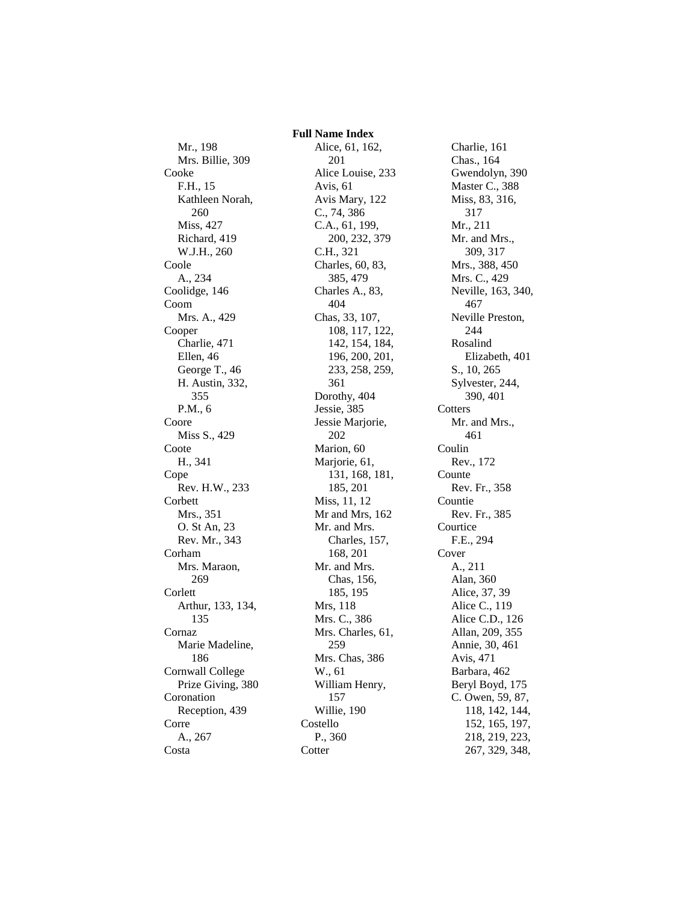# Full Name Index

Mr., 198
Mrs. Billie, 309
Cooke
F.H., 15
Kathleen Norah, 260
Miss, 427
Richard, 419
W.J.H., 260
Coole
A., 234
Coolidge, 146
Coom
Mrs. A., 429
Cooper
Charlie, 471
Ellen, 46
George T., 46
H. Austin, 332, 355
P.M., 6
Coore
Miss S., 429
Coote
H., 341
Cope
Rev. H.W., 233
Corbett
Mrs., 351
O. St An, 23
Rev. Mr., 343
Corham
Mrs. Maraon, 269
Corlett
Arthur, 133, 134, 135
Cornaz
Marie Madeline, 186
Cornwall College
Prize Giving, 380
Coronation
Reception, 439
Corre
A., 267
Costa
Alice, 61, 162, 201
Alice Louise, 233
Avis, 61
Avis Mary, 122
C., 74, 386
C.A., 61, 199, 200, 232, 379
C.H., 321
Charles, 60, 83, 385, 479
Charles A., 83, 404
Chas, 33, 107, 108, 117, 122, 142, 154, 184, 196, 200, 201, 233, 258, 259, 361
Dorothy, 404
Jessie, 385
Jessie Marjorie, 202
Marion, 60
Marjorie, 61, 131, 168, 181, 185, 201
Miss, 11, 12
Mr and Mrs, 162
Mr. and Mrs. Charles, 157, 168, 201
Mr. and Mrs. Chas, 156, 185, 195
Mrs, 118
Mrs. C., 386
Mrs. Charles, 61, 259
Mrs. Chas, 386
W., 61
William Henry, 157
Willie, 190
Costello
P., 360
Cotter
Charlie, 161
Chas., 164
Gwendolyn, 390
Master C., 388
Miss, 83, 316, 317
Mr., 211
Mr. and Mrs., 309, 317
Mrs., 388, 450
Mrs. C., 429
Neville, 163, 340, 467
Neville Preston, 244
Rosalind Elizabeth, 401
S., 10, 265
Sylvester, 244, 390, 401
Cotters
Mr. and Mrs., 461
Coulin
Rev., 172
Counte
Rev. Fr., 358
Countie
Rev. Fr., 385
Courtice
F.E., 294
Cover
A., 211
Alan, 360
Alice, 37, 39
Alice C., 119
Alice C.D., 126
Allan, 209, 355
Annie, 30, 461
Avis, 471
Barbara, 462
Beryl Boyd, 175
C. Owen, 59, 87, 118, 142, 144, 152, 165, 197, 218, 219, 223, 267, 329, 348,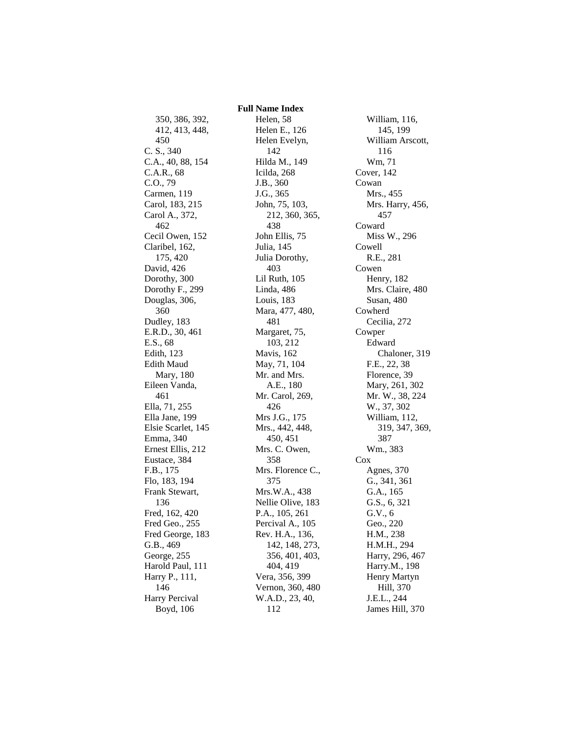# Full Name Index

350, 386, 392, 412, 413, 448, 450
C. S., 340
C.A., 40, 88, 154
C.A.R., 68
C.O., 79
Carmen, 119
Carol, 183, 215
Carol A., 372, 462
Cecil Owen, 152
Claribel, 162, 175, 420
David, 426
Dorothy, 300
Dorothy F., 299
Douglas, 306, 360
Dudley, 183
E.R.D., 30, 461
E.S., 68
Edith, 123
Edith Maud Mary, 180
Eileen Vanda, 461
Ella, 71, 255
Ella Jane, 199
Elsie Scarlet, 145
Emma, 340
Ernest Ellis, 212
Eustace, 384
F.B., 175
Flo, 183, 194
Frank Stewart, 136
Fred, 162, 420
Fred Geo., 255
Fred George, 183
G.B., 469
George, 255
Harold Paul, 111
Harry P., 111, 146
Harry Percival Boyd, 106
Helen, 58
Helen E., 126
Helen Evelyn, 142
Hilda M., 149
Icilda, 268
J.B., 360
J.G., 365
John, 75, 103, 212, 360, 365, 438
John Ellis, 75
Julia, 145
Julia Dorothy, 403
Lil Ruth, 105
Linda, 486
Louis, 183
Mara, 477, 480, 481
Margaret, 75, 103, 212
Mavis, 162
May, 71, 104
Mr. and Mrs. A.E., 180
Mr. Carol, 269, 426
Mrs J.G., 175
Mrs., 442, 448, 450, 451
Mrs. C. Owen, 358
Mrs. Florence C., 375
Mrs.W.A., 438
Nellie Olive, 183
P.A., 105, 261
Percival A., 105
Rev. H.A., 136, 142, 148, 273, 356, 401, 403, 404, 419
Vera, 356, 399
Vernon, 360, 480
W.A.D., 23, 40, 112
William, 116, 145, 199
William Arscott, 116
Wm, 71

Cover, 142

Cowan
- Mrs., 455
- Mrs. Harry, 456, 457

Coward
- Miss W., 296

Cowell
- R.E., 281

Cowen
- Henry, 182
- Mrs. Claire, 480
- Susan, 480

Cowherd
- Cecilia, 272

Cowper
- Edward Chaloner, 319
- F.E., 22, 38
- Florence, 39
- Mary, 261, 302
- Mr. W., 38, 224
- W., 37, 302
- William, 112, 319, 347, 369, 387
- Wm., 383

Cox
- Agnes, 370
- G., 341, 361
- G.A., 165
- G.S., 6, 321
- G.V., 6
- Geo., 220
- H.M., 238
- H.M.H., 294
- Harry, 296, 467
- Harry.M., 198
- Henry Martyn Hill, 370
- J.E.L., 244
- James Hill, 370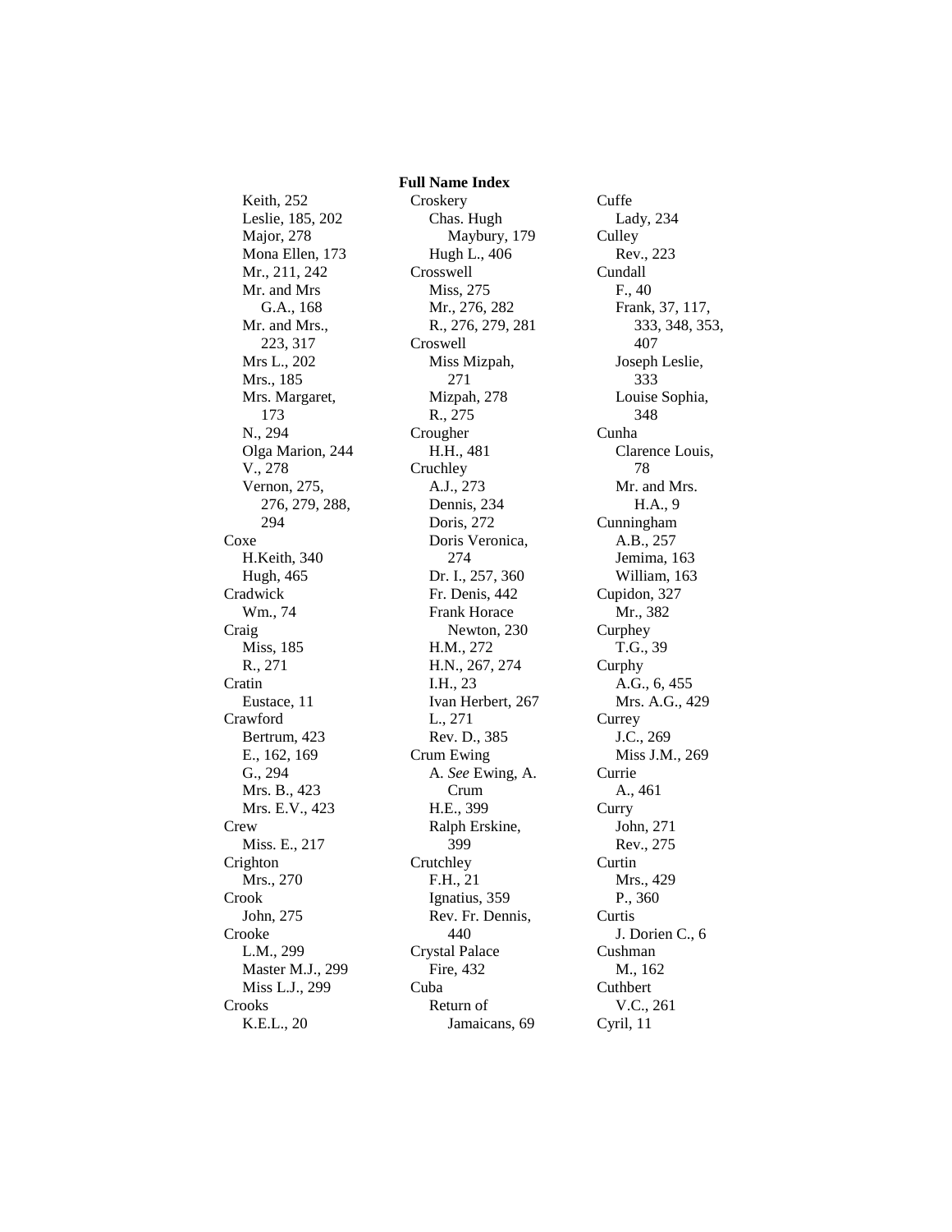## Full Name Index

Keith, 252
Leslie, 185, 202
Major, 278
Mona Ellen, 173
Mr., 211, 242
Mr. and Mrs G.A., 168
Mr. and Mrs., 223, 317
Mrs L., 202
Mrs., 185
Mrs. Margaret, 173
N., 294
Olga Marion, 244
V., 278
Vernon, 275, 276, 279, 288, 294

Coxe
- H.Keith, 340
- Hugh, 465

Cradwick
- Wm., 74

Craig
- Miss, 185
- R., 271

Cratin
- Eustace, 11

Crawford
- Bertrum, 423
- E., 162, 169
- G., 294
- Mrs. B., 423
- Mrs. E.V., 423

Crew
- Miss. E., 217

Crighton
- Mrs., 270

Crook
- John, 275

Crooke
- L.M., 299
- Master M.J., 299
- Miss L.J., 299

Crooks
- K.E.L., 20

Croskery
- Chas. Hugh Maybury, 179
- Hugh L., 406

Crosswell
- Miss, 275
- Mr., 276, 282
- R., 276, 279, 281

Croswell
- Miss Mizpah, 271
- Mizpah, 278
- R., 275

Crougher
- H.H., 481

Cruchley
- A.J., 273
- Dennis, 234
- Doris, 272
- Doris Veronica, 274
- Dr. I., 257, 360
- Fr. Denis, 442
- Frank Horace Newton, 230
- H.M., 272
- H.N., 267, 274
- I.H., 23
- Ivan Herbert, 267
- L., 271
- Rev. D., 385

Crum Ewing
- A. *See* Ewing, A. Crum
- H.E., 399
- Ralph Erskine, 399

Crutchley
- F.H., 21
- Ignatius, 359
- Rev. Fr. Dennis, 440

Crystal Palace
- Fire, 432

Cuba
- Return of Jamaicans, 69

Cuffe
- Lady, 234

Culley
- Rev., 223

Cundall
- F., 40
- Frank, 37, 117, 333, 348, 353, 407
- Joseph Leslie, 333
- Louise Sophia, 348

Cunha
- Clarence Louis, 78
- Mr. and Mrs. H.A., 9

Cunningham
- A.B., 257
- Jemima, 163
- William, 163

Cupidon, 327
- Mr., 382

Curphey
- T.G., 39

Curphy
- A.G., 6, 455
- Mrs. A.G., 429

Currey
- J.C., 269
- Miss J.M., 269

Currie
- A., 461

Curry
- John, 271
- Rev., 275

Curtin
- Mrs., 429
- P., 360

Curtis
- J. Dorien C., 6

Cushman
- M., 162

Cuthbert
- V.C., 261

Cyril, 11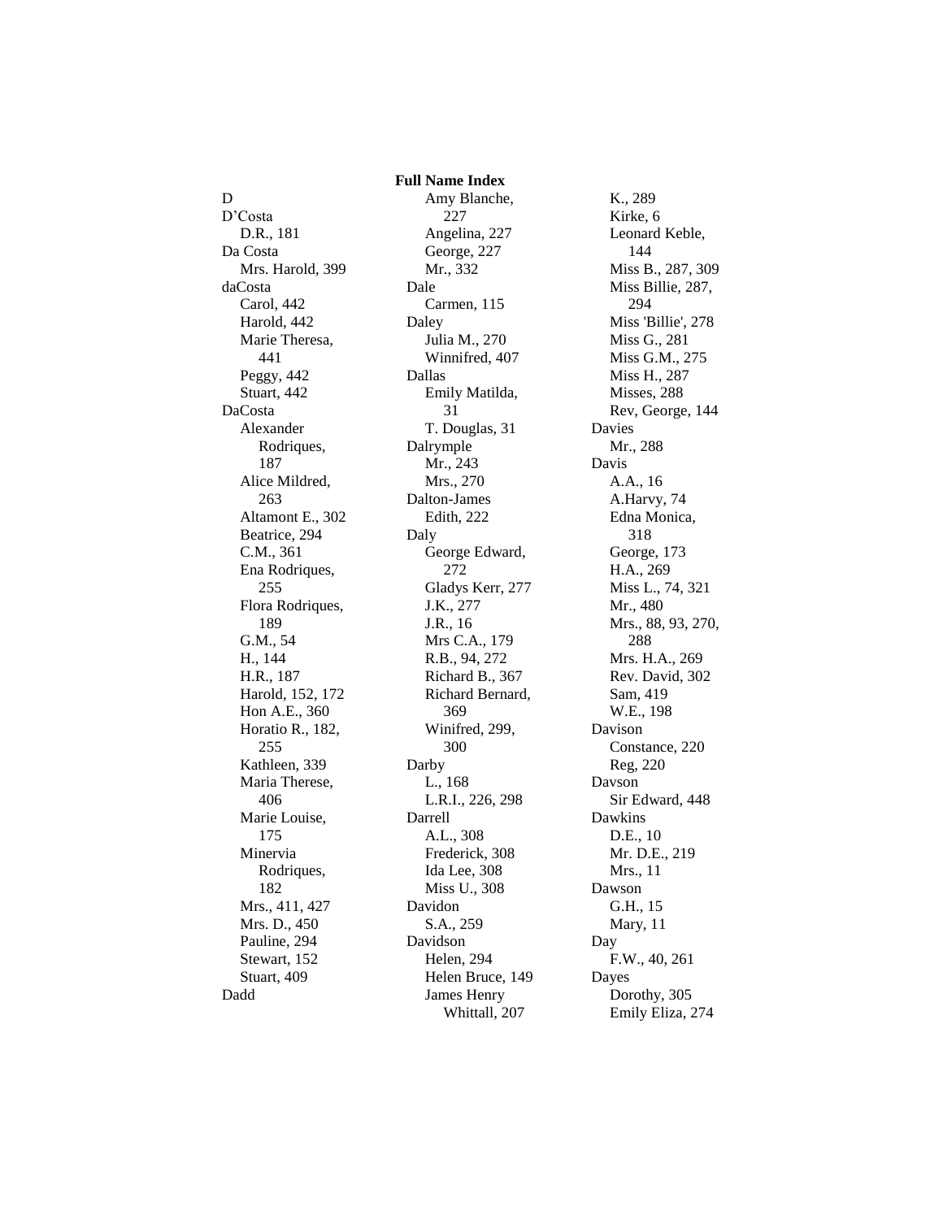## Full Name Index

D

D’Costa
- D.R., 181

Da Costa
- Mrs. Harold, 399

daCosta
- Carol, 442
- Harold, 442
- Marie Theresa, 441
- Peggy, 442
- Stuart, 442

DaCosta
- Alexander Rodriques, 187
- Alice Mildred, 263
- Altamont E., 302
- Beatrice, 294
- C.M., 361
- Ena Rodriques, 255
- Flora Rodriques, 189
- G.M., 54
- H., 144
- H.R., 187
- Harold, 152, 172
- Hon A.E., 360
- Horatio R., 182, 255
- Kathleen, 339
- Maria Therese, 406
- Marie Louise, 175
- Minervia Rodriques, 182
- Mrs., 411, 427
- Mrs. D., 450
- Pauline, 294
- Stewart, 152
- Stuart, 409

Dadd
- Amy Blanche, 227
- Angelina, 227
- George, 227
- Mr., 332

Dale
- Carmen, 115

Daley
- Julia M., 270
- Winnifred, 407

Dallas
- Emily Matilda, 31
- T. Douglas, 31

Dalrymple
- Mr., 243
- Mrs., 270

Dalton-James
- Edith, 222

Daly
- George Edward, 272
- Gladys Kerr, 277
- J.K., 277
- J.R., 16
- Mrs C.A., 179
- R.B., 94, 272
- Richard B., 367
- Richard Bernard, 369
- Winifred, 299, 300

Darby
- L., 168
- L.R.I., 226, 298

Darrell
- A.L., 308
- Frederick, 308
- Ida Lee, 308
- Miss U., 308

Davidon
- S.A., 259

Davidson
- Helen, 294
- Helen Bruce, 149
- James Henry Whittall, 207
- K., 289
- Kirke, 6
- Leonard Keble, 144
- Miss B., 287, 309
- Miss Billie, 287, 294
- Miss 'Billie', 278
- Miss G., 281
- Miss G.M., 275
- Miss H., 287
- Misses, 288
- Rev, George, 144

Davies
- Mr., 288

Davis
- A.A., 16
- A.Harvy, 74
- Edna Monica, 318
- George, 173
- H.A., 269
- Miss L., 74, 321
- Mr., 480
- Mrs., 88, 93, 270, 288
- Mrs. H.A., 269
- Rev. David, 302
- Sam, 419
- W.E., 198

Davison
- Constance, 220
- Reg, 220

Davson
- Sir Edward, 448

Dawkins
- D.E., 10
- Mr. D.E., 219
- Mrs., 11

Dawson
- G.H., 15
- Mary, 11

Day
- F.W., 40, 261

Dayes
- Dorothy, 305
- Emily Eliza, 274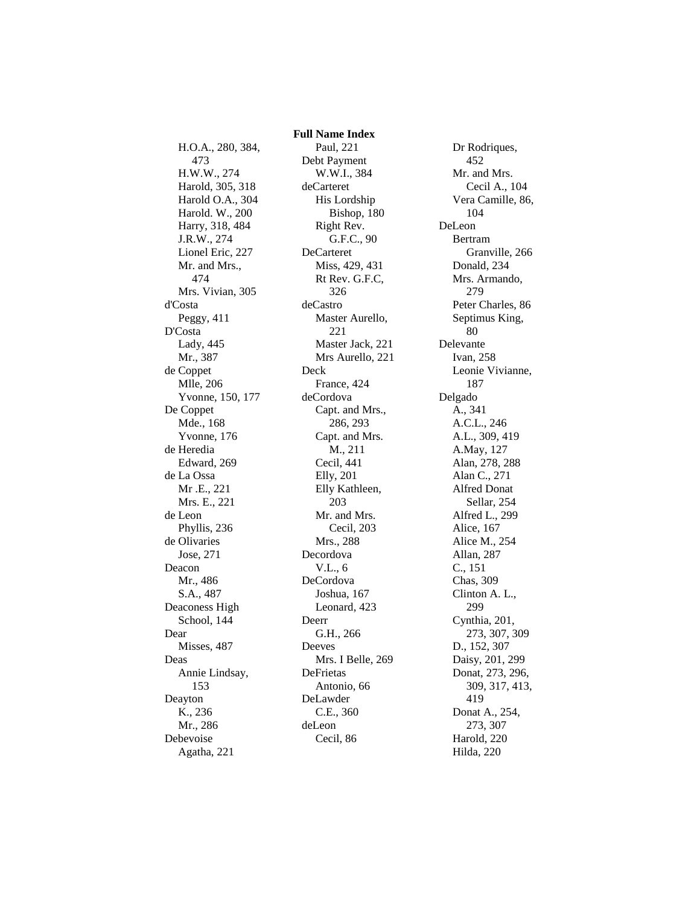# Full Name Index

H.O.A., 280, 384, 473
H.W.W., 274
Harold, 305, 318
Harold O.A., 304
Harold. W., 200
Harry, 318, 484
J.R.W., 274
Lionel Eric, 227
Mr. and Mrs., 474
Mrs. Vivian, 305

d'Costa
Peggy, 411

D'Costa
Lady, 445
Mr., 387

de Coppet
Mlle, 206
Yvonne, 150, 177

De Coppet
Mde., 168
Yvonne, 176

de Heredia
Edward, 269

de La Ossa
Mr .E., 221
Mrs. E., 221

de Leon
Phyllis, 236

de Olivaries
Jose, 271

Deacon
Mr., 486
S.A., 487

Deaconess High School, 144

Dear
Misses, 487

Deas
Annie Lindsay, 153

Deayton
K., 236
Mr., 286

Debevoise
Agatha, 221
Paul, 221

Debt Payment
W.W.I., 384

deCarteret
His Lordship Bishop, 180
Right Rev. G.F.C., 90

DeCarteret
Miss, 429, 431
Rt Rev. G.F.C, 326

deCastro
Master Aurello, 221
Master Jack, 221
Mrs Aurello, 221

Deck
France, 424

deCordova
Capt. and Mrs., 286, 293
Capt. and Mrs. M., 211
Cecil, 441
Elly, 201
Elly Kathleen, 203
Mr. and Mrs. Cecil, 203
Mrs., 288

Decordova
V.L., 6

DeCordova
Joshua, 167
Leonard, 423

Deerr
G.H., 266

Deeves
Mrs. I Belle, 269

DeFrietas
Antonio, 66

DeLawder
C.E., 360

deLeon
Cecil, 86
Dr Rodriques, 452
Mr. and Mrs. Cecil A., 104
Vera Camille, 86, 104

DeLeon
Bertram Granville, 266
Donald, 234
Mrs. Armando, 279
Peter Charles, 86
Septimus King, 80

Delevante
Ivan, 258
Leonie Vivianne, 187

Delgado
A., 341
A.C.L., 246
A.L., 309, 419
A.May, 127
Alan, 278, 288
Alan C., 271
Alfred Donat Sellar, 254
Alfred L., 299
Alice, 167
Alice M., 254
Allan, 287
C., 151
Chas, 309
Clinton A. L., 299
Cynthia, 201, 273, 307, 309
D., 152, 307
Daisy, 201, 299
Donat, 273, 296, 309, 317, 413, 419
Donat A., 254, 273, 307
Harold, 220
Hilda, 220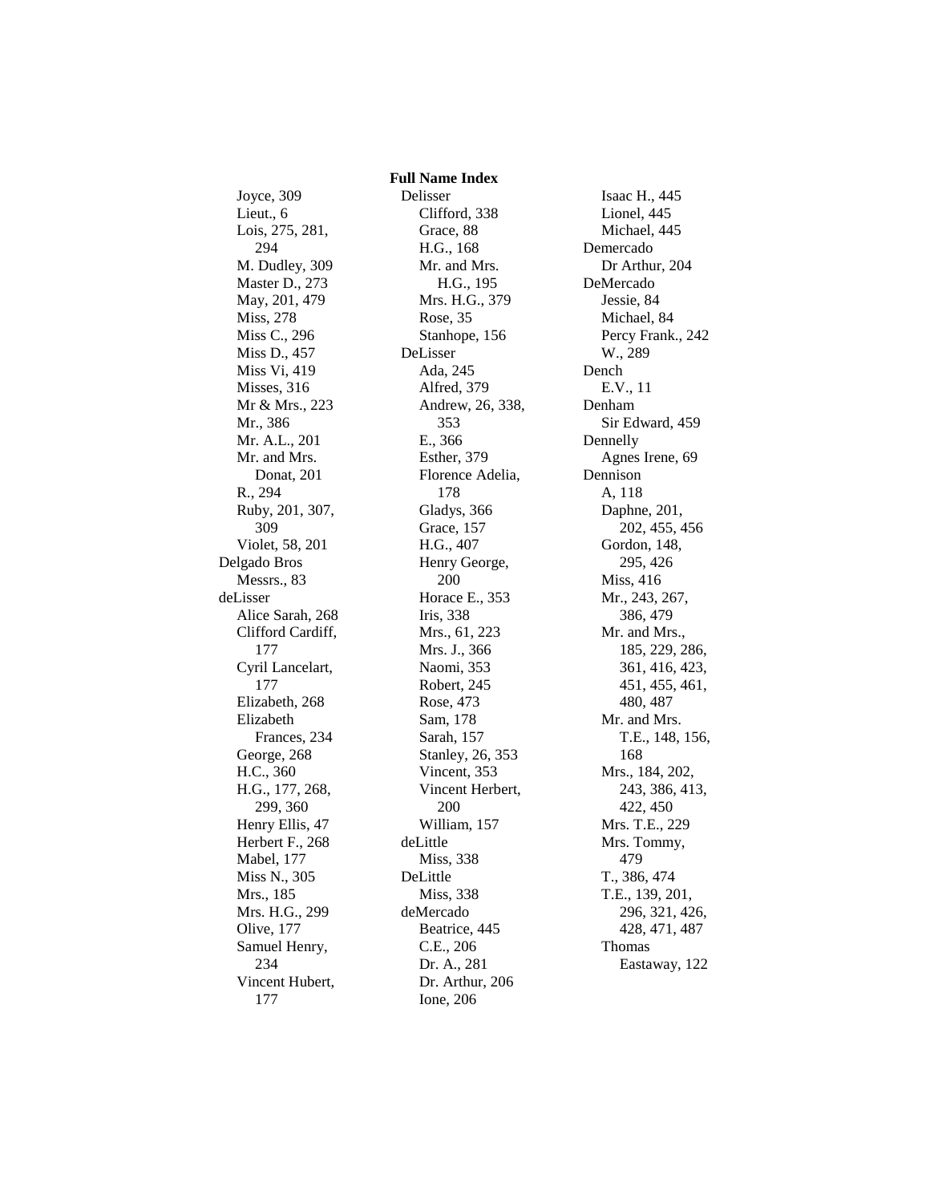## Full Name Index

Joyce, 309
Lieut., 6
Lois, 275, 281, 294
M. Dudley, 309
Master D., 273
May, 201, 479
Miss, 278
Miss C., 296
Miss D., 457
Miss Vi, 419
Misses, 316
Mr & Mrs., 223
Mr., 386
Mr. A.L., 201
Mr. and Mrs. Donat, 201
R., 294
Ruby, 201, 307, 309
Violet, 58, 201

Delgado Bros
- Messrs., 83

deLisser
- Alice Sarah, 268
- Clifford Cardiff, 177
- Cyril Lancelart, 177
- Elizabeth, 268
- Elizabeth Frances, 234
- George, 268
- H.C., 360
- H.G., 177, 268, 299, 360
- Henry Ellis, 47
- Herbert F., 268
- Mabel, 177
- Miss N., 305
- Mrs., 185
- Mrs. H.G., 299
- Olive, 177
- Samuel Henry, 234
- Vincent Hubert, 177

Delisser
- Clifford, 338
- Grace, 88
- H.G., 168
- Mr. and Mrs. H.G., 195
- Mrs. H.G., 379
- Rose, 35
- Stanhope, 156

DeLisser
- Ada, 245
- Alfred, 379
- Andrew, 26, 338, 353
- E., 366
- Esther, 379
- Florence Adelia, 178
- Gladys, 366
- Grace, 157
- H.G., 407
- Henry George, 200
- Horace E., 353
- Iris, 338
- Mrs., 61, 223
- Mrs. J., 366
- Naomi, 353
- Robert, 245
- Rose, 473
- Sam, 178
- Sarah, 157
- Stanley, 26, 353
- Vincent, 353
- Vincent Herbert, 200
- William, 157

deLittle
- Miss, 338

DeLittle
- Miss, 338

deMercado
- Beatrice, 445
- C.E., 206
- Dr. A., 281
- Dr. Arthur, 206
- Ione, 206
- Isaac H., 445
- Lionel, 445
- Michael, 445

Demercado
- Dr Arthur, 204

DeMercado
- Jessie, 84
- Michael, 84
- Percy Frank., 242
- W., 289

Dench
- E.V., 11

Denham
- Sir Edward, 459

Dennelly
- Agnes Irene, 69

Dennison
- A, 118
- Daphne, 201, 202, 455, 456
- Gordon, 148, 295, 426
- Miss, 416
- Mr., 243, 267, 386, 479
- Mr. and Mrs., 185, 229, 286, 361, 416, 423, 451, 455, 461, 480, 487
- Mr. and Mrs. T.E., 148, 156, 168
- Mrs., 184, 202, 243, 386, 413, 422, 450
- Mrs. T.E., 229
- Mrs. Tommy, 479
- T., 386, 474
- T.E., 139, 201, 296, 321, 426, 428, 471, 487
- Thomas Eastaway, 122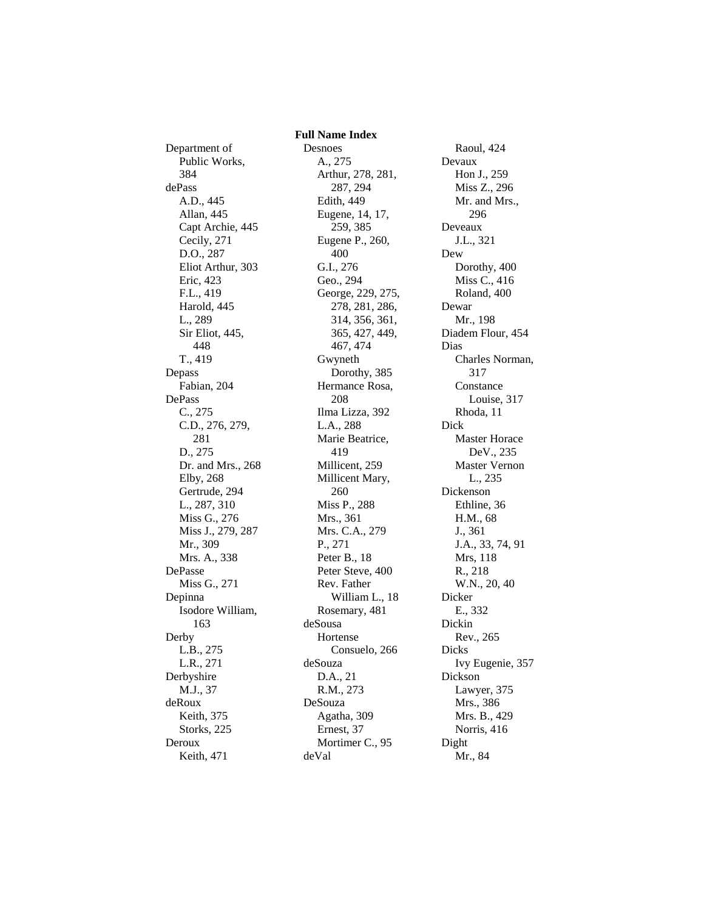# Full Name Index

Department of Public Works, 384
dePass
- A.D., 445
- Allan, 445
- Capt Archie, 445
- Cecily, 271
- D.O., 287
- Eliot Arthur, 303
- Eric, 423
- F.L., 419
- Harold, 445
- L., 289
- Sir Eliot, 445, 448
- T., 419

Depass
- Fabian, 204

DePass
- C., 275
- C.D., 276, 279, 281
- D., 275
- Dr. and Mrs., 268
- Elby, 268
- Gertrude, 294
- L., 287, 310
- Miss G., 276
- Miss J., 279, 287
- Mr., 309
- Mrs. A., 338

DePasse
- Miss G., 271

Depinna
- Isodore William, 163

Derby
- L.B., 275
- L.R., 271

Derbyshire
- M.J., 37

deRoux
- Keith, 375
- Storks, 225

Deroux
- Keith, 471

Desnoes
- A., 275
- Arthur, 278, 281, 287, 294
- Edith, 449
- Eugene, 14, 17, 259, 385
- Eugene P., 260, 400
- G.I., 276
- Geo., 294
- George, 229, 275, 278, 281, 286, 314, 356, 361, 365, 427, 449, 467, 474
- Gwyneth Dorothy, 385
- Hermance Rosa, 208
- Ilma Lizza, 392
- L.A., 288
- Marie Beatrice, 419
- Millicent, 259
- Millicent Mary, 260
- Miss P., 288
- Mrs., 361
- Mrs. C.A., 279
- P., 271
- Peter B., 18
- Peter Steve, 400
- Rev. Father William L., 18
- Rosemary, 481

deSousa
- Hortense Consuelo, 266

deSouza
- D.A., 21
- R.M., 273

DeSouza
- Agatha, 309
- Ernest, 37
- Mortimer C., 95

deVal
- Raoul, 424

Devaux
- Hon J., 259
- Miss Z., 296
- Mr. and Mrs., 296

Deveaux
- J.L., 321

Dew
- Dorothy, 400
- Miss C., 416
- Roland, 400

Dewar
- Mr., 198

Diadem Flour, 454
Dias
- Charles Norman, 317
- Constance Louise, 317
- Rhoda, 11

Dick
- Master Horace DeV., 235
- Master Vernon L., 235

Dickenson
- Ethline, 36
- H.M., 68
- J., 361
- J.A., 33, 74, 91
- Mrs, 118
- R., 218
- W.N., 20, 40

Dicker
- E., 332

Dickin
- Rev., 265

Dicks
- Ivy Eugenie, 357

Dickson
- Lawyer, 375
- Mrs., 386
- Mrs. B., 429
- Norris, 416

Dight
- Mr., 84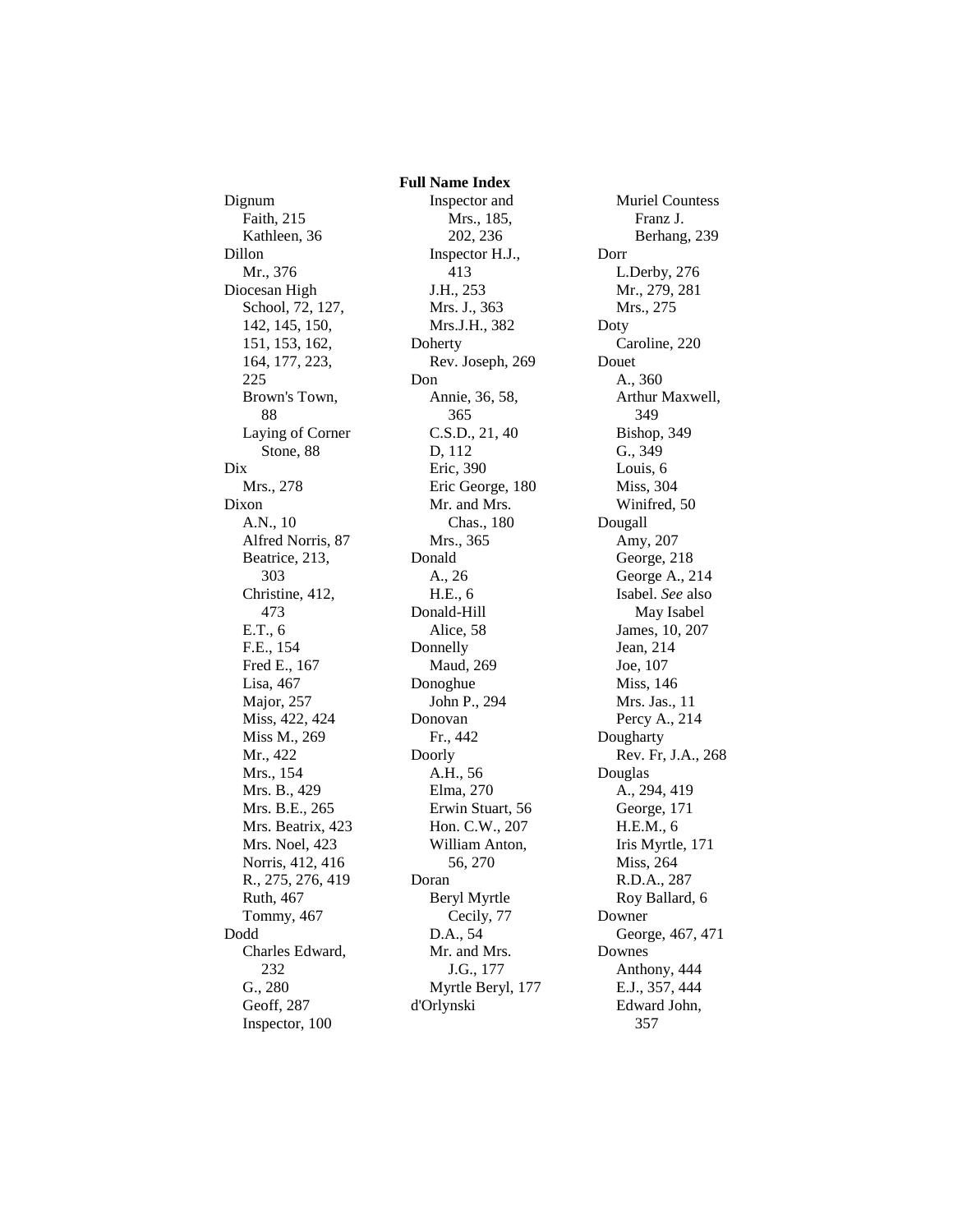**Full Name Index**

Dignum
- Faith, 215
- Kathleen, 36

Dillon
- Mr., 376

Diocesan High
- School, 72, 127, 142, 145, 150, 151, 153, 162, 164, 177, 223, 225
- Brown's Town, 88
- Laying of Corner Stone, 88

Dix
- Mrs., 278

Dixon
- A.N., 10
- Alfred Norris, 87
- Beatrice, 213, 303
- Christine, 412, 473
- E.T., 6
- F.E., 154
- Fred E., 167
- Lisa, 467
- Major, 257
- Miss, 422, 424
- Miss M., 269
- Mr., 422
- Mrs., 154
- Mrs. B., 429
- Mrs. B.E., 265
- Mrs. Beatrix, 423
- Mrs. Noel, 423
- Norris, 412, 416
- R., 275, 276, 419
- Ruth, 467
- Tommy, 467

Dodd
- Charles Edward, 232
- G., 280
- Geoff, 287
- Inspector, 100
- Inspector and Mrs., 185, 202, 236
- Inspector H.J., 413
- J.H., 253
- Mrs. J., 363
- Mrs.J.H., 382

Doherty
- Rev. Joseph, 269

Don
- Annie, 36, 58, 365
- C.S.D., 21, 40
- D, 112
- Eric, 390
- Eric George, 180
- Mr. and Mrs. Chas., 180
- Mrs., 365

Donald
- A., 26
- H.E., 6

Donald-Hill
- Alice, 58

Donnelly
- Maud, 269

Donoghue
- John P., 294

Donovan
- Fr., 442

Doorly
- A.H., 56
- Elma, 270
- Erwin Stuart, 56
- Hon. C.W., 207
- William Anton, 56, 270

Doran
- Beryl Myrtle Cecily, 77
- D.A., 54
- Mr. and Mrs. J.G., 177
- Myrtle Beryl, 177

d'Orlynski
- Muriel Countess Franz J. Berhang, 239

Dorr
- L.Derby, 276
- Mr., 279, 281
- Mrs., 275

Doty
- Caroline, 220

Douet
- A., 360
- Arthur Maxwell, 349
- Bishop, 349
- G., 349
- Louis, 6
- Miss, 304
- Winifred, 50

Dougall
- Amy, 207
- George, 218
- George A., 214
- Isabel. *See* also May Isabel
- James, 10, 207
- Jean, 214
- Joe, 107
- Miss, 146
- Mrs. Jas., 11
- Percy A., 214

Dougharty
- Rev. Fr, J.A., 268

Douglas
- A., 294, 419
- George, 171
- H.E.M., 6
- Iris Myrtle, 171
- Miss, 264
- R.D.A., 287
- Roy Ballard, 6

Downer
- George, 467, 471

Downes
- Anthony, 444
- E.J., 357, 444
- Edward John, 357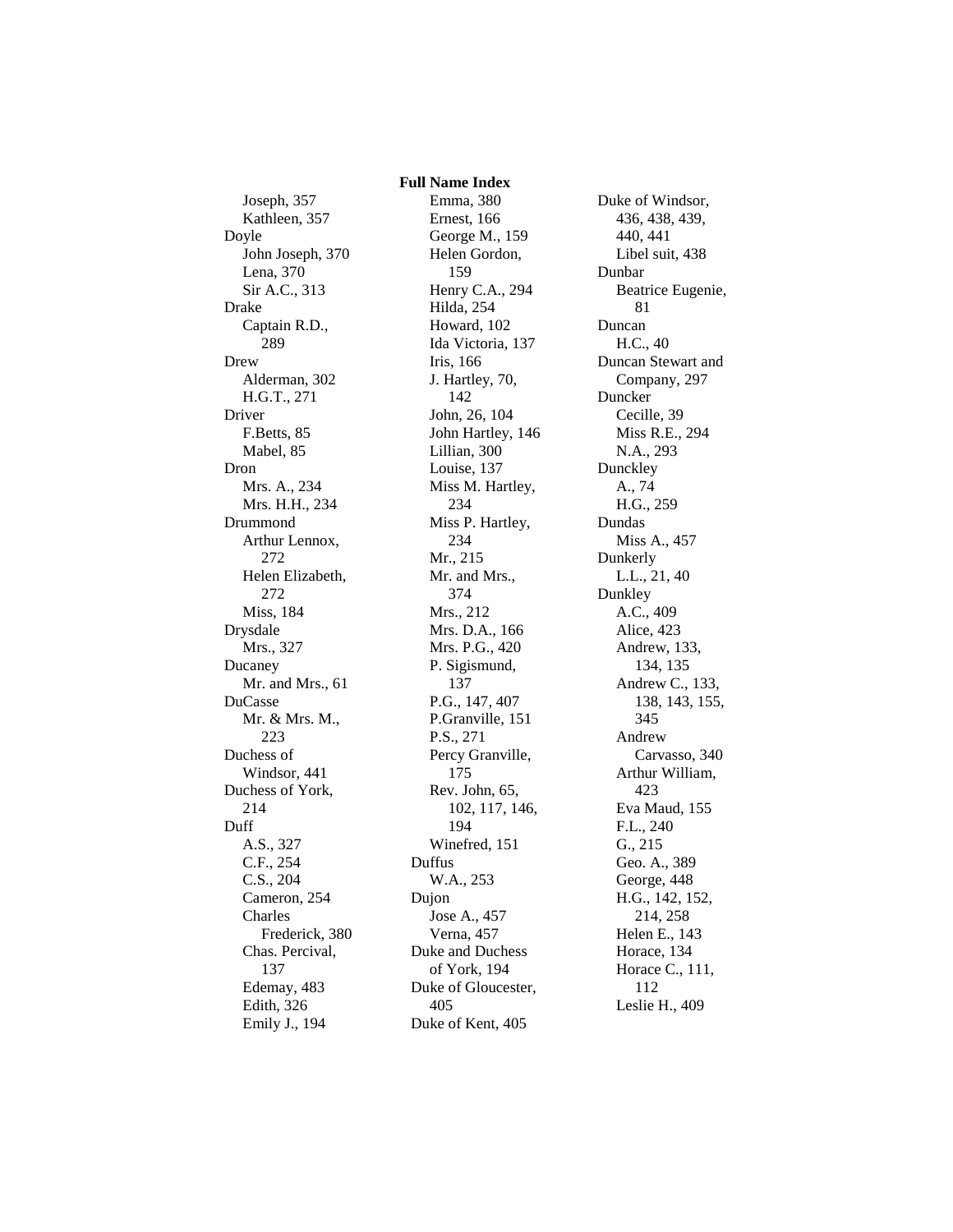**Full Name Index**

Joseph, 357
Kathleen, 357
Doyle
John Joseph, 370
Lena, 370
Sir A.C., 313
Drake
Captain R.D., 289
Drew
Alderman, 302
H.G.T., 271
Driver
F.Betts, 85
Mabel, 85
Dron
Mrs. A., 234
Mrs. H.H., 234
Drummond
Arthur Lennox, 272
Helen Elizabeth, 272
Miss, 184
Drysdale
Mrs., 327
Ducaney
Mr. and Mrs., 61
DuCasse
Mr. & Mrs. M., 223
Duchess of Windsor, 441
Duchess of York, 214
Duff
A.S., 327
C.F., 254
C.S., 204
Cameron, 254
Charles Frederick, 380
Chas. Percival, 137
Edemay, 483
Edith, 326
Emily J., 194
Emma, 380
Ernest, 166
George M., 159
Helen Gordon, 159
Henry C.A., 294
Hilda, 254
Howard, 102
Ida Victoria, 137
Iris, 166
J. Hartley, 70, 142
John, 26, 104
John Hartley, 146
Lillian, 300
Louise, 137
Miss M. Hartley, 234
Miss P. Hartley, 234
Mr., 215
Mr. and Mrs., 374
Mrs., 212
Mrs. D.A., 166
Mrs. P.G., 420
P. Sigismund, 137
P.G., 147, 407
P.Granville, 151
P.S., 271
Percy Granville, 175
Rev. John, 65, 102, 117, 146, 194
Winefred, 151
Duffus
W.A., 253
Dujon
Jose A., 457
Verna, 457
Duke and Duchess of York, 194
Duke of Gloucester, 405
Duke of Kent, 405
Duke of Windsor, 436, 438, 439, 440, 441
Libel suit, 438
Dunbar
Beatrice Eugenie, 81
Duncan
H.C., 40
Duncan Stewart and Company, 297
Duncker
Cecille, 39
Miss R.E., 294
N.A., 293
Dunckley
A., 74
H.G., 259
Dundas
Miss A., 457
Dunkerly
L.L., 21, 40
Dunkley
A.C., 409
Alice, 423
Andrew, 133, 134, 135
Andrew C., 133, 138, 143, 155, 345
Andrew Carvasso, 340
Arthur William, 423
Eva Maud, 155
F.L., 240
G., 215
Geo. A., 389
George, 448
H.G., 142, 152, 214, 258
Helen E., 143
Horace, 134
Horace C., 111, 112
Leslie H., 409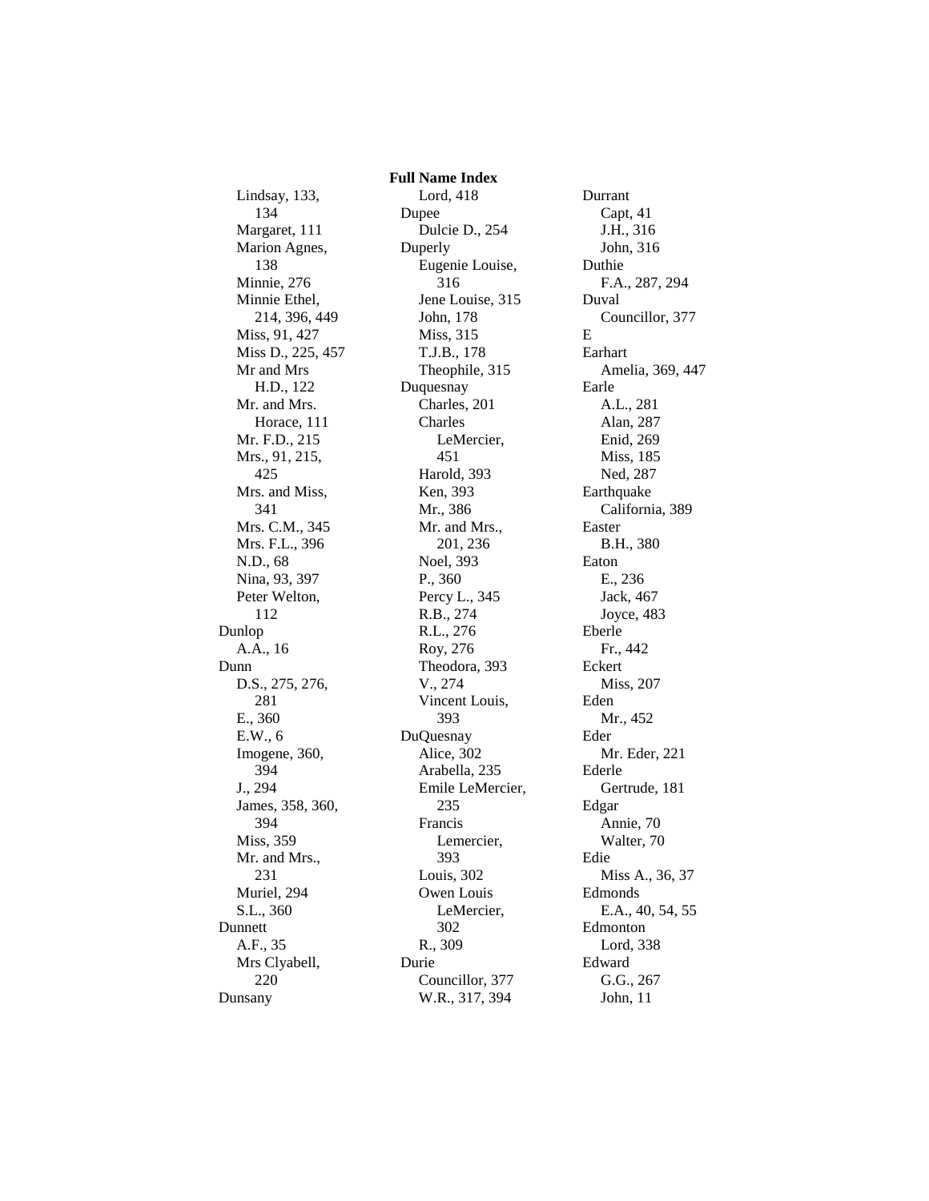**Full Name Index**

Lindsay, 133, 134
Margaret, 111
Marion Agnes, 138
Minnie, 276
Minnie Ethel, 214, 396, 449
Miss, 91, 427
Miss D., 225, 457
Mr and Mrs H.D., 122
Mr. and Mrs. Horace, 111
Mr. F.D., 215
Mrs., 91, 215, 425
Mrs. and Miss, 341
Mrs. C.M., 345
Mrs. F.L., 396
N.D., 68
Nina, 93, 397
Peter Welton, 112

Dunlop
- A.A., 16

Dunn
- D.S., 275, 276, 281
- E., 360
- E.W., 6
- Imogene, 360, 394
- J., 294
- James, 358, 360, 394
- Miss, 359
- Mr. and Mrs., 231
- Muriel, 294
- S.L., 360

Dunnett
- A.F., 35
- Mrs Clyabell, 220

Dunsany
- Lord, 418

Dupee
- Dulcie D., 254

Duperly
- Eugenie Louise, 316
- Jene Louise, 315
- John, 178
- Miss, 315
- T.J.B., 178
- Theophile, 315

Duquesnay
- Charles, 201
- Charles LeMercier, 451
- Harold, 393
- Ken, 393
- Mr., 386
- Mr. and Mrs., 201, 236
- Noel, 393
- P., 360
- Percy L., 345
- R.B., 274
- R.L., 276
- Roy, 276
- Theodora, 393
- V., 274
- Vincent Louis, 393

DuQuesnay
- Alice, 302
- Arabella, 235
- Emile LeMercier, 235
- Francis Lemercier, 393
- Louis, 302
- Owen Louis LeMercier, 302
- R., 309

Durie
- Councillor, 377
- W.R., 317, 394

Durrant
- Capt, 41
- J.H., 316
- John, 316

Duthie
- F.A., 287, 294

Duval
- Councillor, 377

E

Earhart
- Amelia, 369, 447

Earle
- A.L., 281
- Alan, 287
- Enid, 269
- Miss, 185
- Ned, 287

Earthquake
- California, 389

Easter
- B.H., 380

Eaton
- E., 236
- Jack, 467
- Joyce, 483

Eberle
- Fr., 442

Eckert
- Miss, 207

Eden
- Mr., 452

Eder
- Mr. Eder, 221

Ederle
- Gertrude, 181

Edgar
- Annie, 70
- Walter, 70

Edie
- Miss A., 36, 37

Edmonds
- E.A., 40, 54, 55

Edmonton
- Lord, 338

Edward
- G.G., 267
- John, 11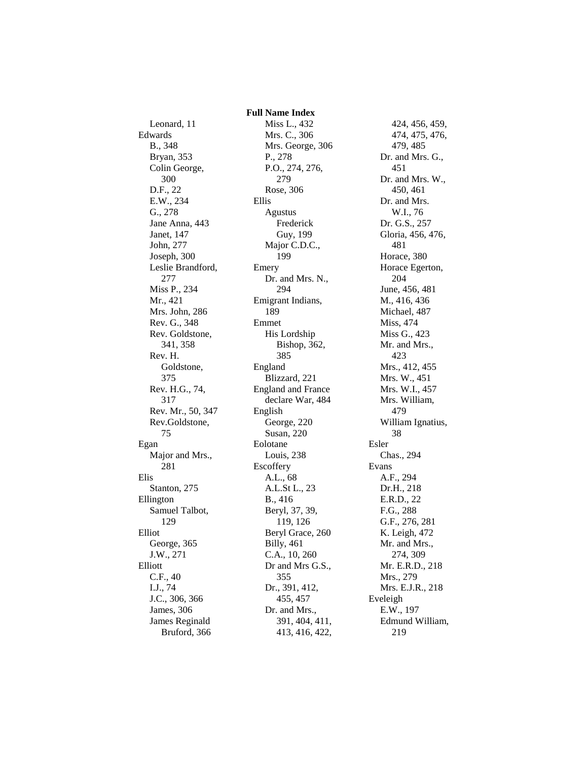## Full Name Index

Leonard, 11
Edwards
- B., 348
- Bryan, 353
- Colin George, 300
- D.F., 22
- E.W., 234
- G., 278
- Jane Anna, 443
- Janet, 147
- John, 277
- Joseph, 300
- Leslie Brandford, 277
- Miss P., 234
- Mr., 421
- Mrs. John, 286
- Rev. G., 348
- Rev. Goldstone, 341, 358
- Rev. H. Goldstone, 375
- Rev. H.G., 74, 317
- Rev. Mr., 50, 347
- Rev.Goldstone, 75

Egan
- Major and Mrs., 281

Elis
- Stanton, 275

Ellington
- Samuel Talbot, 129

Elliot
- George, 365
- J.W., 271

Elliott
- C.F., 40
- I.J., 74
- J.C., 306, 366
- James, 306
- James Reginald Bruford, 366
- Miss L., 432
- Mrs. C., 306
- Mrs. George, 306
- P., 278
- P.O., 274, 276, 279
- Rose, 306

Ellis
- Agustus Frederick Guy, 199
- Major C.D.C., 199

Emery
- Dr. and Mrs. N., 294

Emigrant Indians, 189

Emmet
- His Lordship Bishop, 362, 385

England
- Blizzard, 221

England and France declare War, 484

English
- George, 220
- Susan, 220

Eolotane
- Louis, 238

Escoffery
- A.L., 68
- A.L.St L., 23
- B., 416
- Beryl, 37, 39, 119, 126
- Beryl Grace, 260
- Billy, 461
- C.A., 10, 260
- Dr and Mrs G.S., 355
- Dr., 391, 412, 455, 457
- Dr. and Mrs., 391, 404, 411, 413, 416, 422, 424, 456, 459, 474, 475, 476, 479, 485
- Dr. and Mrs. G., 451
- Dr. and Mrs. W., 450, 461
- Dr. and Mrs. W.I., 76
- Dr. G.S., 257
- Gloria, 456, 476, 481
- Horace, 380
- Horace Egerton, 204
- June, 456, 481
- M., 416, 436
- Michael, 487
- Miss, 474
- Miss G., 423
- Mr. and Mrs., 423
- Mrs., 412, 455
- Mrs. W., 451
- Mrs. W.I., 457
- Mrs. William, 479
- William Ignatius, 38

Esler
- Chas., 294

Evans
- A.F., 294
- Dr.H., 218
- E.R.D., 22
- F.G., 288
- G.F., 276, 281
- K. Leigh, 472
- Mr. and Mrs., 274, 309
- Mr. E.R.D., 218
- Mrs., 279
- Mrs. E.J.R., 218

Eveleigh
- E.W., 197
- Edmund William, 219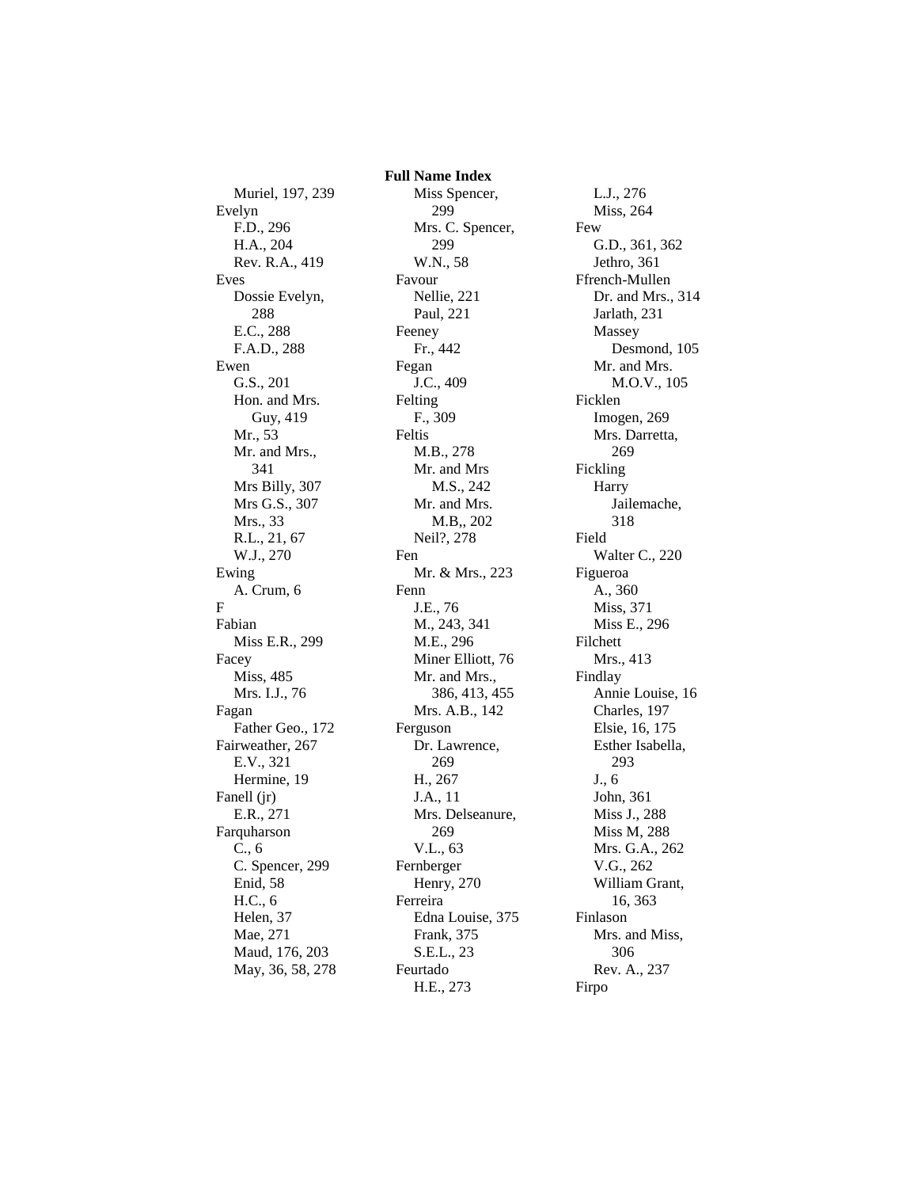**Full Name Index**

Muriel, 197, 239
Evelyn
F.D., 296
H.A., 204
Rev. R.A., 419
Eves
Dossie Evelyn, 288
E.C., 288
F.A.D., 288
Ewen
G.S., 201
Hon. and Mrs. Guy, 419
Mr., 53
Mr. and Mrs., 341
Mrs Billy, 307
Mrs G.S., 307
Mrs., 33
R.L., 21, 67
W.J., 270
Ewing
A. Crum, 6
F
Fabian
Miss E.R., 299
Facey
Miss, 485
Mrs. I.J., 76
Fagan
Father Geo., 172
Fairweather, 267
E.V., 321
Hermine, 19
Fanell (jr)
E.R., 271
Farquharson
C., 6
C. Spencer, 299
Enid, 58
H.C., 6
Helen, 37
Mae, 271
Maud, 176, 203
May, 36, 58, 278
Miss Spencer, 299
Mrs. C. Spencer, 299
W.N., 58
Favour
Nellie, 221
Paul, 221
Feeney
Fr., 442
Fegan
J.C., 409
Felting
F., 309
Feltis
M.B., 278
Mr. and Mrs M.S., 242
Mr. and Mrs. M.B,, 202
Neil?, 278
Fen
Mr. & Mrs., 223
Fenn
J.E., 76
M., 243, 341
M.E., 296
Miner Elliott, 76
Mr. and Mrs., 386, 413, 455
Mrs. A.B., 142
Ferguson
Dr. Lawrence, 269
H., 267
J.A., 11
Mrs. Delseanure, 269
V.L., 63
Fernberger
Henry, 270
Ferreira
Edna Louise, 375
Frank, 375
S.E.L., 23
Feurtado
H.E., 273
L.J., 276
Miss, 264
Few
G.D., 361, 362
Jethro, 361
Ffrench-Mullen
Dr. and Mrs., 314
Jarlath, 231
Massey Desmond, 105
Mr. and Mrs. M.O.V., 105
Ficklen
Imogen, 269
Mrs. Darretta, 269
Fickling
Harry Jailemache, 318
Field
Walter C., 220
Figueroa
A., 360
Miss, 371
Miss E., 296
Filchett
Mrs., 413
Findlay
Annie Louise, 16
Charles, 197
Elsie, 16, 175
Esther Isabella, 293
J., 6
John, 361
Miss J., 288
Miss M, 288
Mrs. G.A., 262
V.G., 262
William Grant, 16, 363
Finlason
Mrs. and Miss, 306
Rev. A., 237
Firpo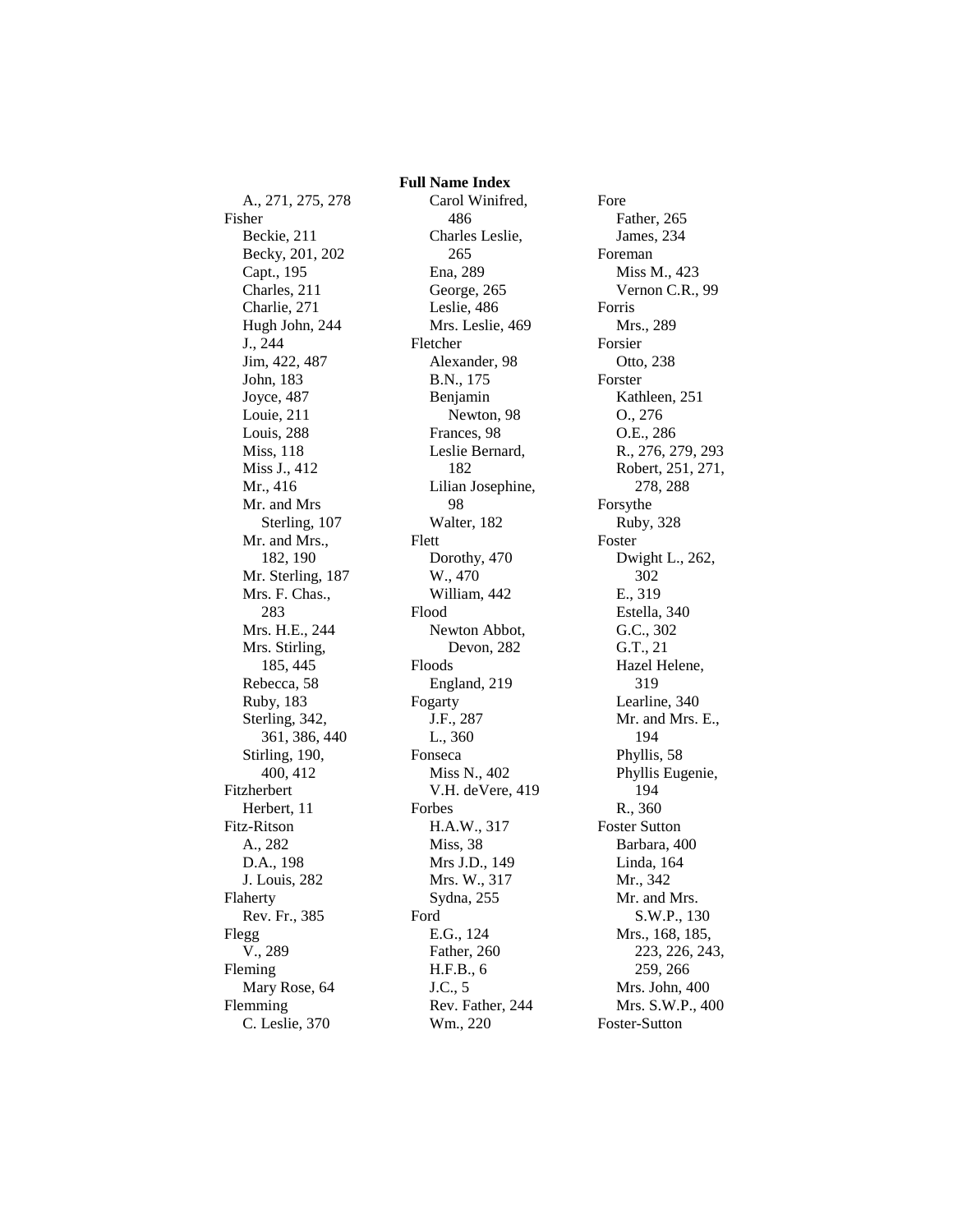## Full Name Index

A., 271, 275, 278

Fisher
- Beckie, 211
- Becky, 201, 202
- Capt., 195
- Charles, 211
- Charlie, 271
- Hugh John, 244
- J., 244
- Jim, 422, 487
- John, 183
- Joyce, 487
- Louie, 211
- Louis, 288
- Miss, 118
- Miss J., 412
- Mr., 416
- Mr. and Mrs Sterling, 107
- Mr. and Mrs., 182, 190
- Mr. Sterling, 187
- Mrs. F. Chas., 283
- Mrs. H.E., 244
- Mrs. Stirling, 185, 445
- Rebecca, 58
- Ruby, 183
- Sterling, 342, 361, 386, 440
- Stirling, 190, 400, 412

Fitzherbert
- Herbert, 11

Fitz-Ritson
- A., 282
- D.A., 198
- J. Louis, 282

Flaherty
- Rev. Fr., 385

Flegg
- V., 289

Fleming
- Mary Rose, 64

Flemming
- C. Leslie, 370
- Carol Winifred, 486
- Charles Leslie, 265
- Ena, 289
- George, 265
- Leslie, 486
- Mrs. Leslie, 469

Fletcher
- Alexander, 98
- B.N., 175
- Benjamin Newton, 98
- Frances, 98
- Leslie Bernard, 182
- Lilian Josephine, 98
- Walter, 182

Flett
- Dorothy, 470
- W., 470
- William, 442

Flood
- Newton Abbot, Devon, 282

Floods
- England, 219

Fogarty
- J.F., 287
- L., 360

Fonseca
- Miss N., 402
- V.H. deVere, 419

Forbes
- H.A.W., 317
- Miss, 38
- Mrs J.D., 149
- Mrs. W., 317
- Sydna, 255

Ford
- E.G., 124
- Father, 260
- H.F.B., 6
- J.C., 5
- Rev. Father, 244
- Wm., 220

Fore
- Father, 265
- James, 234

Foreman
- Miss M., 423
- Vernon C.R., 99

Forris
- Mrs., 289

Forsier
- Otto, 238

Forster
- Kathleen, 251
- O., 276
- O.E., 286
- R., 276, 279, 293
- Robert, 251, 271, 278, 288

Forsythe
- Ruby, 328

Foster
- Dwight L., 262, 302
- E., 319
- Estella, 340
- G.C., 302
- G.T., 21
- Hazel Helene, 319
- Learline, 340
- Mr. and Mrs. E., 194
- Phyllis, 58
- Phyllis Eugenie, 194
- R., 360

Foster Sutton
- Barbara, 400
- Linda, 164
- Mr., 342
- Mr. and Mrs. S.W.P., 130
- Mrs., 168, 185, 223, 226, 243, 259, 266
- Mrs. John, 400
- Mrs. S.W.P., 400

Foster-Sutton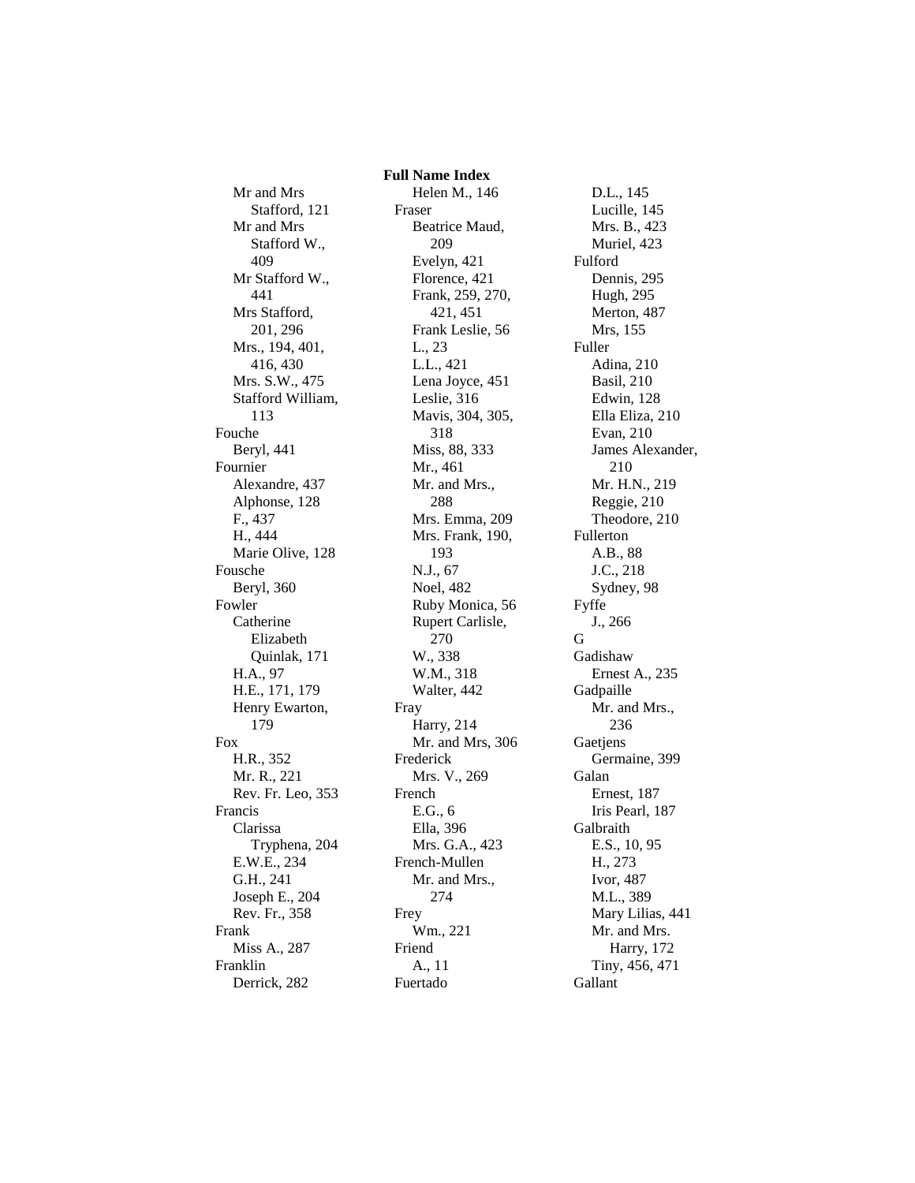**Full Name Index**

Mr and Mrs Stafford, 121
Mr and Mrs Stafford W., 409
Mr Stafford W., 441
Mrs Stafford, 201, 296
Mrs., 194, 401, 416, 430
Mrs. S.W., 475
Stafford William, 113

Fouche
- Beryl, 441

Fournier
- Alexandre, 437
- Alphonse, 128
- F., 437
- H., 444
- Marie Olive, 128

Fousche
- Beryl, 360

Fowler
- Catherine Elizabeth Quinlak, 171
- H.A., 97
- H.E., 171, 179
- Henry Ewarton, 179

Fox
- H.R., 352
- Mr. R., 221
- Rev. Fr. Leo, 353

Francis
- Clarissa Tryphena, 204
- E.W.E., 234
- G.H., 241
- Joseph E., 204
- Rev. Fr., 358

Frank
- Miss A., 287

Franklin
- Derrick, 282
- Helen M., 146

Fraser
- Beatrice Maud, 209
- Evelyn, 421
- Florence, 421
- Frank, 259, 270, 421, 451
- Frank Leslie, 56
- L., 23
- L.L., 421
- Lena Joyce, 451
- Leslie, 316
- Mavis, 304, 305, 318
- Miss, 88, 333
- Mr., 461
- Mr. and Mrs., 288
- Mrs. Emma, 209
- Mrs. Frank, 190, 193
- N.J., 67
- Noel, 482
- Ruby Monica, 56
- Rupert Carlisle, 270
- W., 338
- W.M., 318
- Walter, 442

Fray
- Harry, 214
- Mr. and Mrs, 306

Frederick
- Mrs. V., 269

French
- E.G., 6
- Ella, 396
- Mrs. G.A., 423

French-Mullen
- Mr. and Mrs., 274

Frey
- Wm., 221

Friend
- A., 11

Fuertado
- D.L., 145
- Lucille, 145
- Mrs. B., 423
- Muriel, 423

Fulford
- Dennis, 295
- Hugh, 295
- Merton, 487
- Mrs, 155

Fuller
- Adina, 210
- Basil, 210
- Edwin, 128
- Ella Eliza, 210
- Evan, 210
- James Alexander, 210
- Mr. H.N., 219
- Reggie, 210
- Theodore, 210

Fullerton
- A.B., 88
- J.C., 218
- Sydney, 98

Fyffe
- J., 266

G

Gadishaw
- Ernest A., 235

Gadpaille
- Mr. and Mrs., 236

Gaetjens
- Germaine, 399

Galan
- Ernest, 187
- Iris Pearl, 187

Galbraith
- E.S., 10, 95
- H., 273
- Ivor, 487
- M.L., 389
- Mary Lilias, 441
- Mr. and Mrs. Harry, 172
- Tiny, 456, 471

Gallant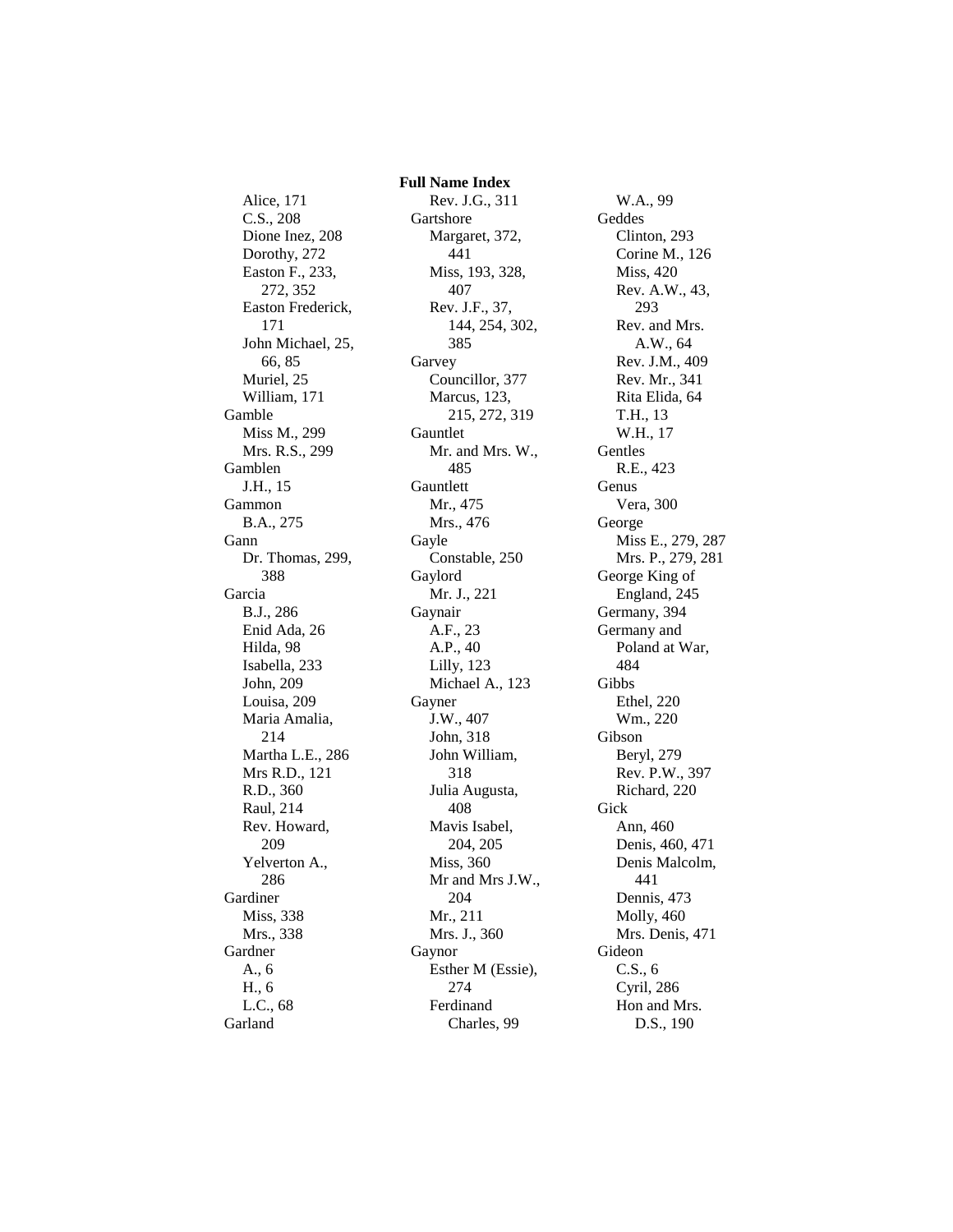**Full Name Index**

- Alice, 171
- C.S., 208
- Dione Inez, 208
- Dorothy, 272
- Easton F., 233, 272, 352
- Easton Frederick, 171
- John Michael, 25, 66, 85
- Muriel, 25
- William, 171

Gamble
- Miss M., 299
- Mrs. R.S., 299

Gamblen
- J.H., 15

Gammon
- B.A., 275

Gann
- Dr. Thomas, 299, 388

Garcia
- B.J., 286
- Enid Ada, 26
- Hilda, 98
- Isabella, 233
- John, 209
- Louisa, 209
- Maria Amalia, 214
- Martha L.E., 286
- Mrs R.D., 121
- R.D., 360
- Raul, 214
- Rev. Howard, 209
- Yelverton A., 286

Gardiner
- Miss, 338
- Mrs., 338

Gardner
- A., 6
- H., 6
- L.C., 68

Garland
- Rev. J.G., 311

Gartshore
- Margaret, 372, 441
- Miss, 193, 328, 407
- Rev. J.F., 37, 144, 254, 302, 385

Garvey
- Councillor, 377
- Marcus, 123, 215, 272, 319

Gauntlet
- Mr. and Mrs. W., 485

Gauntlett
- Mr., 475
- Mrs., 476

Gayle
- Constable, 250

Gaylord
- Mr. J., 221

Gaynair
- A.F., 23
- A.P., 40
- Lilly, 123
- Michael A., 123

Gayner
- J.W., 407
- John, 318
- John William, 318
- Julia Augusta, 408
- Mavis Isabel, 204, 205
- Miss, 360
- Mr and Mrs J.W., 204
- Mr., 211
- Mrs. J., 360

Gaynor
- Esther M (Essie), 274
- Ferdinand Charles, 99
- W.A., 99

Geddes
- Clinton, 293
- Corine M., 126
- Miss, 420
- Rev. A.W., 43, 293
- Rev. and Mrs. A.W., 64
- Rev. J.M., 409
- Rev. Mr., 341
- Rita Elida, 64
- T.H., 13
- W.H., 17

Gentles
- R.E., 423

Genus
- Vera, 300

George
- Miss E., 279, 287
- Mrs. P., 279, 281

George King of England, 245

Germany, 394

Germany and Poland at War, 484

Gibbs
- Ethel, 220
- Wm., 220

Gibson
- Beryl, 279
- Rev. P.W., 397
- Richard, 220

Gick
- Ann, 460
- Denis, 460, 471
- Denis Malcolm, 441
- Dennis, 473
- Molly, 460
- Mrs. Denis, 471

Gideon
- C.S., 6
- Cyril, 286
- Hon and Mrs. D.S., 190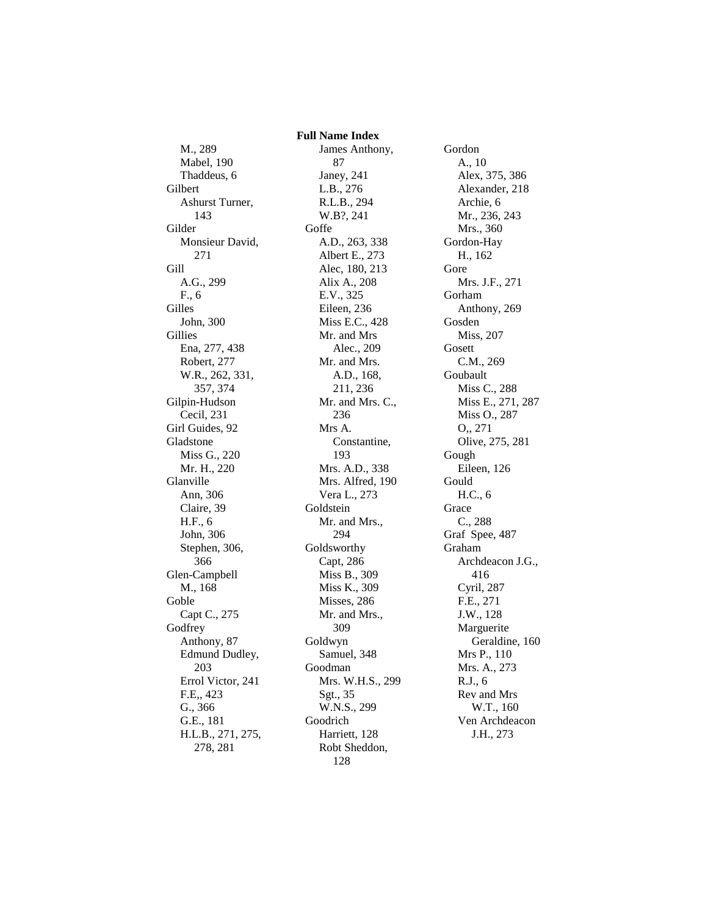## Full Name Index

M., 289
Mabel, 190
Thaddeus, 6

Gilbert
- Ashurst Turner, 143

Gilder
- Monsieur David, 271

Gill
- A.G., 299
- F., 6

Gilles
- John, 300

Gillies
- Ena, 277, 438
- Robert, 277
- W.R., 262, 331, 357, 374

Gilpin-Hudson
- Cecil, 231

Girl Guides, 92

Gladstone
- Miss G., 220
- Mr. H., 220

Glanville
- Ann, 306
- Claire, 39
- H.F., 6
- John, 306
- Stephen, 306, 366

Glen-Campbell
- M., 168

Goble
- Capt C., 275

Godfrey
- Anthony, 87
- Edmund Dudley, 203
- Errol Victor, 241
- F.E,, 423
- G., 366
- G.E., 181
- H.L.B., 271, 275, 278, 281
- James Anthony, 87
- Janey, 241
- L.B., 276
- R.L.B., 294
- W.B?, 241

Goffe
- A.D., 263, 338
- Albert E., 273
- Alec, 180, 213
- Alix A., 208
- E.V., 325
- Eileen, 236
- Miss E.C., 428
- Mr. and Mrs Alec., 209
- Mr. and Mrs. A.D., 168, 211, 236
- Mr. and Mrs. C., 236
- Mrs A. Constantine, 193
- Mrs. A.D., 338
- Mrs. Alfred, 190
- Vera L., 273

Goldstein
- Mr. and Mrs., 294

Goldsworthy
- Capt, 286
- Miss B., 309
- Miss K., 309
- Misses, 286
- Mr. and Mrs., 309

Goldwyn
- Samuel, 348

Goodman
- Mrs. W.H.S., 299
- Sgt., 35
- W.N.S., 299

Goodrich
- Harriett, 128
- Robt Sheddon, 128

Gordon
- A., 10
- Alex, 375, 386
- Alexander, 218
- Archie, 6
- Mr., 236, 243
- Mrs., 360

Gordon-Hay
- H., 162

Gore
- Mrs. J.F., 271

Gorham
- Anthony, 269

Gosden
- Miss, 207

Gosett
- C.M., 269

Goubault
- Miss C., 288
- Miss E., 271, 287
- Miss O., 287
- O,, 271
- Olive, 275, 281

Gough
- Eileen, 126

Gould
- H.C., 6

Grace
- C., 288

Graf Spee, 487

Graham
- Archdeacon J.G., 416
- Cyril, 287
- F.E., 271
- J.W., 128
- Marguerite Geraldine, 160
- Mrs P., 110
- Mrs. A., 273
- R.J., 6
- Rev and Mrs W.T., 160
- Ven Archdeacon J.H., 273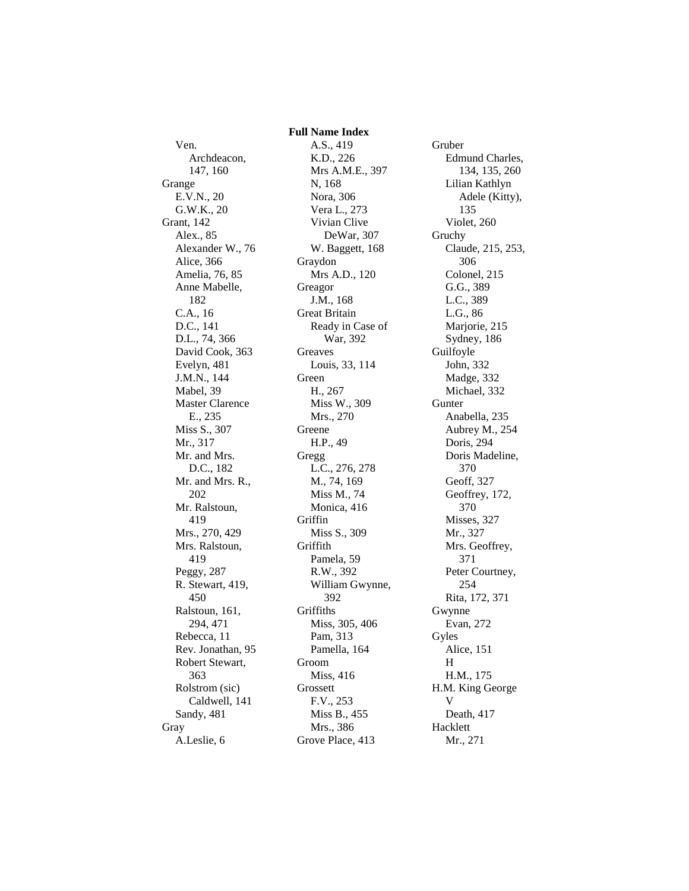**Full Name Index**

- Ven. Archdeacon, 147, 160
- Grange
  - E.V.N., 20
  - G.W.K., 20
- Grant, 142
  - Alex., 85
  - Alexander W., 76
  - Alice, 366
  - Amelia, 76, 85
  - Anne Mabelle, 182
  - C.A., 16
  - D.C., 141
  - D.L., 74, 366
  - David Cook, 363
  - Evelyn, 481
  - J.M.N., 144
  - Mabel, 39
  - Master Clarence E., 235
  - Miss S., 307
  - Mr., 317
  - Mr. and Mrs. D.C., 182
  - Mr. and Mrs. R., 202
  - Mr. Ralstoun, 419
  - Mrs., 270, 429
  - Mrs. Ralstoun, 419
  - Peggy, 287
  - R. Stewart, 419, 450
  - Ralstoun, 161, 294, 471
  - Rebecca, 11
  - Rev. Jonathan, 95
  - Robert Stewart, 363
  - Rolstrom (sic) Caldwell, 141
  - Sandy, 481
- Gray
  - A.Leslie, 6
  - A.S., 419
  - K.D., 226
  - Mrs A.M.E., 397
  - N, 168
  - Nora, 306
  - Vera L., 273
  - Vivian Clive DeWar, 307
  - W. Baggett, 168
- Graydon
  - Mrs A.D., 120
- Greagor
  - J.M., 168
- Great Britain
  - Ready in Case of War, 392
- Greaves
  - Louis, 33, 114
- Green
  - H., 267
  - Miss W., 309
  - Mrs., 270
- Greene
  - H.P., 49
- Gregg
  - L.C., 276, 278
  - M., 74, 169
  - Miss M., 74
  - Monica, 416
- Griffin
  - Miss S., 309
- Griffith
  - Pamela, 59
  - R.W., 392
  - William Gwynne, 392
- Griffiths
  - Miss, 305, 406
  - Pam, 313
  - Pamella, 164
- Groom
  - Miss, 416
- Grossett
  - F.V., 253
  - Miss B., 455
  - Mrs., 386
- Grove Place, 413
- Gruber
  - Edmund Charles, 134, 135, 260
  - Lilian Kathlyn Adele (Kitty), 135
  - Violet, 260
- Gruchy
  - Claude, 215, 253, 306
  - Colonel, 215
  - G.G., 389
  - L.C., 389
  - L.G., 86
  - Marjorie, 215
  - Sydney, 186
- Guilfoyle
  - John, 332
  - Madge, 332
  - Michael, 332
- Gunter
  - Anabella, 235
  - Aubrey M., 254
  - Doris, 294
  - Doris Madeline, 370
  - Geoff, 327
  - Geoffrey, 172, 370
  - Misses, 327
  - Mr., 327
  - Mrs. Geoffrey, 371
  - Peter Courtney, 254
  - Rita, 172, 371
- Gwynne
  - Evan, 272
- Gyles
  - Alice, 151
- H
  - H.M., 175
- H.M. King George V
  - Death, 417
- Hacklett
  - Mr., 271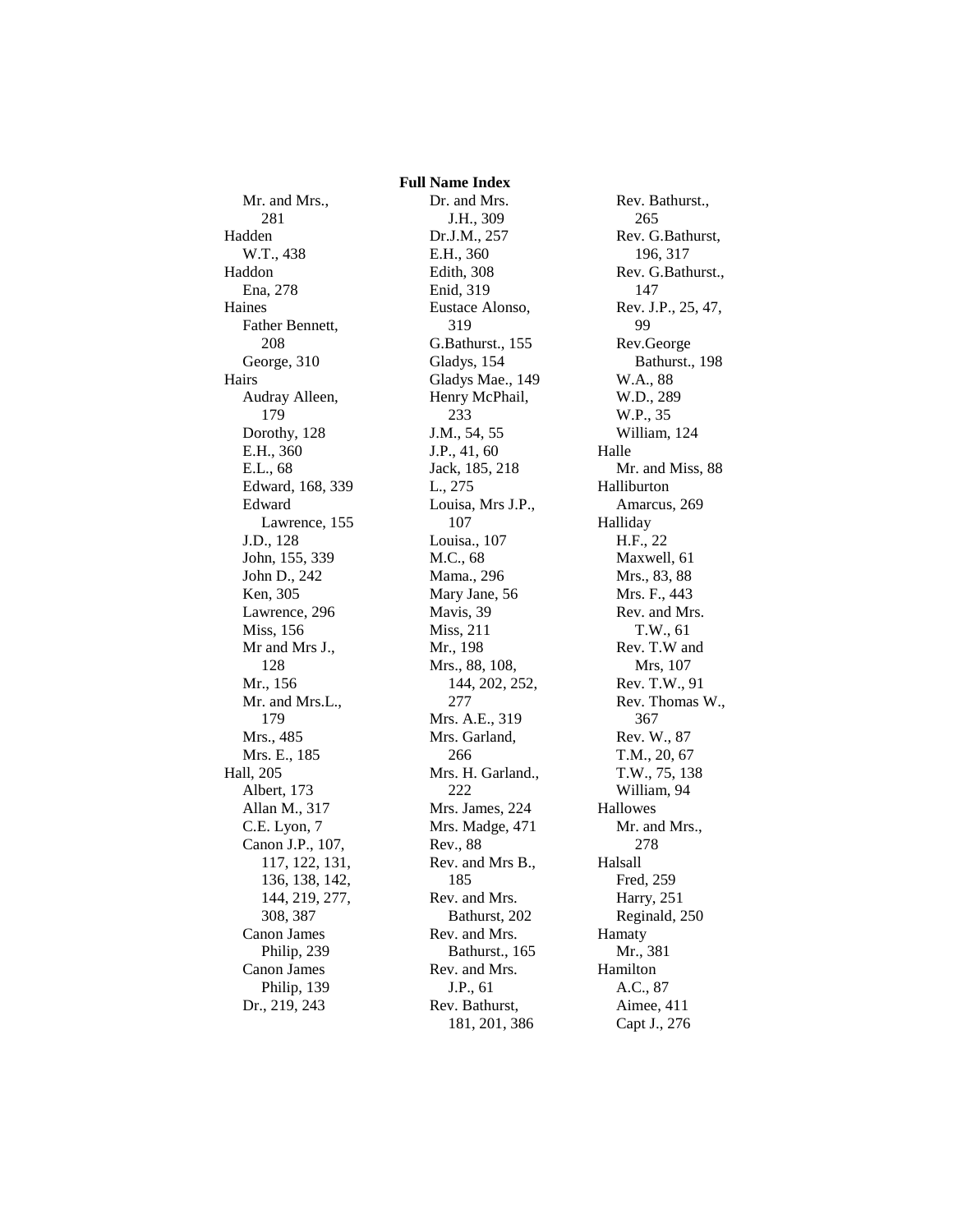**Full Name Index**

Mr. and Mrs., 281

Hadden
- W.T., 438

Haddon
- Ena, 278

Haines
- Father Bennett, 208
- George, 310

Hairs
- Audray Alleen, 179
- Dorothy, 128
- E.H., 360
- E.L., 68
- Edward, 168, 339
- Edward Lawrence, 155
- J.D., 128
- John, 155, 339
- John D., 242
- Ken, 305
- Lawrence, 296
- Miss, 156
- Mr and Mrs J., 128
- Mr., 156
- Mr. and Mrs.L., 179
- Mrs., 485
- Mrs. E., 185

Hall, 205
- Albert, 173
- Allan M., 317
- C.E. Lyon, 7
- Canon J.P., 107, 117, 122, 131, 136, 138, 142, 144, 219, 277, 308, 387
- Canon James Philip, 239
- Canon James Philip, 139
- Dr., 219, 243
- Dr. and Mrs. J.H., 309
- Dr.J.M., 257
- E.H., 360
- Edith, 308
- Enid, 319
- Eustace Alonso, 319
- G.Bathurst., 155
- Gladys, 154
- Gladys Mae., 149
- Henry McPhail, 233
- J.M., 54, 55
- J.P., 41, 60
- Jack, 185, 218
- L., 275
- Louisa, Mrs J.P., 107
- Louisa., 107
- M.C., 68
- Mama., 296
- Mary Jane, 56
- Mavis, 39
- Miss, 211
- Mr., 198
- Mrs., 88, 108, 144, 202, 252, 277
- Mrs. A.E., 319
- Mrs. Garland, 266
- Mrs. H. Garland., 222
- Mrs. James, 224
- Mrs. Madge, 471
- Rev., 88
- Rev. and Mrs B., 185
- Rev. and Mrs. Bathurst, 202
- Rev. and Mrs. Bathurst., 165
- Rev. and Mrs. J.P., 61
- Rev. Bathurst, 181, 201, 386
- Rev. Bathurst., 265
- Rev. G.Bathurst, 196, 317
- Rev. G.Bathurst., 147
- Rev. J.P., 25, 47, 99
- Rev.George Bathurst., 198
- W.A., 88
- W.D., 289
- W.P., 35
- William, 124

Halle
- Mr. and Miss, 88

Halliburton
- Amarcus, 269

Halliday
- H.F., 22
- Maxwell, 61
- Mrs., 83, 88
- Mrs. F., 443
- Rev. and Mrs. T.W., 61
- Rev. T.W and Mrs, 107
- Rev. T.W., 91
- Rev. Thomas W., 367
- Rev. W., 87
- T.M., 20, 67
- T.W., 75, 138
- William, 94

Hallowes
- Mr. and Mrs., 278

Halsall
- Fred, 259
- Harry, 251
- Reginald, 250

Hamaty
- Mr., 381

Hamilton
- A.C., 87
- Aimee, 411
- Capt J., 276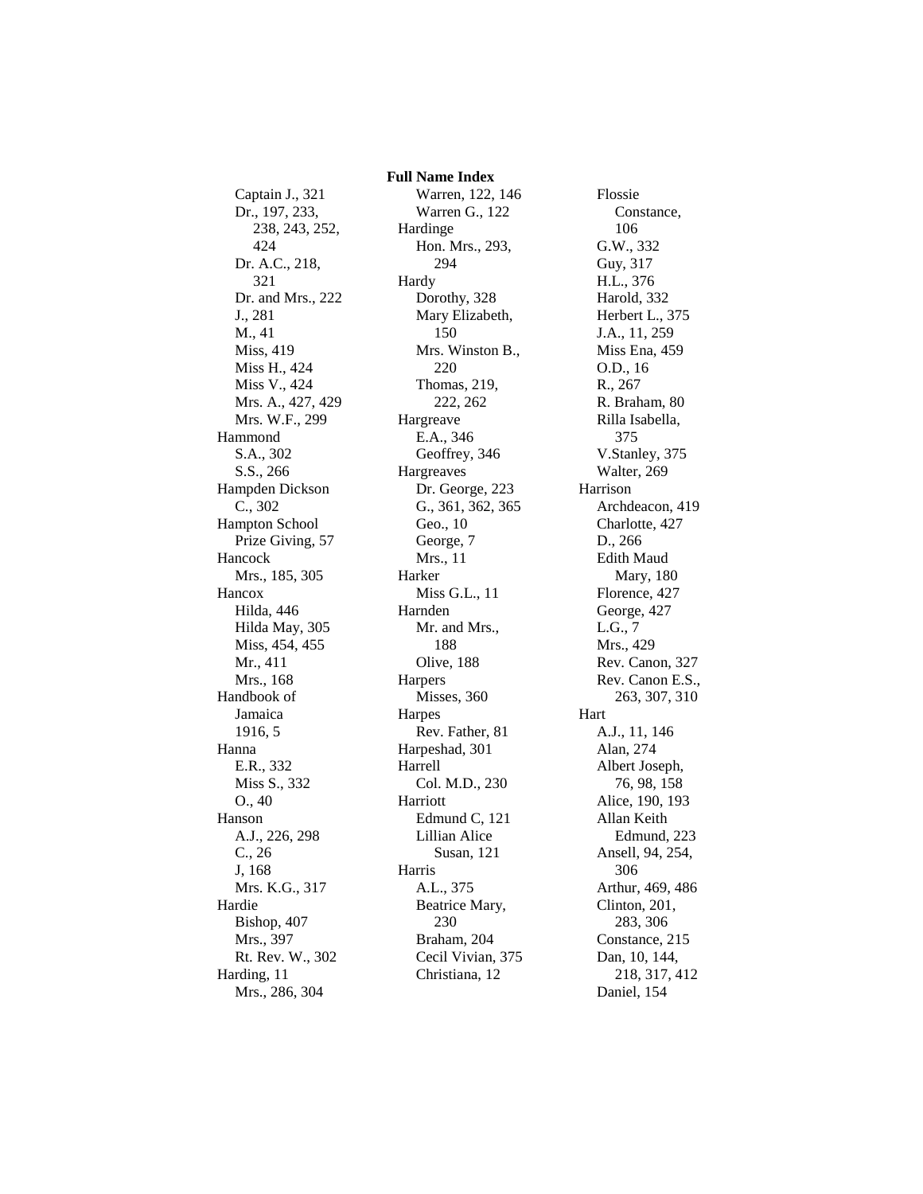**Full Name Index**

Captain J., 321
Dr., 197, 233, 238, 243, 252, 424
Dr. A.C., 218, 321
Dr. and Mrs., 222
J., 281
M., 41
Miss, 419
Miss H., 424
Miss V., 424
Mrs. A., 427, 429
Mrs. W.F., 299

Hammond
S.A., 302
S.S., 266

Hampden Dickson
C., 302

Hampton School
Prize Giving, 57

Hancock
Mrs., 185, 305

Hancox
Hilda, 446
Hilda May, 305
Miss, 454, 455
Mr., 411
Mrs., 168

Handbook of Jamaica
1916, 5

Hanna
E.R., 332
Miss S., 332
O., 40

Hanson
A.J., 226, 298
C., 26
J, 168
Mrs. K.G., 317

Hardie
Bishop, 407
Mrs., 397
Rt. Rev. W., 302

Harding, 11
Mrs., 286, 304
Warren, 122, 146
Warren G., 122

Hardinge
Hon. Mrs., 293, 294

Hardy
Dorothy, 328
Mary Elizabeth, 150
Mrs. Winston B., 220
Thomas, 219, 222, 262

Hargreave
E.A., 346
Geoffrey, 346

Hargreaves
Dr. George, 223
G., 361, 362, 365
Geo., 10
George, 7
Mrs., 11

Harker
Miss G.L., 11

Harnden
Mr. and Mrs., 188
Olive, 188

Harpers
Misses, 360

Harpes
Rev. Father, 81

Harpeshad, 301

Harrell
Col. M.D., 230

Harriott
Edmund C, 121
Lillian Alice Susan, 121

Harris
A.L., 375
Beatrice Mary, 230
Braham, 204
Cecil Vivian, 375
Christiana, 12
Flossie Constance, 106
G.W., 332
Guy, 317
H.L., 376
Harold, 332
Herbert L., 375
J.A., 11, 259
Miss Ena, 459
O.D., 16
R., 267
R. Braham, 80
Rilla Isabella, 375
V.Stanley, 375
Walter, 269

Harrison
Archdeacon, 419
Charlotte, 427
D., 266
Edith Maud Mary, 180
Florence, 427
George, 427
L.G., 7
Mrs., 429
Rev. Canon, 327
Rev. Canon E.S., 263, 307, 310

Hart
A.J., 11, 146
Alan, 274
Albert Joseph, 76, 98, 158
Alice, 190, 193
Allan Keith Edmund, 223
Ansell, 94, 254, 306
Arthur, 469, 486
Clinton, 201, 283, 306
Constance, 215
Dan, 10, 144, 218, 317, 412
Daniel, 154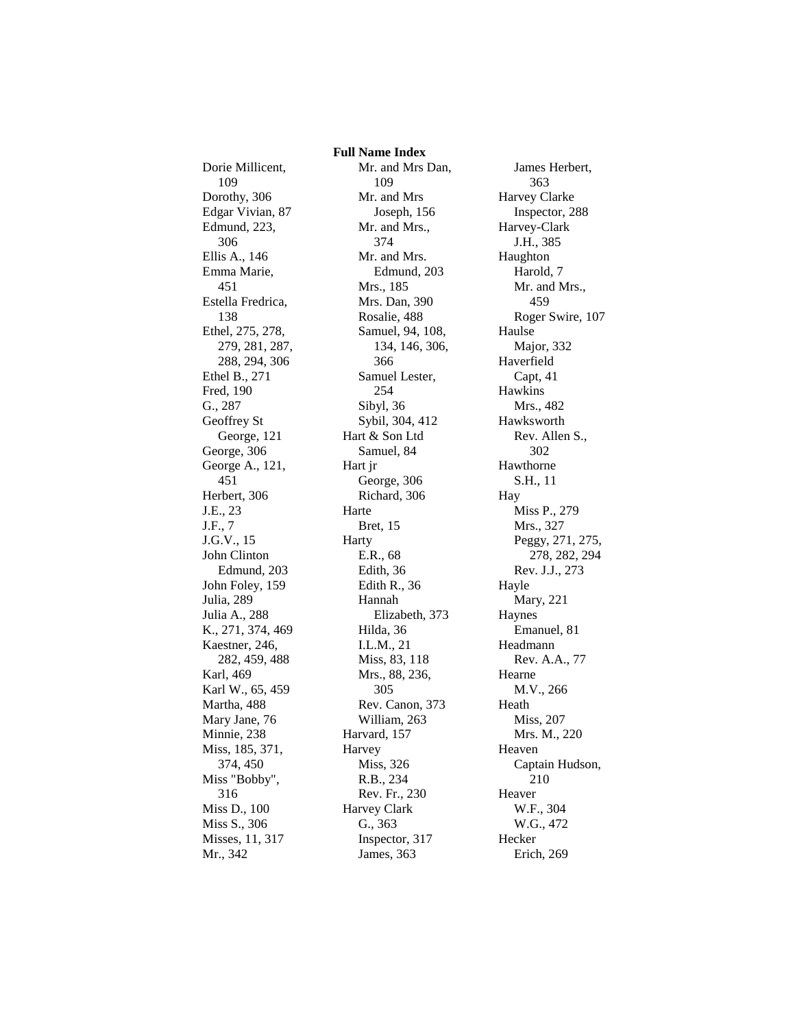**Full Name Index**

Dorie Millicent, 109
Dorothy, 306
Edgar Vivian, 87
Edmund, 223, 306
Ellis A., 146
Emma Marie, 451
Estella Fredrica, 138
Ethel, 275, 278, 279, 281, 287, 288, 294, 306
Ethel B., 271
Fred, 190
G., 287
Geoffrey St George, 121
George, 306
George A., 121, 451
Herbert, 306
J.E., 23
J.F., 7
J.G.V., 15
John Clinton Edmund, 203
John Foley, 159
Julia, 289
Julia A., 288
K., 271, 374, 469
Kaestner, 246, 282, 459, 488
Karl, 469
Karl W., 65, 459
Martha, 488
Mary Jane, 76
Minnie, 238
Miss, 185, 371, 374, 450
Miss "Bobby", 316
Miss D., 100
Miss S., 306
Misses, 11, 317
Mr., 342
Mr. and Mrs Dan, 109
Mr. and Mrs Joseph, 156
Mr. and Mrs., 374
Mr. and Mrs. Edmund, 203
Mrs., 185
Mrs. Dan, 390
Rosalie, 488
Samuel, 94, 108, 134, 146, 306, 366
Samuel Lester, 254
Sibyl, 36
Sybil, 304, 412

Hart & Son Ltd
Samuel, 84

Hart jr
George, 306
Richard, 306

Harte
Bret, 15

Harty
E.R., 68
Edith, 36
Edith R., 36
Hannah Elizabeth, 373
Hilda, 36
I.L.M., 21
Miss, 83, 118
Mrs., 88, 236, 305
Rev. Canon, 373
William, 263

Harvard, 157

Harvey
Miss, 326
R.B., 234
Rev. Fr., 230

Harvey Clark
G., 363
Inspector, 317
James, 363
James Herbert, 363

Harvey Clarke
Inspector, 288

Harvey-Clark
J.H., 385

Haughton
Harold, 7
Mr. and Mrs., 459
Roger Swire, 107

Haulse
Major, 332

Haverfield
Capt, 41

Hawkins
Mrs., 482

Hawksworth
Rev. Allen S., 302

Hawthorne
S.H., 11

Hay
Miss P., 279
Mrs., 327
Peggy, 271, 275, 278, 282, 294
Rev. J.J., 273

Hayle
Mary, 221

Haynes
Emanuel, 81

Headmann
Rev. A.A., 77

Hearne
M.V., 266

Heath
Miss, 207
Mrs. M., 220

Heaven
Captain Hudson, 210

Heaver
W.F., 304
W.G., 472

Hecker
Erich, 269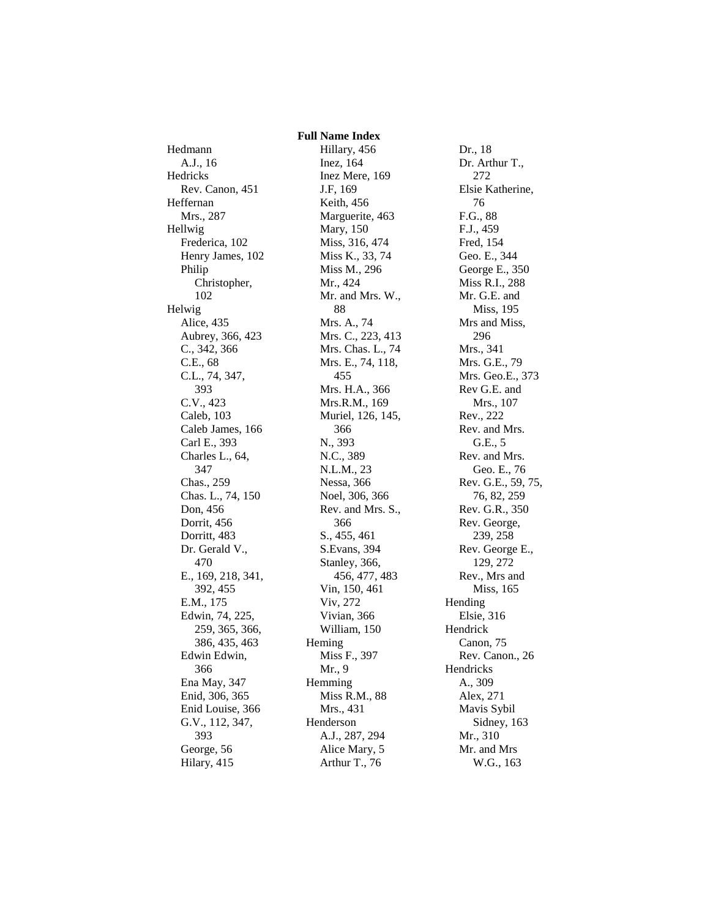**Full Name Index**

Hedmann
- A.J., 16

Hedricks
- Rev. Canon, 451

Heffernan
- Mrs., 287

Hellwig
- Frederica, 102
- Henry James, 102
- Philip Christopher, 102

Helwig
- Alice, 435
- Aubrey, 366, 423
- C., 342, 366
- C.E., 68
- C.L., 74, 347, 393
- C.V., 423
- Caleb, 103
- Caleb James, 166
- Carl E., 393
- Charles L., 64, 347
- Chas., 259
- Chas. L., 74, 150
- Don, 456
- Dorrit, 456
- Dorritt, 483
- Dr. Gerald V., 470
- E., 169, 218, 341, 392, 455
- E.M., 175
- Edwin, 74, 225, 259, 365, 366, 386, 435, 463
- Edwin Edwin, 366
- Ena May, 347
- Enid, 306, 365
- Enid Louise, 366
- G.V., 112, 347, 393
- George, 56
- Hilary, 415
- Hillary, 456
- Inez, 164
- Inez Mere, 169
- J.F, 169
- Keith, 456
- Marguerite, 463
- Mary, 150
- Miss, 316, 474
- Miss K., 33, 74
- Miss M., 296
- Mr., 424
- Mr. and Mrs. W., 88
- Mrs. A., 74
- Mrs. C., 223, 413
- Mrs. Chas. L., 74
- Mrs. E., 74, 118, 455
- Mrs. H.A., 366
- Mrs.R.M., 169
- Muriel, 126, 145, 366
- N., 393
- N.C., 389
- N.L.M., 23
- Nessa, 366
- Noel, 306, 366
- Rev. and Mrs. S., 366
- S., 455, 461
- S.Evans, 394
- Stanley, 366, 456, 477, 483
- Vin, 150, 461
- Viv, 272
- Vivian, 366
- William, 150

Heming
- Miss F., 397
- Mr., 9

Hemming
- Miss R.M., 88
- Mrs., 431

Henderson
- A.J., 287, 294
- Alice Mary, 5
- Arthur T., 76
- Dr., 18
- Dr. Arthur T., 272
- Elsie Katherine, 76
- F.G., 88
- F.J., 459
- Fred, 154
- Geo. E., 344
- George E., 350
- Miss R.I., 288
- Mr. G.E. and Miss, 195
- Mrs and Miss, 296
- Mrs., 341
- Mrs. G.E., 79
- Mrs. Geo.E., 373
- Rev G.E. and Mrs., 107
- Rev., 222
- Rev. and Mrs. G.E., 5
- Rev. and Mrs. Geo. E., 76
- Rev. G.E., 59, 75, 76, 82, 259
- Rev. G.R., 350
- Rev. George, 239, 258
- Rev. George E., 129, 272
- Rev., Mrs and Miss, 165

Hending
- Elsie, 316

Hendrick
- Canon, 75
- Rev. Canon., 26

Hendricks
- A., 309
- Alex, 271
- Mavis Sybil Sidney, 163
- Mr., 310
- Mr. and Mrs W.G., 163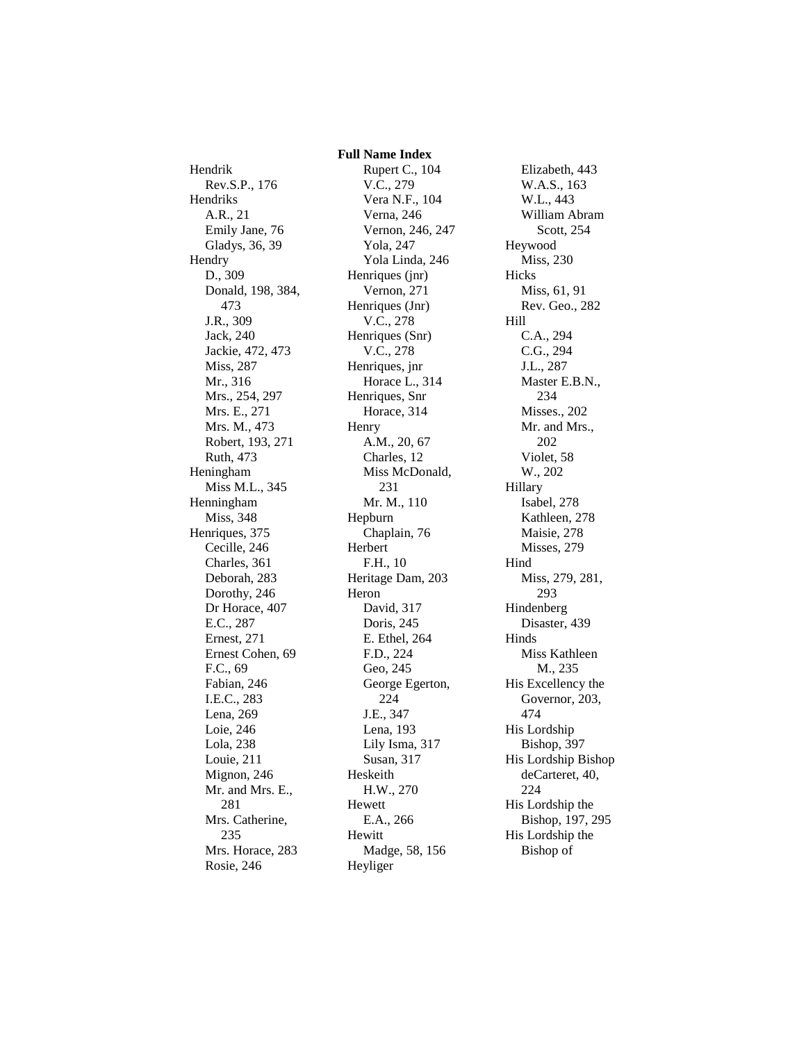**Full Name Index**

Hendrik
  Rev.S.P., 176
Hendriks
  A.R., 21
  Emily Jane, 76
  Gladys, 36, 39
Hendry
  D., 309
  Donald, 198, 384, 473
  J.R., 309
  Jack, 240
  Jackie, 472, 473
  Miss, 287
  Mr., 316
  Mrs., 254, 297
  Mrs. E., 271
  Mrs. M., 473
  Robert, 193, 271
  Ruth, 473
Heningham
  Miss M.L., 345
Henningham
  Miss, 348
Henriques, 375
  Cecille, 246
  Charles, 361
  Deborah, 283
  Dorothy, 246
  Dr Horace, 407
  E.C., 287
  Ernest, 271
  Ernest Cohen, 69
  F.C., 69
  Fabian, 246
  I.E.C., 283
  Lena, 269
  Loie, 246
  Lola, 238
  Louie, 211
  Mignon, 246
  Mr. and Mrs. E., 281
  Mrs. Catherine, 235
  Mrs. Horace, 283
  Rosie, 246
  Rupert C., 104
  V.C., 279
  Vera N.F., 104
  Verna, 246
  Vernon, 246, 247
  Yola, 247
  Yola Linda, 246
Henriques (jnr)
  Vernon, 271
Henriques (Jnr)
  V.C., 278
Henriques (Snr)
  V.C., 278
Henriques, jnr
  Horace L., 314
Henriques, Snr
  Horace, 314
Henry
  A.M., 20, 67
  Charles, 12
  Miss McDonald, 231
  Mr. M., 110
Hepburn
  Chaplain, 76
Herbert
  F.H., 10
Heritage Dam, 203
Heron
  David, 317
  Doris, 245
  E. Ethel, 264
  F.D., 224
  Geo, 245
  George Egerton, 224
  J.E., 347
  Lena, 193
  Lily Isma, 317
  Susan, 317
Heskeith
  H.W., 270
Hewett
  E.A., 266
Hewitt
  Madge, 58, 156
Heyliger
  Elizabeth, 443
  W.A.S., 163
  W.L., 443
  William Abram Scott, 254
Heywood
  Miss, 230
Hicks
  Miss, 61, 91
  Rev. Geo., 282
Hill
  C.A., 294
  C.G., 294
  J.L., 287
  Master E.B.N., 234
  Misses., 202
  Mr. and Mrs., 202
  Violet, 58
  W., 202
Hillary
  Isabel, 278
  Kathleen, 278
  Maisie, 278
  Misses, 279
Hind
  Miss, 279, 281, 293
Hindenberg
  Disaster, 439
Hinds
  Miss Kathleen M., 235
His Excellency the Governor, 203, 474
His Lordship
  Bishop, 397
His Lordship Bishop deCarteret, 40, 224
His Lordship the Bishop, 197, 295
His Lordship the Bishop of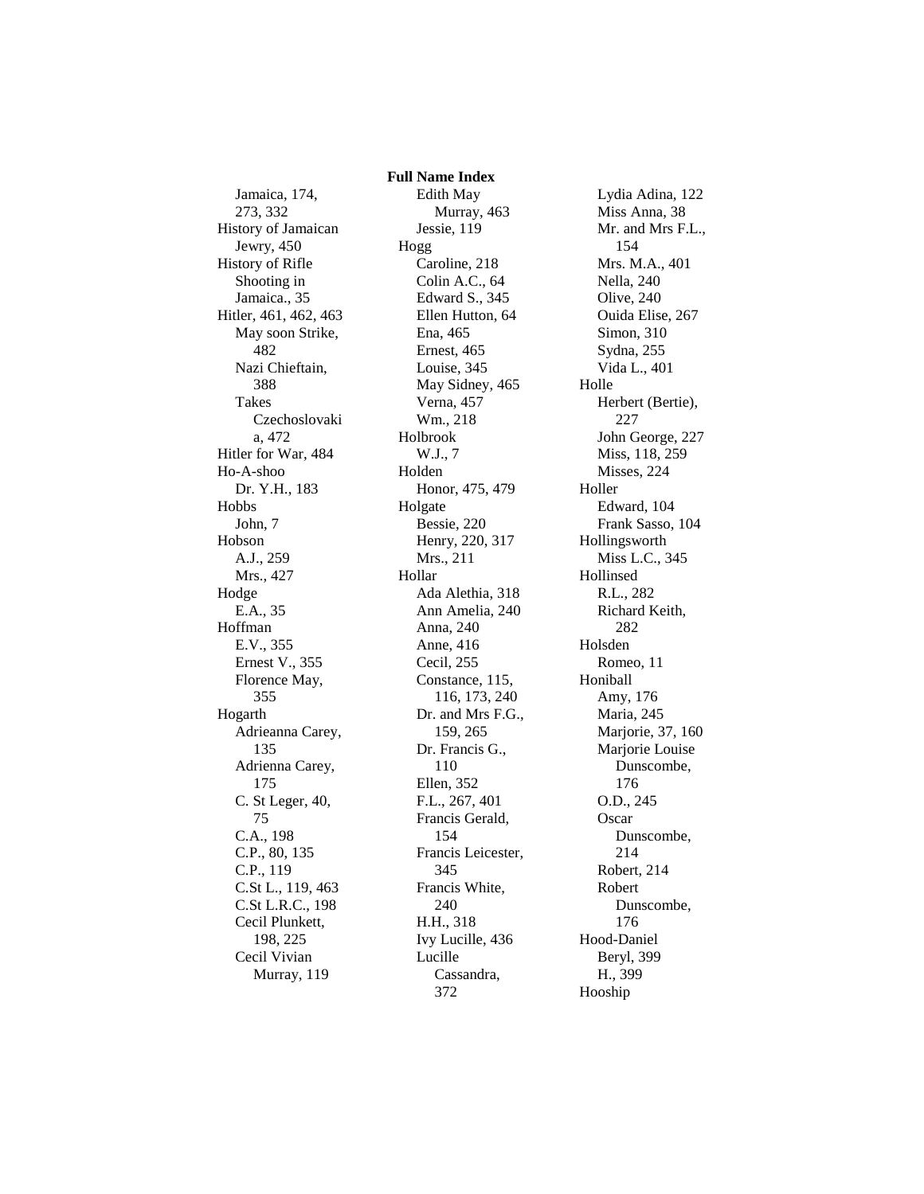**Full Name Index**

Jamaica, 174, 273, 332
History of Jamaican Jewry, 450
History of Rifle Shooting in Jamaica., 35
Hitler, 461, 462, 463
  May soon Strike, 482
  Nazi Chieftain, 388
  Takes Czechoslovakia, 472
Hitler for War, 484
Ho-A-shoo
  Dr. Y.H., 183
Hobbs
  John, 7
Hobson
  A.J., 259
  Mrs., 427
Hodge
  E.A., 35
Hoffman
  E.V., 355
  Ernest V., 355
  Florence May, 355
Hogarth
  Adrieanna Carey, 135
  Adrienna Carey, 175
  C. St Leger, 40, 75
  C.A., 198
  C.P., 80, 135
  C.P., 119
  C.St L., 119, 463
  C.St L.R.C., 198
  Cecil Plunkett, 198, 225
  Cecil Vivian Murray, 119
  Edith May Murray, 463
  Jessie, 119
Hogg
  Caroline, 218
  Colin A.C., 64
  Edward S., 345
  Ellen Hutton, 64
  Ena, 465
  Ernest, 465
  Louise, 345
  May Sidney, 465
  Verna, 457
  Wm., 218
Holbrook
  W.J., 7
Holden
  Honor, 475, 479
Holgate
  Bessie, 220
  Henry, 220, 317
  Mrs., 211
Hollar
  Ada Alethia, 318
  Ann Amelia, 240
  Anna, 240
  Anne, 416
  Cecil, 255
  Constance, 115, 116, 173, 240
  Dr. and Mrs F.G., 159, 265
  Dr. Francis G., 110
  Ellen, 352
  F.L., 267, 401
  Francis Gerald, 154
  Francis Leicester, 345
  Francis White, 240
  H.H., 318
  Ivy Lucille, 436
  Lucille Cassandra, 372
  Lydia Adina, 122
  Miss Anna, 38
  Mr. and Mrs F.L., 154
  Mrs. M.A., 401
  Nella, 240
  Olive, 240
  Ouida Elise, 267
  Simon, 310
  Sydna, 255
  Vida L., 401
Holle
  Herbert (Bertie), 227
  John George, 227
  Miss, 118, 259
  Misses, 224
Holler
  Edward, 104
  Frank Sasso, 104
Hollingsworth
  Miss L.C., 345
Hollinsed
  R.L., 282
  Richard Keith, 282
Holsden
  Romeo, 11
Honiball
  Amy, 176
  Maria, 245
  Marjorie, 37, 160
  Marjorie Louise Dunscombe, 176
  O.D., 245
  Oscar Dunscombe, 214
  Robert, 214
  Robert Dunscombe, 176
Hood-Daniel
  Beryl, 399
  H., 399
Hooship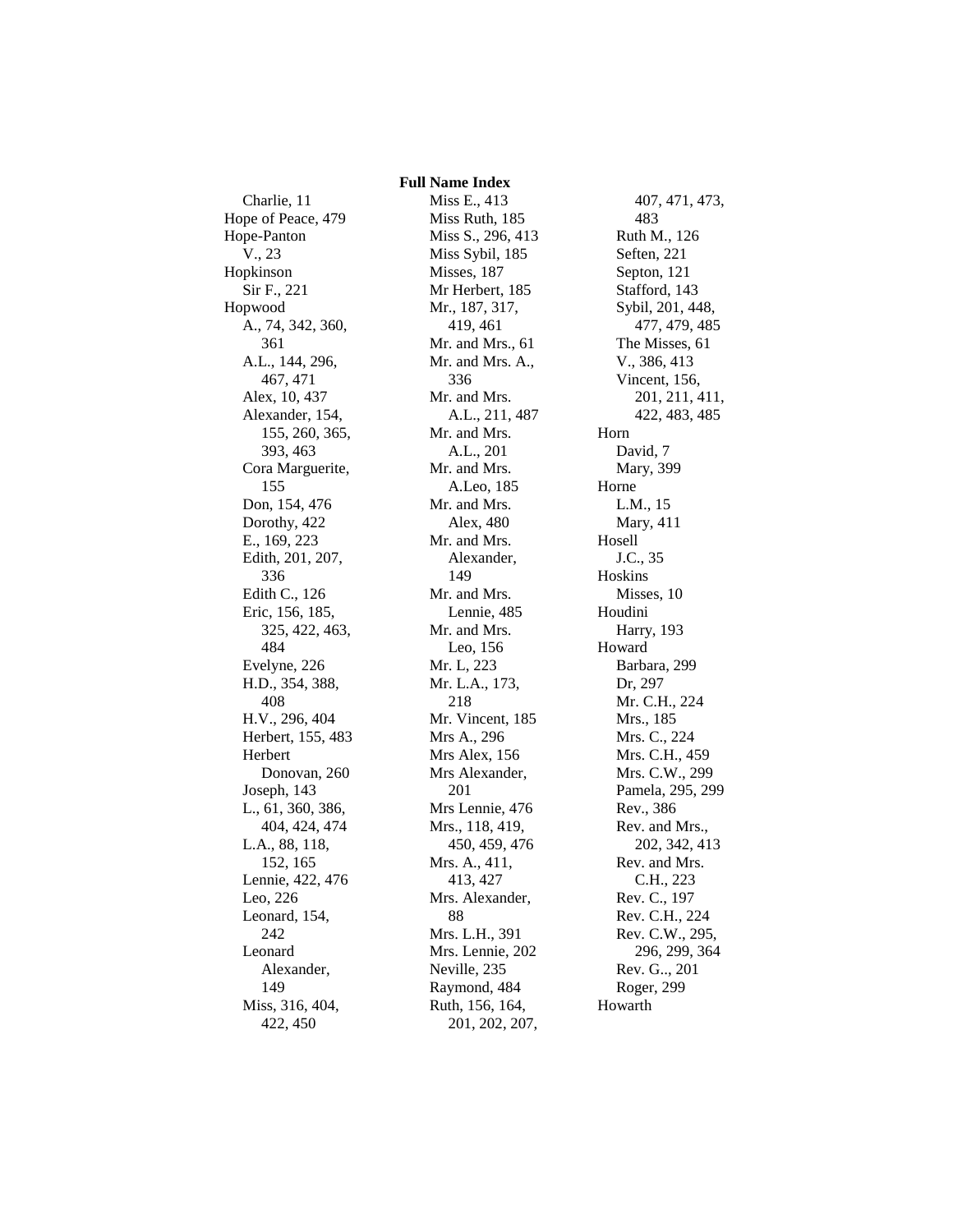# Full Name Index

Charlie, 11
Hope of Peace, 479
Hope-Panton
V., 23
Hopkinson
Sir F., 221
Hopwood
A., 74, 342, 360, 361
A.L., 144, 296, 467, 471
Alex, 10, 437
Alexander, 154, 155, 260, 365, 393, 463
Cora Marguerite, 155
Don, 154, 476
Dorothy, 422
E., 169, 223
Edith, 201, 207, 336
Edith C., 126
Eric, 156, 185, 325, 422, 463, 484
Evelyne, 226
H.D., 354, 388, 408
H.V., 296, 404
Herbert, 155, 483
Herbert Donovan, 260
Joseph, 143
L., 61, 360, 386, 404, 424, 474
L.A., 88, 118, 152, 165
Lennie, 422, 476
Leo, 226
Leonard, 154, 242
Leonard Alexander, 149
Miss, 316, 404, 422, 450
Miss E., 413
Miss Ruth, 185
Miss S., 296, 413
Miss Sybil, 185
Misses, 187
Mr Herbert, 185
Mr., 187, 317, 419, 461
Mr. and Mrs., 61
Mr. and Mrs. A., 336
Mr. and Mrs. A.L., 211, 487
Mr. and Mrs. A.L., 201
Mr. and Mrs. A.Leo, 185
Mr. and Mrs. Alex, 480
Mr. and Mrs. Alexander, 149
Mr. and Mrs. Lennie, 485
Mr. and Mrs. Leo, 156
Mr. L, 223
Mr. L.A., 173, 218
Mr. Vincent, 185
Mrs A., 296
Mrs Alex, 156
Mrs Alexander, 201
Mrs Lennie, 476
Mrs., 118, 419, 450, 459, 476
Mrs. A., 411, 413, 427
Mrs. Alexander, 88
Mrs. L.H., 391
Mrs. Lennie, 202
Neville, 235
Raymond, 484
Ruth, 156, 164, 201, 202, 207, 407, 471, 473, 483
Ruth M., 126
Seften, 221
Septon, 121
Stafford, 143
Sybil, 201, 448, 477, 479, 485
The Misses, 61
V., 386, 413
Vincent, 156, 201, 211, 411, 422, 483, 485
Horn
David, 7
Mary, 399
Horne
L.M., 15
Mary, 411
Hosell
J.C., 35
Hoskins
Misses, 10
Houdini
Harry, 193
Howard
Barbara, 299
Dr, 297
Mr. C.H., 224
Mrs., 185
Mrs. C., 224
Mrs. C.H., 459
Mrs. C.W., 299
Pamela, 295, 299
Rev., 386
Rev. and Mrs., 202, 342, 413
Rev. and Mrs. C.H., 223
Rev. C., 197
Rev. C.H., 224
Rev. C.W., 295, 296, 299, 364
Rev. G.., 201
Roger, 299
Howarth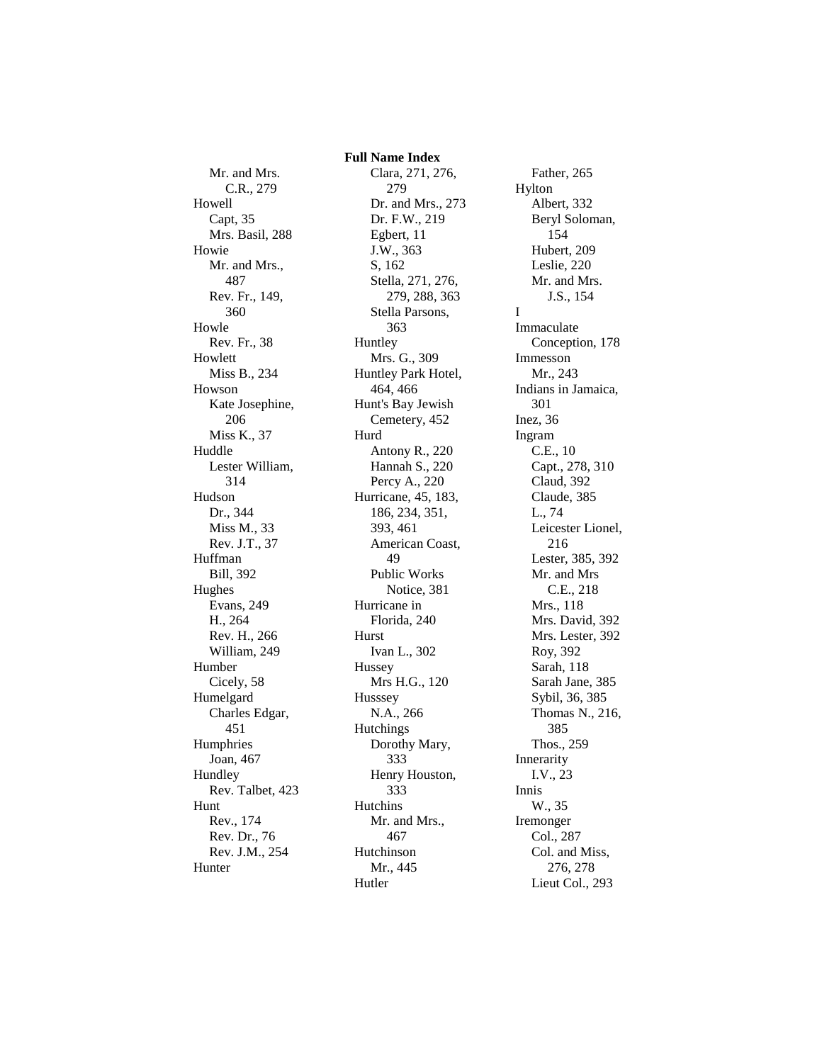**Full Name Index**

Mr. and Mrs. C.R., 279
Howell
- Capt, 35
- Mrs. Basil, 288

Howie
- Mr. and Mrs., 487
- Rev. Fr., 149, 360

Howle
- Rev. Fr., 38

Howlett
- Miss B., 234

Howson
- Kate Josephine, 206
- Miss K., 37

Huddle
- Lester William, 314

Hudson
- Dr., 344
- Miss M., 33
- Rev. J.T., 37

Huffman
- Bill, 392

Hughes
- Evans, 249
- H., 264
- Rev. H., 266
- William, 249

Humber
- Cicely, 58

Humelgard
- Charles Edgar, 451

Humphries
- Joan, 467

Hundley
- Rev. Talbet, 423

Hunt
- Rev., 174
- Rev. Dr., 76
- Rev. J.M., 254

Hunter
- Clara, 271, 276, 279
- Dr. and Mrs., 273
- Dr. F.W., 219
- Egbert, 11
- J.W., 363
- S, 162
- Stella, 271, 276, 279, 288, 363
- Stella Parsons, 363

Huntley
- Mrs. G., 309

Huntley Park Hotel, 464, 466
Hunt's Bay Jewish Cemetery, 452
Hurd
- Antony R., 220
- Hannah S., 220
- Percy A., 220

Hurricane, 45, 183, 186, 234, 351, 393, 461
- American Coast, 49
- Public Works Notice, 381

Hurricane in Florida, 240
Hurst
- Ivan L., 302

Hussey
- Mrs H.G., 120

Husssey
- N.A., 266

Hutchings
- Dorothy Mary, 333
- Henry Houston, 333

Hutchins
- Mr. and Mrs., 467

Hutchinson
- Mr., 445

Hutler
- Father, 265

Hylton
- Albert, 332
- Beryl Soloman, 154
- Hubert, 209
- Leslie, 220
- Mr. and Mrs. J.S., 154

I

Immaculate Conception, 178
Immesson
- Mr., 243

Indians in Jamaica, 301
Inez, 36
Ingram
- C.E., 10
- Capt., 278, 310
- Claud, 392
- Claude, 385
- L., 74
- Leicester Lionel, 216
- Lester, 385, 392
- Mr. and Mrs C.E., 218
- Mrs., 118
- Mrs. David, 392
- Mrs. Lester, 392
- Roy, 392
- Sarah, 118
- Sarah Jane, 385
- Sybil, 36, 385
- Thomas N., 216, 385
- Thos., 259

Innerarity
- I.V., 23

Innis
- W., 35

Iremonger
- Col., 287
- Col. and Miss, 276, 278
- Lieut Col., 293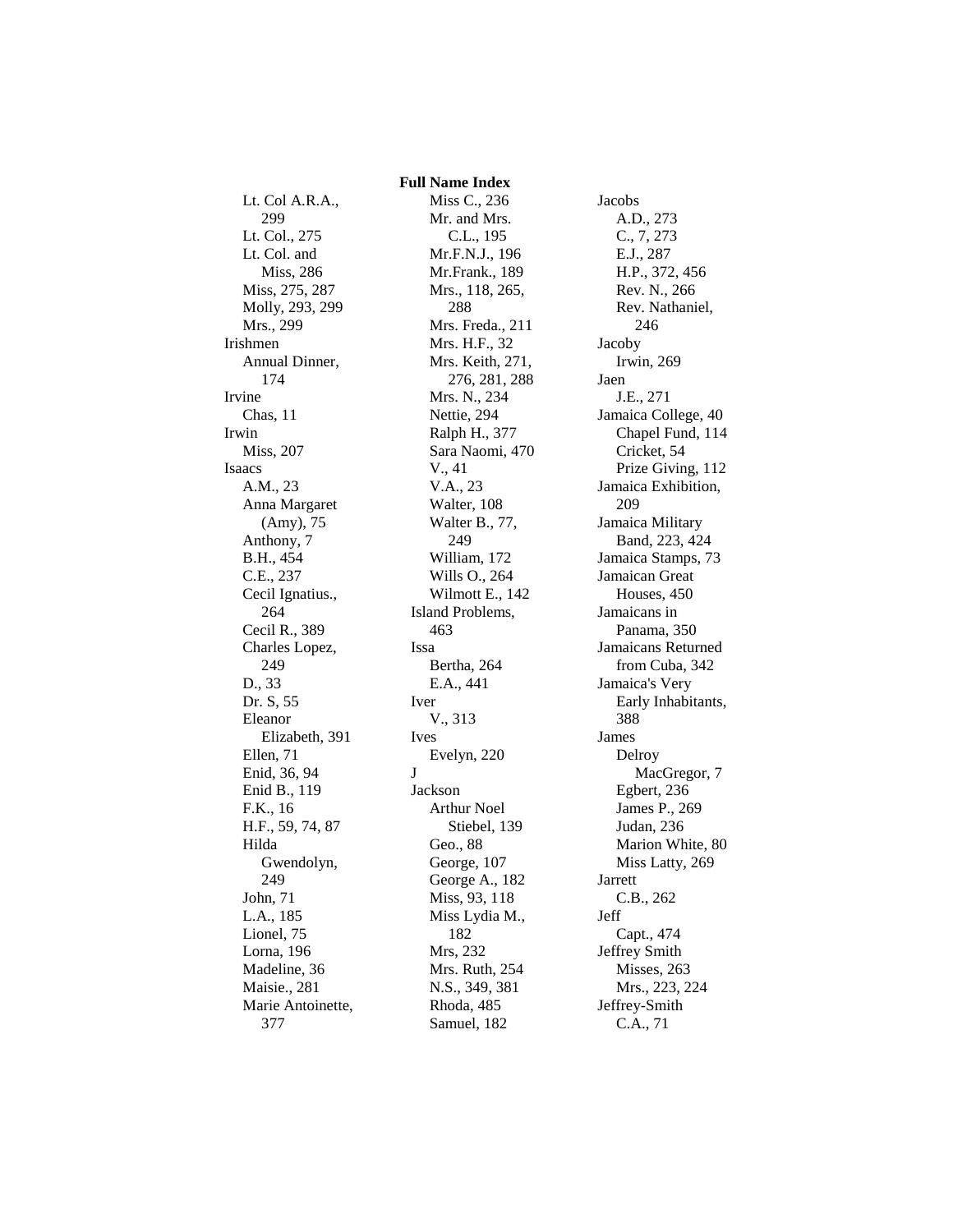# Full Name Index

Lt. Col A.R.A., 299
Lt. Col., 275
Lt. Col. and Miss, 286
Miss, 275, 287
Molly, 293, 299
Mrs., 299

Irishmen
- Annual Dinner, 174

Irvine
- Chas, 11

Irwin
- Miss, 207

Isaacs
- A.M., 23
- Anna Margaret (Amy), 75
- Anthony, 7
- B.H., 454
- C.E., 237
- Cecil Ignatius., 264
- Cecil R., 389
- Charles Lopez, 249
- D., 33
- Dr. S, 55
- Eleanor Elizabeth, 391
- Ellen, 71
- Enid, 36, 94
- Enid B., 119
- F.K., 16
- H.F., 59, 74, 87
- Hilda Gwendolyn, 249
- John, 71
- L.A., 185
- Lionel, 75
- Lorna, 196
- Madeline, 36
- Maisie., 281
- Marie Antoinette, 377
- Miss C., 236
- Mr. and Mrs. C.L., 195
- Mr.F.N.J., 196
- Mr.Frank., 189
- Mrs., 118, 265, 288
- Mrs. Freda., 211
- Mrs. H.F., 32
- Mrs. Keith, 271, 276, 281, 288
- Mrs. N., 234
- Nettie, 294
- Ralph H., 377
- Sara Naomi, 470
- V., 41
- V.A., 23
- Walter, 108
- Walter B., 77, 249
- William, 172
- Wills O., 264
- Wilmott E., 142

Island Problems, 463

Issa
- Bertha, 264
- E.A., 441

Iver
- V., 313

Ives
- Evelyn, 220

J

Jackson
- Arthur Noel Stiebel, 139
- Geo., 88
- George, 107
- George A., 182
- Miss, 93, 118
- Miss Lydia M., 182
- Mrs, 232
- Mrs. Ruth, 254
- N.S., 349, 381
- Rhoda, 485
- Samuel, 182

Jacobs
- A.D., 273
- C., 7, 273
- E.J., 287
- H.P., 372, 456
- Rev. N., 266
- Rev. Nathaniel, 246

Jacoby
- Irwin, 269

Jaen
- J.E., 271

Jamaica College, 40
- Chapel Fund, 114
- Cricket, 54
- Prize Giving, 112

Jamaica Exhibition, 209

Jamaica Military Band, 223, 424

Jamaica Stamps, 73

Jamaican Great Houses, 450

Jamaicans in Panama, 350

Jamaicans Returned from Cuba, 342

Jamaica's Very Early Inhabitants, 388

James
- Delroy MacGregor, 7
- Egbert, 236
- James P., 269
- Judan, 236
- Marion White, 80
- Miss Latty, 269

Jarrett
- C.B., 262

Jeff
- Capt., 474

Jeffrey Smith
- Misses, 263
- Mrs., 223, 224

Jeffrey-Smith
- C.A., 71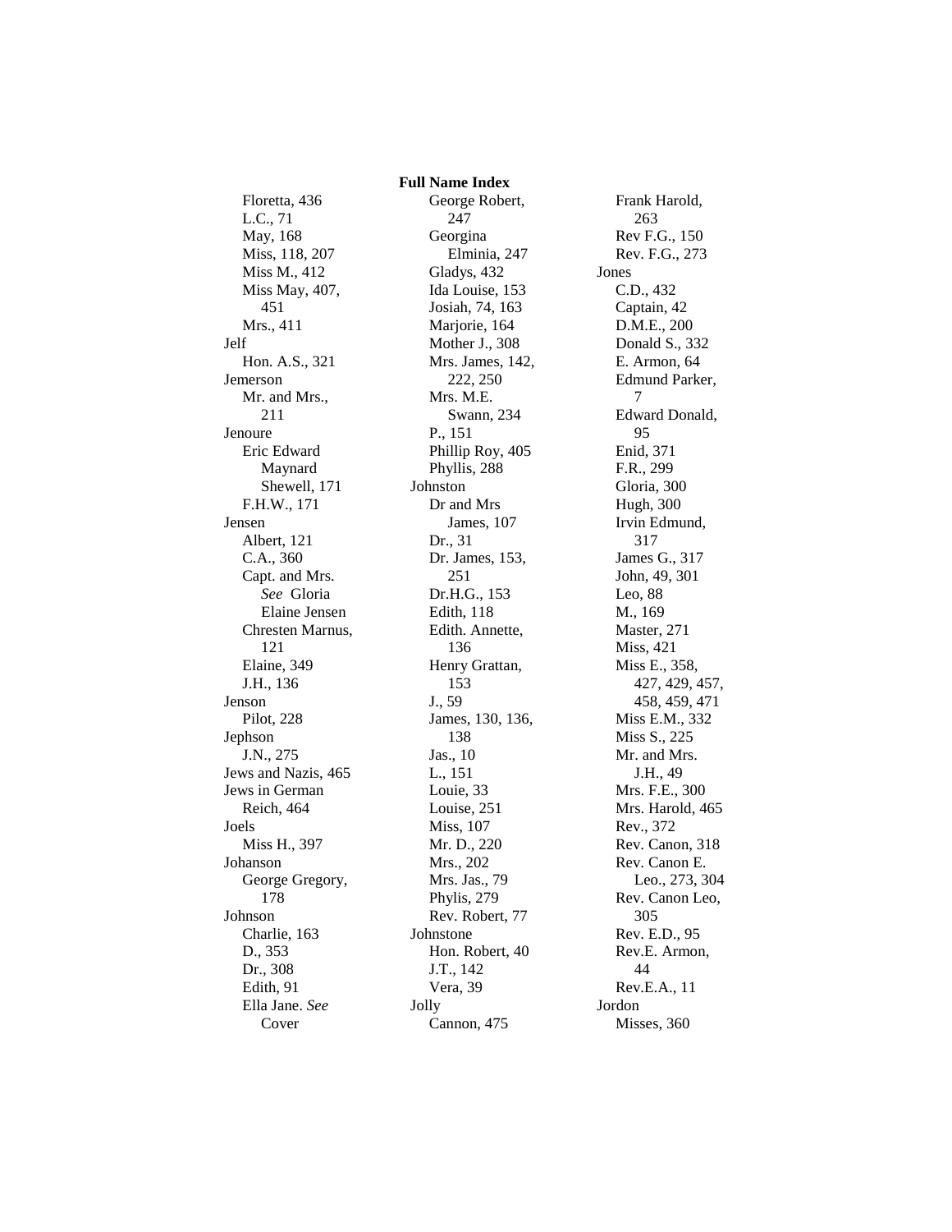**Full Name Index**

Floretta, 436
L.C., 71
May, 168
Miss, 118, 207
Miss M., 412
Miss May, 407, 451
Mrs., 411

Jelf
Hon. A.S., 321

Jemerson
Mr. and Mrs., 211

Jenoure
Eric Edward Maynard Shewell, 171
F.H.W., 171

Jensen
Albert, 121
C.A., 360
Capt. and Mrs. *See* Gloria Elaine Jensen
Chresten Marnus, 121
Elaine, 349
J.H., 136

Jenson
Pilot, 228

Jephson
J.N., 275

Jews and Nazis, 465

Jews in German Reich, 464

Joels
Miss H., 397

Johanson
George Gregory, 178

Johnson
Charlie, 163
D., 353
Dr., 308
Edith, 91
Ella Jane. *See* Cover
George Robert, 247
Georgina Elminia, 247
Gladys, 432
Ida Louise, 153
Josiah, 74, 163
Marjorie, 164
Mother J., 308
Mrs. James, 142, 222, 250
Mrs. M.E. Swann, 234
P., 151
Phillip Roy, 405
Phyllis, 288

Johnston
Dr and Mrs James, 107
Dr., 31
Dr. James, 153, 251
Dr.H.G., 153
Edith, 118
Edith. Annette, 136
Henry Grattan, 153
J., 59
James, 130, 136, 138
Jas., 10
L., 151
Louie, 33
Louise, 251
Miss, 107
Mr. D., 220
Mrs., 202
Mrs. Jas., 79
Phylis, 279
Rev. Robert, 77

Johnstone
Hon. Robert, 40
J.T., 142
Vera, 39

Jolly
Cannon, 475
Frank Harold, 263
Rev F.G., 150
Rev. F.G., 273

Jones
C.D., 432
Captain, 42
D.M.E., 200
Donald S., 332
E. Armon, 64
Edmund Parker, 7
Edward Donald, 95
Enid, 371
F.R., 299
Gloria, 300
Hugh, 300
Irvin Edmund, 317
James G., 317
John, 49, 301
Leo, 88
M., 169
Master, 271
Miss, 421
Miss E., 358, 427, 429, 457, 458, 459, 471
Miss E.M., 332
Miss S., 225
Mr. and Mrs. J.H., 49
Mrs. F.E., 300
Mrs. Harold, 465
Rev., 372
Rev. Canon, 318
Rev. Canon E. Leo., 273, 304
Rev. Canon Leo, 305
Rev. E.D., 95
Rev.E. Armon, 44
Rev.E.A., 11

Jordon
Misses, 360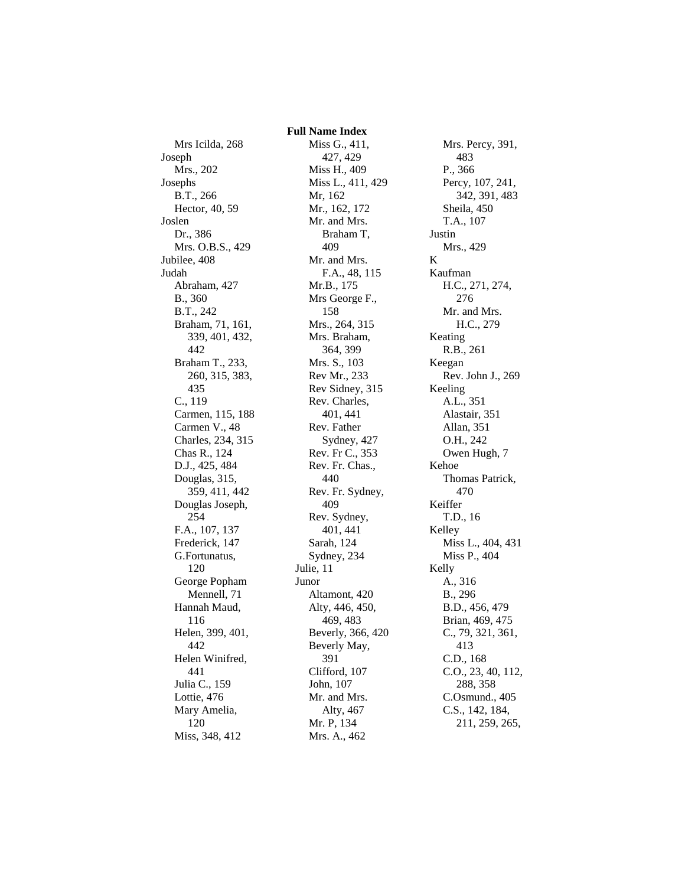**Full Name Index**

Mrs Icilda, 268
Joseph
Mrs., 202
Josephs
B.T., 266
Hector, 40, 59
Joslen
Dr., 386
Mrs. O.B.S., 429
Jubilee, 408
Judah
Abraham, 427
B., 360
B.T., 242
Braham, 71, 161, 339, 401, 432, 442
Braham T., 233, 260, 315, 383, 435
C., 119
Carmen, 115, 188
Carmen V., 48
Charles, 234, 315
Chas R., 124
D.J., 425, 484
Douglas, 315, 359, 411, 442
Douglas Joseph, 254
F.A., 107, 137
Frederick, 147
G.Fortunatus, 120
George Popham Mennell, 71
Hannah Maud, 116
Helen, 399, 401, 442
Helen Winifred, 441
Julia C., 159
Lottie, 476
Mary Amelia, 120
Miss, 348, 412
Miss G., 411, 427, 429
Miss H., 409
Miss L., 411, 429
Mr, 162
Mr., 162, 172
Mr. and Mrs. Braham T, 409
Mr. and Mrs. F.A., 48, 115
Mr.B., 175
Mrs George F., 158
Mrs., 264, 315
Mrs. Braham, 364, 399
Mrs. S., 103
Rev Mr., 233
Rev Sidney, 315
Rev. Charles, 401, 441
Rev. Father Sydney, 427
Rev. Fr C., 353
Rev. Fr. Chas., 440
Rev. Fr. Sydney, 409
Rev. Sydney, 401, 441
Sarah, 124
Sydney, 234
Julie, 11
Junor
Altamont, 420
Alty, 446, 450, 469, 483
Beverly, 366, 420
Beverly May, 391
Clifford, 107
John, 107
Mr. and Mrs. Alty, 467
Mr. P, 134
Mrs. A., 462
Mrs. Percy, 391, 483
P., 366
Percy, 107, 241, 342, 391, 483
Sheila, 450
T.A., 107
Justin
Mrs., 429
K
Kaufman
H.C., 271, 274, 276
Mr. and Mrs. H.C., 279
Keating
R.B., 261
Keegan
Rev. John J., 269
Keeling
A.L., 351
Alastair, 351
Allan, 351
O.H., 242
Owen Hugh, 7
Kehoe
Thomas Patrick, 470
Keiffer
T.D., 16
Kelley
Miss L., 404, 431
Miss P., 404
Kelly
A., 316
B., 296
B.D., 456, 479
Brian, 469, 475
C., 79, 321, 361, 413
C.D., 168
C.O., 23, 40, 112, 288, 358
C.Osmund., 405
C.S., 142, 184, 211, 259, 265,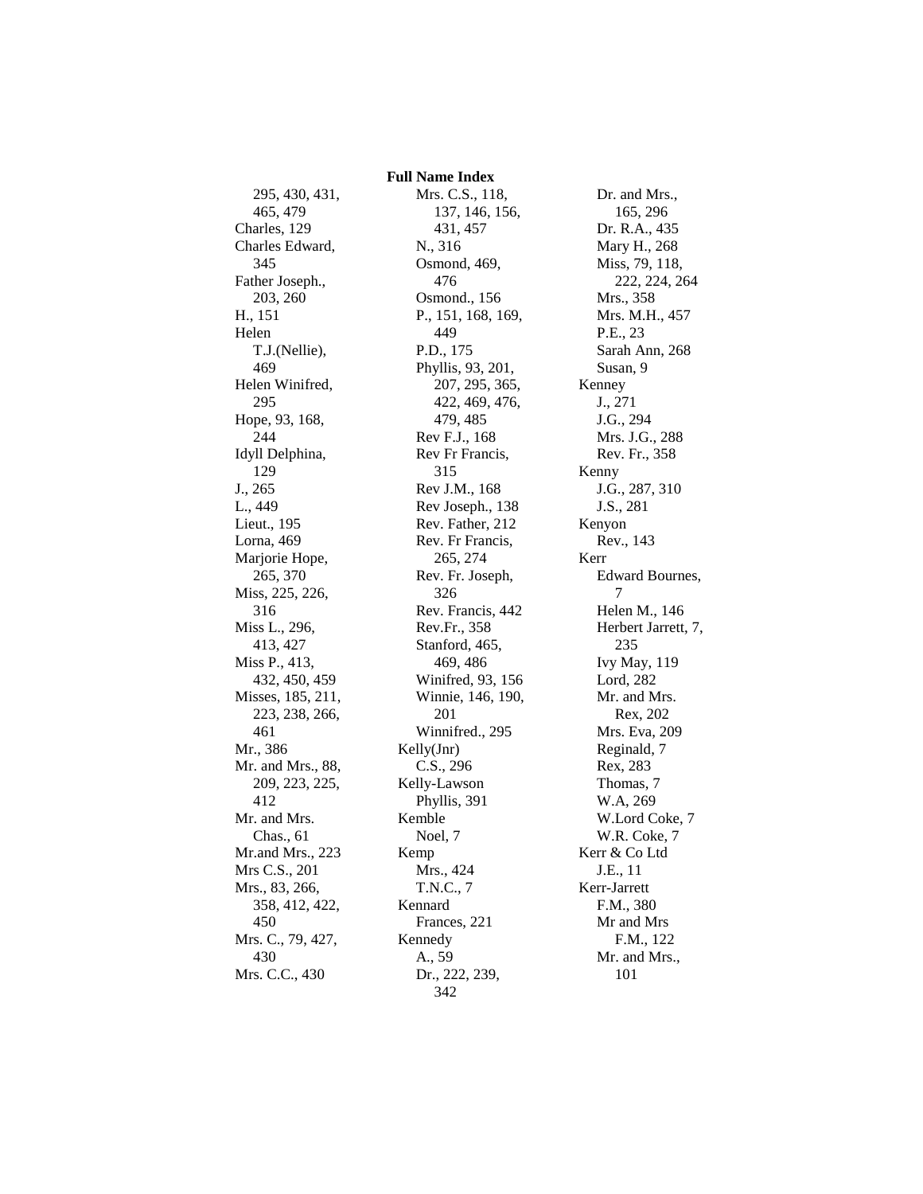# Full Name Index

295, 430, 431, 465, 479
Charles, 129
Charles Edward, 345
Father Joseph., 203, 260
H., 151
Helen T.J.(Nellie), 469
Helen Winifred, 295
Hope, 93, 168, 244
Idyll Delphina, 129
J., 265
L., 449
Lieut., 195
Lorna, 469
Marjorie Hope, 265, 370
Miss, 225, 226, 316
Miss L., 296, 413, 427
Miss P., 413, 432, 450, 459
Misses, 185, 211, 223, 238, 266, 461
Mr., 386
Mr. and Mrs., 88, 209, 223, 225, 412
Mr. and Mrs. Chas., 61
Mr.and Mrs., 223
Mrs C.S., 201
Mrs., 83, 266, 358, 412, 422, 450
Mrs. C., 79, 427, 430
Mrs. C.C., 430
Mrs. C.S., 118, 137, 146, 156, 431, 457
N., 316
Osmond, 469, 476
Osmond., 156
P., 151, 168, 169, 449
P.D., 175
Phyllis, 93, 201, 207, 295, 365, 422, 469, 476, 479, 485
Rev F.J., 168
Rev Fr Francis, 315
Rev J.M., 168
Rev Joseph., 138
Rev. Father, 212
Rev. Fr Francis, 265, 274
Rev. Fr. Joseph, 326
Rev. Francis, 442
Rev.Fr., 358
Stanford, 465, 469, 486
Winifred, 93, 156
Winnie, 146, 190, 201
Winnifred., 295

Kelly(Jnr)
- C.S., 296

Kelly-Lawson
- Phyllis, 391

Kemble
- Noel, 7

Kemp
- Mrs., 424
- T.N.C., 7

Kennard
- Frances, 221

Kennedy
- A., 59
- Dr., 222, 239, 342
- Dr. and Mrs., 165, 296
- Dr. R.A., 435
- Mary H., 268
- Miss, 79, 118, 222, 224, 264
- Mrs., 358
- Mrs. M.H., 457
- P.E., 23
- Sarah Ann, 268
- Susan, 9

Kenney
- J., 271
- J.G., 294
- Mrs. J.G., 288
- Rev. Fr., 358

Kenny
- J.G., 287, 310
- J.S., 281

Kenyon
- Rev., 143

Kerr
- Edward Bournes, 7
- Helen M., 146
- Herbert Jarrett, 7, 235
- Ivy May, 119
- Lord, 282
- Mr. and Mrs. Rex, 202
- Mrs. Eva, 209
- Reginald, 7
- Rex, 283
- Thomas, 7
- W.A, 269
- W.Lord Coke, 7
- W.R. Coke, 7

Kerr & Co Ltd
- J.E., 11

Kerr-Jarrett
- F.M., 380
- Mr and Mrs F.M., 122
- Mr. and Mrs., 101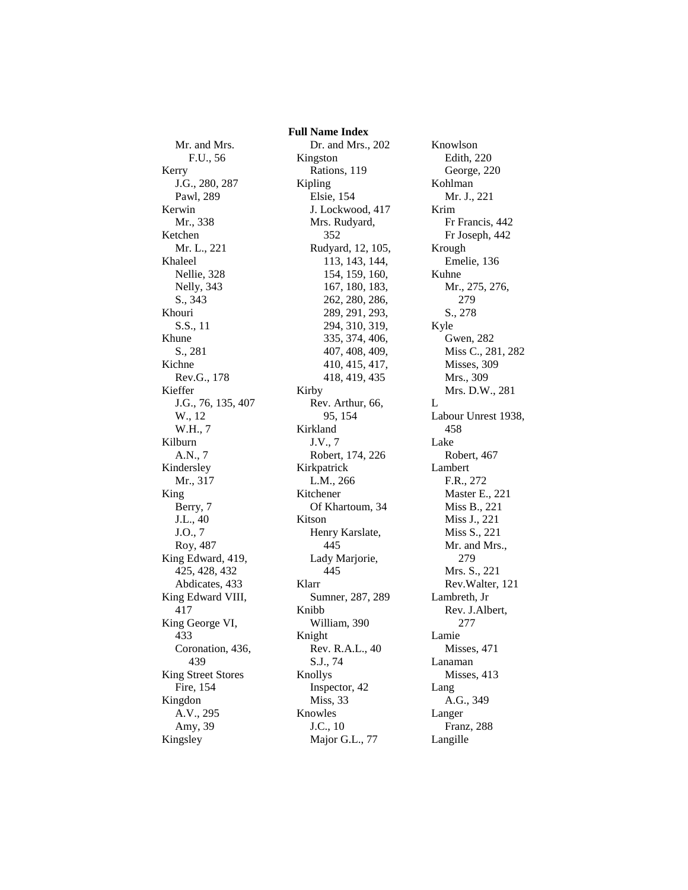## Full Name Index

Mr. and Mrs.
F.U., 56
Kerry
J.G., 280, 287
Pawl, 289
Kerwin
Mr., 338
Ketchen
Mr. L., 221
Khaleel
Nellie, 328
Nelly, 343
S., 343
Khouri
S.S., 11
Khune
S., 281
Kichne
Rev.G., 178
Kieffer
J.G., 76, 135, 407
W., 12
W.H., 7
Kilburn
A.N., 7
Kindersley
Mr., 317
King
Berry, 7
J.L., 40
J.O., 7
Roy, 487
King Edward, 419, 425, 428, 432
Abdicates, 433
King Edward VIII, 417
King George VI, 433
Coronation, 436, 439
King Street Stores
Fire, 154
Kingdon
A.V., 295
Amy, 39
Kingsley
Dr. and Mrs., 202
Kingston
Rations, 119
Kipling
Elsie, 154
J. Lockwood, 417
Mrs. Rudyard, 352
Rudyard, 12, 105, 113, 143, 144, 154, 159, 160, 167, 180, 183, 262, 280, 286, 289, 291, 293, 294, 310, 319, 335, 374, 406, 407, 408, 409, 410, 415, 417, 418, 419, 435
Kirby
Rev. Arthur, 66, 95, 154
Kirkland
J.V., 7
Robert, 174, 226
Kirkpatrick
L.M., 266
Kitchener
Of Khartoum, 34
Kitson
Henry Karslate, 445
Lady Marjorie, 445
Klarr
Sumner, 287, 289
Knibb
William, 390
Knight
Rev. R.A.L., 40
S.J., 74
Knollys
Inspector, 42
Miss, 33
Knowles
J.C., 10
Major G.L., 77
Knowlson
Edith, 220
George, 220
Kohlman
Mr. J., 221
Krim
Fr Francis, 442
Fr Joseph, 442
Krough
Emelie, 136
Kuhne
Mr., 275, 276, 279
S., 278
Kyle
Gwen, 282
Miss C., 281, 282
Misses, 309
Mrs., 309
Mrs. D.W., 281
L
Labour Unrest 1938, 458
Lake
Robert, 467
Lambert
F.R., 272
Master E., 221
Miss B., 221
Miss J., 221
Miss S., 221
Mr. and Mrs., 279
Mrs. S., 221
Rev.Walter, 121
Lambreth, Jr
Rev. J.Albert, 277
Lamie
Misses, 471
Lanaman
Misses, 413
Lang
A.G., 349
Langer
Franz, 288
Langille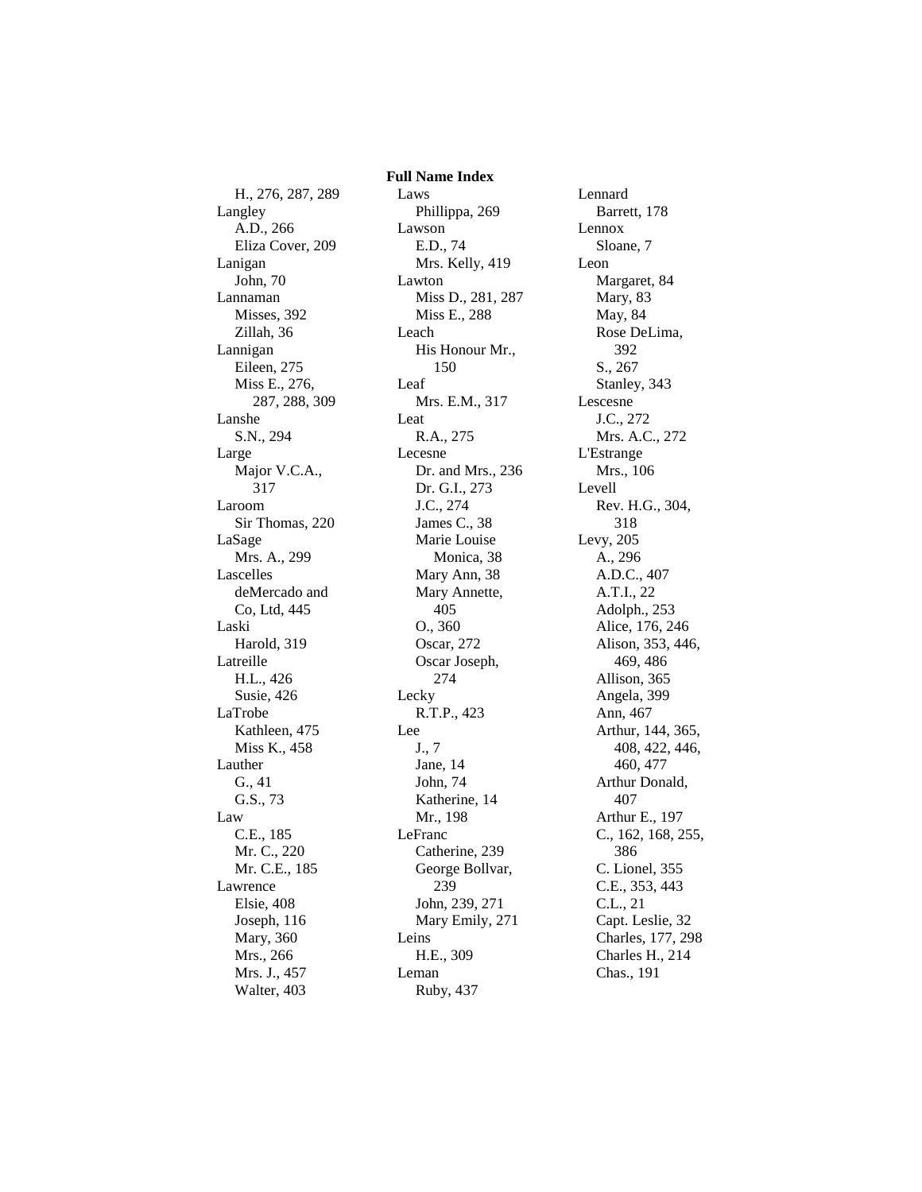## Full Name Index

H., 276, 287, 289
Langley
  A.D., 266
  Eliza Cover, 209
Lanigan
  John, 70
Lannaman
  Misses, 392
  Zillah, 36
Lannigan
  Eileen, 275
  Miss E., 276, 287, 288, 309
Lanshe
  S.N., 294
Large
  Major V.C.A., 317
Laroom
  Sir Thomas, 220
LaSage
  Mrs. A., 299
Lascelles
  deMercado and Co, Ltd, 445
Laski
  Harold, 319
Latreille
  H.L., 426
  Susie, 426
LaTrobe
  Kathleen, 475
  Miss K., 458
Lauther
  G., 41
  G.S., 73
Law
  C.E., 185
  Mr. C., 220
  Mr. C.E., 185
Lawrence
  Elsie, 408
  Joseph, 116
  Mary, 360
  Mrs., 266
  Mrs. J., 457
  Walter, 403
Laws
  Phillippa, 269
Lawson
  E.D., 74
  Mrs. Kelly, 419
Lawton
  Miss D., 281, 287
  Miss E., 288
Leach
  His Honour Mr., 150
Leaf
  Mrs. E.M., 317
Leat
  R.A., 275
Lecesne
  Dr. and Mrs., 236
  Dr. G.I., 273
  J.C., 274
  James C., 38
  Marie Louise Monica, 38
  Mary Ann, 38
  Mary Annette, 405
  O., 360
  Oscar, 272
  Oscar Joseph, 274
Lecky
  R.T.P., 423
Lee
  J., 7
  Jane, 14
  John, 74
  Katherine, 14
  Mr., 198
LeFranc
  Catherine, 239
  George Bollvar, 239
  John, 239, 271
  Mary Emily, 271
Leins
  H.E., 309
Leman
  Ruby, 437
Lennard
  Barrett, 178
Lennox
  Sloane, 7
Leon
  Margaret, 84
  Mary, 83
  May, 84
  Rose DeLima, 392
  S., 267
  Stanley, 343
Lescesne
  J.C., 272
  Mrs. A.C., 272
L'Estrange
  Mrs., 106
Levell
  Rev. H.G., 304, 318
Levy, 205
  A., 296
  A.D.C., 407
  A.T.I., 22
  Adolph., 253
  Alice, 176, 246
  Alison, 353, 446, 469, 486
  Allison, 365
  Angela, 399
  Ann, 467
  Arthur, 144, 365, 408, 422, 446, 460, 477
  Arthur Donald, 407
  Arthur E., 197
  C., 162, 168, 255, 386
  C. Lionel, 355
  C.E., 353, 443
  C.L., 21
  Capt. Leslie, 32
  Charles, 177, 298
  Charles H., 214
  Chas., 191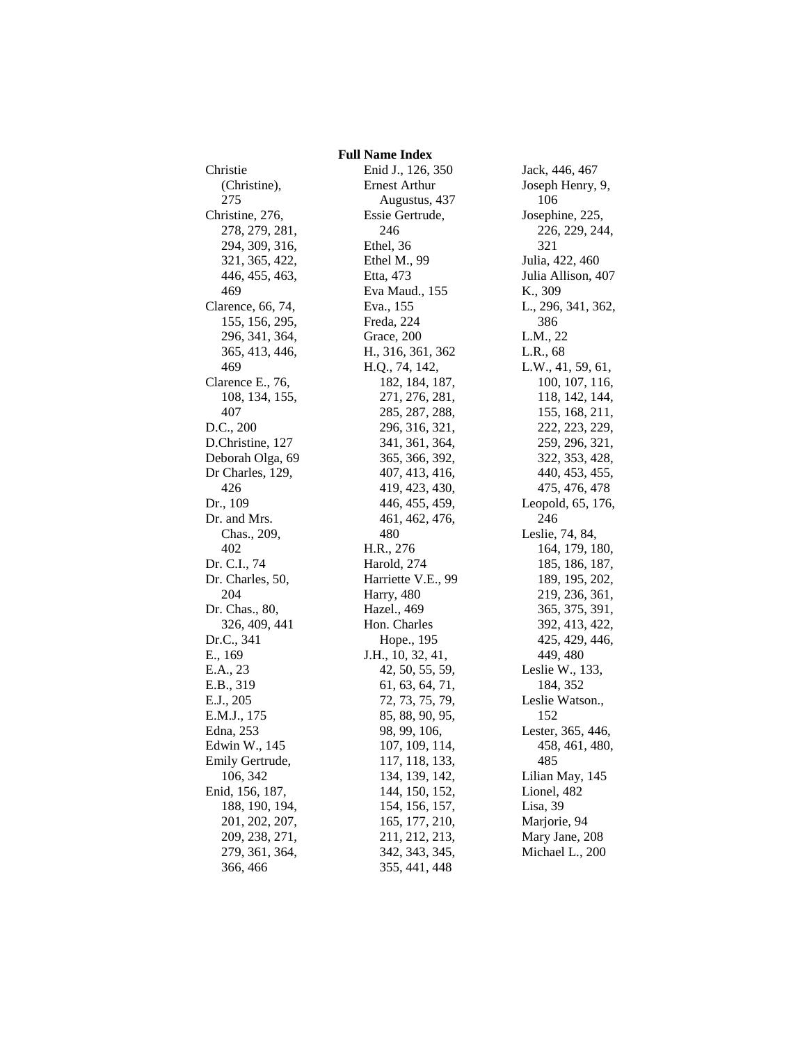## Full Name Index

Christie (Christine), 275
Christine, 276, 278, 279, 281, 294, 309, 316, 321, 365, 422, 446, 455, 463, 469
Clarence, 66, 74, 155, 156, 295, 296, 341, 364, 365, 413, 446, 469
Clarence E., 76, 108, 134, 155, 407
D.C., 200
D.Christine, 127
Deborah Olga, 69
Dr Charles, 129, 426
Dr., 109
Dr. and Mrs. Chas., 209, 402
Dr. C.I., 74
Dr. Charles, 50, 204
Dr. Chas., 80, 326, 409, 441
Dr.C., 341
E., 169
E.A., 23
E.B., 319
E.J., 205
E.M.J., 175
Edna, 253
Edwin W., 145
Emily Gertrude, 106, 342
Enid, 156, 187, 188, 190, 194, 201, 202, 207, 209, 238, 271, 279, 361, 364, 366, 466
Enid J., 126, 350
Ernest Arthur Augustus, 437
Essie Gertrude, 246
Ethel, 36
Ethel M., 99
Etta, 473
Eva Maud., 155
Eva., 155
Freda, 224
Grace, 200
H., 316, 361, 362
H.Q., 74, 142, 182, 184, 187, 271, 276, 281, 285, 287, 288, 296, 316, 321, 341, 361, 364, 365, 366, 392, 407, 413, 416, 419, 423, 430, 446, 455, 459, 461, 462, 476, 480
H.R., 276
Harold, 274
Harriette V.E., 99
Harry, 480
Hazel., 469
Hon. Charles Hope., 195
J.H., 10, 32, 41, 42, 50, 55, 59, 61, 63, 64, 71, 72, 73, 75, 79, 85, 88, 90, 95, 98, 99, 106, 107, 109, 114, 117, 118, 133, 134, 139, 142, 144, 150, 152, 154, 156, 157, 165, 177, 210, 211, 212, 213, 342, 343, 345, 355, 441, 448
Jack, 446, 467
Joseph Henry, 9, 106
Josephine, 225, 226, 229, 244, 321
Julia, 422, 460
Julia Allison, 407
K., 309
L., 296, 341, 362, 386
L.M., 22
L.R., 68
L.W., 41, 59, 61, 100, 107, 116, 118, 142, 144, 155, 168, 211, 222, 223, 229, 259, 296, 321, 322, 353, 428, 440, 453, 455, 475, 476, 478
Leopold, 65, 176, 246
Leslie, 74, 84, 164, 179, 180, 185, 186, 187, 189, 195, 202, 219, 236, 361, 365, 375, 391, 392, 413, 422, 425, 429, 446, 449, 480
Leslie W., 133, 184, 352
Leslie Watson., 152
Lester, 365, 446, 458, 461, 480, 485
Lilian May, 145
Lionel, 482
Lisa, 39
Marjorie, 94
Mary Jane, 208
Michael L., 200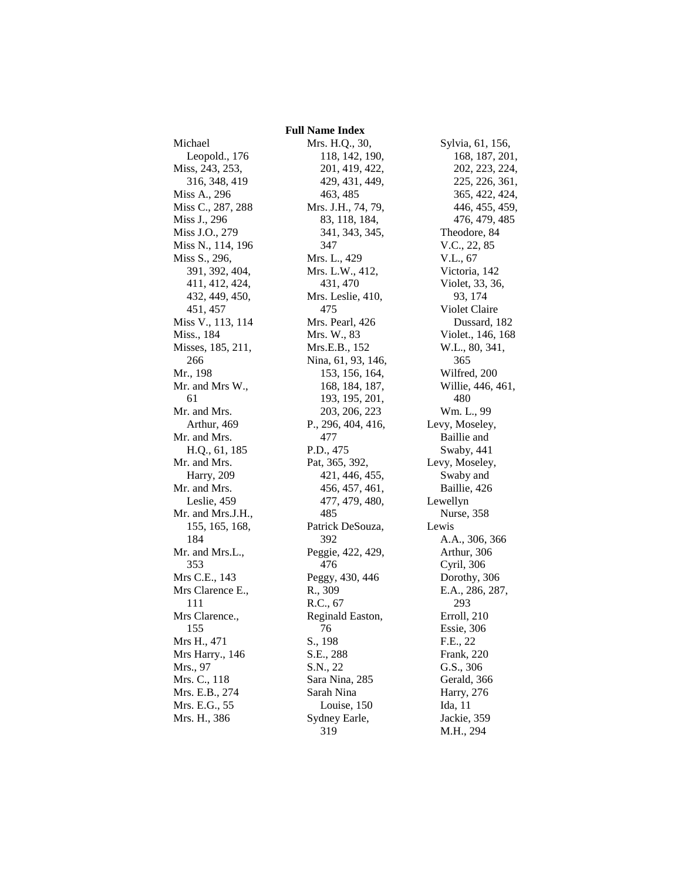## Full Name Index

Michael Leopold., 176
Miss, 243, 253, 316, 348, 419
Miss A., 296
Miss C., 287, 288
Miss J., 296
Miss J.O., 279
Miss N., 114, 196
Miss S., 296, 391, 392, 404, 411, 412, 424, 432, 449, 450, 451, 457
Miss V., 113, 114
Miss., 184
Misses, 185, 211, 266
Mr., 198
Mr. and Mrs W., 61
Mr. and Mrs. Arthur, 469
Mr. and Mrs. H.Q., 61, 185
Mr. and Mrs. Harry, 209
Mr. and Mrs. Leslie, 459
Mr. and Mrs.J.H., 155, 165, 168, 184
Mr. and Mrs.L., 353
Mrs C.E., 143
Mrs Clarence E., 111
Mrs Clarence., 155
Mrs H., 471
Mrs Harry., 146
Mrs., 97
Mrs. C., 118
Mrs. E.B., 274
Mrs. E.G., 55
Mrs. H., 386
Mrs. H.Q., 30, 118, 142, 190, 201, 419, 422, 429, 431, 449, 463, 485
Mrs. J.H., 74, 79, 83, 118, 184, 341, 343, 345, 347
Mrs. L., 429
Mrs. L.W., 412, 431, 470
Mrs. Leslie, 410, 475
Mrs. Pearl, 426
Mrs. W., 83
Mrs.E.B., 152
Nina, 61, 93, 146, 153, 156, 164, 168, 184, 187, 193, 195, 201, 203, 206, 223
P., 296, 404, 416, 477
P.D., 475
Pat, 365, 392, 421, 446, 455, 456, 457, 461, 477, 479, 480, 485
Patrick DeSouza, 392
Peggie, 422, 429, 476
Peggy, 430, 446
R., 309
R.C., 67
Reginald Easton, 76
S., 198
S.E., 288
S.N., 22
Sara Nina, 285
Sarah Nina Louise, 150
Sydney Earle, 319
Sylvia, 61, 156, 168, 187, 201, 202, 223, 224, 225, 226, 361, 365, 422, 424, 446, 455, 459, 476, 479, 485
Theodore, 84
V.C., 22, 85
V.L., 67
Victoria, 142
Violet, 33, 36, 93, 174
Violet Claire Dussard, 182
Violet., 146, 168
W.L., 80, 341, 365
Wilfred, 200
Willie, 446, 461, 480
Wm. L., 99

Levy, Moseley, Baillie and Swaby, 441
Levy, Moseley, Swaby and Baillie, 426
Lewellyn
- Nurse, 358

Lewis
- A.A., 306, 366
- Arthur, 306
- Cyril, 306
- Dorothy, 306
- E.A., 286, 287, 293
- Erroll, 210
- Essie, 306
- F.E., 22
- Frank, 220
- G.S., 306
- Gerald, 366
- Harry, 276
- Ida, 11
- Jackie, 359
- M.H., 294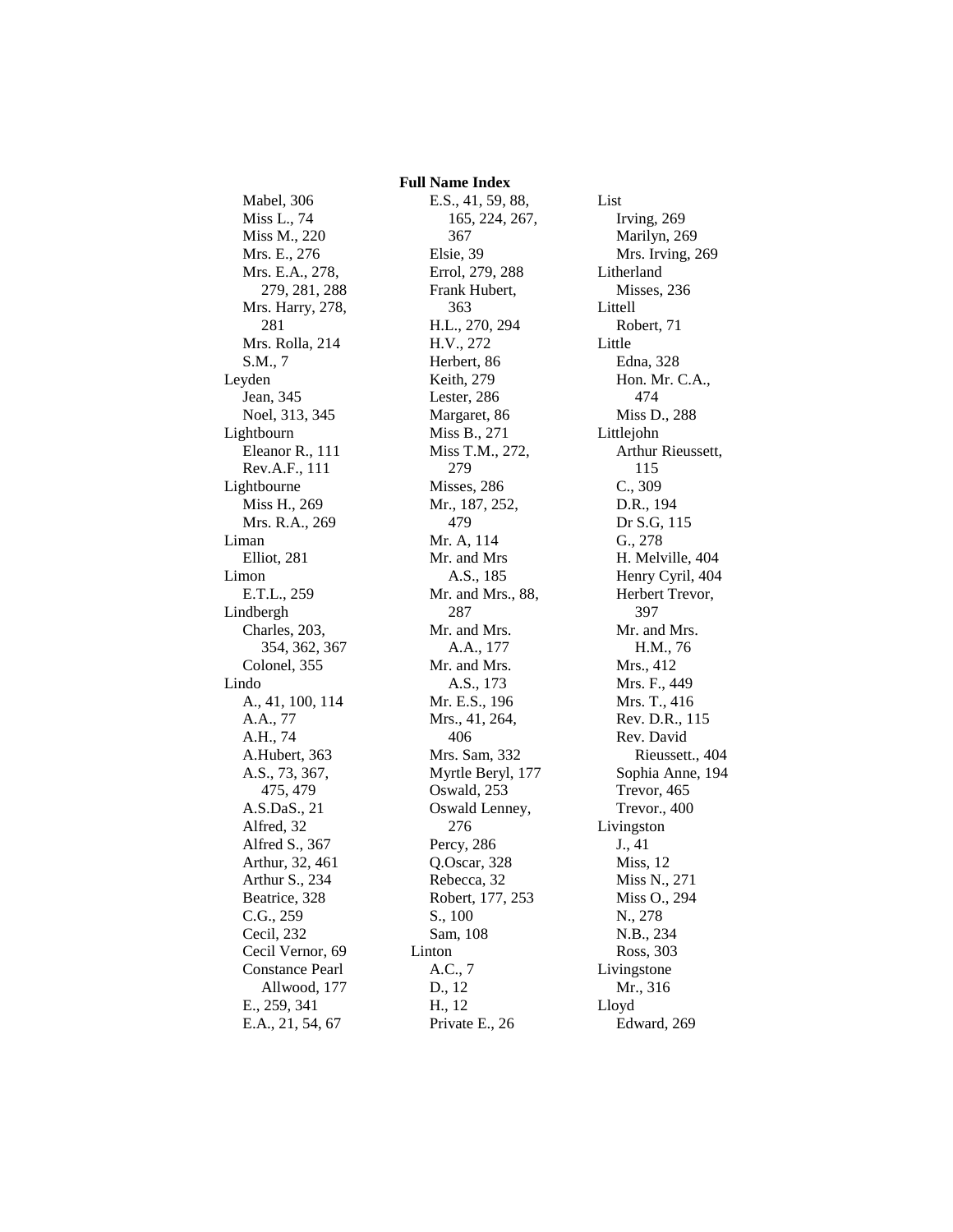## Full Name Index

Mabel, 306
Miss L., 74
Miss M., 220
Mrs. E., 276
Mrs. E.A., 278, 279, 281, 288
Mrs. Harry, 278, 281
Mrs. Rolla, 214
S.M., 7

Leyden
- Jean, 345
- Noel, 313, 345

Lightbourn
- Eleanor R., 111
- Rev.A.F., 111

Lightbourne
- Miss H., 269
- Mrs. R.A., 269

Liman
- Elliot, 281

Limon
- E.T.L., 259

Lindbergh
- Charles, 203, 354, 362, 367
- Colonel, 355

Lindo
- A., 41, 100, 114
- A.A., 77
- A.H., 74
- A.Hubert, 363
- A.S., 73, 367, 475, 479
- A.S.DaS., 21
- Alfred, 32
- Alfred S., 367
- Arthur, 32, 461
- Arthur S., 234
- Beatrice, 328
- C.G., 259
- Cecil, 232
- Cecil Vernor, 69
- Constance Pearl Allwood, 177
- E., 259, 341
- E.A., 21, 54, 67
- E.S., 41, 59, 88, 165, 224, 267, 367
- Elsie, 39
- Errol, 279, 288
- Frank Hubert, 363
- H.L., 270, 294
- H.V., 272
- Herbert, 86
- Keith, 279
- Lester, 286
- Margaret, 86
- Miss B., 271
- Miss T.M., 272, 279
- Misses, 286
- Mr., 187, 252, 479
- Mr. A, 114
- Mr. and Mrs A.S., 185
- Mr. and Mrs., 88, 287
- Mr. and Mrs. A.A., 177
- Mr. and Mrs. A.S., 173
- Mr. E.S., 196
- Mrs., 41, 264, 406
- Mrs. Sam, 332
- Myrtle Beryl, 177
- Oswald, 253
- Oswald Lenney, 276
- Percy, 286
- Q.Oscar, 328
- Rebecca, 32
- Robert, 177, 253
- S., 100
- Sam, 108

Linton
- A.C., 7
- D., 12
- H., 12
- Private E., 26

List
- Irving, 269
- Marilyn, 269
- Mrs. Irving, 269

Litherland
- Misses, 236

Littell
- Robert, 71

Little
- Edna, 328
- Hon. Mr. C.A., 474
- Miss D., 288

Littlejohn
- Arthur Rieussett, 115
- C., 309
- D.R., 194
- Dr S.G, 115
- G., 278
- H. Melville, 404
- Henry Cyril, 404
- Herbert Trevor, 397
- Mr. and Mrs. H.M., 76
- Mrs., 412
- Mrs. F., 449
- Mrs. T., 416
- Rev. D.R., 115
- Rev. David Rieussett., 404
- Sophia Anne, 194
- Trevor, 465
- Trevor., 400

Livingston
- J., 41
- Miss, 12
- Miss N., 271
- Miss O., 294
- N., 278
- N.B., 234
- Ross, 303

Livingstone
- Mr., 316

Lloyd
- Edward, 269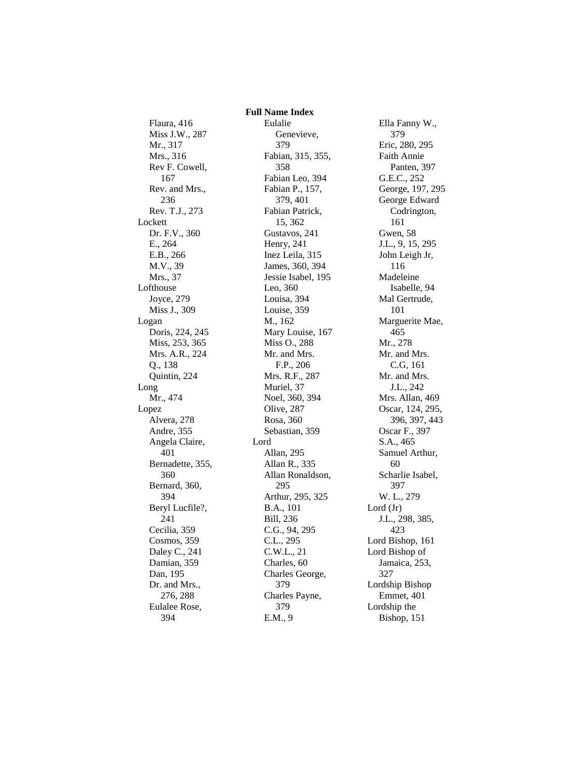## Full Name Index

Flaura, 416
Miss J.W., 287
Mr., 317
Mrs., 316
Rev F. Cowell, 167
Rev. and Mrs., 236
Rev. T.J., 273

Lockett
- Dr. F.V., 360
- E., 264
- E.B., 266
- M.V., 39
- Mrs., 37

Lofthouse
- Joyce, 279
- Miss J., 309

Logan
- Doris, 224, 245
- Miss, 253, 365
- Mrs. A.R., 224
- Q., 138
- Quintin, 224

Long
- Mr., 474

Lopez
- Alvera, 278
- Andre, 355
- Angela Claire, 401
- Bernadette, 355, 360
- Bernard, 360, 394
- Beryl Lucfile?, 241
- Cecilia, 359
- Cosmos, 359
- Daley C., 241
- Damian, 359
- Dan, 195
- Dr. and Mrs., 276, 288
- Eulalee Rose, 394
- Eulalie Genevieve, 379
- Fabian, 315, 355, 358
- Fabian Leo, 394
- Fabian P., 157, 379, 401
- Fabian Patrick, 15, 362
- Gustavos, 241
- Henry, 241
- Inez Leila, 315
- James, 360, 394
- Jessie Isabel, 195
- Leo, 360
- Louisa, 394
- Louise, 359
- M., 162
- Mary Louise, 167
- Miss O., 288
- Mr. and Mrs. F.P., 206
- Mrs. R.F., 287
- Muriel, 37
- Noel, 360, 394
- Olive, 287
- Rosa, 360
- Sebastian, 359

Lord
- Allan, 295
- Allan R., 335
- Allan Ronaldson, 295
- Arthur, 295, 325
- B.A., 101
- Bill, 236
- C.G., 94, 295
- C.L., 295
- C.W.L., 21
- Charles, 60
- Charles George, 379
- Charles Payne, 379
- E.M., 9
- Ella Fanny W., 379
- Eric, 280, 295
- Faith Annie Panten, 397
- G.E.C., 252
- George, 197, 295
- George Edward Codrington, 161
- Gwen, 58
- J.L., 9, 15, 295
- John Leigh Jr, 116
- Madeleine Isabelle, 94
- Mal Gertrude, 101
- Marguerite Mae, 465
- Mr., 278
- Mr. and Mrs. C.G, 161
- Mr. and Mrs. J.L., 242
- Mrs. Allan, 469
- Oscar, 124, 295, 396, 397, 443
- Oscar F., 397
- S.A., 465
- Samuel Arthur, 60
- Scharlie Isabel, 397
- W. L., 279

Lord (Jr)
- J.L., 298, 385, 423

Lord Bishop, 161

Lord Bishop of Jamaica, 253, 327

Lordship Bishop Emmet, 401

Lordship the Bishop, 151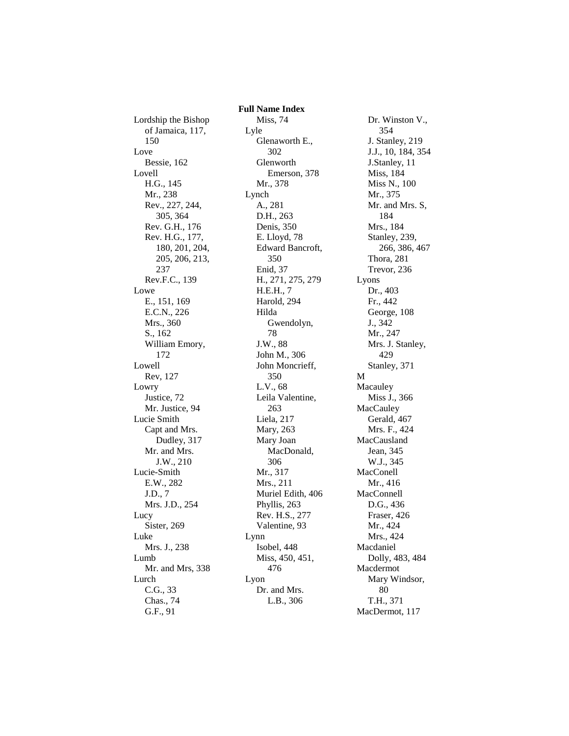# Full Name Index

Lordship the Bishop of Jamaica, 117, 150

Love
- Bessie, 162

Lovell
- H.G., 145
- Mr., 238
- Rev., 227, 244, 305, 364
- Rev. G.H., 176
- Rev. H.G., 177, 180, 201, 204, 205, 206, 213, 237
- Rev.F.C., 139

Lowe
- E., 151, 169
- E.C.N., 226
- Mrs., 360
- S., 162
- William Emory, 172

Lowell
- Rev, 127

Lowry
- Justice, 72
- Mr. Justice, 94

Lucie Smith
- Capt and Mrs. Dudley, 317
- Mr. and Mrs. J.W., 210

Lucie-Smith
- E.W., 282
- J.D., 7
- Mrs. J.D., 254

Lucy
- Sister, 269

Luke
- Mrs. J., 238

Lumb
- Mr. and Mrs, 338

Lurch
- C.G., 33
- Chas., 74
- G.F., 91
- Miss, 74

Lyle
- Glenaworth E., 302
- Glenworth Emerson, 378
- Mr., 378

Lynch
- A., 281
- D.H., 263
- Denis, 350
- E. Lloyd, 78
- Edward Bancroft, 350
- Enid, 37
- H., 271, 275, 279
- H.E.H., 7
- Harold, 294
- Hilda Gwendolyn, 78
- J.W., 88
- John M., 306
- John Moncrieff, 350
- L.V., 68
- Leila Valentine, 263
- Liela, 217
- Mary, 263
- Mary Joan MacDonald, 306
- Mr., 317
- Mrs., 211
- Muriel Edith, 406
- Phyllis, 263
- Rev. H.S., 277
- Valentine, 93

Lynn
- Isobel, 448
- Miss, 450, 451, 476

Lyon
- Dr. and Mrs. L.B., 306
- Dr. Winston V., 354
- J. Stanley, 219
- J.J., 10, 184, 354
- J.Stanley, 11
- Miss, 184
- Miss N., 100
- Mr., 375
- Mr. and Mrs. S, 184
- Mrs., 184
- Stanley, 239, 266, 386, 467
- Thora, 281
- Trevor, 236

Lyons
- Dr., 403
- Fr., 442
- George, 108
- J., 342
- Mr., 247
- Mrs. J. Stanley, 429
- Stanley, 371

M

Macauley
- Miss J., 366

MacCauley
- Gerald, 467
- Mrs. F., 424

MacCausland
- Jean, 345
- W.J., 345

MacConell
- Mr., 416

MacConnell
- D.G., 436
- Fraser, 426
- Mr., 424
- Mrs., 424

Macdaniel
- Dolly, 483, 484

Macdermot
- Mary Windsor, 80
- T.H., 371

MacDermot, 117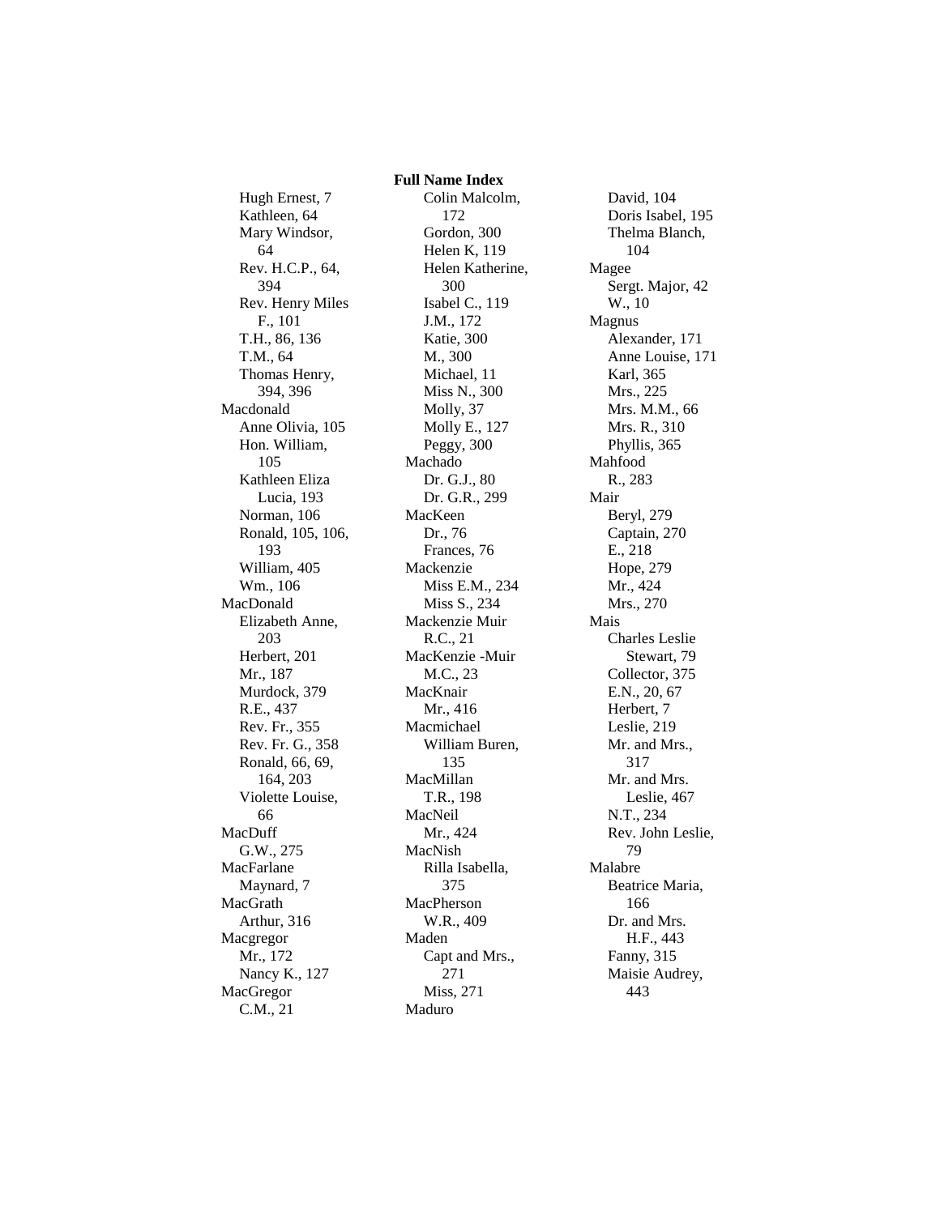**Full Name Index**

Hugh Ernest, 7
Kathleen, 64
Mary Windsor, 64
Rev. H.C.P., 64, 394
Rev. Henry Miles F., 101
T.H., 86, 136
T.M., 64
Thomas Henry, 394, 396

Macdonald
- Anne Olivia, 105
- Hon. William, 105
- Kathleen Eliza Lucia, 193
- Norman, 106
- Ronald, 105, 106, 193
- William, 405
- Wm., 106

MacDonald
- Elizabeth Anne, 203
- Herbert, 201
- Mr., 187
- Murdock, 379
- R.E., 437
- Rev. Fr., 355
- Rev. Fr. G., 358
- Ronald, 66, 69, 164, 203
- Violette Louise, 66

MacDuff
- G.W., 275

MacFarlane
- Maynard, 7

MacGrath
- Arthur, 316

Macgregor
- Mr., 172
- Nancy K., 127

MacGregor
- C.M., 21
- Colin Malcolm, 172
- Gordon, 300
- Helen K, 119
- Helen Katherine, 300
- Isabel C., 119
- J.M., 172
- Katie, 300
- M., 300
- Michael, 11
- Miss N., 300
- Molly, 37
- Molly E., 127
- Peggy, 300

Machado
- Dr. G.J., 80
- Dr. G.R., 299

MacKeen
- Dr., 76
- Frances, 76

Mackenzie
- Miss E.M., 234
- Miss S., 234

Mackenzie Muir
- R.C., 21

MacKenzie -Muir
- M.C., 23

MacKnair
- Mr., 416

Macmichael
- William Buren, 135

MacMillan
- T.R., 198

MacNeil
- Mr., 424

MacNish
- Rilla Isabella, 375

MacPherson
- W.R., 409

Maden
- Capt and Mrs., 271
- Miss, 271

Maduro
- David, 104
- Doris Isabel, 195
- Thelma Blanch, 104

Magee
- Sergt. Major, 42
- W., 10

Magnus
- Alexander, 171
- Anne Louise, 171
- Karl, 365
- Mrs., 225
- Mrs. M.M., 66
- Mrs. R., 310
- Phyllis, 365

Mahfood
- R., 283

Mair
- Beryl, 279
- Captain, 270
- E., 218
- Hope, 279
- Mr., 424
- Mrs., 270

Mais
- Charles Leslie Stewart, 79
- Collector, 375
- E.N., 20, 67
- Herbert, 7
- Leslie, 219
- Mr. and Mrs., 317
- Mr. and Mrs. Leslie, 467
- N.T., 234
- Rev. John Leslie, 79

Malabre
- Beatrice Maria, 166
- Dr. and Mrs. H.F., 443
- Fanny, 315
- Maisie Audrey, 443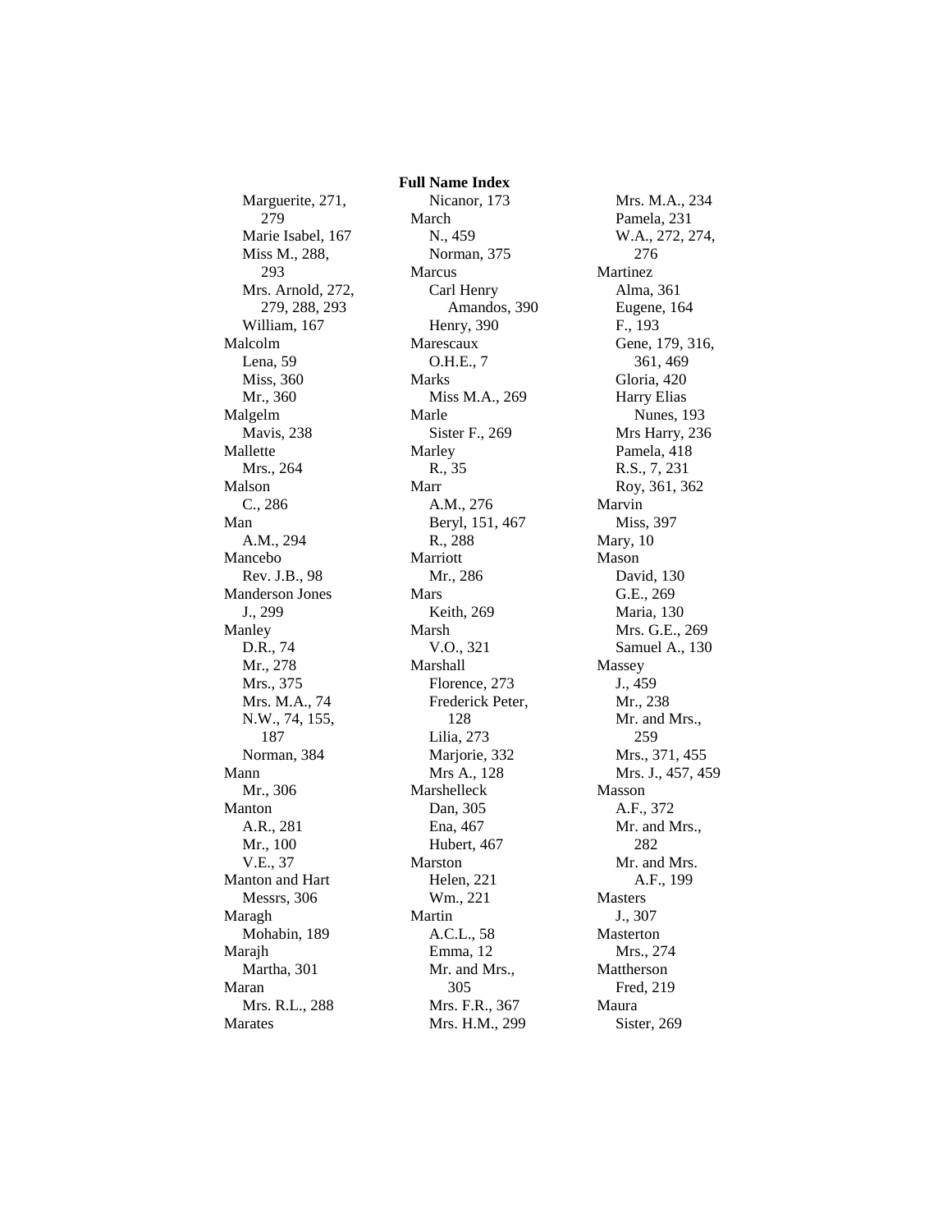## Full Name Index

Marguerite, 271, 279
Marie Isabel, 167
Miss M., 288, 293
Mrs. Arnold, 272, 279, 288, 293
William, 167

Malcolm
- Lena, 59
- Miss, 360
- Mr., 360

Malgelm
- Mavis, 238

Mallette
- Mrs., 264

Malson
- C., 286

Man
- A.M., 294

Mancebo
- Rev. J.B., 98

Manderson Jones
- J., 299

Manley
- D.R., 74
- Mr., 278
- Mrs., 375
- Mrs. M.A., 74
- N.W., 74, 155, 187
- Norman, 384

Mann
- Mr., 306

Manton
- A.R., 281
- Mr., 100
- V.E., 37

Manton and Hart
- Messrs, 306

Maragh
- Mohabin, 189

Marajh
- Martha, 301

Maran
- Mrs. R.L., 288

Marates
- Nicanor, 173

March
- N., 459
- Norman, 375

Marcus
- Carl Henry Amandos, 390
- Henry, 390

Marescaux
- O.H.E., 7

Marks
- Miss M.A., 269

Marle
- Sister F., 269

Marley
- R., 35

Marr
- A.M., 276
- Beryl, 151, 467
- R., 288

Marriott
- Mr., 286

Mars
- Keith, 269

Marsh
- V.O., 321

Marshall
- Florence, 273
- Frederick Peter, 128
- Lilia, 273
- Marjorie, 332
- Mrs A., 128

Marshelleck
- Dan, 305
- Ena, 467
- Hubert, 467

Marston
- Helen, 221
- Wm., 221

Martin
- A.C.L., 58
- Emma, 12
- Mr. and Mrs., 305
- Mrs. F.R., 367
- Mrs. H.M., 299
- Mrs. M.A., 234
- Pamela, 231
- W.A., 272, 274, 276

Martinez
- Alma, 361
- Eugene, 164
- F., 193
- Gene, 179, 316, 361, 469
- Gloria, 420
- Harry Elias Nunes, 193
- Mrs Harry, 236
- Pamela, 418
- R.S., 7, 231
- Roy, 361, 362

Marvin
- Miss, 397

Mary, 10

Mason
- David, 130
- G.E., 269
- Maria, 130
- Mrs. G.E., 269
- Samuel A., 130

Massey
- J., 459
- Mr., 238
- Mr. and Mrs., 259
- Mrs., 371, 455
- Mrs. J., 457, 459

Masson
- A.F., 372
- Mr. and Mrs., 282
- Mr. and Mrs. A.F., 199

Masters
- J., 307

Masterton
- Mrs., 274

Mattherson
- Fred, 219

Maura
- Sister, 269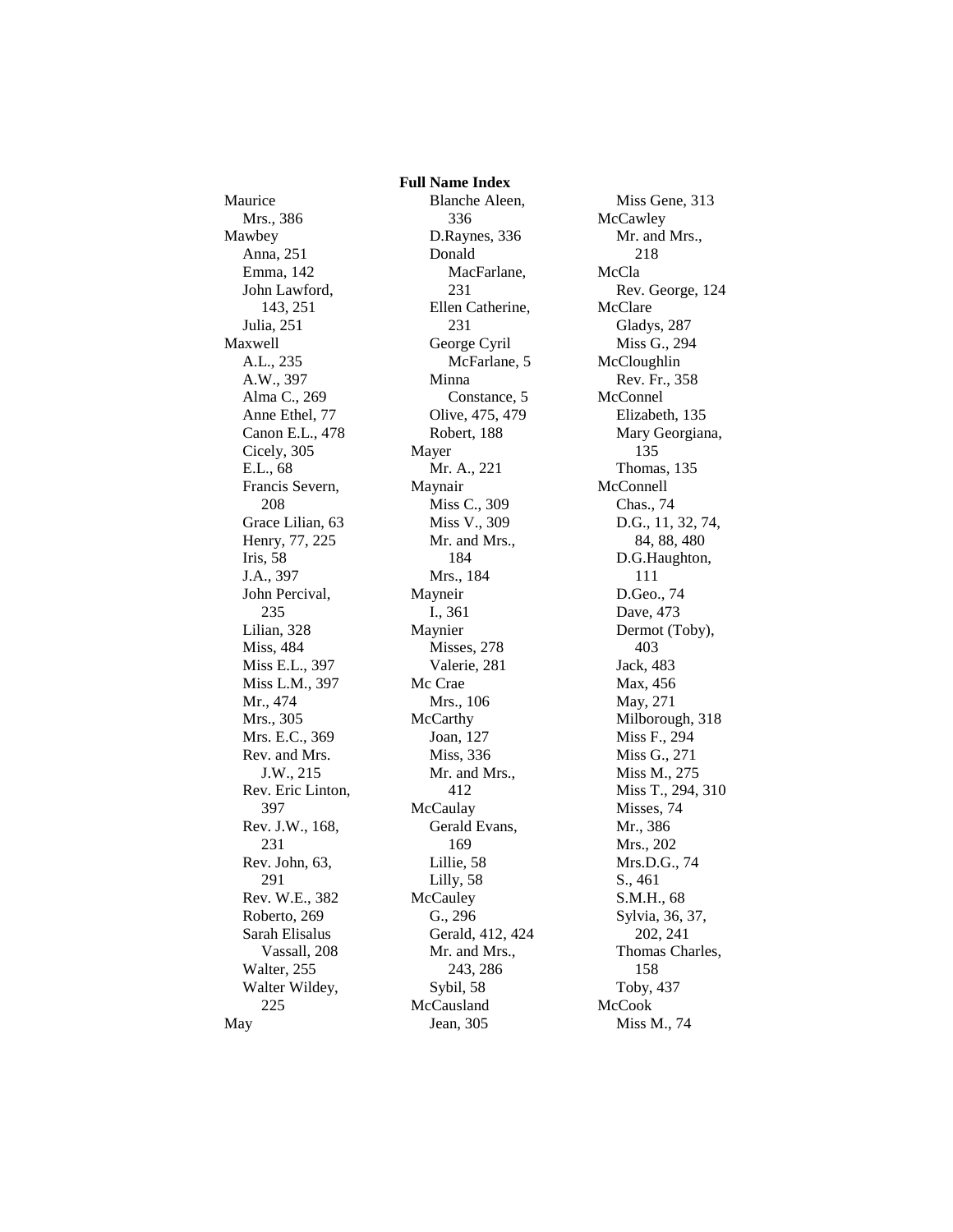**Full Name Index**

Maurice
- Mrs., 386

Mawbey
- Anna, 251
- Emma, 142
- John Lawford, 143, 251
- Julia, 251

Maxwell
- A.L., 235
- A.W., 397
- Alma C., 269
- Anne Ethel, 77
- Canon E.L., 478
- Cicely, 305
- E.L., 68
- Francis Severn, 208
- Grace Lilian, 63
- Henry, 77, 225
- Iris, 58
- J.A., 397
- John Percival, 235
- Lilian, 328
- Miss, 484
- Miss E.L., 397
- Miss L.M., 397
- Mr., 474
- Mrs., 305
- Mrs. E.C., 369
- Rev. and Mrs. J.W., 215
- Rev. Eric Linton, 397
- Rev. J.W., 168, 231
- Rev. John, 63, 291
- Rev. W.E., 382
- Roberto, 269
- Sarah Elisalus Vassall, 208
- Walter, 255
- Walter Wildey, 225

May
- Blanche Aleen, 336
- D.Raynes, 336
- Donald MacFarlane, 231
- Ellen Catherine, 231
- George Cyril McFarlane, 5
- Minna Constance, 5
- Olive, 475, 479
- Robert, 188

Mayer
- Mr. A., 221

Maynair
- Miss C., 309
- Miss V., 309
- Mr. and Mrs., 184
- Mrs., 184

Mayneir
- I., 361

Maynier
- Misses, 278
- Valerie, 281

Mc Crae
- Mrs., 106

McCarthy
- Joan, 127
- Miss, 336
- Mr. and Mrs., 412

McCaulay
- Gerald Evans, 169
- Lillie, 58
- Lilly, 58

McCauley
- G., 296
- Gerald, 412, 424
- Mr. and Mrs., 243, 286
- Sybil, 58

McCausland
- Jean, 305
- Miss Gene, 313

McCawley
- Mr. and Mrs., 218

McCla
- Rev. George, 124

McClare
- Gladys, 287
- Miss G., 294

McCloughlin
- Rev. Fr., 358

McConnel
- Elizabeth, 135
- Mary Georgiana, 135
- Thomas, 135

McConnell
- Chas., 74
- D.G., 11, 32, 74, 84, 88, 480
- D.G.Haughton, 111
- D.Geo., 74
- Dave, 473
- Dermot (Toby), 403
- Jack, 483
- Max, 456
- May, 271
- Milborough, 318
- Miss F., 294
- Miss G., 271
- Miss M., 275
- Miss T., 294, 310
- Misses, 74
- Mr., 386
- Mrs., 202
- Mrs.D.G., 74
- S., 461
- S.M.H., 68
- Sylvia, 36, 37, 202, 241
- Thomas Charles, 158
- Toby, 437

McCook
- Miss M., 74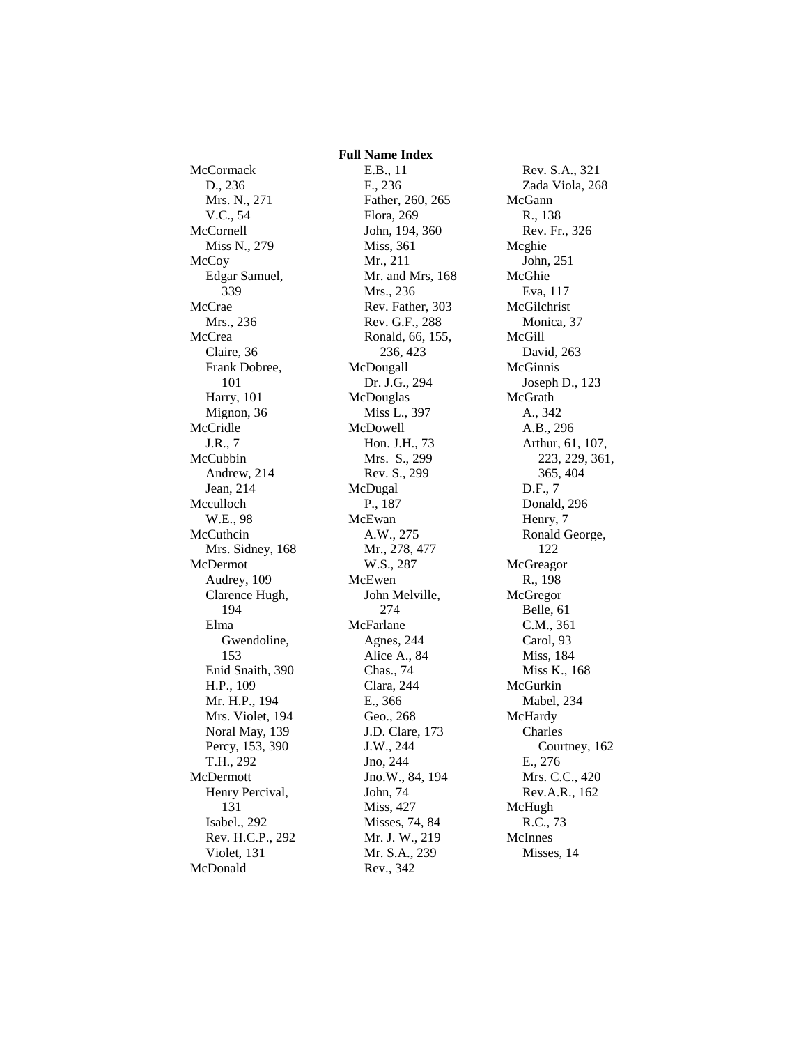**Full Name Index**

McCormack
- D., 236
- Mrs. N., 271
- V.C., 54

McCornell
- Miss N., 279

McCoy
- Edgar Samuel, 339

McCrae
- Mrs., 236

McCrea
- Claire, 36
- Frank Dobree, 101
- Harry, 101
- Mignon, 36

McCridle
- J.R., 7

McCubbin
- Andrew, 214
- Jean, 214

Mcculloch
- W.E., 98

McCuthcin
- Mrs. Sidney, 168

McDermot
- Audrey, 109
- Clarence Hugh, 194
- Elma Gwendoline, 153
- Enid Snaith, 390
- H.P., 109
- Mr. H.P., 194
- Mrs. Violet, 194
- Noral May, 139
- Percy, 153, 390
- T.H., 292

McDermott
- Henry Percival, 131
- Isabel., 292
- Rev. H.C.P., 292
- Violet, 131

McDonald
- E.B., 11
- F., 236
- Father, 260, 265
- Flora, 269
- John, 194, 360
- Miss, 361
- Mr., 211
- Mr. and Mrs, 168
- Mrs., 236
- Rev. Father, 303
- Rev. G.F., 288
- Ronald, 66, 155, 236, 423

McDougall
- Dr. J.G., 294

McDouglas
- Miss L., 397

McDowell
- Hon. J.H., 73
- Mrs. S., 299
- Rev. S., 299

McDugal
- P., 187

McEwan
- A.W., 275
- Mr., 278, 477
- W.S., 287

McEwen
- John Melville, 274

McFarlane
- Agnes, 244
- Alice A., 84
- Chas., 74
- Clara, 244
- E., 366
- Geo., 268
- J.D. Clare, 173
- J.W., 244
- Jno, 244
- Jno.W., 84, 194
- John, 74
- Miss, 427
- Misses, 74, 84
- Mr. J. W., 219
- Mr. S.A., 239
- Rev., 342
- Rev. S.A., 321
- Zada Viola, 268

McGann
- R., 138
- Rev. Fr., 326

Mcghie
- John, 251

McGhie
- Eva, 117

McGilchrist
- Monica, 37

McGill
- David, 263

McGinnis
- Joseph D., 123

McGrath
- A., 342
- A.B., 296
- Arthur, 61, 107, 223, 229, 361, 365, 404
- D.F., 7
- Donald, 296
- Henry, 7
- Ronald George, 122

McGreagor
- R., 198

McGregor
- Belle, 61
- C.M., 361
- Carol, 93
- Miss, 184
- Miss K., 168

McGurkin
- Mabel, 234

McHardy
- Charles Courtney, 162
- E., 276
- Mrs. C.C., 420
- Rev.A.R., 162

McHugh
- R.C., 73

McInnes
- Misses, 14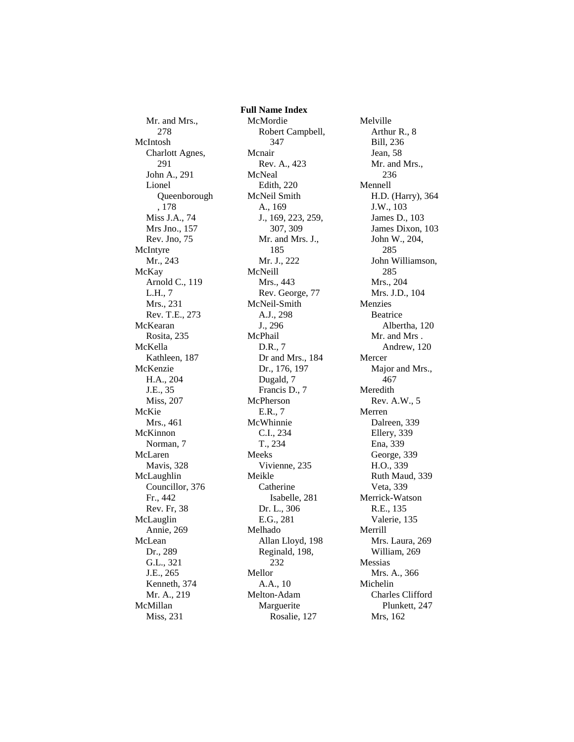## Full Name Index

Mr. and Mrs., 278

McIntosh
- Charlott Agnes, 291
- John A., 291
- Lionel Queenborough, 178
- Miss J.A., 74
- Mrs Jno., 157
- Rev. Jno, 75

McIntyre
- Mr., 243

McKay
- Arnold C., 119
- L.H., 7
- Mrs., 231
- Rev. T.E., 273

McKearan
- Rosita, 235

McKella
- Kathleen, 187

McKenzie
- H.A., 204
- J.E., 35
- Miss, 207

McKie
- Mrs., 461

McKinnon
- Norman, 7

McLaren
- Mavis, 328

McLaughlin
- Councillor, 376
- Fr., 442
- Rev. Fr, 38

McLauglin
- Annie, 269

McLean
- Dr., 289
- G.L., 321
- J.E., 265
- Kenneth, 374
- Mr. A., 219

McMillan
- Miss, 231

McMordie
- Robert Campbell, 347

Mcnair
- Rev. A., 423

McNeal
- Edith, 220

McNeil Smith
- A., 169
- J., 169, 223, 259, 307, 309
- Mr. and Mrs. J., 185
- Mr. J., 222

McNeill
- Mrs., 443
- Rev. George, 77

McNeil-Smith
- A.J., 298
- J., 296

McPhail
- D.R., 7
- Dr and Mrs., 184
- Dr., 176, 197
- Dugald, 7
- Francis D., 7

McPherson
- E.R., 7

McWhinnie
- C.I., 234
- T., 234

Meeks
- Vivienne, 235

Meikle
- Catherine Isabelle, 281
- Dr. L., 306
- E.G., 281

Melhado
- Allan Lloyd, 198
- Reginald, 198, 232

Mellor
- A.A., 10

Melton-Adam
- Marguerite Rosalie, 127

Melville
- Arthur R., 8
- Bill, 236
- Jean, 58
- Mr. and Mrs., 236

Mennell
- H.D. (Harry), 364
- J.W., 103
- James D., 103
- James Dixon, 103
- John W., 204, 285
- John Williamson, 285
- Mrs., 204
- Mrs. J.D., 104

Menzies
- Beatrice Albertha, 120
- Mr. and Mrs . Andrew, 120

Mercer
- Major and Mrs., 467

Meredith
- Rev. A.W., 5

Merren
- Dalreen, 339
- Ellery, 339
- Ena, 339
- George, 339
- H.O., 339
- Ruth Maud, 339
- Veta, 339

Merrick-Watson
- R.E., 135
- Valerie, 135

Merrill
- Mrs. Laura, 269
- William, 269

Messias
- Mrs. A., 366

Michelin
- Charles Clifford Plunkett, 247
- Mrs, 162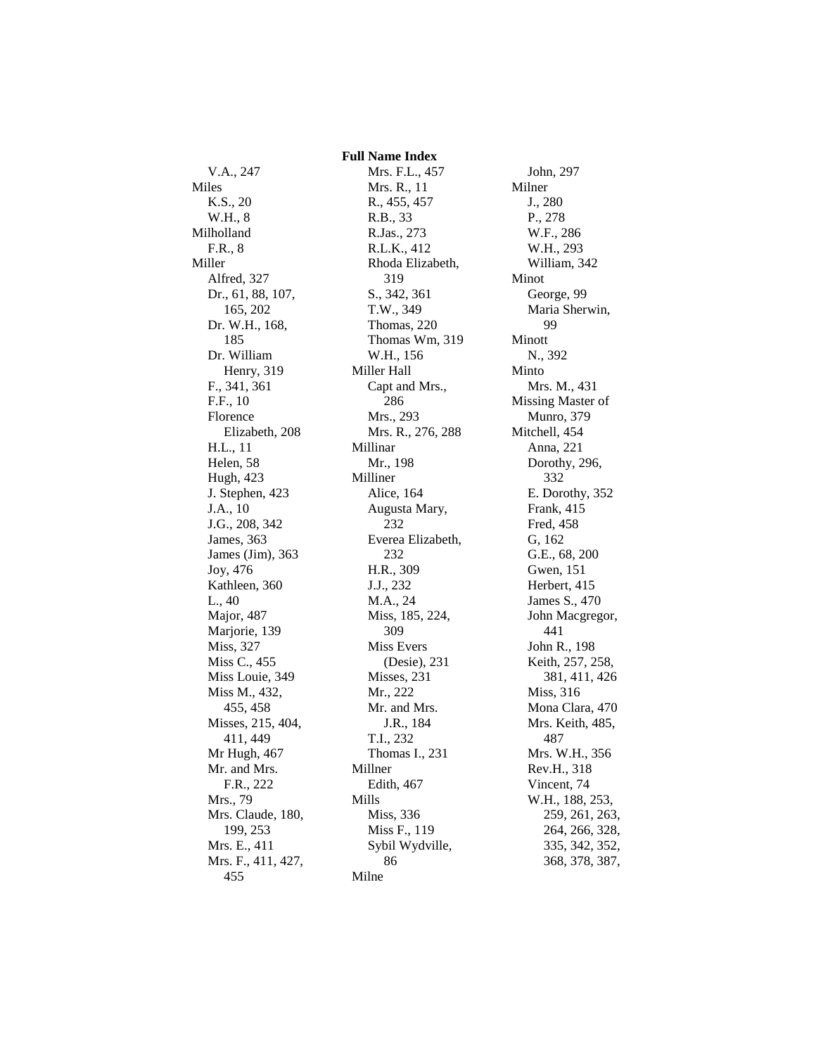## Full Name Index

V.A., 247
Miles
K.S., 20
W.H., 8
Milholland
F.R., 8
Miller
Alfred, 327
Dr., 61, 88, 107, 165, 202
Dr. W.H., 168, 185
Dr. William Henry, 319
F., 341, 361
F.F., 10
Florence Elizabeth, 208
H.L., 11
Helen, 58
Hugh, 423
J. Stephen, 423
J.A., 10
J.G., 208, 342
James, 363
James (Jim), 363
Joy, 476
Kathleen, 360
L., 40
Major, 487
Marjorie, 139
Miss, 327
Miss C., 455
Miss Louie, 349
Miss M., 432, 455, 458
Misses, 215, 404, 411, 449
Mr Hugh, 467
Mr. and Mrs. F.R., 222
Mrs., 79
Mrs. Claude, 180, 199, 253
Mrs. E., 411
Mrs. F., 411, 427, 455
Mrs. F.L., 457
Mrs. R., 11
R., 455, 457
R.B., 33
R.Jas., 273
R.L.K., 412
Rhoda Elizabeth, 319
S., 342, 361
T.W., 349
Thomas, 220
Thomas Wm, 319
W.H., 156
Miller Hall
Capt and Mrs., 286
Mrs., 293
Mrs. R., 276, 288
Millinar
Mr., 198
Milliner
Alice, 164
Augusta Mary, 232
Everea Elizabeth, 232
H.R., 309
J.J., 232
M.A., 24
Miss, 185, 224, 309
Miss Evers (Desie), 231
Misses, 231
Mr., 222
Mr. and Mrs. J.R., 184
T.I., 232
Thomas I., 231
Millner
Edith, 467
Mills
Miss, 336
Miss F., 119
Sybil Wydville, 86
Milne
John, 297
Milner
J., 280
P., 278
W.F., 286
W.H., 293
William, 342
Minot
George, 99
Maria Sherwin, 99
Minott
N., 392
Minto
Mrs. M., 431
Missing Master of Munro, 379
Mitchell, 454
Anna, 221
Dorothy, 296, 332
E. Dorothy, 352
Frank, 415
Fred, 458
G, 162
G.E., 68, 200
Gwen, 151
Herbert, 415
James S., 470
John Macgregor, 441
John R., 198
Keith, 257, 258, 381, 411, 426
Miss, 316
Mona Clara, 470
Mrs. Keith, 485, 487
Mrs. W.H., 356
Rev.H., 318
Vincent, 74
W.H., 188, 253, 259, 261, 263, 264, 266, 328, 335, 342, 352, 368, 378, 387,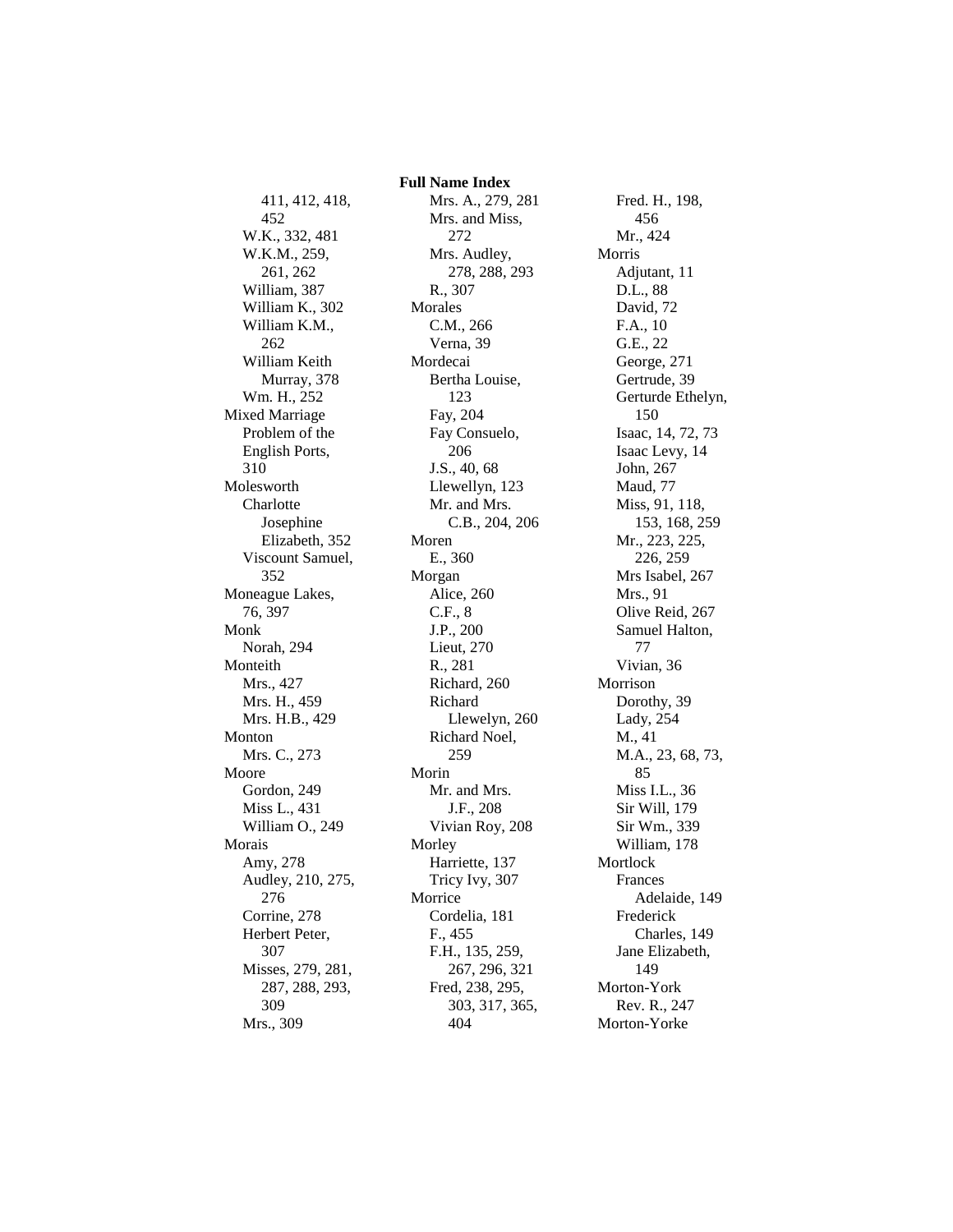**Full Name Index**

411, 412, 418, 452
- W.K., 332, 481
- W.K.M., 259, 261, 262
- William, 387
- William K., 302
- William K.M., 262
- William Keith Murray, 378
- Wm. H., 252

Mixed Marriage Problem of the English Ports, 310

Molesworth
- Charlotte Josephine Elizabeth, 352
- Viscount Samuel, 352

Moneague Lakes, 76, 397

Monk
- Norah, 294

Monteith
- Mrs., 427
- Mrs. H., 459
- Mrs. H.B., 429

Monton
- Mrs. C., 273

Moore
- Gordon, 249
- Miss L., 431
- William O., 249

Morais
- Amy, 278
- Audley, 210, 275, 276
- Corrine, 278
- Herbert Peter, 307
- Misses, 279, 281, 287, 288, 293, 309
- Mrs., 309
- Mrs. A., 279, 281
- Mrs. and Miss, 272
- Mrs. Audley, 278, 288, 293
- R., 307

Morales
- C.M., 266
- Verna, 39

Mordecai
- Bertha Louise, 123
- Fay, 204
- Fay Consuelo, 206
- J.S., 40, 68
- Llewellyn, 123
- Mr. and Mrs. C.B., 204, 206

Moren
- E., 360

Morgan
- Alice, 260
- C.F., 8
- J.P., 200
- Lieut, 270
- R., 281
- Richard, 260
- Richard Llewelyn, 260
- Richard Noel, 259

Morin
- Mr. and Mrs. J.F., 208
- Vivian Roy, 208

Morley
- Harriette, 137
- Tricy Ivy, 307

Morrice
- Cordelia, 181
- F., 455
- F.H., 135, 259, 267, 296, 321
- Fred, 238, 295, 303, 317, 365, 404
- Fred. H., 198, 456
- Mr., 424

Morris
- Adjutant, 11
- D.L., 88
- David, 72
- F.A., 10
- G.E., 22
- George, 271
- Gertrude, 39
- Gerturde Ethelyn, 150
- Isaac, 14, 72, 73
- Isaac Levy, 14
- John, 267
- Maud, 77
- Miss, 91, 118, 153, 168, 259
- Mr., 223, 225, 226, 259
- Mrs Isabel, 267
- Mrs., 91
- Olive Reid, 267
- Samuel Halton, 77
- Vivian, 36

Morrison
- Dorothy, 39
- Lady, 254
- M., 41
- M.A., 23, 68, 73, 85
- Miss I.L., 36
- Sir Will, 179
- Sir Wm., 339
- William, 178

Mortlock
- Frances Adelaide, 149
- Frederick Charles, 149
- Jane Elizabeth, 149

Morton-York
- Rev. R., 247

Morton-Yorke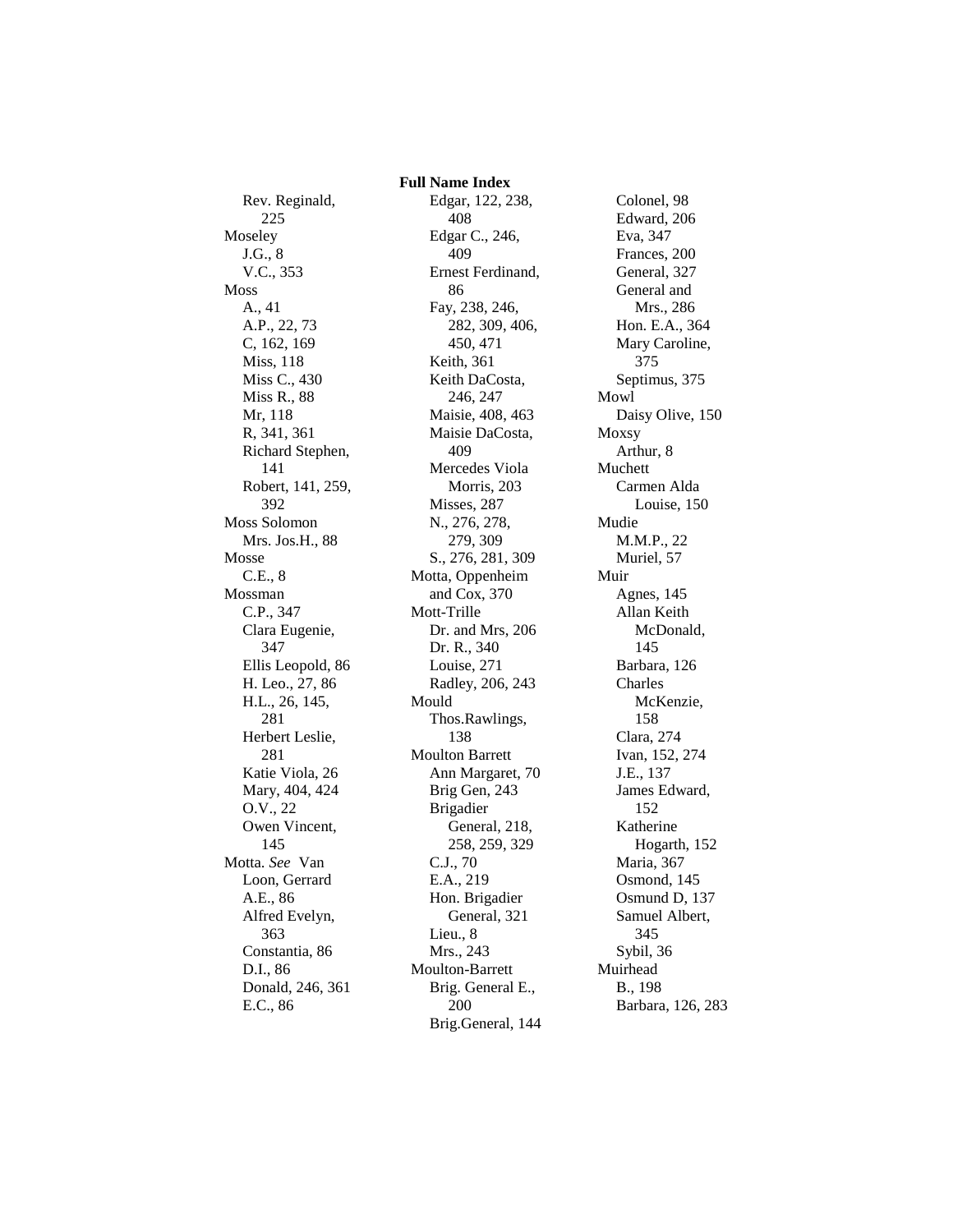**Full Name Index**

Rev. Reginald, 225

Moseley
- J.G., 8
- V.C., 353

Moss
- A., 41
- A.P., 22, 73
- C, 162, 169
- Miss, 118
- Miss C., 430
- Miss R., 88
- Mr, 118
- R, 341, 361
- Richard Stephen, 141
- Robert, 141, 259, 392

Moss Solomon
- Mrs. Jos.H., 88

Mosse
- C.E., 8

Mossman
- C.P., 347
- Clara Eugenie, 347
- Ellis Leopold, 86
- H. Leo., 27, 86
- H.L., 26, 145, 281
- Herbert Leslie, 281
- Katie Viola, 26
- Mary, 404, 424
- O.V., 22
- Owen Vincent, 145

Motta. *See* Van Loon, Gerrard
- A.E., 86
- Alfred Evelyn, 363
- Constantia, 86
- D.I., 86
- Donald, 246, 361
- E.C., 86
- Edgar, 122, 238, 408
- Edgar C., 246, 409
- Ernest Ferdinand, 86
- Fay, 238, 246, 282, 309, 406, 450, 471
- Keith, 361
- Keith DaCosta, 246, 247
- Maisie, 408, 463
- Maisie DaCosta, 409
- Mercedes Viola Morris, 203
- Misses, 287
- N., 276, 278, 279, 309
- S., 276, 281, 309

Motta, Oppenheim and Cox, 370

Mott-Trille
- Dr. and Mrs, 206
- Dr. R., 340
- Louise, 271
- Radley, 206, 243

Mould
- Thos.Rawlings, 138

Moulton Barrett
- Ann Margaret, 70
- Brig Gen, 243
- Brigadier General, 218, 258, 259, 329
- C.J., 70
- E.A., 219
- Hon. Brigadier General, 321
- Lieu., 8
- Mrs., 243

Moulton-Barrett
- Brig. General E., 200
- Brig.General, 144
- Colonel, 98
- Edward, 206
- Eva, 347
- Frances, 200
- General, 327
- General and Mrs., 286
- Hon. E.A., 364
- Mary Caroline, 375
- Septimus, 375

Mowl
- Daisy Olive, 150

Moxsy
- Arthur, 8

Muchett
- Carmen Alda Louise, 150

Mudie
- M.M.P., 22
- Muriel, 57

Muir
- Agnes, 145
- Allan Keith McDonald, 145
- Barbara, 126
- Charles McKenzie, 158
- Clara, 274
- Ivan, 152, 274
- J.E., 137
- James Edward, 152
- Katherine Hogarth, 152
- Maria, 367
- Osmond, 145
- Osmund D, 137
- Samuel Albert, 345
- Sybil, 36

Muirhead
- B., 198
- Barbara, 126, 283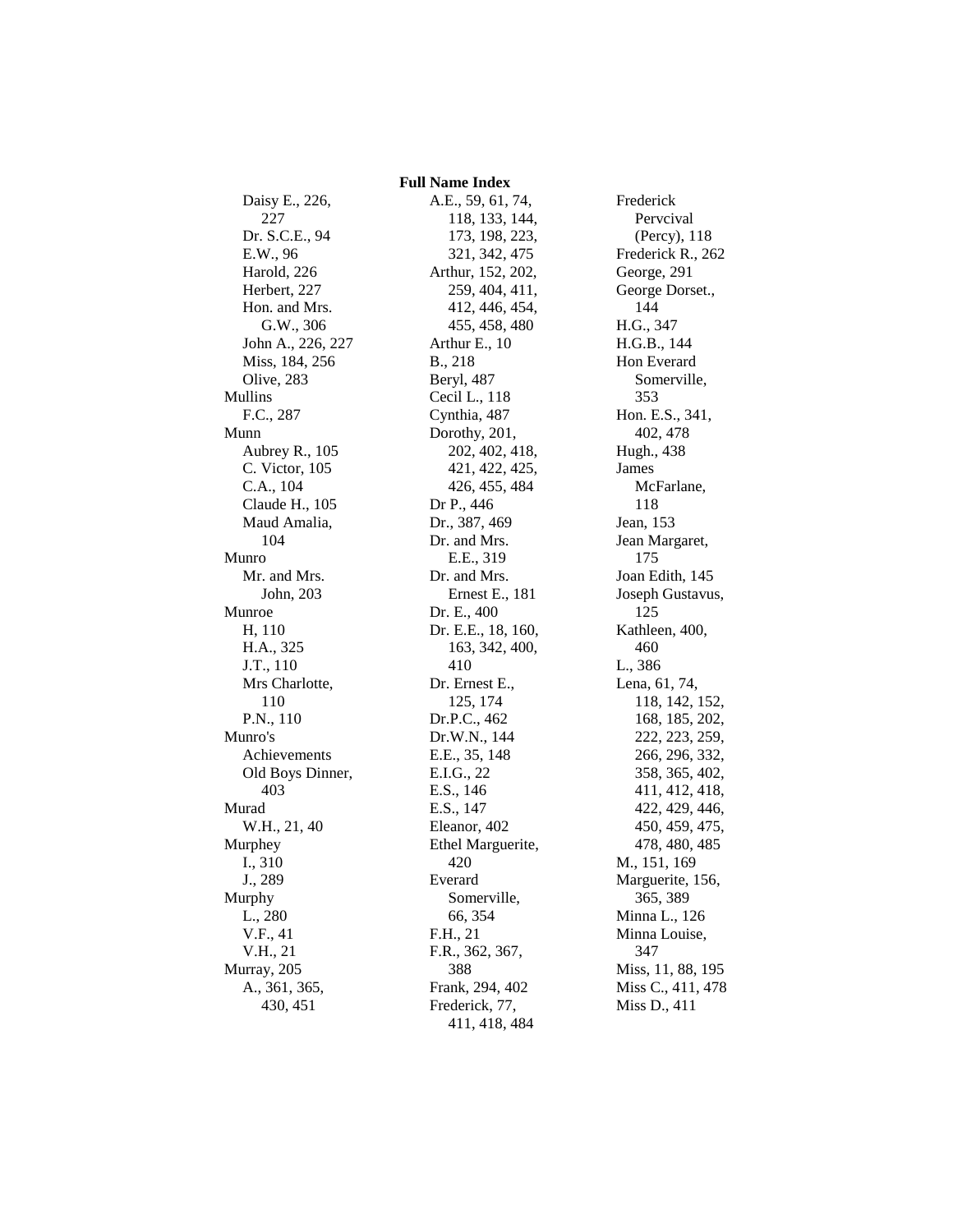**Full Name Index**

- Daisy E., 226, 227
- Dr. S.C.E., 94
- E.W., 96
- Harold, 226
- Herbert, 227
- Hon. and Mrs. G.W., 306
- John A., 226, 227
- Miss, 184, 256
- Olive, 283

Mullins
- F.C., 287

Munn
- Aubrey R., 105
- C. Victor, 105
- C.A., 104
- Claude H., 105
- Maud Amalia, 104

Munro
- Mr. and Mrs. John, 203

Munroe
- H, 110
- H.A., 325
- J.T., 110
- Mrs Charlotte, 110
- P.N., 110

Munro's
- Achievements
- Old Boys Dinner, 403

Murad
- W.H., 21, 40

Murphey
- I., 310
- J., 289

Murphy
- L., 280
- V.F., 41
- V.H., 21

Murray, 205
- A., 361, 365, 430, 451
- A.E., 59, 61, 74, 118, 133, 144, 173, 198, 223, 321, 342, 475
- Arthur, 152, 202, 259, 404, 411, 412, 446, 454, 455, 458, 480
- Arthur E., 10
- B., 218
- Beryl, 487
- Cecil L., 118
- Cynthia, 487
- Dorothy, 201, 202, 402, 418, 421, 422, 425, 426, 455, 484
- Dr P., 446
- Dr., 387, 469
- Dr. and Mrs. E.E., 319
- Dr. and Mrs. Ernest E., 181
- Dr. E., 400
- Dr. E.E., 18, 160, 163, 342, 400, 410
- Dr. Ernest E., 125, 174
- Dr.P.C., 462
- Dr.W.N., 144
- E.E., 35, 148
- E.I.G., 22
- E.S., 146
- E.S., 147
- Eleanor, 402
- Ethel Marguerite, 420
- Everard Somerville, 66, 354
- F.H., 21
- F.R., 362, 367, 388
- Frank, 294, 402
- Frederick, 77, 411, 418, 484
- Frederick Pervcival (Percy), 118
- Frederick R., 262
- George, 291
- George Dorset., 144
- H.G., 347
- H.G.B., 144
- Hon Everard Somerville, 353
- Hon. E.S., 341, 402, 478
- Hugh., 438
- James McFarlane, 118
- Jean, 153
- Jean Margaret, 175
- Joan Edith, 145
- Joseph Gustavus, 125
- Kathleen, 400, 460
- L., 386
- Lena, 61, 74, 118, 142, 152, 168, 185, 202, 222, 223, 259, 266, 296, 332, 358, 365, 402, 411, 412, 418, 422, 429, 446, 450, 459, 475, 478, 480, 485
- M., 151, 169
- Marguerite, 156, 365, 389
- Minna L., 126
- Minna Louise, 347
- Miss, 11, 88, 195
- Miss C., 411, 478
- Miss D., 411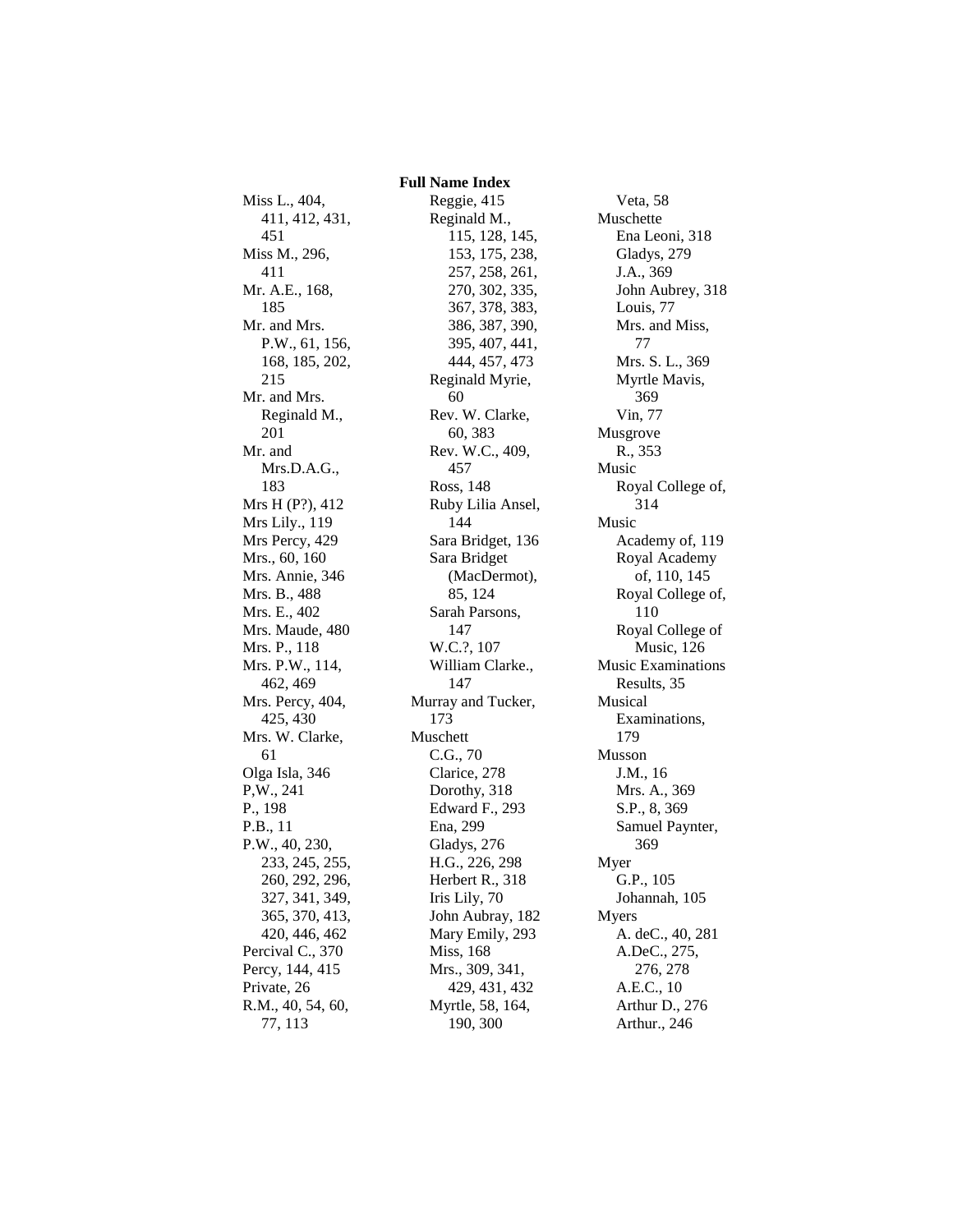# Full Name Index

Miss L., 404, 411, 412, 431, 451
Miss M., 296, 411
Mr. A.E., 168, 185
Mr. and Mrs. P.W., 61, 156, 168, 185, 202, 215
Mr. and Mrs. Reginald M., 201
Mr. and Mrs.D.A.G., 183
Mrs H (P?), 412
Mrs Lily., 119
Mrs Percy, 429
Mrs., 60, 160
Mrs. Annie, 346
Mrs. B., 488
Mrs. E., 402
Mrs. Maude, 480
Mrs. P., 118
Mrs. P.W., 114, 462, 469
Mrs. Percy, 404, 425, 430
Mrs. W. Clarke, 61
Olga Isla, 346
P,W., 241
P., 198
P.B., 11
P.W., 40, 230, 233, 245, 255, 260, 292, 296, 327, 341, 349, 365, 370, 413, 420, 446, 462
Percival C., 370
Percy, 144, 415
Private, 26
R.M., 40, 54, 60, 77, 113
Reggie, 415
Reginald M., 115, 128, 145, 153, 175, 238, 257, 258, 261, 270, 302, 335, 367, 378, 383, 386, 387, 390, 395, 407, 441, 444, 457, 473
Reginald Myrie, 60
Rev. W. Clarke, 60, 383
Rev. W.C., 409, 457
Ross, 148
Ruby Lilia Ansel, 144
Sara Bridget, 136
Sara Bridget (MacDermot), 85, 124
Sarah Parsons, 147
W.C.?, 107
William Clarke., 147

Murray and Tucker, 173

Muschett
- C.G., 70
- Clarice, 278
- Dorothy, 318
- Edward F., 293
- Ena, 299
- Gladys, 276
- H.G., 226, 298
- Herbert R., 318
- Iris Lily, 70
- John Aubray, 182
- Mary Emily, 293
- Miss, 168
- Mrs., 309, 341, 429, 431, 432
- Myrtle, 58, 164, 190, 300
- Veta, 58

Muschette
- Ena Leoni, 318
- Gladys, 279
- J.A., 369
- John Aubrey, 318
- Louis, 77
- Mrs. and Miss, 77
- Mrs. S. L., 369
- Myrtle Mavis, 369
- Vin, 77

Musgrove
- R., 353

Music
- Royal College of, 314

Music
- Academy of, 119
- Royal Academy of, 110, 145
- Royal College of, 110
- Royal College of Music, 126

Music Examinations
- Results, 35

Musical
- Examinations, 179

Musson
- J.M., 16
- Mrs. A., 369
- S.P., 8, 369
- Samuel Paynter, 369

Myer
- G.P., 105
- Johannah, 105

Myers
- A. deC., 40, 281
- A.DeC., 275, 276, 278
- A.E.C., 10
- Arthur D., 276
- Arthur., 246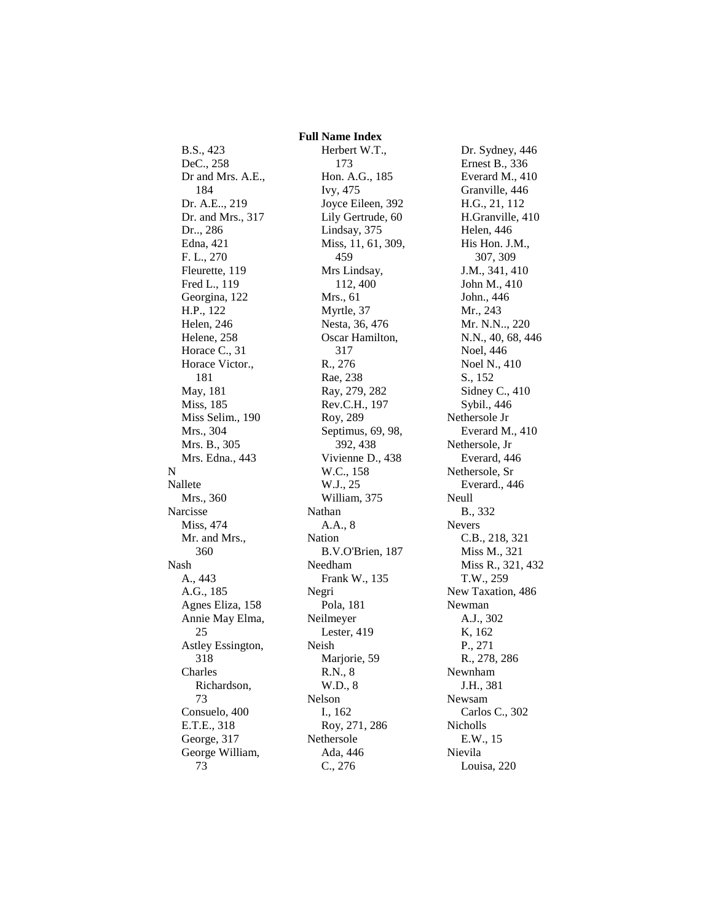# Full Name Index

B.S., 423
DeC., 258
Dr and Mrs. A.E., 184
Dr. A.E.., 219
Dr. and Mrs., 317
Dr.., 286
Edna, 421
F. L., 270
Fleurette, 119
Fred L., 119
Georgina, 122
H.P., 122
Helen, 246
Helene, 258
Horace C., 31
Horace Victor., 181
May, 181
Miss, 185
Miss Selim., 190
Mrs., 304
Mrs. B., 305
Mrs. Edna., 443

N

Nallete
Mrs., 360

Narcisse
Miss, 474
Mr. and Mrs., 360

Nash
A., 443
A.G., 185
Agnes Eliza, 158
Annie May Elma, 25
Astley Essington, 318
Charles Richardson, 73
Consuelo, 400
E.T.E., 318
George, 317
George William, 73
Herbert W.T., 173
Hon. A.G., 185
Ivy, 475
Joyce Eileen, 392
Lily Gertrude, 60
Lindsay, 375
Miss, 11, 61, 309, 459
Mrs Lindsay, 112, 400
Mrs., 61
Myrtle, 37
Nesta, 36, 476
Oscar Hamilton, 317
R., 276
Rae, 238
Ray, 279, 282
Rev.C.H., 197
Roy, 289
Septimus, 69, 98, 392, 438
Vivienne D., 438
W.C., 158
W.J., 25
William, 375

Nathan
A.A., 8

Nation
B.V.O'Brien, 187

Needham
Frank W., 135

Negri
Pola, 181

Neilmeyer
Lester, 419

Neish
Marjorie, 59
R.N., 8
W.D., 8

Nelson
I., 162
Roy, 271, 286

Nethersole
Ada, 446
C., 276
Dr. Sydney, 446
Ernest B., 336
Everard M., 410
Granville, 446
H.G., 21, 112
H.Granville, 410
Helen, 446
His Hon. J.M., 307, 309
J.M., 341, 410
John M., 410
John., 446
Mr., 243
Mr. N.N.., 220
N.N., 40, 68, 446
Noel, 446
Noel N., 410
S., 152
Sidney C., 410
Sybil., 446

Nethersole Jr
Everard M., 410

Nethersole, Jr
Everard, 446

Nethersole, Sr
Everard., 446

Neull
B., 332

Nevers
C.B., 218, 321
Miss M., 321
Miss R., 321, 432
T.W., 259

New Taxation, 486

Newman
A.J., 302
K, 162
P., 271
R., 278, 286

Newnham
J.H., 381

Newsam
Carlos C., 302

Nicholls
E.W., 15

Nievila
Louisa, 220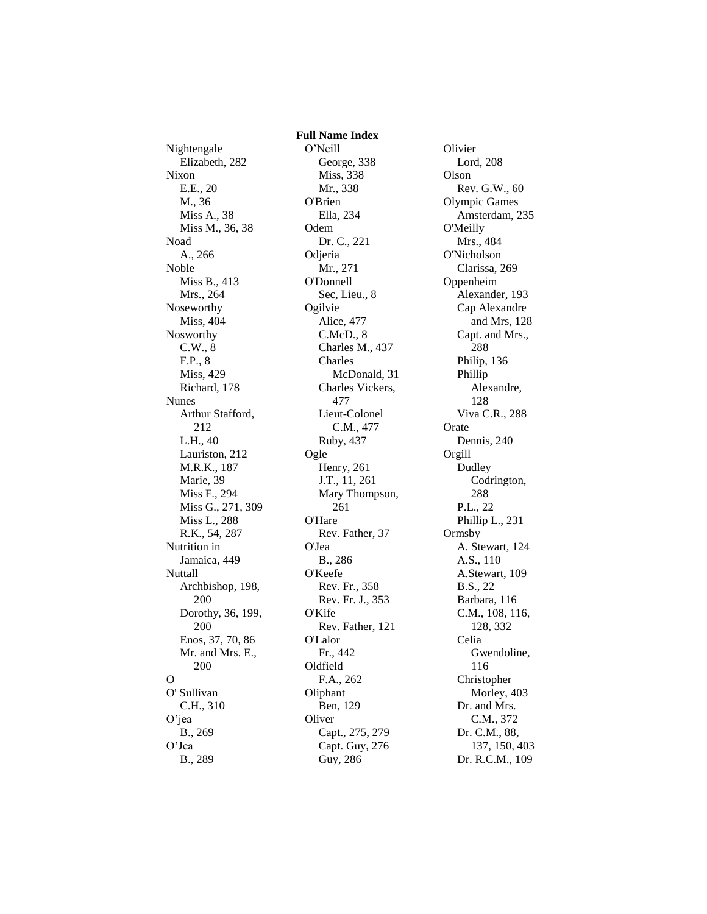## Full Name Index

Nightengale
  Elizabeth, 282
Nixon
  E.E., 20
  M., 36
  Miss A., 38
  Miss M., 36, 38
Noad
  A., 266
Noble
  Miss B., 413
  Mrs., 264
Noseworthy
  Miss, 404
Nosworthy
  C.W., 8
  F.P., 8
  Miss, 429
  Richard, 178
Nunes
  Arthur Stafford, 212
  L.H., 40
  Lauriston, 212
  M.R.K., 187
  Marie, 39
  Miss F., 294
  Miss G., 271, 309
  Miss L., 288
  R.K., 54, 287
Nutrition in Jamaica, 449
Nuttall
  Archbishop, 198, 200
  Dorothy, 36, 199, 200
  Enos, 37, 70, 86
  Mr. and Mrs. E., 200
O
O' Sullivan
  C.H., 310
O'jea
  B., 269
O'Jea
  B., 289
O'Neill
  George, 338
  Miss, 338
  Mr., 338
O'Brien
  Ella, 234
Odem
  Dr. C., 221
Odjeria
  Mr., 271
O'Donnell
  Sec, Lieu., 8
Ogilvie
  Alice, 477
  C.McD., 8
  Charles M., 437
  Charles McDonald, 31
  Charles Vickers, 477
  Lieut-Colonel C.M., 477
  Ruby, 437
Ogle
  Henry, 261
  J.T., 11, 261
  Mary Thompson, 261
O'Hare
  Rev. Father, 37
O'Jea
  B., 286
O'Keefe
  Rev. Fr., 358
  Rev. Fr. J., 353
O'Kife
  Rev. Father, 121
O'Lalor
  Fr., 442
Oldfield
  F.A., 262
Oliphant
  Ben, 129
Oliver
  Capt., 275, 279
  Capt. Guy, 276
  Guy, 286
Olivier
  Lord, 208
Olson
  Rev. G.W., 60
Olympic Games
  Amsterdam, 235
O'Meilly
  Mrs., 484
O'Nicholson
  Clarissa, 269
Oppenheim
  Alexander, 193
  Cap Alexandre and Mrs, 128
  Capt. and Mrs., 288
  Philip, 136
  Phillip Alexandre, 128
  Viva C.R., 288
Orate
  Dennis, 240
Orgill
  Dudley Codrington, 288
  P.L., 22
  Phillip L., 231
Ormsby
  A. Stewart, 124
  A.S., 110
  A.Stewart, 109
  B.S., 22
  Barbara, 116
  C.M., 108, 116, 128, 332
  Celia Gwendoline, 116
  Christopher Morley, 403
  Dr. and Mrs. C.M., 372
  Dr. C.M., 88, 137, 150, 403
  Dr. R.C.M., 109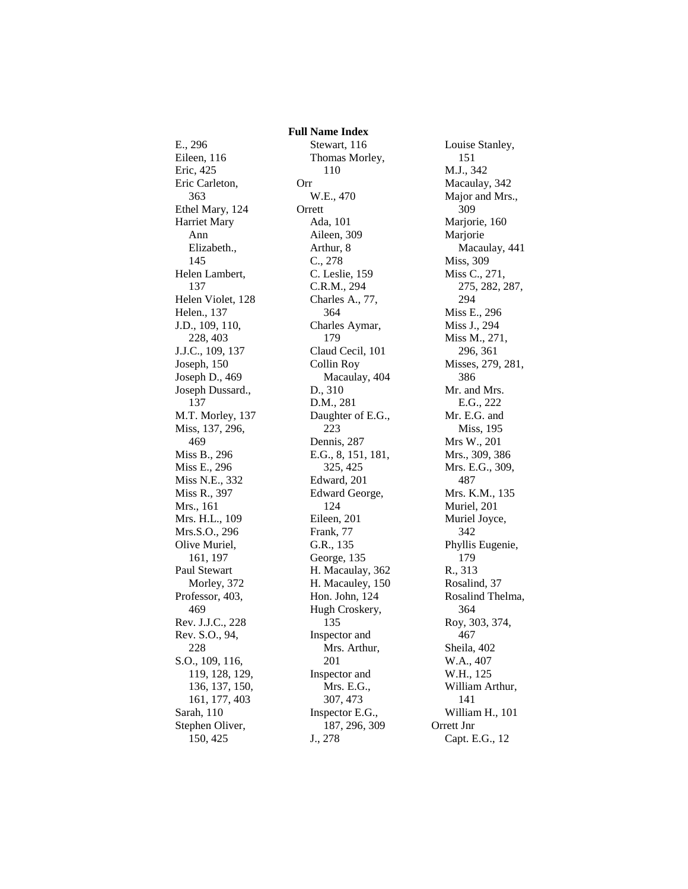## Full Name Index

E., 296
Eileen, 116
Eric, 425
Eric Carleton, 363
Ethel Mary, 124
Harriet Mary Ann Elizabeth., 145
Helen Lambert, 137
Helen Violet, 128
Helen., 137
J.D., 109, 110, 228, 403
J.J.C., 109, 137
Joseph, 150
Joseph D., 469
Joseph Dussard., 137
M.T. Morley, 137
Miss, 137, 296, 469
Miss B., 296
Miss E., 296
Miss N.E., 332
Miss R., 397
Mrs., 161
Mrs. H.L., 109
Mrs.S.O., 296
Olive Muriel, 161, 197
Paul Stewart Morley, 372
Professor, 403, 469
Rev. J.J.C., 228
Rev. S.O., 94, 228
S.O., 109, 116, 119, 128, 129, 136, 137, 150, 161, 177, 403
Sarah, 110
Stephen Oliver, 150, 425
Stewart, 116
Thomas Morley, 110

Orr
- W.E., 470

Orrett
- Ada, 101
- Aileen, 309
- Arthur, 8
- C., 278
- C. Leslie, 159
- C.R.M., 294
- Charles A., 77, 364
- Charles Aymar, 179
- Claud Cecil, 101
- Collin Roy Macaulay, 404
- D., 310
- D.M., 281
- Daughter of E.G., 223
- Dennis, 287
- E.G., 8, 151, 181, 325, 425
- Edward, 201
- Edward George, 124
- Eileen, 201
- Frank, 77
- G.R., 135
- George, 135
- H. Macaulay, 362
- H. Macauley, 150
- Hon. John, 124
- Hugh Croskery, 135
- Inspector and Mrs. Arthur, 201
- Inspector and Mrs. E.G., 307, 473
- Inspector E.G., 187, 296, 309
- J., 278
- Louise Stanley, 151
- M.J., 342
- Macaulay, 342
- Major and Mrs., 309
- Marjorie, 160
- Marjorie Macaulay, 441
- Miss, 309
- Miss C., 271, 275, 282, 287, 294
- Miss E., 296
- Miss J., 294
- Miss M., 271, 296, 361
- Misses, 279, 281, 386
- Mr. and Mrs. E.G., 222
- Mr. E.G. and Miss, 195
- Mrs W., 201
- Mrs., 309, 386
- Mrs. E.G., 309, 487
- Mrs. K.M., 135
- Muriel, 201
- Muriel Joyce, 342
- Phyllis Eugenie, 179
- R., 313
- Rosalind, 37
- Rosalind Thelma, 364
- Roy, 303, 374, 467
- Sheila, 402
- W.A., 407
- W.H., 125
- William Arthur, 141
- William H., 101

Orrett Jnr
- Capt. E.G., 12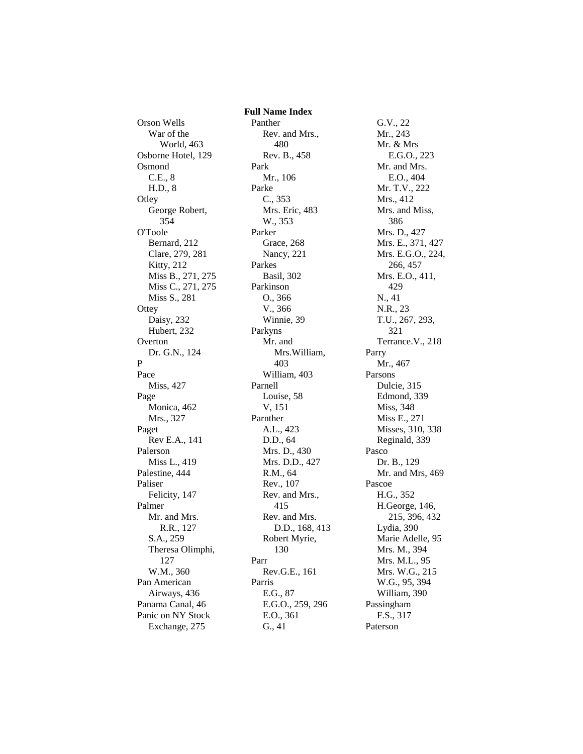## Full Name Index

Orson Wells
- War of the World, 463

Osborne Hotel, 129

Osmond
- C.E., 8
- H.D., 8

Otley
- George Robert, 354

O'Toole
- Bernard, 212
- Clare, 279, 281
- Kitty, 212
- Miss B., 271, 275
- Miss C., 271, 275
- Miss S., 281

Ottey
- Daisy, 232
- Hubert, 232

Overton
- Dr. G.N., 124

P

Pace
- Miss, 427

Page
- Monica, 462
- Mrs., 327

Paget
- Rev E.A., 141

Palerson
- Miss L., 419

Palestine, 444

Paliser
- Felicity, 147

Palmer
- Mr. and Mrs. R.R., 127
- S.A., 259
- Theresa Olimphi, 127
- W.M., 360

Pan American Airways, 436

Panama Canal, 46

Panic on NY Stock Exchange, 275

Panther
- Rev. and Mrs., 480
- Rev. B., 458

Park
- Mr., 106

Parke
- C., 353
- Mrs. Eric, 483
- W., 353

Parker
- Grace, 268
- Nancy, 221

Parkes
- Basil, 302

Parkinson
- O., 366
- V., 366
- Winnie, 39

Parkyns
- Mr. and Mrs.William, 403
- William, 403

Parnell
- Louise, 58
- V, 151

Parnther
- A.L., 423
- D.D., 64
- Mrs. D., 430
- Mrs. D.D., 427
- R.M., 64
- Rev., 107
- Rev. and Mrs., 415
- Rev. and Mrs. D.D., 168, 413
- Robert Myrie, 130

Parr
- Rev.G.E., 161

Parris
- E.G., 87
- E.G.O., 259, 296
- E.O., 361
- G., 41
- G.V., 22
- Mr., 243
- Mr. & Mrs E.G.O., 223
- Mr. and Mrs. E.O., 404
- Mr. T.V., 222
- Mrs., 412
- Mrs. and Miss, 386
- Mrs. D., 427
- Mrs. E., 371, 427
- Mrs. E.G.O., 224, 266, 457
- Mrs. E.O., 411, 429
- N., 41
- N.R., 23
- T.U., 267, 293, 321
- Terrance.V., 218

Parry
- Mr., 467

Parsons
- Dulcie, 315
- Edmond, 339
- Miss, 348
- Miss E., 271
- Misses, 310, 338
- Reginald, 339

Pasco
- Dr. B., 129
- Mr. and Mrs, 469

Pascoe
- H.G., 352
- H.George, 146, 215, 396, 432
- Lydia, 390
- Marie Adelle, 95
- Mrs. M., 394
- Mrs. M.L., 95
- Mrs. W.G., 215
- W.G., 95, 394
- William, 390

Passingham
- F.S., 317

Paterson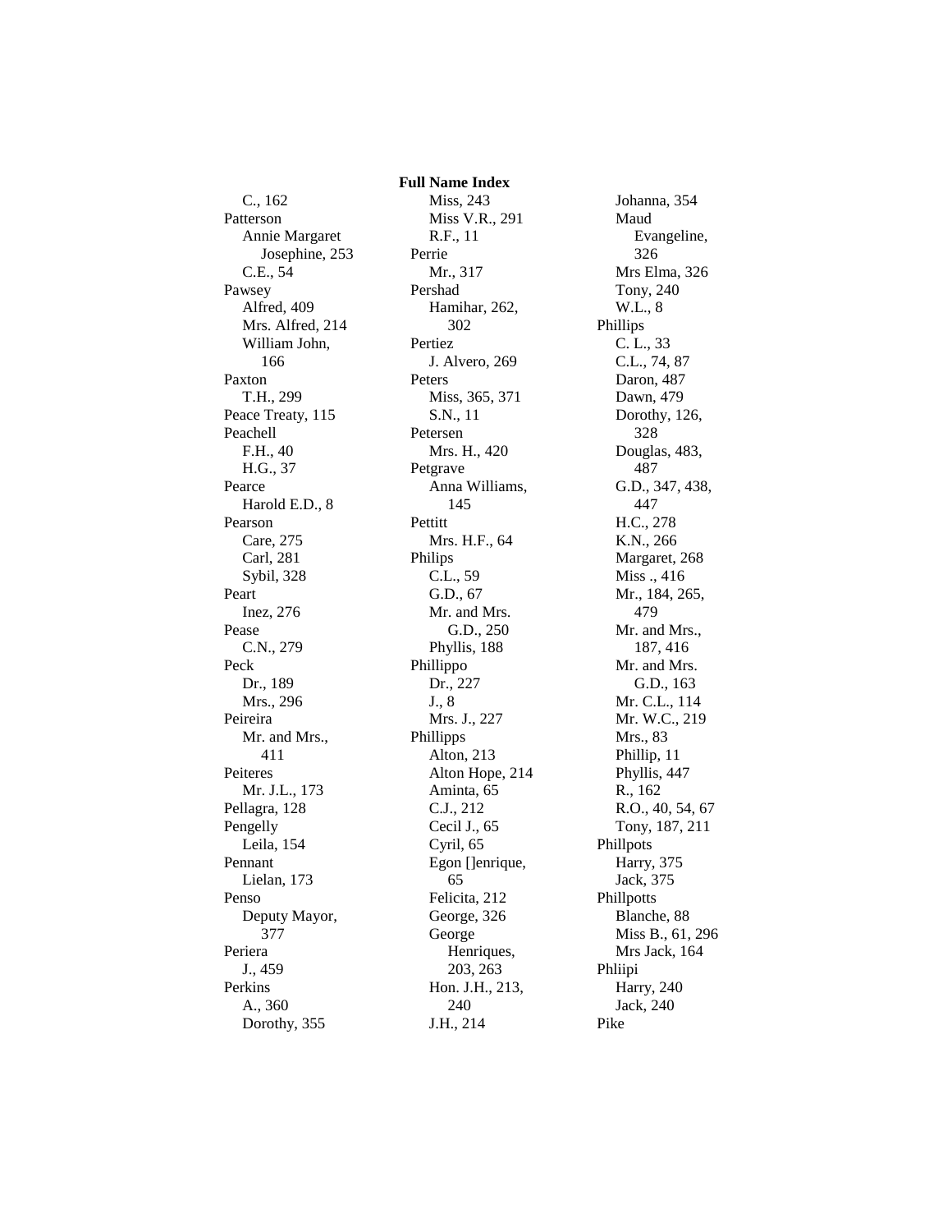**Full Name Index**

C., 162
Patterson
  Annie Margaret Josephine, 253
  C.E., 54
Pawsey
  Alfred, 409
  Mrs. Alfred, 214
  William John, 166
Paxton
  T.H., 299
Peace Treaty, 115
Peachell
  F.H., 40
  H.G., 37
Pearce
  Harold E.D., 8
Pearson
  Care, 275
  Carl, 281
  Sybil, 328
Peart
  Inez, 276
Pease
  C.N., 279
Peck
  Dr., 189
  Mrs., 296
Peireira
  Mr. and Mrs., 411
Peiteres
  Mr. J.L., 173
Pellagra, 128
Pengelly
  Leila, 154
Pennant
  Lielan, 173
Penso
  Deputy Mayor, 377
Periera
  J., 459
Perkins
  A., 360
  Dorothy, 355
  Miss, 243
  Miss V.R., 291
  R.F., 11
Perrie
  Mr., 317
Pershad
  Hamihar, 262, 302
Pertiez
  J. Alvero, 269
Peters
  Miss, 365, 371
  S.N., 11
Petersen
  Mrs. H., 420
Petgrave
  Anna Williams, 145
Pettitt
  Mrs. H.F., 64
Philips
  C.L., 59
  G.D., 67
  Mr. and Mrs. G.D., 250
  Phyllis, 188
Phillippo
  Dr., 227
  J., 8
  Mrs. J., 227
Phillipps
  Alton, 213
  Alton Hope, 214
  Aminta, 65
  C.J., 212
  Cecil J., 65
  Cyril, 65
  Egon []enrique, 65
  Felicita, 212
  George, 326
  George Henriques, 203, 263
  Hon. J.H., 213, 240
  J.H., 214
  Johanna, 354
  Maud Evangeline, 326
  Mrs Elma, 326
  Tony, 240
  W.L., 8
Phillips
  C. L., 33
  C.L., 74, 87
  Daron, 487
  Dawn, 479
  Dorothy, 126, 328
  Douglas, 483, 487
  G.D., 347, 438, 447
  H.C., 278
  K.N., 266
  Margaret, 268
  Miss ., 416
  Mr., 184, 265, 479
  Mr. and Mrs., 187, 416
  Mr. and Mrs. G.D., 163
  Mr. C.L., 114
  Mr. W.C., 219
  Mrs., 83
  Phillip, 11
  Phyllis, 447
  R., 162
  R.O., 40, 54, 67
  Tony, 187, 211
Phillpots
  Harry, 375
  Jack, 375
Phillpotts
  Blanche, 88
  Miss B., 61, 296
  Mrs Jack, 164
Phliipi
  Harry, 240
  Jack, 240
Pike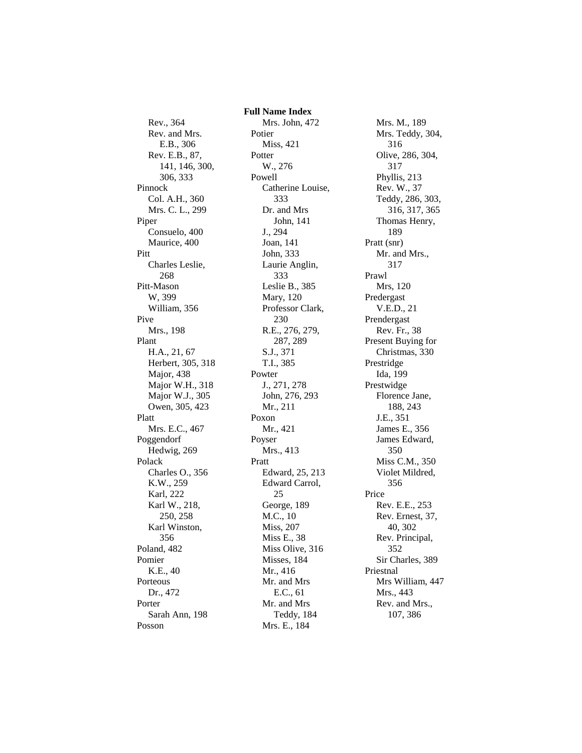## Full Name Index

Rev., 364
Rev. and Mrs. E.B., 306
Rev. E.B., 87, 141, 146, 300, 306, 333

Pinnock
Col. A.H., 360
Mrs. C. L., 299

Piper
Consuelo, 400
Maurice, 400

Pitt
Charles Leslie, 268

Pitt-Mason
W, 399
William, 356

Pive
Mrs., 198

Plant
H.A., 21, 67
Herbert, 305, 318
Major, 438
Major W.H., 318
Major W.J., 305
Owen, 305, 423

Platt
Mrs. E.C., 467

Poggendorf
Hedwig, 269

Polack
Charles O., 356
K.W., 259
Karl, 222
Karl W., 218, 250, 258
Karl Winston, 356

Poland, 482

Pomier
K.E., 40

Porteous
Dr., 472

Porter
Sarah Ann, 198

Posson
Mrs. John, 472

Potier
Miss, 421

Potter
W., 276

Powell
Catherine Louise, 333
Dr. and Mrs John, 141
J., 294
Joan, 141
John, 333
Laurie Anglin, 333
Leslie B., 385
Mary, 120
Professor Clark, 230
R.E., 276, 279, 287, 289
S.J., 371
T.I., 385

Powter
J., 271, 278
John, 276, 293
Mr., 211

Poxon
Mr., 421

Poyser
Mrs., 413

Pratt
Edward, 25, 213
Edward Carrol, 25
George, 189
M.C., 10
Miss, 207
Miss E., 38
Miss Olive, 316
Misses, 184
Mr., 416
Mr. and Mrs E.C., 61
Mr. and Mrs Teddy, 184
Mrs. E., 184
Mrs. M., 189
Mrs. Teddy, 304, 316
Olive, 286, 304, 317
Phyllis, 213
Rev. W., 37
Teddy, 286, 303, 316, 317, 365
Thomas Henry, 189

Pratt (snr)
Mr. and Mrs., 317

Prawl
Mrs, 120

Predergast
V.E.D., 21

Prendergast
Rev. Fr., 38

Present Buying for Christmas, 330

Prestridge
Ida, 199

Prestwidge
Florence Jane, 188, 243
J.E., 351
James E., 356
James Edward, 350
Miss C.M., 350
Violet Mildred, 356

Price
Rev. E.E., 253
Rev. Ernest, 37, 40, 302
Rev. Principal, 352
Sir Charles, 389

Priestnal
Mrs William, 447
Mrs., 443
Rev. and Mrs., 107, 386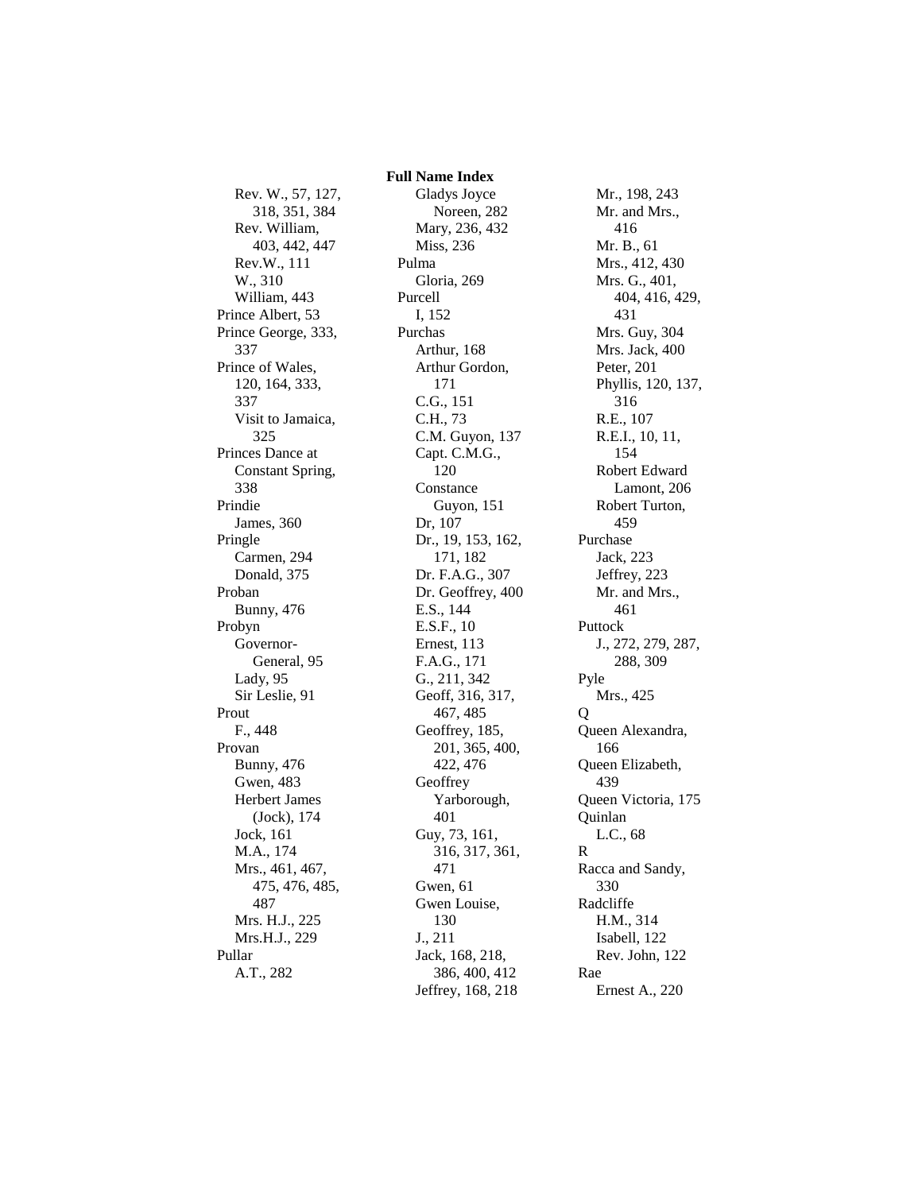**Full Name Index**

Rev. W., 57, 127, 318, 351, 384
Rev. William, 403, 442, 447
Rev.W., 111
W., 310
William, 443

Prince Albert, 53

Prince George, 333, 337

Prince of Wales, 120, 164, 333, 337
Visit to Jamaica, 325

Princes Dance at Constant Spring, 338

Prindie
James, 360

Pringle
Carmen, 294
Donald, 375

Proban
Bunny, 476

Probyn
Governor-General, 95
Lady, 95
Sir Leslie, 91

Prout
F., 448

Provan
Bunny, 476
Gwen, 483
Herbert James (Jock), 174
Jock, 161
M.A., 174
Mrs., 461, 467, 475, 476, 485, 487
Mrs. H.J., 225
Mrs.H.J., 229

Pullar
A.T., 282
Gladys Joyce Noreen, 282
Mary, 236, 432
Miss, 236

Pulma
Gloria, 269

Purcell
I, 152

Purchas
Arthur, 168
Arthur Gordon, 171
C.G., 151
C.H., 73
C.M. Guyon, 137
Capt. C.M.G., 120
Constance Guyon, 151
Dr, 107
Dr., 19, 153, 162, 171, 182
Dr. F.A.G., 307
Dr. Geoffrey, 400
E.S., 144
E.S.F., 10
Ernest, 113
F.A.G., 171
G., 211, 342
Geoff, 316, 317, 467, 485
Geoffrey, 185, 201, 365, 400, 422, 476
Geoffrey Yarborough, 401
Guy, 73, 161, 316, 317, 361, 471
Gwen, 61
Gwen Louise, 130
J., 211
Jack, 168, 218, 386, 400, 412
Jeffrey, 168, 218
Mr., 198, 243
Mr. and Mrs., 416
Mr. B., 61
Mrs., 412, 430
Mrs. G., 401, 404, 416, 429, 431
Mrs. Guy, 304
Mrs. Jack, 400
Peter, 201
Phyllis, 120, 137, 316
R.E., 107
R.E.I., 10, 11, 154
Robert Edward Lamont, 206
Robert Turton, 459

Purchase
Jack, 223
Jeffrey, 223
Mr. and Mrs., 461

Puttock
J., 272, 279, 287, 288, 309

Pyle
Mrs., 425

Q

Queen Alexandra, 166

Queen Elizabeth, 439

Queen Victoria, 175

Quinlan
L.C., 68

R

Racca and Sandy, 330

Radcliffe
H.M., 314
Isabell, 122
Rev. John, 122

Rae
Ernest A., 220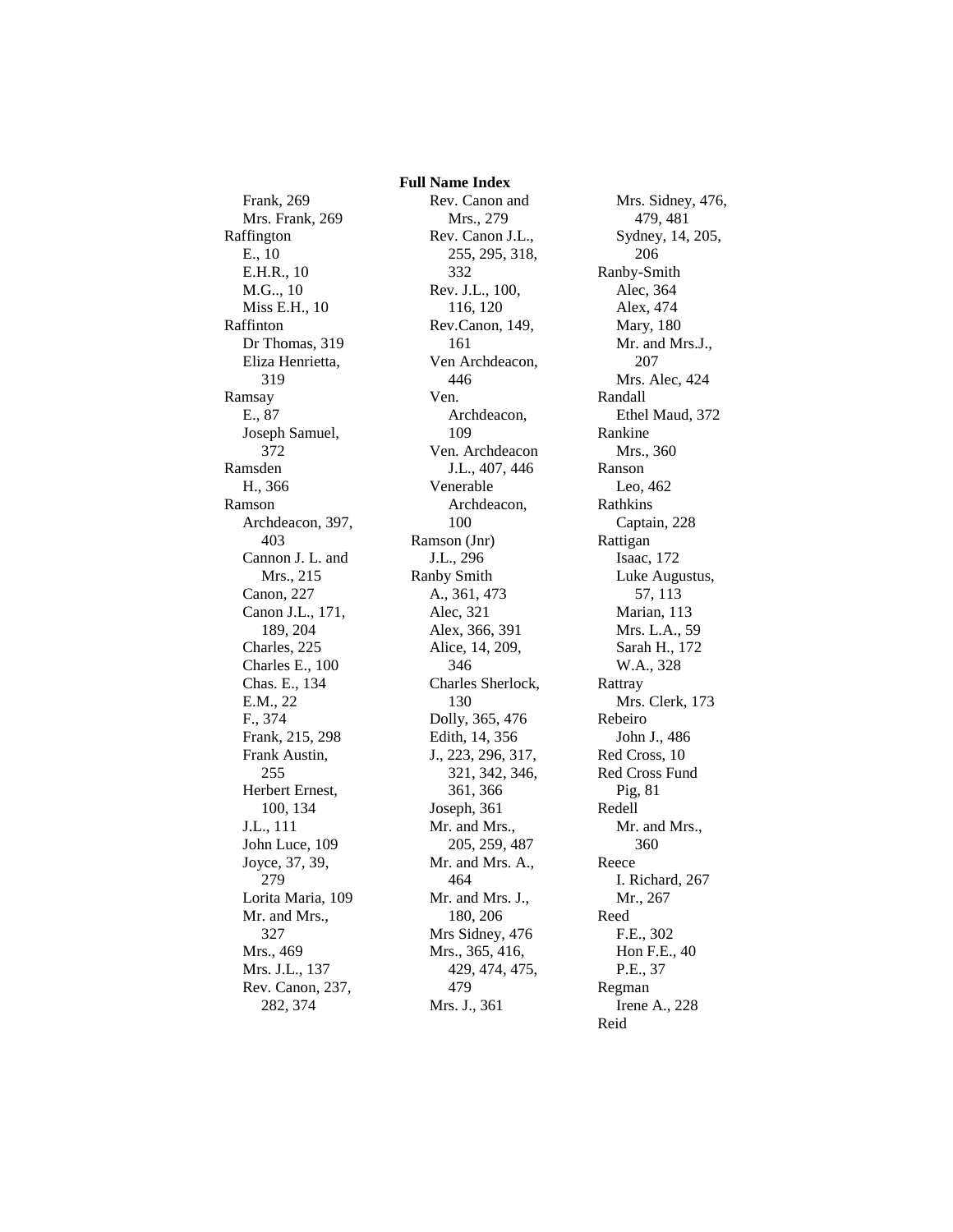**Full Name Index**

Frank, 269
Mrs. Frank, 269
Raffington
E., 10
E.H.R., 10
M.G.., 10
Miss E.H., 10
Raffinton
Dr Thomas, 319
Eliza Henrietta, 319
Ramsay
E., 87
Joseph Samuel, 372
Ramsden
H., 366
Ramson
Archdeacon, 397, 403
Cannon J. L. and Mrs., 215
Canon, 227
Canon J.L., 171, 189, 204
Charles, 225
Charles E., 100
Chas. E., 134
E.M., 22
F., 374
Frank, 215, 298
Frank Austin, 255
Herbert Ernest, 100, 134
J.L., 111
John Luce, 109
Joyce, 37, 39, 279
Lorita Maria, 109
Mr. and Mrs., 327
Mrs., 469
Mrs. J.L., 137
Rev. Canon, 237, 282, 374
Rev. Canon and Mrs., 279
Rev. Canon J.L., 255, 295, 318, 332
Rev. J.L., 100, 116, 120
Rev.Canon, 149, 161
Ven Archdeacon, 446
Ven. Archdeacon, 109
Ven. Archdeacon J.L., 407, 446
Venerable Archdeacon, 100
Ramson (Jnr)
J.L., 296
Ranby Smith
A., 361, 473
Alec, 321
Alex, 366, 391
Alice, 14, 209, 346
Charles Sherlock, 130
Dolly, 365, 476
Edith, 14, 356
J., 223, 296, 317, 321, 342, 346, 361, 366
Joseph, 361
Mr. and Mrs., 205, 259, 487
Mr. and Mrs. A., 464
Mr. and Mrs. J., 180, 206
Mrs Sidney, 476
Mrs., 365, 416, 429, 474, 475, 479
Mrs. J., 361
Mrs. Sidney, 476, 479, 481
Sydney, 14, 205, 206
Ranby-Smith
Alec, 364
Alex, 474
Mary, 180
Mr. and Mrs.J., 207
Mrs. Alec, 424
Randall
Ethel Maud, 372
Rankine
Mrs., 360
Ranson
Leo, 462
Rathkins
Captain, 228
Rattigan
Isaac, 172
Luke Augustus, 57, 113
Marian, 113
Mrs. L.A., 59
Sarah H., 172
W.A., 328
Rattray
Mrs. Clerk, 173
Rebeiro
John J., 486
Red Cross, 10
Red Cross Fund
Pig, 81
Redell
Mr. and Mrs., 360
Reece
I. Richard, 267
Mr., 267
Reed
F.E., 302
Hon F.E., 40
P.E., 37
Regman
Irene A., 228
Reid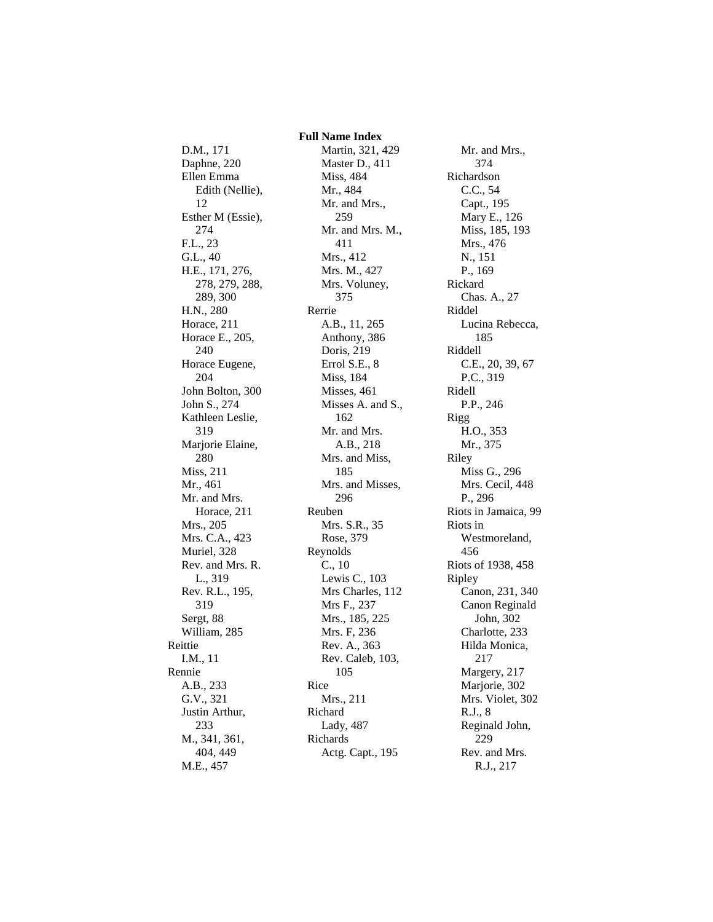## Full Name Index

D.M., 171
Daphne, 220
Ellen Emma Edith (Nellie), 12
Esther M (Essie), 274
F.L., 23
G.L., 40
H.E., 171, 276, 278, 279, 288, 289, 300
H.N., 280
Horace, 211
Horace E., 205, 240
Horace Eugene, 204
John Bolton, 300
John S., 274
Kathleen Leslie, 319
Marjorie Elaine, 280
Miss, 211
Mr., 461
Mr. and Mrs. Horace, 211
Mrs., 205
Mrs. C.A., 423
Muriel, 328
Rev. and Mrs. R. L., 319
Rev. R.L., 195, 319
Sergt, 88
William, 285

Reittie
I.M., 11

Rennie
A.B., 233
G.V., 321
Justin Arthur, 233
M., 341, 361, 404, 449
M.E., 457
Martin, 321, 429
Master D., 411
Miss, 484
Mr., 484
Mr. and Mrs., 259
Mr. and Mrs. M., 411
Mrs., 412
Mrs. M., 427
Mrs. Voluney, 375

Rerrie
A.B., 11, 265
Anthony, 386
Doris, 219
Errol S.E., 8
Miss, 184
Misses, 461
Misses A. and S., 162
Mr. and Mrs. A.B., 218
Mrs. and Miss, 185
Mrs. and Misses, 296

Reuben
Mrs. S.R., 35
Rose, 379

Reynolds
C., 10
Lewis C., 103
Mrs Charles, 112
Mrs F., 237
Mrs., 185, 225
Mrs. F, 236
Rev. A., 363
Rev. Caleb, 103, 105

Rice
Mrs., 211

Richard
Lady, 487

Richards
Actg. Capt., 195
Mr. and Mrs., 374

Richardson
C.C., 54
Capt., 195
Mary E., 126
Miss, 185, 193
Mrs., 476
N., 151
P., 169

Rickard
Chas. A., 27

Riddel
Lucina Rebecca, 185

Riddell
C.E., 20, 39, 67
P.C., 319

Ridell
P.P., 246

Rigg
H.O., 353
Mr., 375

Riley
Miss G., 296
Mrs. Cecil, 448
P., 296

Riots in Jamaica, 99

Riots in Westmoreland, 456

Riots of 1938, 458

Ripley
Canon, 231, 340
Canon Reginald John, 302
Charlotte, 233
Hilda Monica, 217
Margery, 217
Marjorie, 302
Mrs. Violet, 302
R.J., 8
Reginald John, 229
Rev. and Mrs. R.J., 217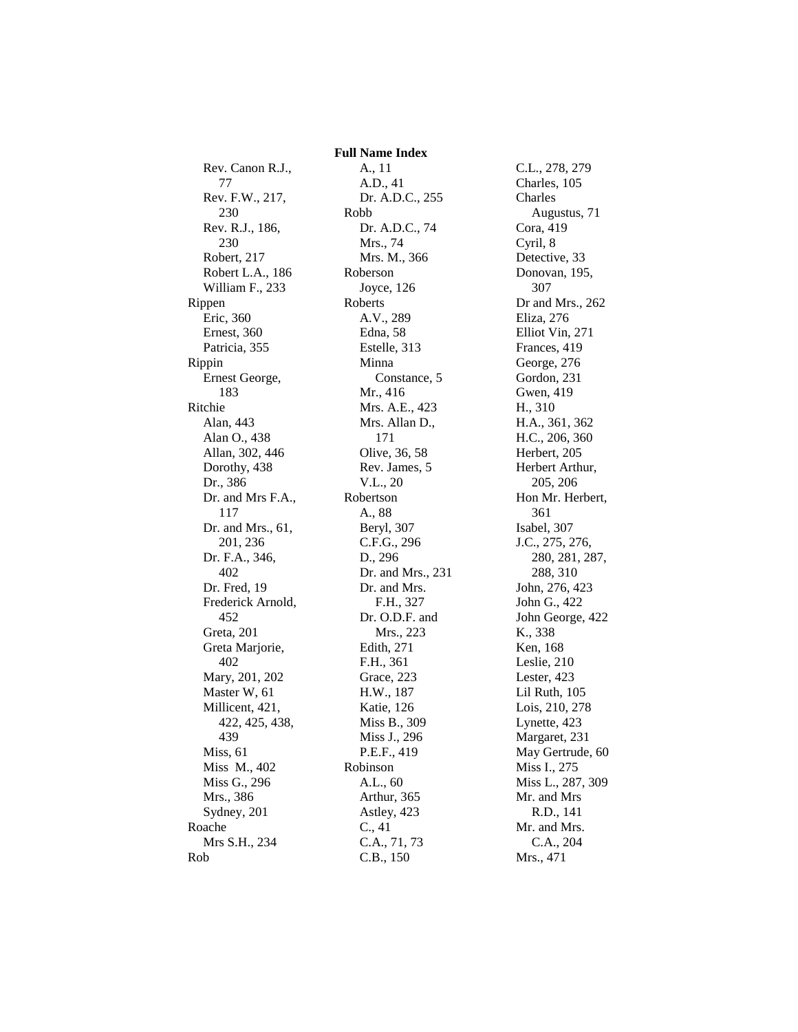## Full Name Index

Rev. Canon R.J., 77
Rev. F.W., 217, 230
Rev. R.J., 186, 230
Robert, 217
Robert L.A., 186
William F., 233

Rippen
- Eric, 360
- Ernest, 360
- Patricia, 355

Rippin
- Ernest George, 183

Ritchie
- Alan, 443
- Alan O., 438
- Allan, 302, 446
- Dorothy, 438
- Dr., 386
- Dr. and Mrs F.A., 117
- Dr. and Mrs., 61, 201, 236
- Dr. F.A., 346, 402
- Dr. Fred, 19
- Frederick Arnold, 452
- Greta, 201
- Greta Marjorie, 402
- Mary, 201, 202
- Master W, 61
- Millicent, 421, 422, 425, 438, 439
- Miss, 61
- Miss M., 402
- Miss G., 296
- Mrs., 386
- Sydney, 201

Roache
- Mrs S.H., 234

Rob
- A., 11
- A.D., 41
- Dr. A.D.C., 255

Robb
- Dr. A.D.C., 74
- Mrs., 74
- Mrs. M., 366

Roberson
- Joyce, 126

Roberts
- A.V., 289
- Edna, 58
- Estelle, 313
- Minna Constance, 5
- Mr., 416
- Mrs. A.E., 423
- Mrs. Allan D., 171
- Olive, 36, 58
- Rev. James, 5
- V.L., 20

Robertson
- A., 88
- Beryl, 307
- C.F.G., 296
- D., 296
- Dr. and Mrs., 231
- Dr. and Mrs. F.H., 327
- Dr. O.D.F. and Mrs., 223
- Edith, 271
- F.H., 361
- Grace, 223
- H.W., 187
- Katie, 126
- Miss B., 309
- Miss J., 296
- P.E.F., 419

Robinson
- A.L., 60
- Arthur, 365
- Astley, 423
- C., 41
- C.A., 71, 73
- C.B., 150
- C.L., 278, 279
- Charles, 105
- Charles Augustus, 71
- Cora, 419
- Cyril, 8
- Detective, 33
- Donovan, 195, 307
- Dr and Mrs., 262
- Eliza, 276
- Elliot Vin, 271
- Frances, 419
- George, 276
- Gordon, 231
- Gwen, 419
- H., 310
- H.A., 361, 362
- H.C., 206, 360
- Herbert, 205
- Herbert Arthur, 205, 206
- Hon Mr. Herbert, 361
- Isabel, 307
- J.C., 275, 276, 280, 281, 287, 288, 310
- John, 276, 423
- John G., 422
- John George, 422
- K., 338
- Ken, 168
- Leslie, 210
- Lester, 423
- Lil Ruth, 105
- Lois, 210, 278
- Lynette, 423
- Margaret, 231
- May Gertrude, 60
- Miss I., 275
- Miss L., 287, 309
- Mr. and Mrs R.D., 141
- Mr. and Mrs. C.A., 204
- Mrs., 471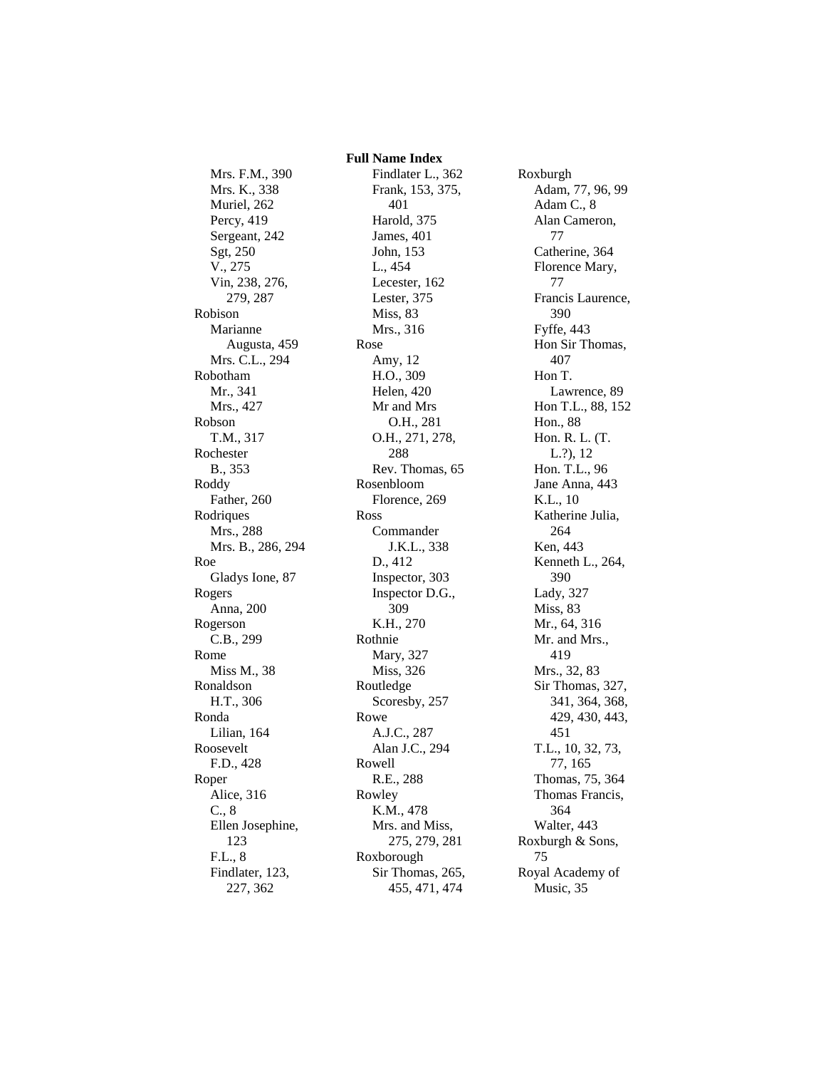## Full Name Index

- Mrs. F.M., 390
- Mrs. K., 338
- Muriel, 262
- Percy, 419
- Sergeant, 242
- Sgt, 250
- V., 275
- Vin, 238, 276, 279, 287

Robison
- Marianne Augusta, 459
- Mrs. C.L., 294

Robotham
- Mr., 341
- Mrs., 427

Robson
- T.M., 317

Rochester
- B., 353

Roddy
- Father, 260

Rodriques
- Mrs., 288
- Mrs. B., 286, 294

Roe
- Gladys Ione, 87

Rogers
- Anna, 200

Rogerson
- C.B., 299

Rome
- Miss M., 38

Ronaldson
- H.T., 306

Ronda
- Lilian, 164

Roosevelt
- F.D., 428

Roper
- Alice, 316
- C., 8
- Ellen Josephine, 123
- F.L., 8
- Findlater, 123, 227, 362
- Findlater L., 362
- Frank, 153, 375, 401
- Harold, 375
- James, 401
- John, 153
- L., 454
- Lecester, 162
- Lester, 375
- Miss, 83
- Mrs., 316

Rose
- Amy, 12
- H.O., 309
- Helen, 420
- Mr and Mrs O.H., 281
- O.H., 271, 278, 288
- Rev. Thomas, 65

Rosenbloom
- Florence, 269

Ross
- Commander J.K.L., 338
- D., 412
- Inspector, 303
- Inspector D.G., 309
- K.H., 270

Rothnie
- Mary, 327
- Miss, 326

Routledge
- Scoresby, 257

Rowe
- A.J.C., 287
- Alan J.C., 294

Rowell
- R.E., 288

Rowley
- K.M., 478
- Mrs. and Miss, 275, 279, 281

Roxborough
- Sir Thomas, 265, 455, 471, 474

Roxburgh
- Adam, 77, 96, 99
- Adam C., 8
- Alan Cameron, 77
- Catherine, 364
- Florence Mary, 77
- Francis Laurence, 390
- Fyffe, 443
- Hon Sir Thomas, 407
- Hon T. Lawrence, 89
- Hon T.L., 88, 152
- Hon., 88
- Hon. R. L. (T. L.?), 12
- Hon. T.L., 96
- Jane Anna, 443
- K.L., 10
- Katherine Julia, 264
- Ken, 443
- Kenneth L., 264, 390
- Lady, 327
- Miss, 83
- Mr., 64, 316
- Mr. and Mrs., 419
- Mrs., 32, 83
- Sir Thomas, 327, 341, 364, 368, 429, 430, 443, 451
- T.L., 10, 32, 73, 77, 165
- Thomas, 75, 364
- Thomas Francis, 364
- Walter, 443

Roxburgh & Sons, 75

Royal Academy of Music, 35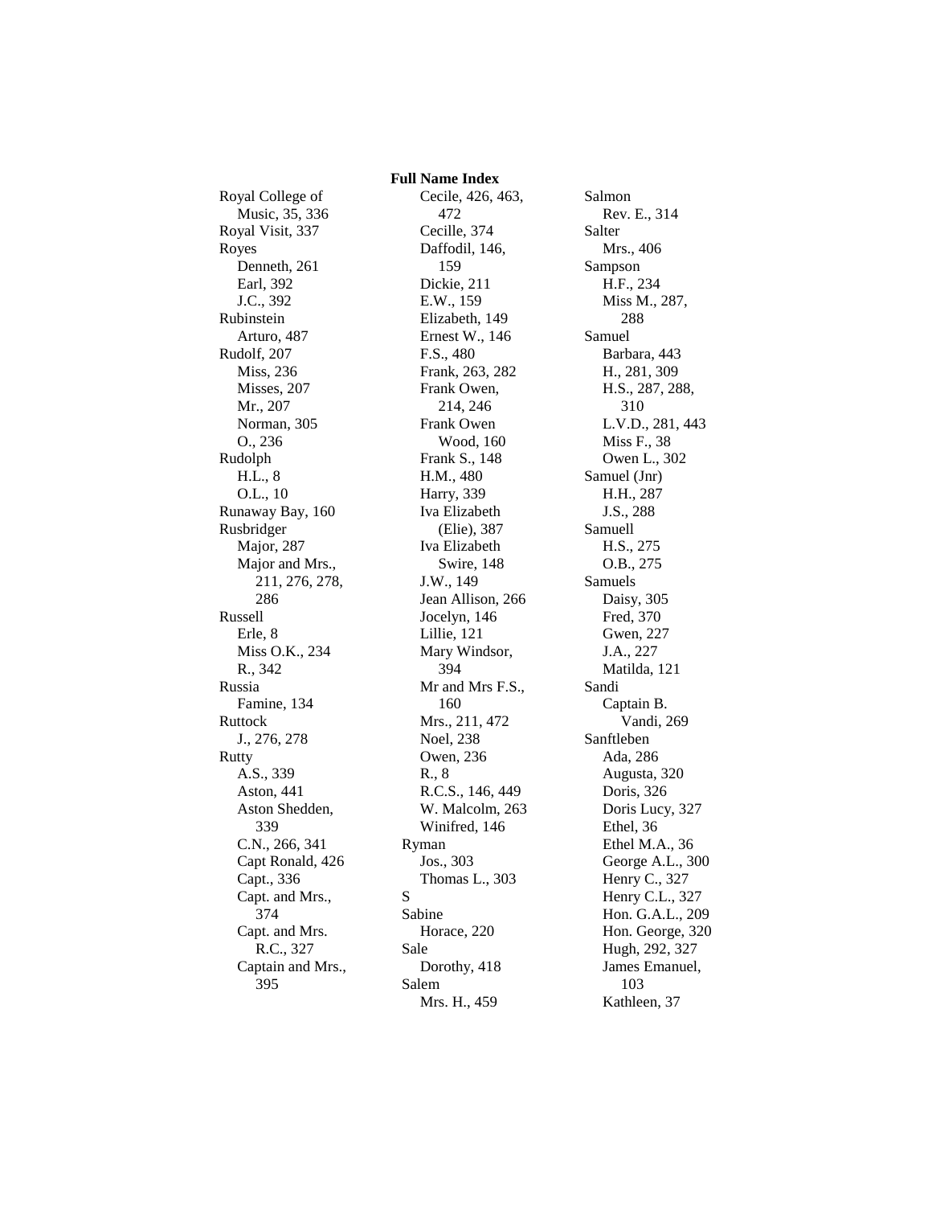**Full Name Index**

Royal College of Music, 35, 336
Royal Visit, 337
Royes
  Denneth, 261
  Earl, 392
  J.C., 392
Rubinstein
  Arturo, 487
Rudolf, 207
  Miss, 236
  Misses, 207
  Mr., 207
  Norman, 305
  O., 236
Rudolph
  H.L., 8
  O.L., 10
Runaway Bay, 160
Rusbridger
  Major, 287
  Major and Mrs., 211, 276, 278, 286
Russell
  Erle, 8
  Miss O.K., 234
  R., 342
Russia
  Famine, 134
Ruttock
  J., 276, 278
Rutty
  A.S., 339
  Aston, 441
  Aston Shedden, 339
  C.N., 266, 341
  Capt Ronald, 426
  Capt., 336
  Capt. and Mrs., 374
  Capt. and Mrs. R.C., 327
  Captain and Mrs., 395
  Cecile, 426, 463, 472
  Cecille, 374
  Daffodil, 146, 159
  Dickie, 211
  E.W., 159
  Elizabeth, 149
  Ernest W., 146
  F.S., 480
  Frank, 263, 282
  Frank Owen, 214, 246
  Frank Owen Wood, 160
  Frank S., 148
  H.M., 480
  Harry, 339
  Iva Elizabeth (Elie), 387
  Iva Elizabeth Swire, 148
  J.W., 149
  Jean Allison, 266
  Jocelyn, 146
  Lillie, 121
  Mary Windsor, 394
  Mr and Mrs F.S., 160
  Mrs., 211, 472
  Noel, 238
  Owen, 236
  R., 8
  R.C.S., 146, 449
  W. Malcolm, 263
  Winifred, 146
Ryman
  Jos., 303
  Thomas L., 303

S

Sabine
  Horace, 220
Sale
  Dorothy, 418
Salem
  Mrs. H., 459
Salmon
  Rev. E., 314
Salter
  Mrs., 406
Sampson
  H.F., 234
  Miss M., 287, 288
Samuel
  Barbara, 443
  H., 281, 309
  H.S., 287, 288, 310
  L.V.D., 281, 443
  Miss F., 38
  Owen L., 302
Samuel (Jnr)
  H.H., 287
  J.S., 288
Samuell
  H.S., 275
  O.B., 275
Samuels
  Daisy, 305
  Fred, 370
  Gwen, 227
  J.A., 227
  Matilda, 121
Sandi
  Captain B. Vandi, 269
Sanftleben
  Ada, 286
  Augusta, 320
  Doris, 326
  Doris Lucy, 327
  Ethel, 36
  Ethel M.A., 36
  George A.L., 300
  Henry C., 327
  Henry C.L., 327
  Hon. G.A.L., 209
  Hon. George, 320
  Hugh, 292, 327
  James Emanuel, 103
  Kathleen, 37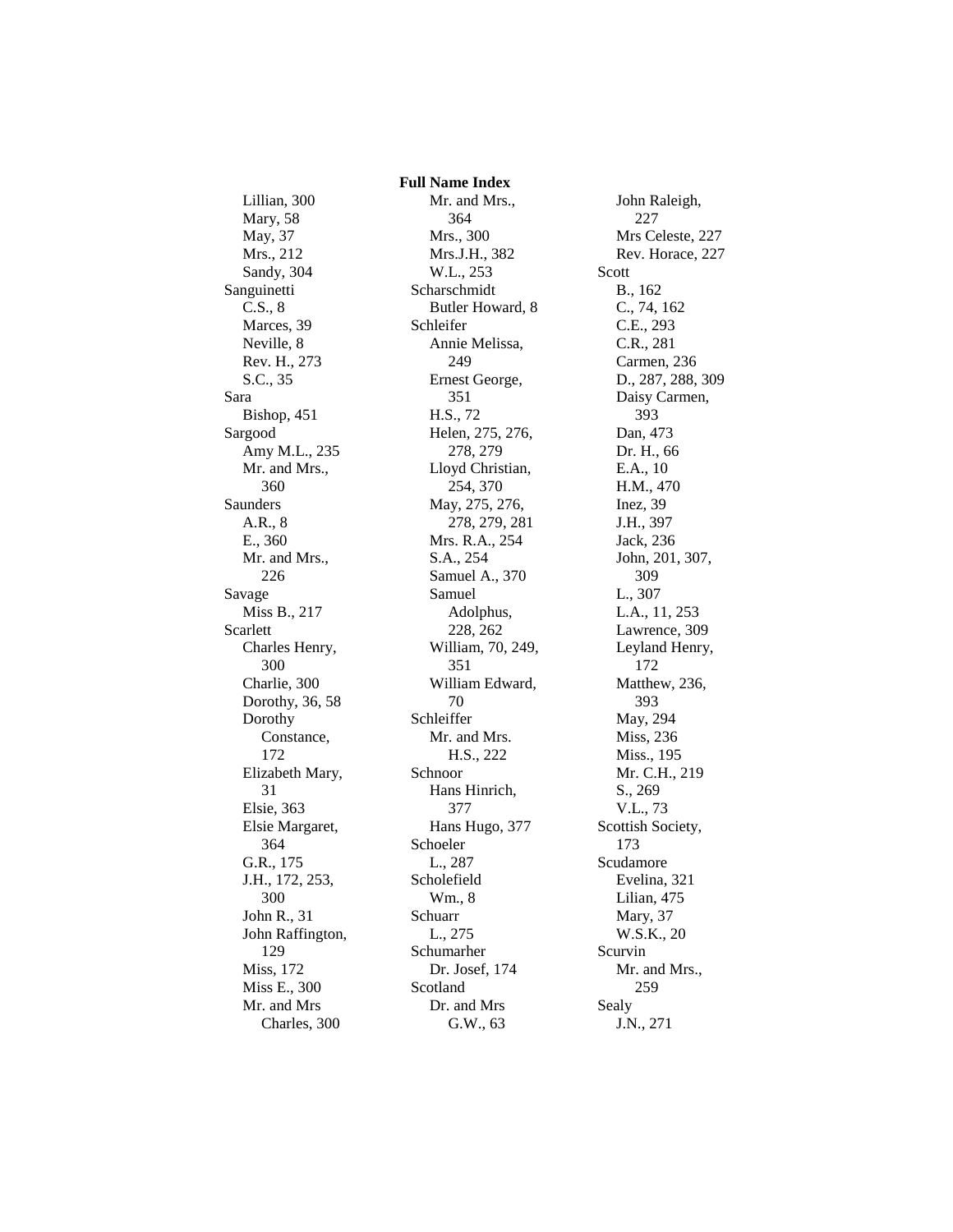**Full Name Index**

Lillian, 300
Mary, 58
May, 37
Mrs., 212
Sandy, 304

Sanguinetti
C.S., 8
Marces, 39
Neville, 8
Rev. H., 273
S.C., 35

Sara
Bishop, 451

Sargood
Amy M.L., 235
Mr. and Mrs., 360

Saunders
A.R., 8
E., 360
Mr. and Mrs., 226

Savage
Miss B., 217

Scarlett
Charles Henry, 300
Charlie, 300
Dorothy, 36, 58
Dorothy Constance, 172
Elizabeth Mary, 31
Elsie, 363
Elsie Margaret, 364
G.R., 175
J.H., 172, 253, 300
John R., 31
John Raffington, 129
Miss, 172
Miss E., 300
Mr. and Mrs Charles, 300
Mr. and Mrs., 364
Mrs., 300
Mrs.J.H., 382
W.L., 253

Scharschmidt
Butler Howard, 8

Schleifer
Annie Melissa, 249
Ernest George, 351
H.S., 72
Helen, 275, 276, 278, 279
Lloyd Christian, 254, 370
May, 275, 276, 278, 279, 281
Mrs. R.A., 254
S.A., 254
Samuel A., 370
Samuel Adolphus, 228, 262
William, 70, 249, 351
William Edward, 70

Schleiffer
Mr. and Mrs. H.S., 222

Schnoor
Hans Hinrich, 377
Hans Hugo, 377

Schoeler
L., 287

Scholefield
Wm., 8

Schuarr
L., 275

Schumarher
Dr. Josef, 174

Scotland
Dr. and Mrs G.W., 63
John Raleigh, 227
Mrs Celeste, 227
Rev. Horace, 227

Scott
B., 162
C., 74, 162
C.E., 293
C.R., 281
Carmen, 236
D., 287, 288, 309
Daisy Carmen, 393
Dan, 473
Dr. H., 66
E.A., 10
H.M., 470
Inez, 39
J.H., 397
Jack, 236
John, 201, 307, 309
L., 307
L.A., 11, 253
Lawrence, 309
Leyland Henry, 172
Matthew, 236, 393
May, 294
Miss, 236
Miss., 195
Mr. C.H., 219
S., 269
V.L., 73

Scottish Society, 173

Scudamore
Evelina, 321
Lilian, 475
Mary, 37
W.S.K., 20

Scurvin
Mr. and Mrs., 259

Sealy
J.N., 271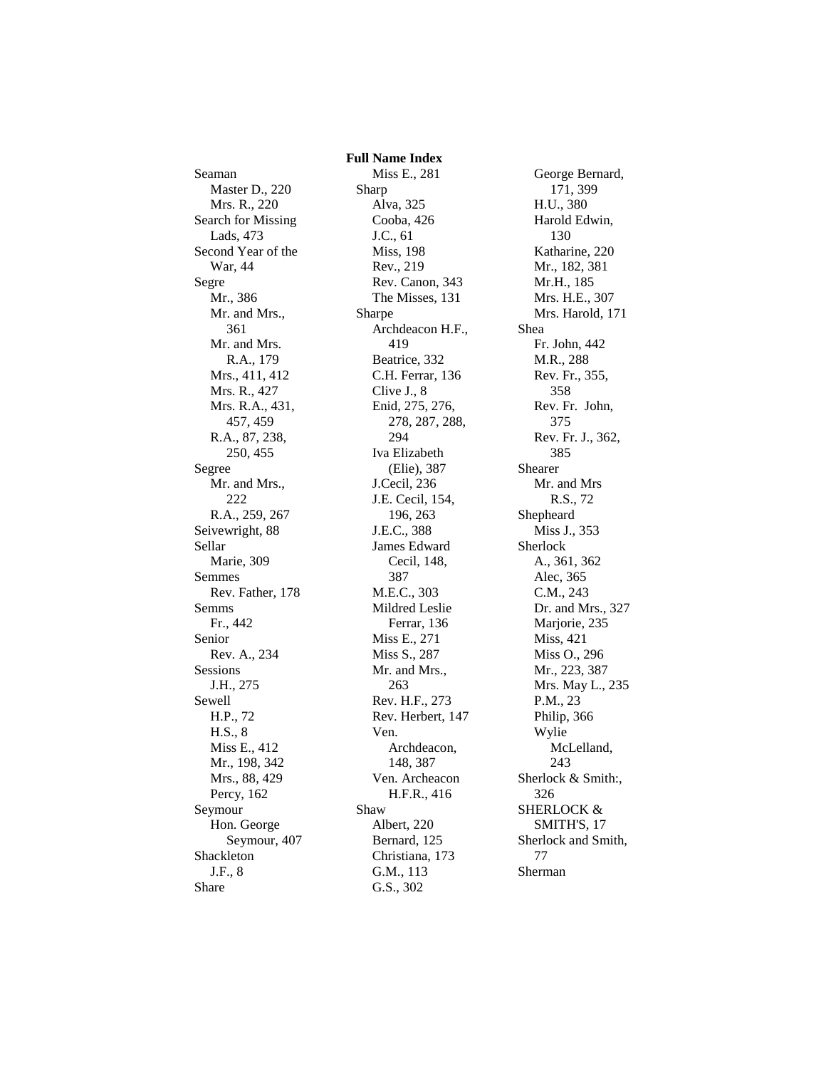# Full Name Index

Seaman
- Master D., 220
- Mrs. R., 220

Search for Missing Lads, 473

Second Year of the War, 44

Segre
- Mr., 386
- Mr. and Mrs., 361
- Mr. and Mrs. R.A., 179
- Mrs., 411, 412
- Mrs. R., 427
- Mrs. R.A., 431, 457, 459
- R.A., 87, 238, 250, 455

Segree
- Mr. and Mrs., 222
- R.A., 259, 267

Seivewright, 88

Sellar
- Marie, 309

Semmes
- Rev. Father, 178

Semms
- Fr., 442

Senior
- Rev. A., 234

Sessions
- J.H., 275

Sewell
- H.P., 72
- H.S., 8
- Miss E., 412
- Mr., 198, 342
- Mrs., 88, 429
- Percy, 162

Seymour
- Hon. George Seymour, 407

Shackleton
- J.F., 8

Share
- Miss E., 281

Sharp
- Alva, 325
- Cooba, 426
- J.C., 61
- Miss, 198
- Rev., 219
- Rev. Canon, 343
- The Misses, 131

Sharpe
- Archdeacon H.F., 419
- Beatrice, 332
- C.H. Ferrar, 136
- Clive J., 8
- Enid, 275, 276, 278, 287, 288, 294
- Iva Elizabeth (Elie), 387
- J.Cecil, 236
- J.E. Cecil, 154, 196, 263
- J.E.C., 388
- James Edward Cecil, 148, 387
- M.E.C., 303
- Mildred Leslie Ferrar, 136
- Miss E., 271
- Miss S., 287
- Mr. and Mrs., 263
- Rev. H.F., 273
- Rev. Herbert, 147
- Ven. Archdeacon, 148, 387
- Ven. Archeacon H.F.R., 416

Shaw
- Albert, 220
- Bernard, 125
- Christiana, 173
- G.M., 113
- G.S., 302
- George Bernard, 171, 399
- H.U., 380
- Harold Edwin, 130
- Katharine, 220
- Mr., 182, 381
- Mr.H., 185
- Mrs. H.E., 307
- Mrs. Harold, 171

Shea
- Fr. John, 442
- M.R., 288
- Rev. Fr., 355, 358
- Rev. Fr. John, 375
- Rev. Fr. J., 362, 385

Shearer
- Mr. and Mrs R.S., 72

Shepheard
- Miss J., 353

Sherlock
- A., 361, 362
- Alec, 365
- C.M., 243
- Dr. and Mrs., 327
- Marjorie, 235
- Miss, 421
- Miss O., 296
- Mr., 223, 387
- Mrs. May L., 235
- P.M., 23
- Philip, 366
- Wylie McLelland, 243

Sherlock & Smith:, 326

SHERLOCK & SMITH'S, 17

Sherlock and Smith, 77

Sherman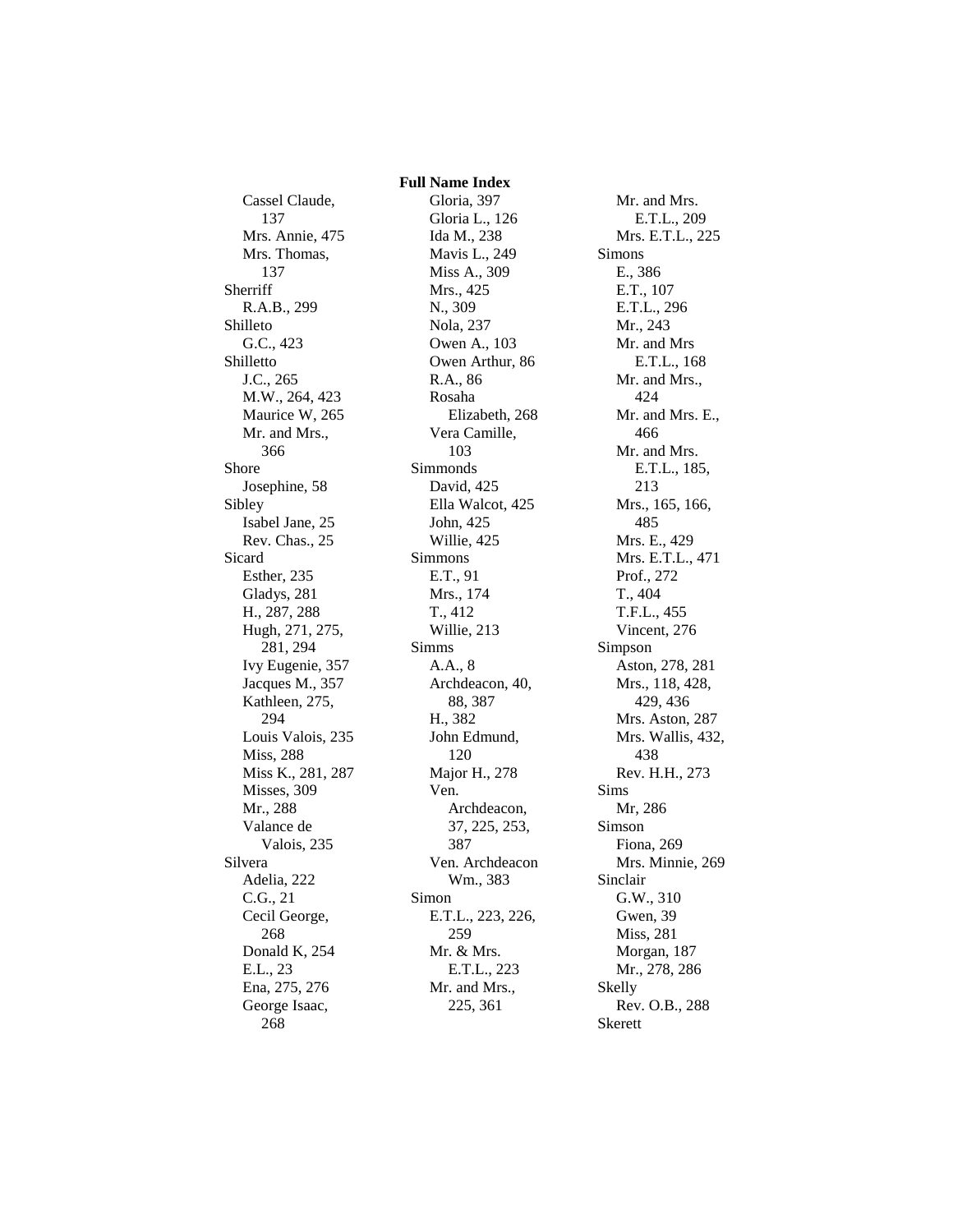**Full Name Index**

- Cassel Claude, 137
- Mrs. Annie, 475
- Mrs. Thomas, 137

Sherriff
- R.A.B., 299

Shilleto
- G.C., 423

Shilletto
- J.C., 265
- M.W., 264, 423
- Maurice W, 265
- Mr. and Mrs., 366

Shore
- Josephine, 58

Sibley
- Isabel Jane, 25
- Rev. Chas., 25

Sicard
- Esther, 235
- Gladys, 281
- H., 287, 288
- Hugh, 271, 275, 281, 294
- Ivy Eugenie, 357
- Jacques M., 357
- Kathleen, 275, 294
- Louis Valois, 235
- Miss, 288
- Miss K., 281, 287
- Misses, 309
- Mr., 288
- Valance de Valois, 235

Silvera
- Adelia, 222
- C.G., 21
- Cecil George, 268
- Donald K, 254
- E.L., 23
- Ena, 275, 276
- George Isaac, 268
- Gloria, 397
- Gloria L., 126
- Ida M., 238
- Mavis L., 249
- Miss A., 309
- Mrs., 425
- N., 309
- Nola, 237
- Owen A., 103
- Owen Arthur, 86
- R.A., 86
- Rosaha Elizabeth, 268
- Vera Camille, 103

Simmonds
- David, 425
- Ella Walcot, 425
- John, 425
- Willie, 425

Simmons
- E.T., 91
- Mrs., 174
- T., 412
- Willie, 213

Simms
- A.A., 8
- Archdeacon, 40, 88, 387
- H., 382
- John Edmund, 120
- Major H., 278
- Ven. Archdeacon, 37, 225, 253, 387
- Ven. Archdeacon Wm., 383

Simon
- E.T.L., 223, 226, 259
- Mr. & Mrs. E.T.L., 223
- Mr. and Mrs., 225, 361
- Mr. and Mrs. E.T.L., 209
- Mrs. E.T.L., 225

Simons
- E., 386
- E.T., 107
- E.T.L., 296
- Mr., 243
- Mr. and Mrs E.T.L., 168
- Mr. and Mrs., 424
- Mr. and Mrs. E., 466
- Mr. and Mrs. E.T.L., 185, 213
- Mrs., 165, 166, 485
- Mrs. E., 429
- Mrs. E.T.L., 471
- Prof., 272
- T., 404
- T.F.L., 455
- Vincent, 276

Simpson
- Aston, 278, 281
- Mrs., 118, 428, 429, 436
- Mrs. Aston, 287
- Mrs. Wallis, 432, 438
- Rev. H.H., 273

Sims
- Mr, 286

Simson
- Fiona, 269
- Mrs. Minnie, 269

Sinclair
- G.W., 310
- Gwen, 39
- Miss, 281
- Morgan, 187
- Mr., 278, 286

Skelly
- Rev. O.B., 288

Skerett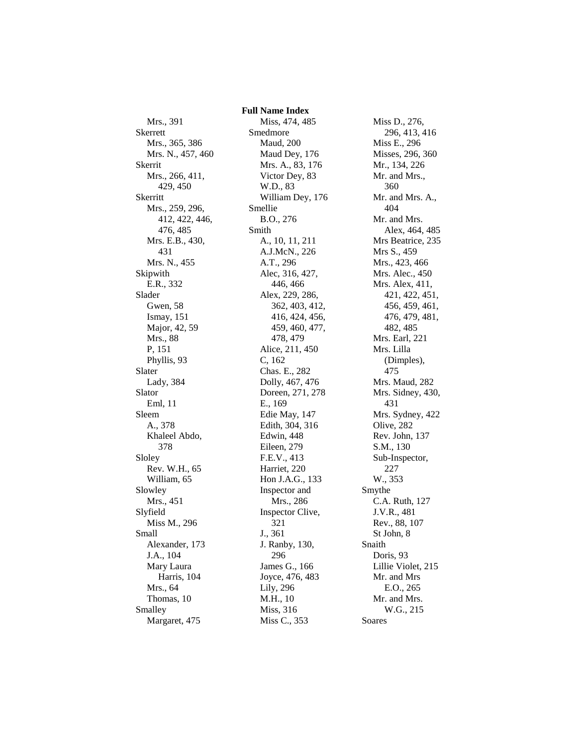## Full Name Index

Mrs., 391
Skerrett
- Mrs., 365, 386
- Mrs. N., 457, 460

Skerrit
- Mrs., 266, 411, 429, 450

Skerritt
- Mrs., 259, 296, 412, 422, 446, 476, 485
- Mrs. E.B., 430, 431
- Mrs. N., 455

Skipwith
- E.R., 332

Slader
- Gwen, 58
- Ismay, 151
- Major, 42, 59
- Mrs., 88
- P, 151
- Phyllis, 93

Slater
- Lady, 384

Slator
- Eml, 11

Sleem
- A., 378
- Khaleel Abdo, 378

Sloley
- Rev. W.H., 65
- William, 65

Slowley
- Mrs., 451

Slyfield
- Miss M., 296

Small
- Alexander, 173
- J.A., 104
- Mary Laura Harris, 104
- Mrs., 64
- Thomas, 10

Smalley
- Margaret, 475
- Miss, 474, 485

Smedmore
- Maud, 200
- Maud Dey, 176
- Mrs. A., 83, 176
- Victor Dey, 83
- W.D., 83
- William Dey, 176

Smellie
- B.O., 276

Smith
- A., 10, 11, 211
- A.J.McN., 226
- A.T., 296
- Alec, 316, 427, 446, 466
- Alex, 229, 286, 362, 403, 412, 416, 424, 456, 459, 460, 477, 478, 479
- Alice, 211, 450
- C, 162
- Chas. E., 282
- Dolly, 467, 476
- Doreen, 271, 278
- E., 169
- Edie May, 147
- Edith, 304, 316
- Edwin, 448
- Eileen, 279
- F.E.V., 413
- Harriet, 220
- Hon J.A.G., 133
- Inspector and Mrs., 286
- Inspector Clive, 321
- J., 361
- J. Ranby, 130, 296
- James G., 166
- Joyce, 476, 483
- Lily, 296
- M.H., 10
- Miss, 316
- Miss C., 353
- Miss D., 276, 296, 413, 416
- Miss E., 296
- Misses, 296, 360
- Mr., 134, 226
- Mr. and Mrs., 360
- Mr. and Mrs. A., 404
- Mr. and Mrs. Alex, 464, 485
- Mrs Beatrice, 235
- Mrs S., 459
- Mrs., 423, 466
- Mrs. Alec., 450
- Mrs. Alex, 411, 421, 422, 451, 456, 459, 461, 476, 479, 481, 482, 485
- Mrs. Earl, 221
- Mrs. Lilla (Dimples), 475
- Mrs. Maud, 282
- Mrs. Sidney, 430, 431
- Mrs. Sydney, 422
- Olive, 282
- Rev. John, 137
- S.M., 130
- Sub-Inspector, 227
- W., 353

Smythe
- C.A. Ruth, 127
- J.V.R., 481
- Rev., 88, 107
- St John, 8

Snaith
- Doris, 93
- Lillie Violet, 215
- Mr. and Mrs E.O., 265
- Mr. and Mrs. W.G., 215

Soares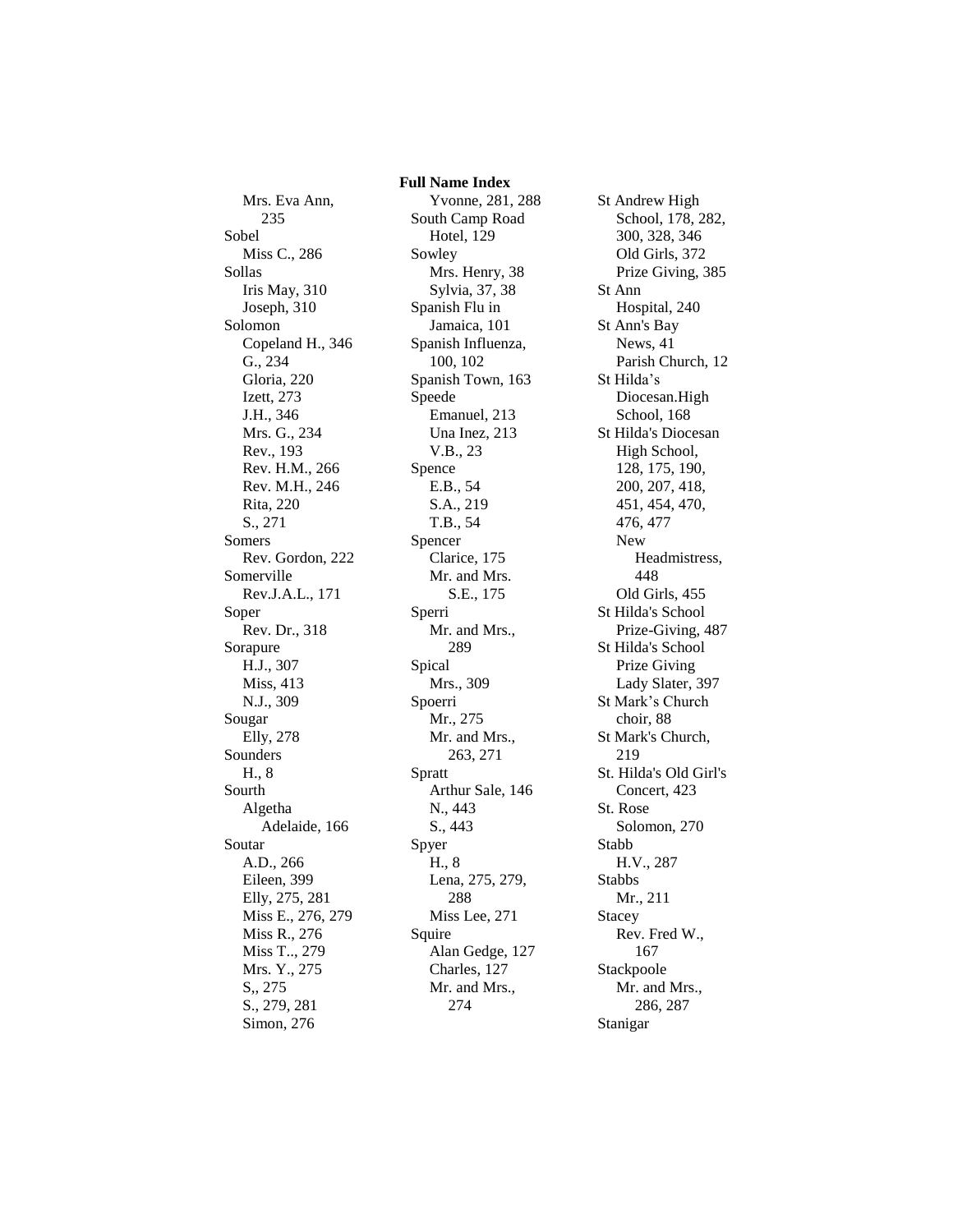## Full Name Index

Mrs. Eva Ann, 235
Sobel
  Miss C., 286
Sollas
  Iris May, 310
  Joseph, 310
Solomon
  Copeland H., 346
  G., 234
  Gloria, 220
  Izett, 273
  J.H., 346
  Mrs. G., 234
  Rev., 193
  Rev. H.M., 266
  Rev. M.H., 246
  Rita, 220
  S., 271
Somers
  Rev. Gordon, 222
Somerville
  Rev.J.A.L., 171
Soper
  Rev. Dr., 318
Sorapure
  H.J., 307
  Miss, 413
  N.J., 309
Sougar
  Elly, 278
Sounders
  H., 8
Sourth
  Algetha Adelaide, 166
Soutar
  A.D., 266
  Eileen, 399
  Elly, 275, 281
  Miss E., 276, 279
  Miss R., 276
  Miss T.., 279
  Mrs. Y., 275
  S,, 275
  S., 279, 281
  Simon, 276
  Yvonne, 281, 288
South Camp Road Hotel, 129
Sowley
  Mrs. Henry, 38
  Sylvia, 37, 38
Spanish Flu in Jamaica, 101
Spanish Influenza, 100, 102
Spanish Town, 163
Speede
  Emanuel, 213
  Una Inez, 213
  V.B., 23
Spence
  E.B., 54
  S.A., 219
  T.B., 54
Spencer
  Clarice, 175
  Mr. and Mrs. S.E., 175
Sperri
  Mr. and Mrs., 289
Spical
  Mrs., 309
Spoerri
  Mr., 275
  Mr. and Mrs., 263, 271
Spratt
  Arthur Sale, 146
  N., 443
  S., 443
Spyer
  H., 8
  Lena, 275, 279, 288
  Miss Lee, 271
Squire
  Alan Gedge, 127
  Charles, 127
  Mr. and Mrs., 274
St Andrew High School, 178, 282, 300, 328, 346
  Old Girls, 372
  Prize Giving, 385
St Ann
  Hospital, 240
St Ann's Bay
  News, 41
  Parish Church, 12
St Hilda's
  Diocesan.High School, 168
St Hilda's Diocesan High School, 128, 175, 190, 200, 207, 418, 451, 454, 470, 476, 477
  New Headmistress, 448
  Old Girls, 455
St Hilda's School
  Prize-Giving, 487
St Hilda's School
  Prize Giving Lady Slater, 397
St Mark's Church
  choir, 88
St Mark's Church, 219
St. Hilda's Old Girl's Concert, 423
St. Rose
  Solomon, 270
Stabb
  H.V., 287
Stabbs
  Mr., 211
Stacey
  Rev. Fred W., 167
Stackpoole
  Mr. and Mrs., 286, 287
Stanigar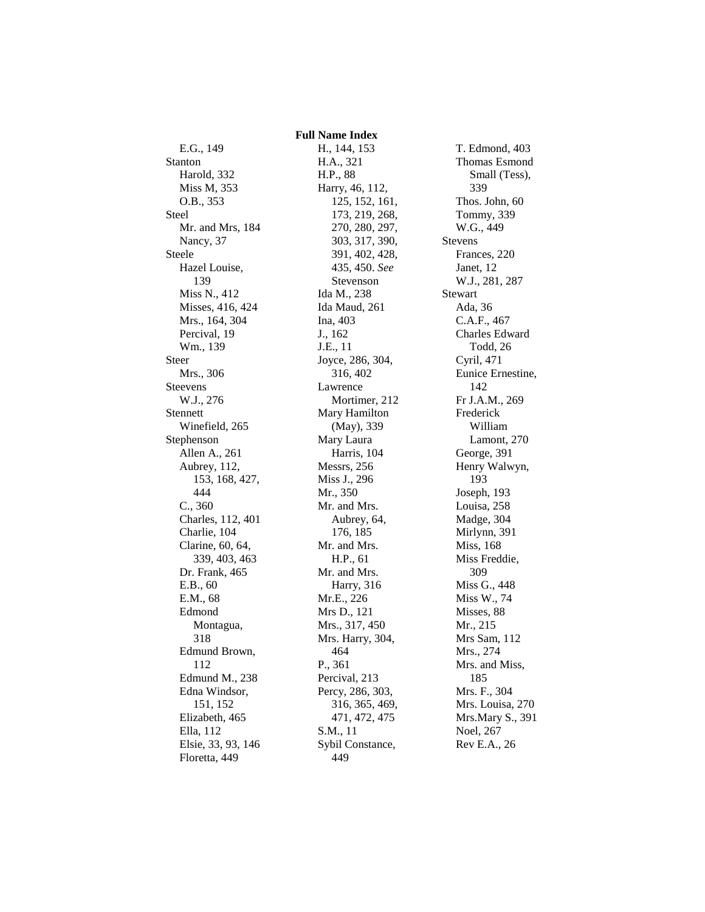**Full Name Index**

E.G., 149
Stanton
- Harold, 332
- Miss M, 353
- O.B., 353

Steel
- Mr. and Mrs, 184
- Nancy, 37

Steele
- Hazel Louise, 139
- Miss N., 412
- Misses, 416, 424
- Mrs., 164, 304
- Percival, 19
- Wm., 139

Steer
- Mrs., 306

Steevens
- W.J., 276

Stennett
- Winefield, 265

Stephenson
- Allen A., 261
- Aubrey, 112, 153, 168, 427, 444
- C., 360
- Charles, 112, 401
- Charlie, 104
- Clarine, 60, 64, 339, 403, 463
- Dr. Frank, 465
- E.B., 60
- E.M., 68
- Edmond Montagua, 318
- Edmund Brown, 112
- Edmund M., 238
- Edna Windsor, 151, 152
- Elizabeth, 465
- Ella, 112
- Elsie, 33, 93, 146
- Floretta, 449
- H., 144, 153
- H.A., 321
- H.P., 88
- Harry, 46, 112, 125, 152, 161, 173, 219, 268, 270, 280, 297, 303, 317, 390, 391, 402, 428, 435, 450. *See* Stevenson
- Ida M., 238
- Ida Maud, 261
- Ina, 403
- J., 162
- J.E., 11
- Joyce, 286, 304, 316, 402
- Lawrence Mortimer, 212
- Mary Hamilton (May), 339
- Mary Laura Harris, 104
- Messrs, 256
- Miss J., 296
- Mr., 350
- Mr. and Mrs. Aubrey, 64, 176, 185
- Mr. and Mrs. H.P., 61
- Mr. and Mrs. Harry, 316
- Mr.E., 226
- Mrs D., 121
- Mrs., 317, 450
- Mrs. Harry, 304, 464
- P., 361
- Percival, 213
- Percy, 286, 303, 316, 365, 469, 471, 472, 475
- S.M., 11
- Sybil Constance, 449
- T. Edmond, 403
- Thomas Esmond Small (Tess), 339
- Thos. John, 60
- Tommy, 339
- W.G., 449

Stevens
- Frances, 220
- Janet, 12
- W.J., 281, 287

Stewart
- Ada, 36
- C.A.F., 467
- Charles Edward Todd, 26
- Cyril, 471
- Eunice Ernestine, 142
- Fr J.A.M., 269
- Frederick William Lamont, 270
- George, 391
- Henry Walwyn, 193
- Joseph, 193
- Louisa, 258
- Madge, 304
- Mirlynn, 391
- Miss, 168
- Miss Freddie, 309
- Miss G., 448
- Miss W., 74
- Misses, 88
- Mr., 215
- Mrs Sam, 112
- Mrs., 274
- Mrs. and Miss, 185
- Mrs. F., 304
- Mrs. Louisa, 270
- Mrs.Mary S., 391
- Noel, 267
- Rev E.A., 26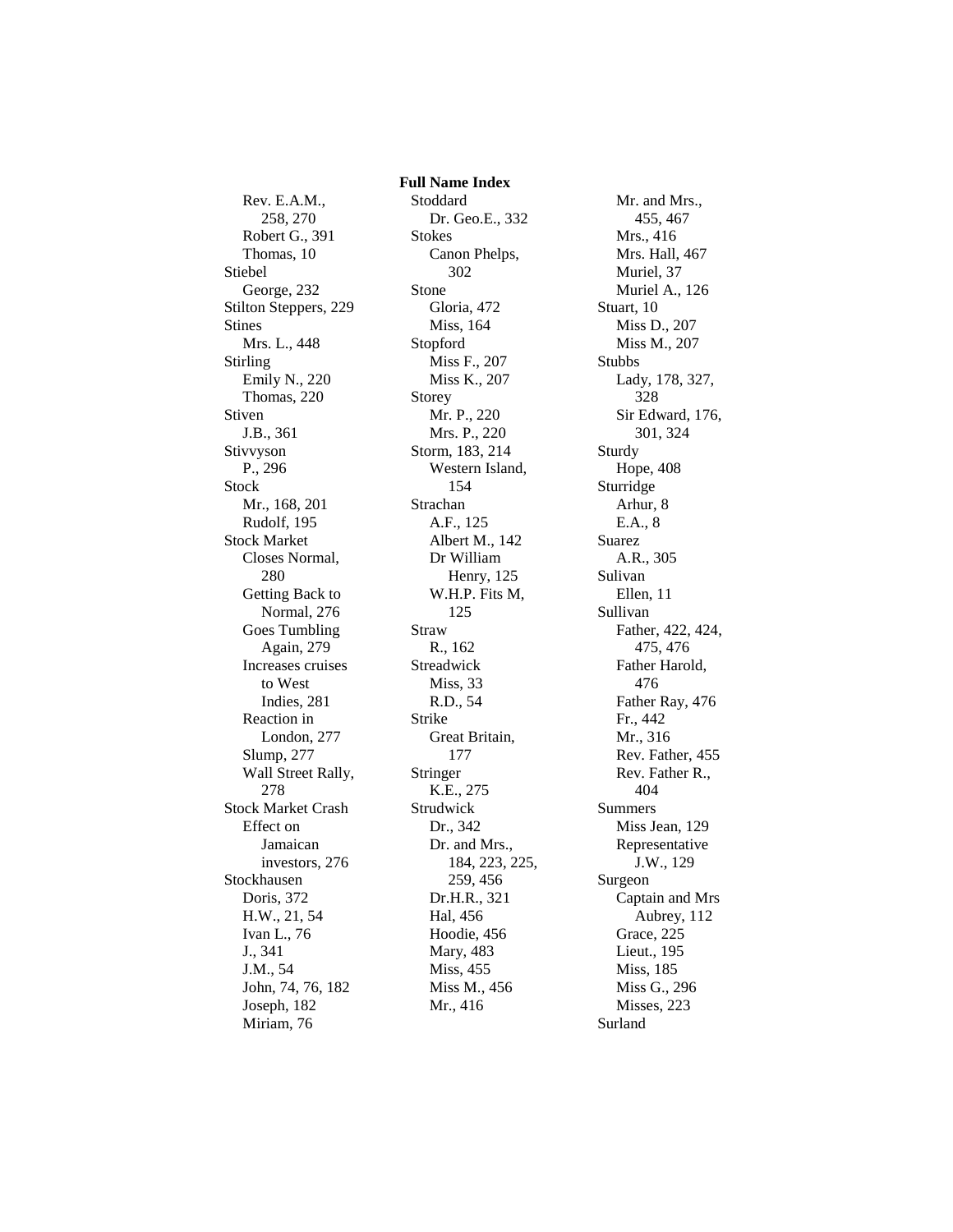# Full Name Index

- Rev. E.A.M., 258, 270
- Robert G., 391
- Thomas, 10

Stiebel
- George, 232

Stilton Steppers, 229

Stines
- Mrs. L., 448

Stirling
- Emily N., 220
- Thomas, 220

Stiven
- J.B., 361

Stivvyson
- P., 296

Stock
- Mr., 168, 201
- Rudolf, 195

Stock Market
- Closes Normal, 280
- Getting Back to Normal, 276
- Goes Tumbling Again, 279
- Increases cruises to West Indies, 281
- Reaction in London, 277
- Slump, 277
- Wall Street Rally, 278

Stock Market Crash
- Effect on Jamaican investors, 276

Stockhausen
- Doris, 372
- H.W., 21, 54
- Ivan L., 76
- J., 341
- J.M., 54
- John, 74, 76, 182
- Joseph, 182
- Miriam, 76

Stoddard
- Dr. Geo.E., 332

Stokes
- Canon Phelps, 302

Stone
- Gloria, 472
- Miss, 164

Stopford
- Miss F., 207
- Miss K., 207

Storey
- Mr. P., 220
- Mrs. P., 220

Storm, 183, 214
- Western Island, 154

Strachan
- A.F., 125
- Albert M., 142
- Dr William Henry, 125
- W.H.P. Fits M, 125

Straw
- R., 162

Streadwick
- Miss, 33
- R.D., 54

Strike
- Great Britain, 177

Stringer
- K.E., 275

Strudwick
- Dr., 342
- Dr. and Mrs., 184, 223, 225, 259, 456
- Dr.H.R., 321
- Hal, 456
- Hoodie, 456
- Mary, 483
- Miss, 455
- Miss M., 456
- Mr., 416
- Mr. and Mrs., 455, 467
- Mrs., 416
- Mrs. Hall, 467
- Muriel, 37
- Muriel A., 126

Stuart, 10
- Miss D., 207
- Miss M., 207

Stubbs
- Lady, 178, 327, 328
- Sir Edward, 176, 301, 324

Sturdy
- Hope, 408

Sturridge
- Arhur, 8
- E.A., 8

Suarez
- A.R., 305

Sulivan
- Ellen, 11

Sullivan
- Father, 422, 424, 475, 476
- Father Harold, 476
- Father Ray, 476
- Fr., 442
- Mr., 316
- Rev. Father, 455
- Rev. Father R., 404

Summers
- Miss Jean, 129
- Representative J.W., 129

Surgeon
- Captain and Mrs Aubrey, 112
- Grace, 225
- Lieut., 195
- Miss, 185
- Miss G., 296
- Misses, 223

Surland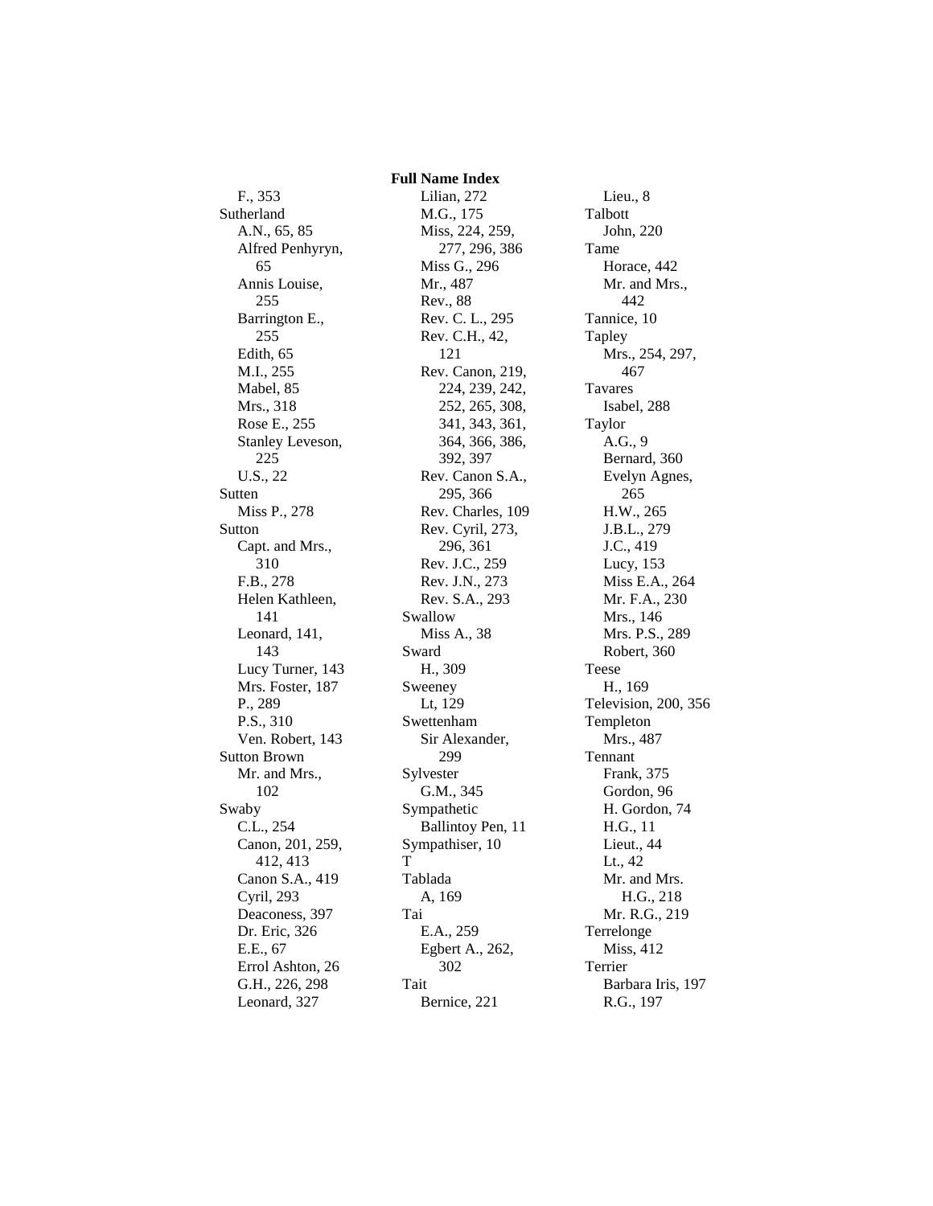**Full Name Index**

F., 353
Sutherland
A.N., 65, 85
Alfred Penhyryn, 65
Annis Louise, 255
Barrington E., 255
Edith, 65
M.I., 255
Mabel, 85
Mrs., 318
Rose E., 255
Stanley Leveson, 225
U.S., 22
Sutten
Miss P., 278
Sutton
Capt. and Mrs., 310
F.B., 278
Helen Kathleen, 141
Leonard, 141, 143
Lucy Turner, 143
Mrs. Foster, 187
P., 289
P.S., 310
Ven. Robert, 143
Sutton Brown
Mr. and Mrs., 102
Swaby
C.L., 254
Canon, 201, 259, 412, 413
Canon S.A., 419
Cyril, 293
Deaconess, 397
Dr. Eric, 326
E.E., 67
Errol Ashton, 26
G.H., 226, 298
Leonard, 327
Lilian, 272
M.G., 175
Miss, 224, 259, 277, 296, 386
Miss G., 296
Mr., 487
Rev., 88
Rev. C. L., 295
Rev. C.H., 42, 121
Rev. Canon, 219, 224, 239, 242, 252, 265, 308, 341, 343, 361, 364, 366, 386, 392, 397
Rev. Canon S.A., 295, 366
Rev. Charles, 109
Rev. Cyril, 273, 296, 361
Rev. J.C., 259
Rev. J.N., 273
Rev. S.A., 293
Swallow
Miss A., 38
Sward
H., 309
Sweeney
Lt, 129
Swettenham
Sir Alexander, 299
Sylvester
G.M., 345
Sympathetic
Ballintoy Pen, 11
Sympathiser, 10
T
Tablada
A, 169
Tai
E.A., 259
Egbert A., 262, 302
Tait
Bernice, 221
Lieu., 8
Talbott
John, 220
Tame
Horace, 442
Mr. and Mrs., 442
Tannice, 10
Tapley
Mrs., 254, 297, 467
Tavares
Isabel, 288
Taylor
A.G., 9
Bernard, 360
Evelyn Agnes, 265
H.W., 265
J.B.L., 279
J.C., 419
Lucy, 153
Miss E.A., 264
Mr. F.A., 230
Mrs., 146
Mrs. P.S., 289
Robert, 360
Teese
H., 169
Television, 200, 356
Templeton
Mrs., 487
Tennant
Frank, 375
Gordon, 96
H. Gordon, 74
H.G., 11
Lieut., 44
Lt., 42
Mr. and Mrs. H.G., 218
Mr. R.G., 219
Terrelonge
Miss, 412
Terrier
Barbara Iris, 197
R.G., 197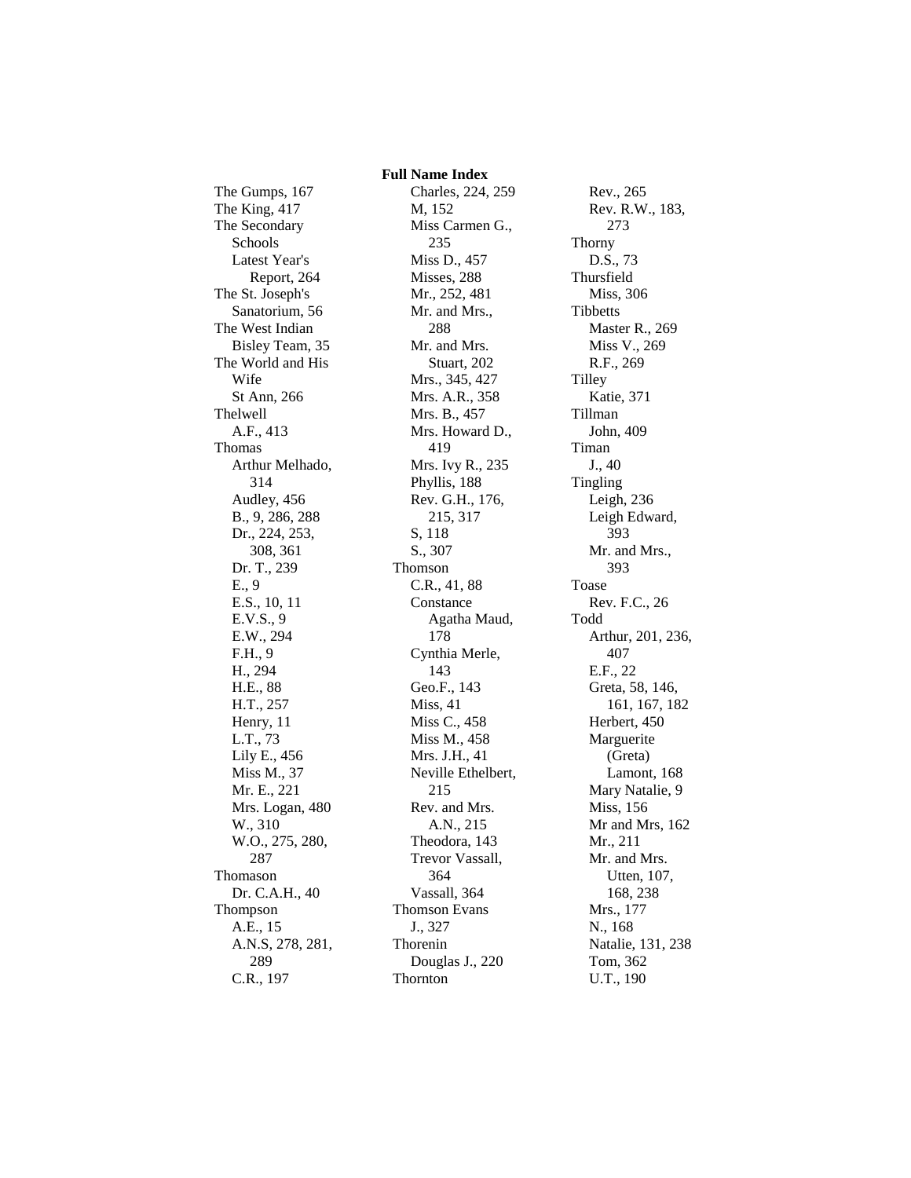## Full Name Index

The Gumps, 167
The King, 417
The Secondary Schools
- Latest Year's Report, 264

The St. Joseph's Sanatorium, 56
The West Indian Bisley Team, 35
The World and His Wife
- St Ann, 266

Thelwell
- A.F., 413

Thomas
- Arthur Melhado, 314
- Audley, 456
- B., 9, 286, 288
- Dr., 224, 253, 308, 361
- Dr. T., 239
- E., 9
- E.S., 10, 11
- E.V.S., 9
- E.W., 294
- F.H., 9
- H., 294
- H.E., 88
- H.T., 257
- Henry, 11
- L.T., 73
- Lily E., 456
- Miss M., 37
- Mr. E., 221
- Mrs. Logan, 480
- W., 310
- W.O., 275, 280, 287

Thomason
- Dr. C.A.H., 40

Thompson
- A.E., 15
- A.N.S, 278, 281, 289
- C.R., 197
- Charles, 224, 259
- M, 152
- Miss Carmen G., 235
- Miss D., 457
- Misses, 288
- Mr., 252, 481
- Mr. and Mrs., 288
- Mr. and Mrs. Stuart, 202
- Mrs., 345, 427
- Mrs. A.R., 358
- Mrs. B., 457
- Mrs. Howard D., 419
- Mrs. Ivy R., 235
- Phyllis, 188
- Rev. G.H., 176, 215, 317
- S, 118
- S., 307

Thomson
- C.R., 41, 88
- Constance Agatha Maud, 178
- Cynthia Merle, 143
- Geo.F., 143
- Miss, 41
- Miss C., 458
- Miss M., 458
- Mrs. J.H., 41
- Neville Ethelbert, 215
- Rev. and Mrs. A.N., 215
- Theodora, 143
- Trevor Vassall, 364
- Vassall, 364

Thomson Evans
- J., 327

Thorenin
- Douglas J., 220

Thornton
- Rev., 265
- Rev. R.W., 183, 273

Thorny
- D.S., 73

Thursfield
- Miss, 306

Tibbetts
- Master R., 269
- Miss V., 269
- R.F., 269

Tilley
- Katie, 371

Tillman
- John, 409

Timan
- J., 40

Tingling
- Leigh, 236
- Leigh Edward, 393
- Mr. and Mrs., 393

Toase
- Rev. F.C., 26

Todd
- Arthur, 201, 236, 407
- E.F., 22
- Greta, 58, 146, 161, 167, 182
- Herbert, 450
- Marguerite (Greta) Lamont, 168
- Mary Natalie, 9
- Miss, 156
- Mr and Mrs, 162
- Mr., 211
- Mr. and Mrs. Utten, 107, 168, 238
- Mrs., 177
- N., 168
- Natalie, 131, 238
- Tom, 362
- U.T., 190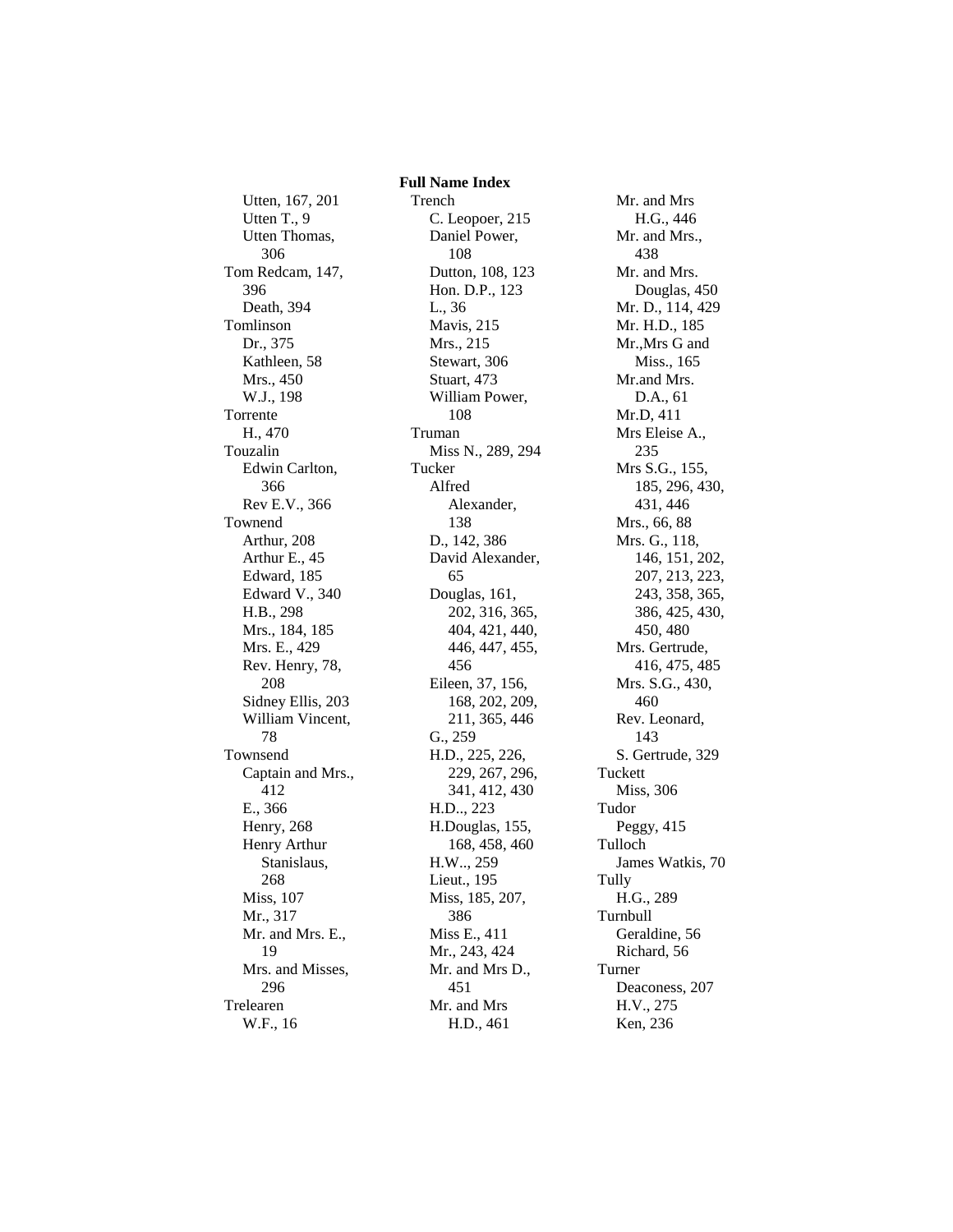**Full Name Index**

Utten, 167, 201
Utten T., 9
Utten Thomas, 306
Tom Redcam, 147, 396
Death, 394
Tomlinson
Dr., 375
Kathleen, 58
Mrs., 450
W.J., 198
Torrente
H., 470
Touzalin
Edwin Carlton, 366
Rev E.V., 366
Townend
Arthur, 208
Arthur E., 45
Edward, 185
Edward V., 340
H.B., 298
Mrs., 184, 185
Mrs. E., 429
Rev. Henry, 78, 208
Sidney Ellis, 203
William Vincent, 78
Townsend
Captain and Mrs., 412
E., 366
Henry, 268
Henry Arthur Stanislaus, 268
Miss, 107
Mr., 317
Mr. and Mrs. E., 19
Mrs. and Misses, 296
Trelearen
W.F., 16
Trench
C. Leopoer, 215
Daniel Power, 108
Dutton, 108, 123
Hon. D.P., 123
L., 36
Mavis, 215
Mrs., 215
Stewart, 306
Stuart, 473
William Power, 108
Truman
Miss N., 289, 294
Tucker
Alfred Alexander, 138
D., 142, 386
David Alexander, 65
Douglas, 161, 202, 316, 365, 404, 421, 440, 446, 447, 455, 456
Eileen, 37, 156, 168, 202, 209, 211, 365, 446
G., 259
H.D., 225, 226, 229, 267, 296, 341, 412, 430
H.D.., 223
H.Douglas, 155, 168, 458, 460
H.W.., 259
Lieut., 195
Miss, 185, 207, 386
Miss E., 411
Mr., 243, 424
Mr. and Mrs D., 451
Mr. and Mrs H.D., 461
Mr. and Mrs H.G., 446
Mr. and Mrs., 438
Mr. and Mrs. Douglas, 450
Mr. D., 114, 429
Mr. H.D., 185
Mr.,Mrs G and Miss., 165
Mr.and Mrs. D.A., 61
Mr.D, 411
Mrs Eleise A., 235
Mrs S.G., 155, 185, 296, 430, 431, 446
Mrs., 66, 88
Mrs. G., 118, 146, 151, 202, 207, 213, 223, 243, 358, 365, 386, 425, 430, 450, 480
Mrs. Gertrude, 416, 475, 485
Mrs. S.G., 430, 460
Rev. Leonard, 143
S. Gertrude, 329
Tuckett
Miss, 306
Tudor
Peggy, 415
Tulloch
James Watkis, 70
Tully
H.G., 289
Turnbull
Geraldine, 56
Richard, 56
Turner
Deaconess, 207
H.V., 275
Ken, 236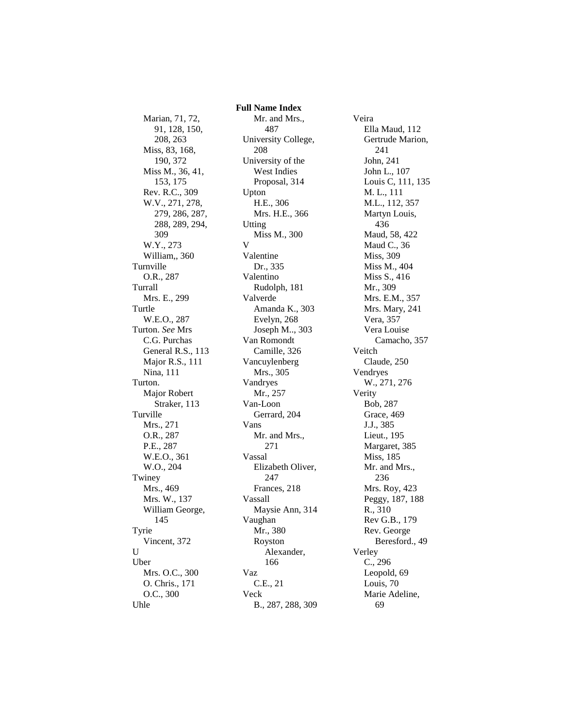# Full Name Index

Marian, 71, 72, 91, 128, 150, 208, 263
Miss, 83, 168, 190, 372
Miss M., 36, 41, 153, 175
Rev. R.C., 309
W.V., 271, 278, 279, 286, 287, 288, 289, 294, 309
W.Y., 273
William,, 360

Turnville
O.R., 287

Turrall
Mrs. E., 299

Turtle
W.E.O., 287

Turton. *See* Mrs C.G. Purchas
General R.S., 113
Major R.S., 111
Nina, 111

Turton.
Major Robert Straker, 113

Turville
Mrs., 271
O.R., 287
P.E., 287
W.E.O., 361
W.O., 204

Twiney
Mrs., 469
Mrs. W., 137
William George, 145

Tyrie
Vincent, 372

U

Uber
Mrs. O.C., 300
O. Chris., 171
O.C., 300

Uhle
Mr. and Mrs., 487

University College, 208

University of the West Indies Proposal, 314

Upton
H.E., 306
Mrs. H.E., 366

Utting
Miss M., 300

V

Valentine
Dr., 335

Valentino
Rudolph, 181

Valverde
Amanda K., 303
Evelyn, 268
Joseph M.., 303

Van Romondt
Camille, 326

Vancuylenberg
Mrs., 305

Vandryes
Mr., 257

Van-Loon
Gerrard, 204

Vans
Mr. and Mrs., 271

Vassal
Elizabeth Oliver, 247
Frances, 218

Vassall
Maysie Ann, 314

Vaughan
Mr., 380
Royston Alexander, 166

Vaz
C.E., 21

Veck
B., 287, 288, 309

Veira
Ella Maud, 112
Gertrude Marion, 241
John, 241
John L., 107
Louis C, 111, 135
M. L., 111
M.L., 112, 357
Martyn Louis, 436
Maud, 58, 422
Maud C., 36
Miss, 309
Miss M., 404
Miss S., 416
Mr., 309
Mrs. E.M., 357
Mrs. Mary, 241
Vera, 357
Vera Louise Camacho, 357

Veitch
Claude, 250

Vendryes
W., 271, 276

Verity
Bob, 287
Grace, 469
J.J., 385
Lieut., 195
Margaret, 385
Miss, 185
Mr. and Mrs., 236
Mrs. Roy, 423
Peggy, 187, 188
R., 310
Rev G.B., 179
Rev. George Beresford., 49

Verley
C., 296
Leopold, 69
Louis, 70
Marie Adeline, 69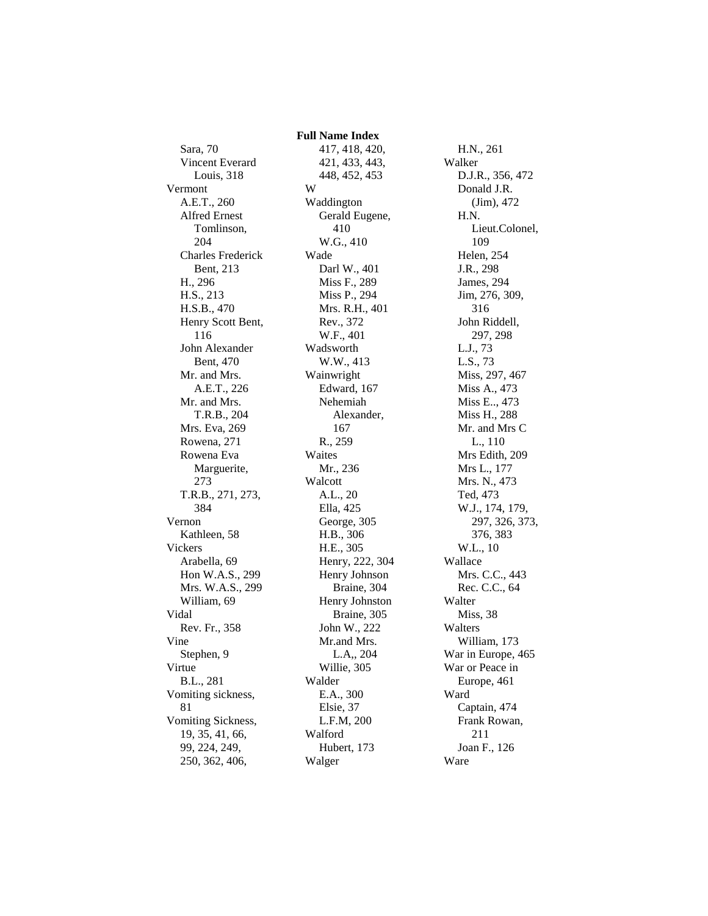**Full Name Index**

Sara, 70
Vincent Everard Louis, 318
Vermont
A.E.T., 260
Alfred Ernest Tomlinson, 204
Charles Frederick Bent, 213
H., 296
H.S., 213
H.S.B., 470
Henry Scott Bent, 116
John Alexander Bent, 470
Mr. and Mrs. A.E.T., 226
Mr. and Mrs. T.R.B., 204
Mrs. Eva, 269
Rowena, 271
Rowena Eva Marguerite, 273
T.R.B., 271, 273, 384
Vernon
Kathleen, 58
Vickers
Arabella, 69
Hon W.A.S., 299
Mrs. W.A.S., 299
William, 69
Vidal
Rev. Fr., 358
Vine
Stephen, 9
Virtue
B.L., 281
Vomiting sickness, 81
Vomiting Sickness, 19, 35, 41, 66, 99, 224, 249, 250, 362, 406, 417, 418, 420, 421, 433, 443, 448, 452, 453
W
Waddington
Gerald Eugene, 410
W.G., 410
Wade
Darl W., 401
Miss F., 289
Miss P., 294
Mrs. R.H., 401
Rev., 372
W.F., 401
Wadsworth
W.W., 413
Wainwright
Edward, 167
Nehemiah Alexander, 167
R., 259
Waites
Mr., 236
Walcott
A.L., 20
Ella, 425
George, 305
H.B., 306
H.E., 305
Henry, 222, 304
Henry Johnson Braine, 304
Henry Johnston Braine, 305
John W., 222
Mr.and Mrs. L.A,, 204
Willie, 305
Walder
E.A., 300
Elsie, 37
L.F.M, 200
Walford
Hubert, 173
Walger
H.N., 261
Walker
D.J.R., 356, 472
Donald J.R. (Jim), 472
H.N. Lieut.Colonel, 109
Helen, 254
J.R., 298
James, 294
Jim, 276, 309, 316
John Riddell, 297, 298
L.J., 73
L.S., 73
Miss, 297, 467
Miss A., 473
Miss E.., 473
Miss H., 288
Mr. and Mrs C L., 110
Mrs Edith, 209
Mrs L., 177
Mrs. N., 473
Ted, 473
W.J., 174, 179, 297, 326, 373, 376, 383
W.L., 10
Wallace
Mrs. C.C., 443
Rec. C.C., 64
Walter
Miss, 38
Walters
William, 173
War in Europe, 465
War or Peace in Europe, 461
Ward
Captain, 474
Frank Rowan, 211
Joan F., 126
Ware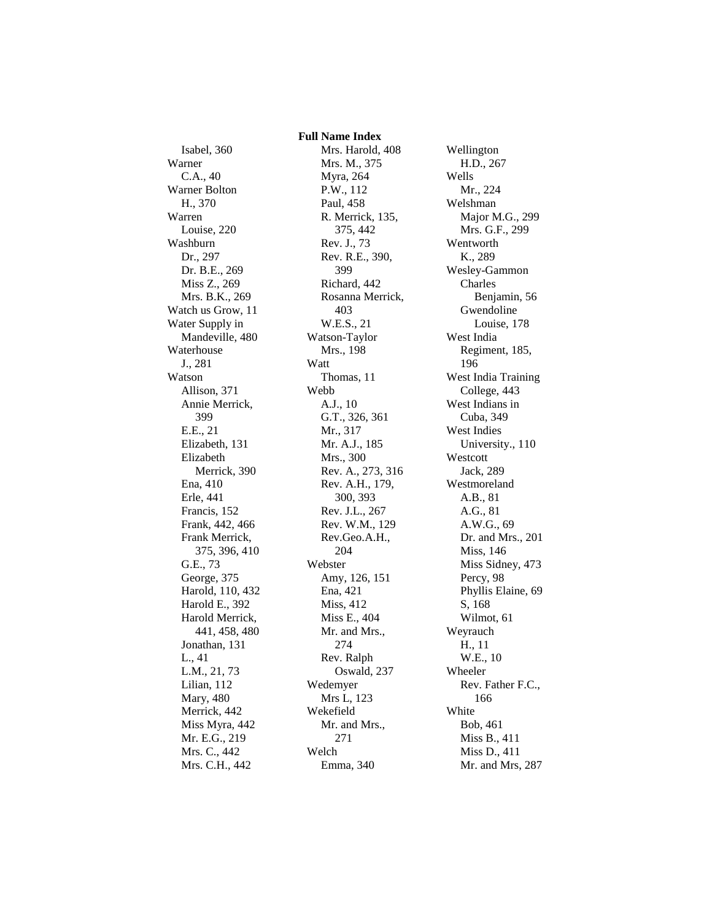**Full Name Index**

Isabel, 360
Warner
C.A., 40
Warner Bolton
H., 370
Warren
Louise, 220
Washburn
Dr., 297
Dr. B.E., 269
Miss Z., 269
Mrs. B.K., 269
Watch us Grow, 11
Water Supply in Mandeville, 480
Waterhouse
J., 281
Watson
Allison, 371
Annie Merrick, 399
E.E., 21
Elizabeth, 131
Elizabeth Merrick, 390
Ena, 410
Erle, 441
Francis, 152
Frank, 442, 466
Frank Merrick, 375, 396, 410
G.E., 73
George, 375
Harold, 110, 432
Harold E., 392
Harold Merrick, 441, 458, 480
Jonathan, 131
L., 41
L.M., 21, 73
Lilian, 112
Mary, 480
Merrick, 442
Miss Myra, 442
Mr. E.G., 219
Mrs. C., 442
Mrs. C.H., 442
Mrs. Harold, 408
Mrs. M., 375
Myra, 264
P.W., 112
Paul, 458
R. Merrick, 135, 375, 442
Rev. J., 73
Rev. R.E., 390, 399
Richard, 442
Rosanna Merrick, 403
W.E.S., 21
Watson-Taylor
Mrs., 198
Watt
Thomas, 11
Webb
A.J., 10
G.T., 326, 361
Mr., 317
Mr. A.J., 185
Mrs., 300
Rev. A., 273, 316
Rev. A.H., 179, 300, 393
Rev. J.L., 267
Rev. W.M., 129
Rev.Geo.A.H., 204
Webster
Amy, 126, 151
Ena, 421
Miss, 412
Miss E., 404
Mr. and Mrs., 274
Rev. Ralph Oswald, 237
Wedemyer
Mrs L, 123
Wekefield
Mr. and Mrs., 271
Welch
Emma, 340
Wellington
H.D., 267
Wells
Mr., 224
Welshman
Major M.G., 299
Mrs. G.F., 299
Wentworth
K., 289
Wesley-Gammon
Charles Benjamin, 56
Gwendoline Louise, 178
West India Regiment, 185, 196
West India Training College, 443
West Indians in Cuba, 349
West Indies University., 110
Westcott
Jack, 289
Westmoreland
A.B., 81
A.G., 81
A.W.G., 69
Dr. and Mrs., 201
Miss, 146
Miss Sidney, 473
Percy, 98
Phyllis Elaine, 69
S, 168
Wilmot, 61
Weyrauch
H., 11
W.E., 10
Wheeler
Rev. Father F.C., 166
White
Bob, 461
Miss B., 411
Miss D., 411
Mr. and Mrs, 287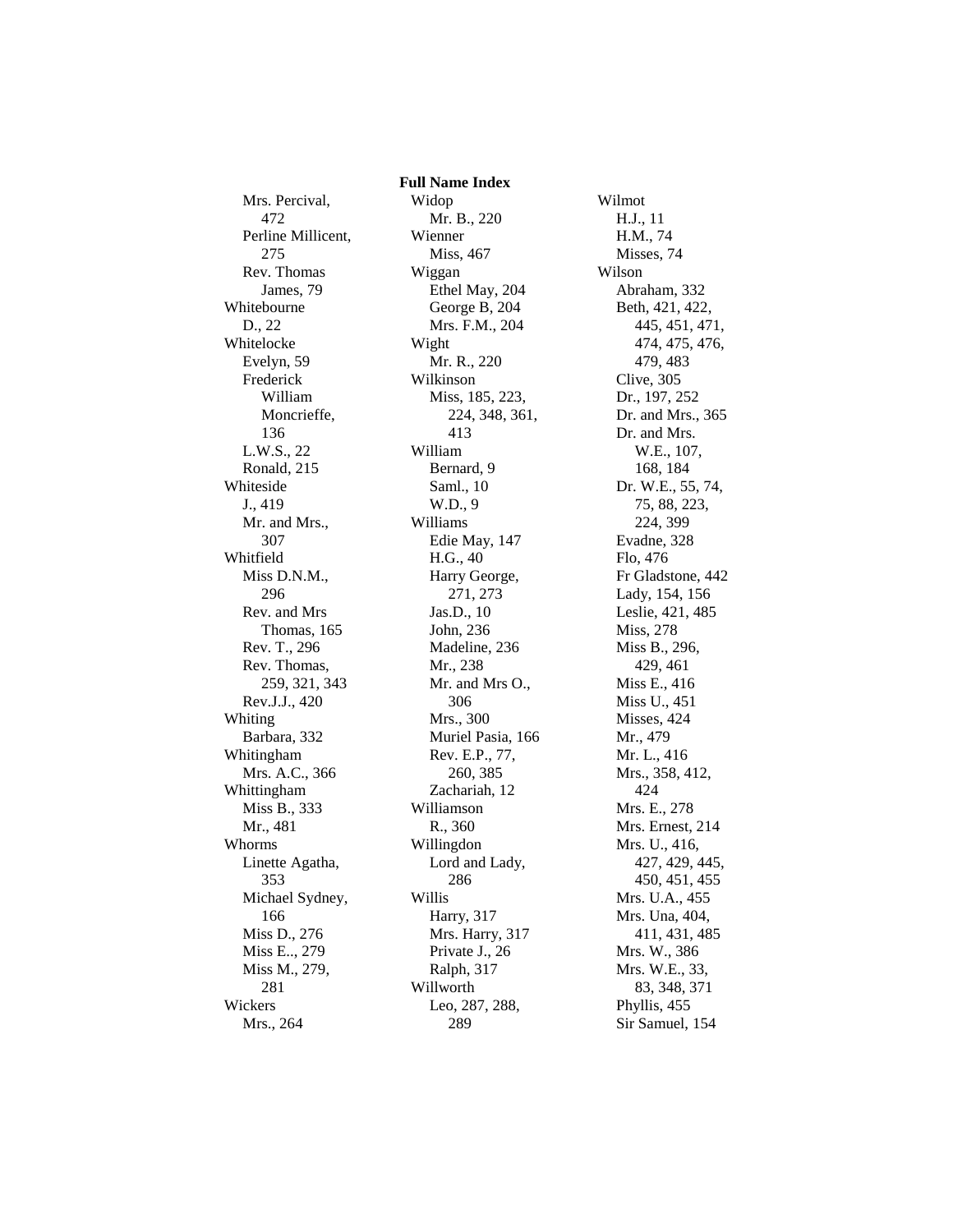## Full Name Index

Mrs. Percival, 472
Perline Millicent, 275
Rev. Thomas James, 79

Whitebourne
D., 22

Whitelocke
Evelyn, 59
Frederick William Moncrieffe, 136
L.W.S., 22
Ronald, 215

Whiteside
J., 419
Mr. and Mrs., 307

Whitfield
Miss D.N.M., 296
Rev. and Mrs Thomas, 165
Rev. T., 296
Rev. Thomas, 259, 321, 343
Rev.J.J., 420

Whiting
Barbara, 332

Whitingham
Mrs. A.C., 366

Whittingham
Miss B., 333
Mr., 481

Whorms
Linette Agatha, 353
Michael Sydney, 166
Miss D., 276
Miss E.., 279
Miss M., 279, 281

Wickers
Mrs., 264

Widop
Mr. B., 220

Wienner
Miss, 467

Wiggan
Ethel May, 204
George B, 204
Mrs. F.M., 204

Wight
Mr. R., 220

Wilkinson
Miss, 185, 223, 224, 348, 361, 413

William
Bernard, 9
Saml., 10
W.D., 9

Williams
Edie May, 147
H.G., 40
Harry George, 271, 273
Jas.D., 10
John, 236
Madeline, 236
Mr., 238
Mr. and Mrs O., 306
Mrs., 300
Muriel Pasia, 166
Rev. E.P., 77, 260, 385
Zachariah, 12

Williamson
R., 360

Willingdon
Lord and Lady, 286

Willis
Harry, 317
Mrs. Harry, 317
Private J., 26
Ralph, 317

Willworth
Leo, 287, 288, 289

Wilmot
H.J., 11
H.M., 74
Misses, 74

Wilson
Abraham, 332
Beth, 421, 422, 445, 451, 471, 474, 475, 476, 479, 483
Clive, 305
Dr., 197, 252
Dr. and Mrs., 365
Dr. and Mrs. W.E., 107, 168, 184
Dr. W.E., 55, 74, 75, 88, 223, 224, 399
Evadne, 328
Flo, 476
Fr Gladstone, 442
Lady, 154, 156
Leslie, 421, 485
Miss, 278
Miss B., 296, 429, 461
Miss E., 416
Miss U., 451
Misses, 424
Mr., 479
Mr. L., 416
Mrs., 358, 412, 424
Mrs. E., 278
Mrs. Ernest, 214
Mrs. U., 416, 427, 429, 445, 450, 451, 455
Mrs. U.A., 455
Mrs. Una, 404, 411, 431, 485
Mrs. W., 386
Mrs. W.E., 33, 83, 348, 371
Phyllis, 455
Sir Samuel, 154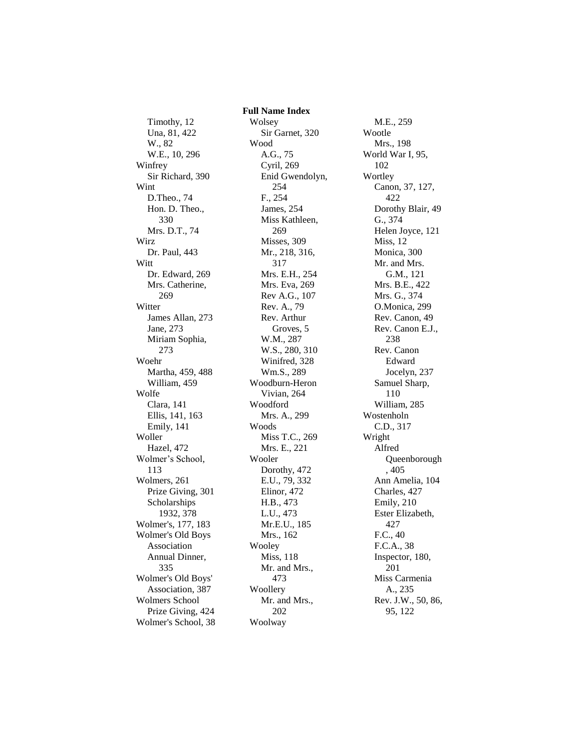## Full Name Index

Timothy, 12
Una, 81, 422
W., 82
W.E., 10, 296

Winfrey
Sir Richard, 390

Wint
D.Theo., 74
Hon. D. Theo., 330
Mrs. D.T., 74

Wirz
Dr. Paul, 443

Witt
Dr. Edward, 269
Mrs. Catherine, 269

Witter
James Allan, 273
Jane, 273
Miriam Sophia, 273

Woehr
Martha, 459, 488
William, 459

Wolfe
Clara, 141
Ellis, 141, 163
Emily, 141

Woller
Hazel, 472

Wolmer's School, 113

Wolmers, 261
Prize Giving, 301
Scholarships 1932, 378

Wolmer's, 177, 183

Wolmer's Old Boys Association
Annual Dinner, 335

Wolmer's Old Boys' Association, 387

Wolmers School
Prize Giving, 424

Wolmer's School, 38

Wolsey
Sir Garnet, 320

Wood
A.G., 75
Cyril, 269
Enid Gwendolyn, 254
F., 254
James, 254
Miss Kathleen, 269
Misses, 309
Mr., 218, 316, 317
Mrs. E.H., 254
Mrs. Eva, 269
Rev A.G., 107
Rev. A., 79
Rev. Arthur Groves, 5
W.M., 287
W.S., 280, 310
Winifred, 328
Wm.S., 289

Woodburn-Heron
Vivian, 264

Woodford
Mrs. A., 299

Woods
Miss T.C., 269
Mrs. E., 221

Wooler
Dorothy, 472
E.U., 79, 332
Elinor, 472
H.B., 473
L.U., 473
Mr.E.U., 185
Mrs., 162

Wooley
Miss, 118
Mr. and Mrs., 473

Woollery
Mr. and Mrs., 202

Woolway
M.E., 259

Wootle
Mrs., 198

World War I, 95, 102

Wortley
Canon, 37, 127, 422
Dorothy Blair, 49
G., 374
Helen Joyce, 121
Miss, 12
Monica, 300
Mr. and Mrs. G.M., 121
Mrs. B.E., 422
Mrs. G., 374
O.Monica, 299
Rev. Canon, 49
Rev. Canon E.J., 238
Rev. Canon Edward Jocelyn, 237
Samuel Sharp, 110
William, 285

Wostenholn
C.D., 317

Wright
Alfred Queenborough, 405
Ann Amelia, 104
Charles, 427
Emily, 210
Ester Elizabeth, 427
F.C., 40
F.C.A., 38
Inspector, 180, 201
Miss Carmenia A., 235
Rev. J.W., 50, 86, 95, 122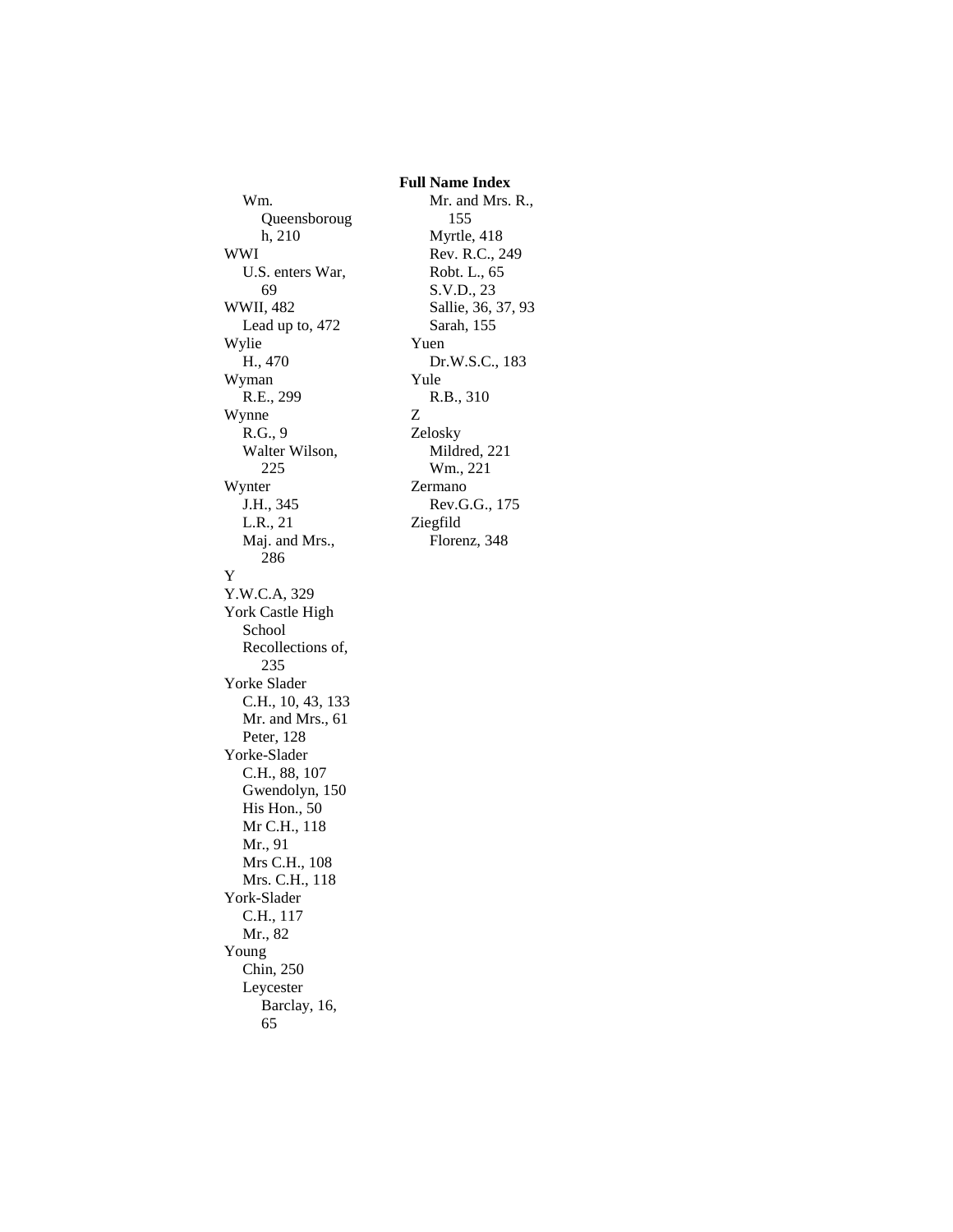**Full Name Index**

- Wm. Queensborough, 210
- WWI
  - U.S. enters War, 69
- WWII, 482
  - Lead up to, 472
- Wylie
  - H., 470
- Wyman
  - R.E., 299
- Wynne
  - R.G., 9
  - Walter Wilson, 225
- Wynter
  - J.H., 345
  - L.R., 21
  - Maj. and Mrs., 286

Y

- Y.W.C.A, 329
- York Castle High School
  - Recollections of, 235
- Yorke Slader
  - C.H., 10, 43, 133
  - Mr. and Mrs., 61
  - Peter, 128
- Yorke-Slader
  - C.H., 88, 107
  - Gwendolyn, 150
  - His Hon., 50
  - Mr C.H., 118
  - Mr., 91
  - Mrs C.H., 108
  - Mrs. C.H., 118
- York-Slader
  - C.H., 117
  - Mr., 82
- Young
  - Chin, 250
  - Leycester Barclay, 16, 65
  - Mr. and Mrs. R., 155
  - Myrtle, 418
  - Rev. R.C., 249
  - Robt. L., 65
  - S.V.D., 23
  - Sallie, 36, 37, 93
  - Sarah, 155
- Yuen
  - Dr.W.S.C., 183
- Yule
  - R.B., 310

Z

- Zelosky
  - Mildred, 221
  - Wm., 221
- Zermano
  - Rev.G.G., 175
- Ziegfild
  - Florenz, 348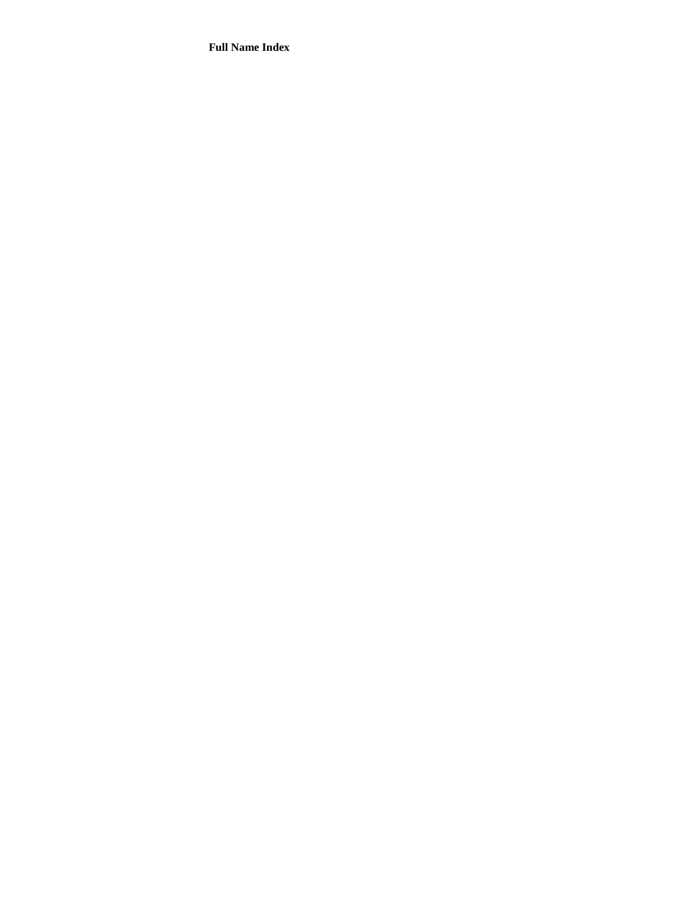**Full Name Index**